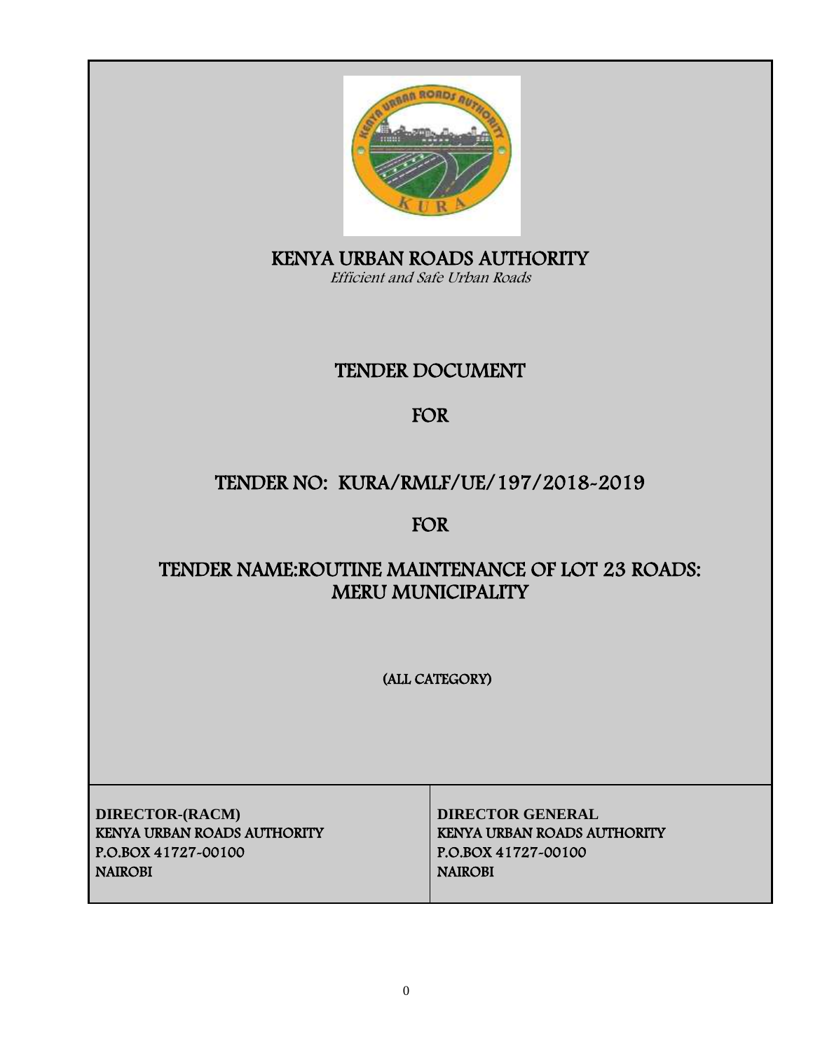# KENYA URBAN ROADS AUTHORITY

*Efficient and Safe Urban Roads*

## TENDER DOCUMENT

## FOR

## TENDER NO: KURA/RMLF/UE/197/2018-2019

## FOR

## TENDER NAME:ROUTINE MAINTENANCE OF LOT 23 ROADS: MERU MUNICIPALITY

(ALL CATEGORY)

| DIRECTOR-(RACM)<br>KENYA URBAN ROADS AUTHORITY<br>P.O.BOX 41727-00100<br>NAIROBI | DIRECTOR GENERAL<br>KENYA URBAN ROADS AUTHORITY<br>P.O.BOX 41727-00100<br>NAIROBI |
|---|---|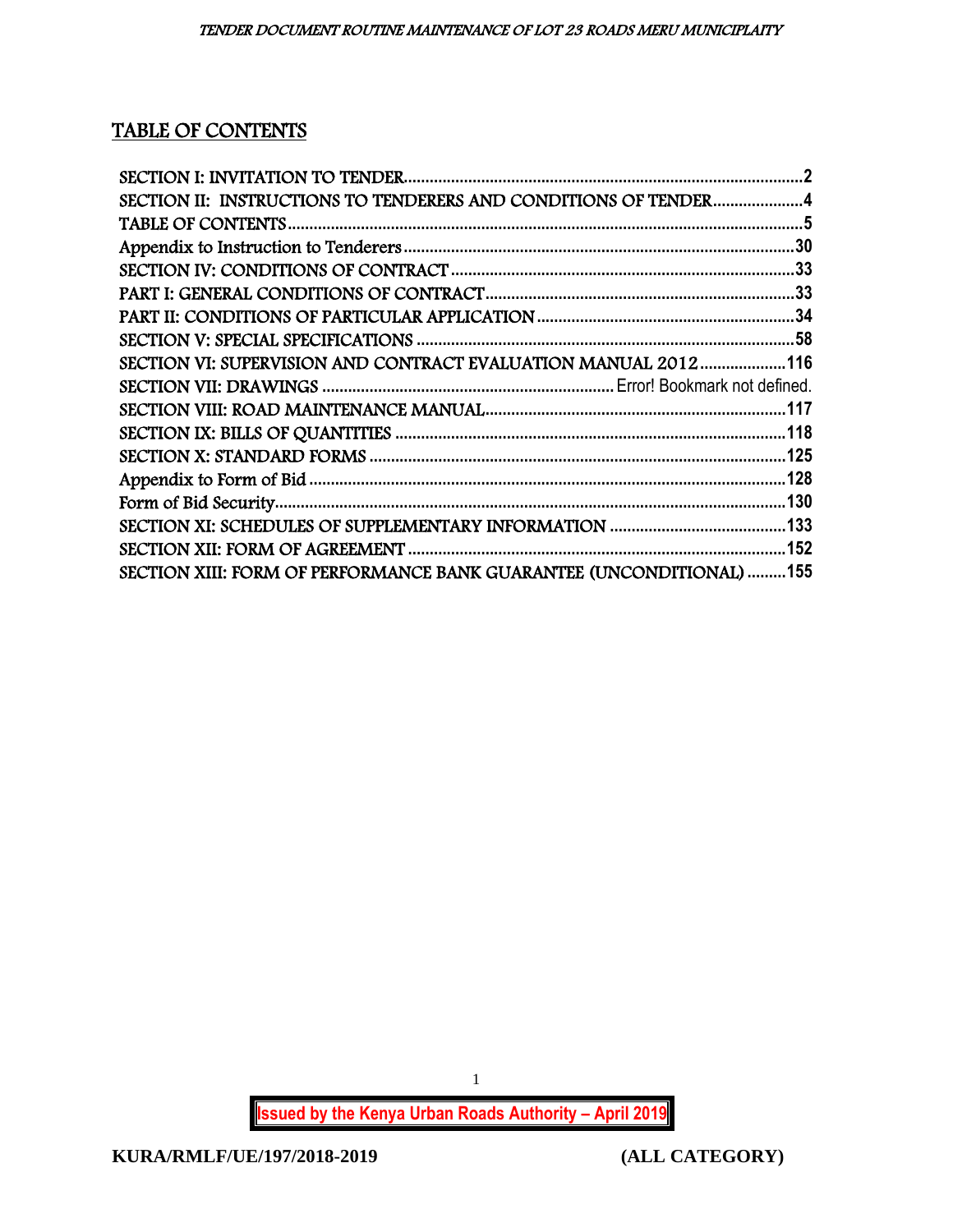## TABLE OF CONTENTS

SECTION I: INVITATION TO TENDER....................................................................................2
SECTION II: INSTRUCTIONS TO TENDERERS AND CONDITIONS OF TENDER....................4
TABLE OF CONTENTS.............................................................................................................5
Appendix to Instruction to Tenderers........................................................................................30
SECTION IV: CONDITIONS OF CONTRACT...............................................................................33
PART I: GENERAL CONDITIONS OF CONTRACT.......................................................................33
PART II: CONDITIONS OF PARTICULAR APPLICATION..............................................................34
SECTION V: SPECIAL SPECIFICATIONS....................................................................................58
SECTION VI: SUPERVISION AND CONTRACT EVALUATION MANUAL 2012.................................116
SECTION VII: DRAWINGS .................................................................. Error! Bookmark not defined.
SECTION VIII: ROAD MAINTENANCE MANUAL..........................................................................117
SECTION IX: BILLS OF QUANTITIES........................................................................................118
SECTION X: STANDARD FORMS...............................................................................................125
Appendix to Form of Bid............................................................................................................128
Form of Bid Security...................................................................................................................130
SECTION XI: SCHEDULES OF SUPPLEMENTARY INFORMATION...............................................133
SECTION XII: FORM OF AGREEMENT.......................................................................................152
SECTION XIII: FORM OF PERFORMANCE BANK GUARANTEE (UNCONDITIONAL).........................155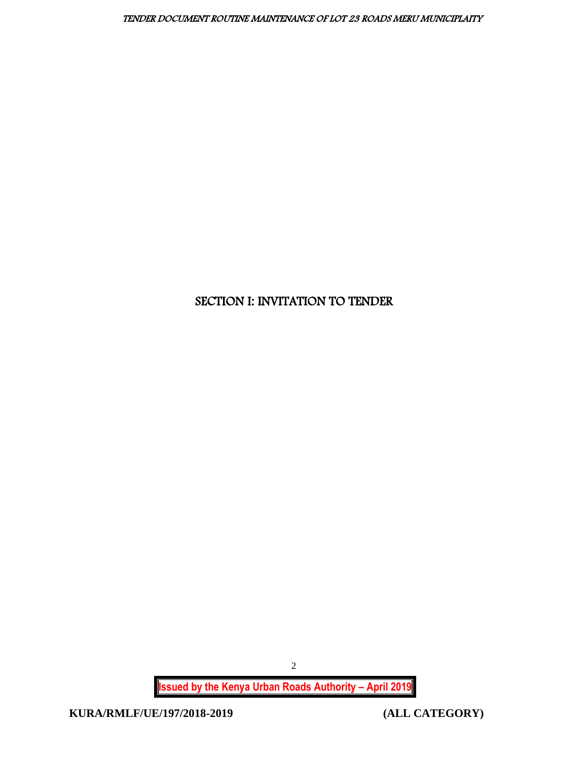# SECTION I: INVITATION TO TENDER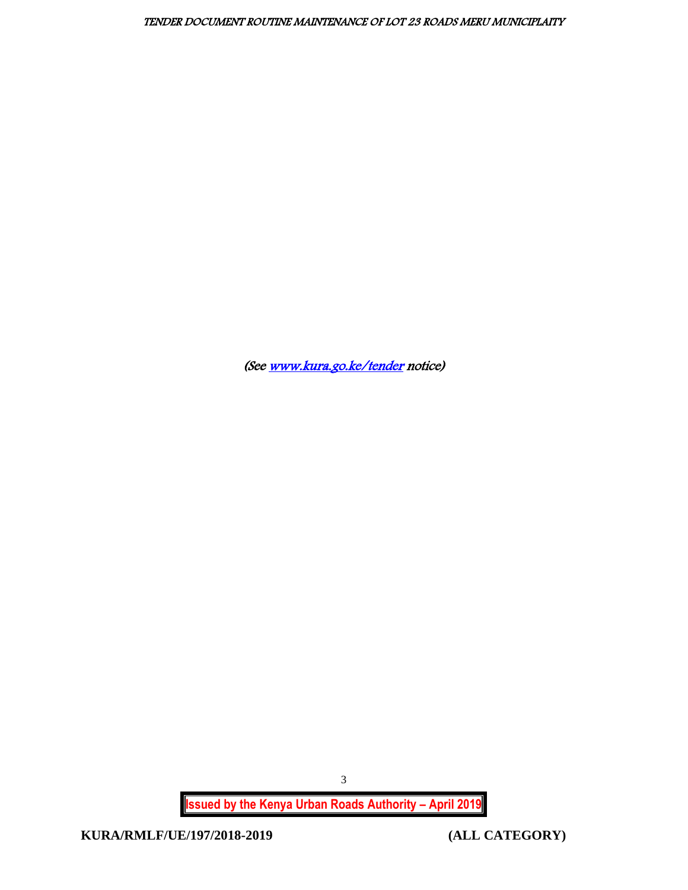*(See [www.kura.go.ke/tender](http://www.kura.go.ke/tender) notice)*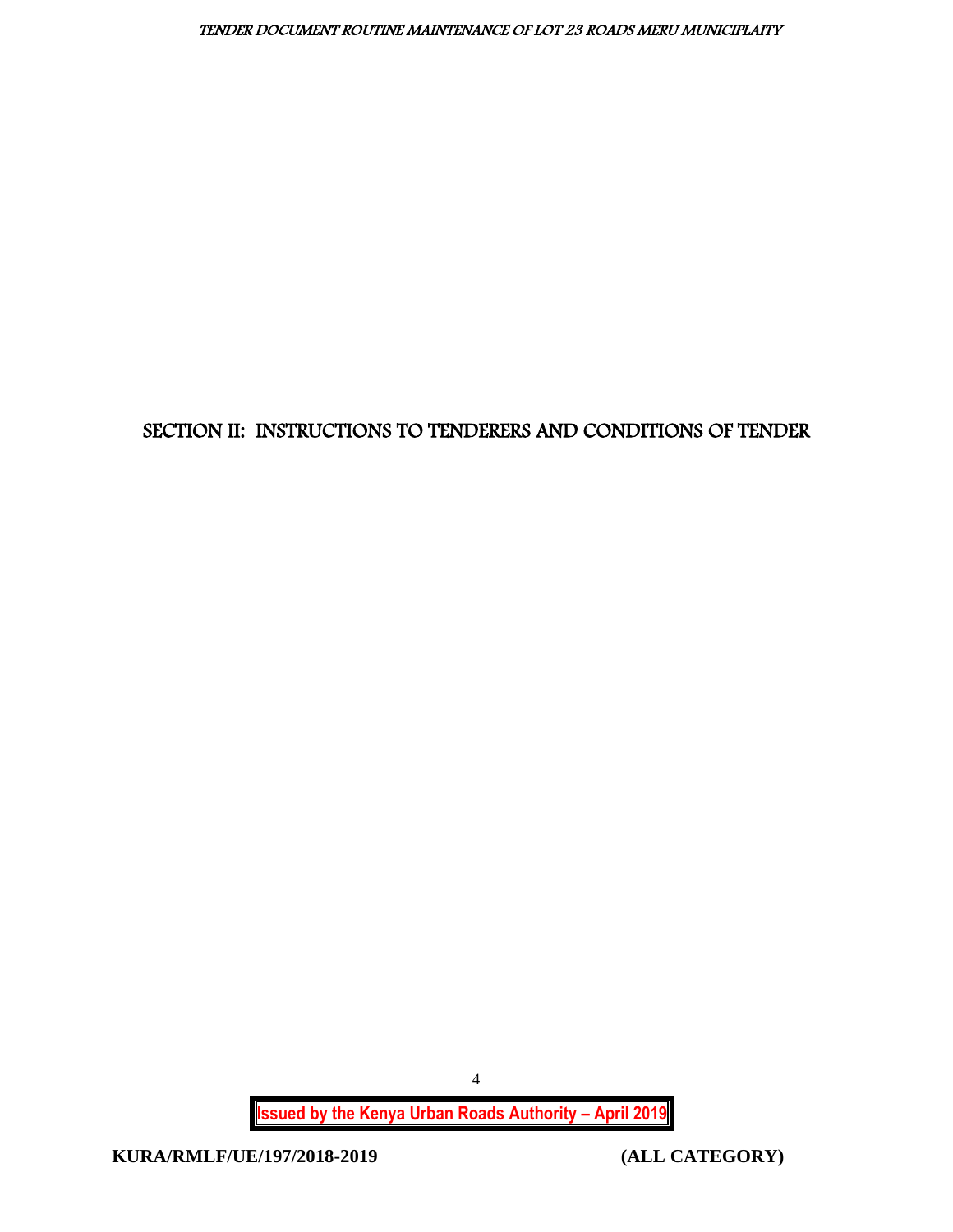# SECTION II: INSTRUCTIONS TO TENDERERS AND CONDITIONS OF TENDER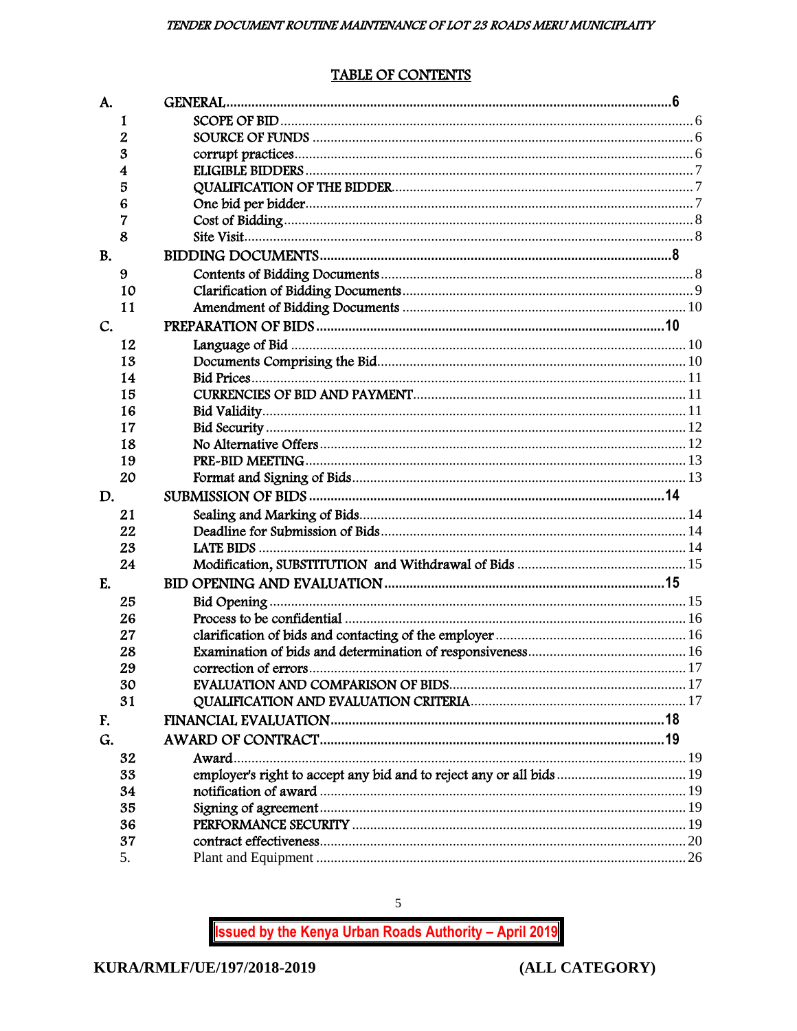## TABLE OF CONTENTS

| | | |
|---|---|---|
| A. | GENERAL | 6 |
| 1 | SCOPE OF BID | 6 |
| 2 | SOURCE OF FUNDS | 6 |
| 3 | corrupt practices | 6 |
| 4 | ELIGIBLE BIDDERS | 7 |
| 5 | QUALIFICATION OF THE BIDDER | 7 |
| 6 | One bid per bidder | 7 |
| 7 | Cost of Bidding | 8 |
| 8 | Site Visit | 8 |
| B. | BIDDING DOCUMENTS | 8 |
| 9 | Contents of Bidding Documents | 8 |
| 10 | Clarification of Bidding Documents | 9 |
| 11 | Amendment of Bidding Documents | 10 |
| C. | PREPARATION OF BIDS | 10 |
| 12 | Language of Bid | 10 |
| 13 | Documents Comprising the Bid | 10 |
| 14 | Bid Prices | 11 |
| 15 | CURRENCIES OF BID AND PAYMENT | 11 |
| 16 | Bid Validity | 11 |
| 17 | Bid Security | 12 |
| 18 | No Alternative Offers | 12 |
| 19 | PRE-BID MEETING | 13 |
| 20 | Format and Signing of Bids | 13 |
| D. | SUBMISSION OF BIDS | 14 |
| 21 | Sealing and Marking of Bids | 14 |
| 22 | Deadline for Submission of Bids | 14 |
| 23 | LATE BIDS | 14 |
| 24 | Modification, SUBSTITUTION and Withdrawal of Bids | 15 |
| E. | BID OPENING AND EVALUATION | 15 |
| 25 | Bid Opening | 15 |
| 26 | Process to be confidential | 16 |
| 27 | clarification of bids and contacting of the employer | 16 |
| 28 | Examination of bids and determination of responsiveness | 16 |
| 29 | correction of errors | 17 |
| 30 | EVALUATION AND COMPARISON OF BIDS | 17 |
| 31 | QUALIFICATION AND EVALUATION CRITERIA | 17 |
| F. | FINANCIAL EVALUATION | 18 |
| G. | AWARD OF CONTRACT | 19 |
| 32 | Award | 19 |
| 33 | employer's right to accept any bid and to reject any or all bids | 19 |
| 34 | notification of award | 19 |
| 35 | Signing of agreement | 19 |
| 36 | PERFORMANCE SECURITY | 19 |
| 37 | contract effectiveness | 20 |
| 5. | Plant and Equipment | 26 |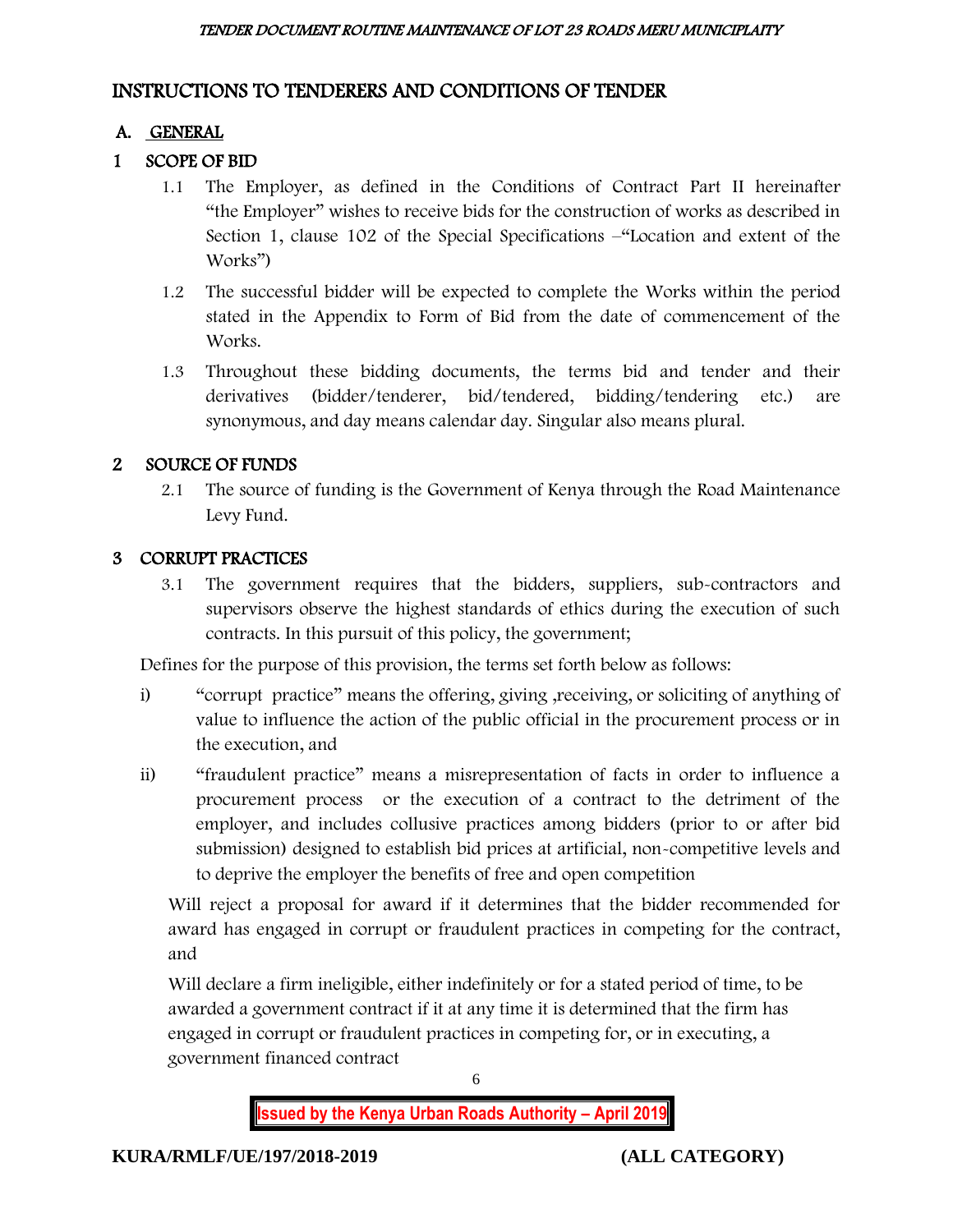# INSTRUCTIONS TO TENDERERS AND CONDITIONS OF TENDER

## A. GENERAL

### 1 SCOPE OF BID

1.1 The Employer, as defined in the Conditions of Contract Part II hereinafter "the Employer" wishes to receive bids for the construction of works as described in Section 1, clause 102 of the Special Specifications –"Location and extent of the Works")

1.2 The successful bidder will be expected to complete the Works within the period stated in the Appendix to Form of Bid from the date of commencement of the Works.

1.3 Throughout these bidding documents, the terms bid and tender and their derivatives (bidder/tenderer, bid/tendered, bidding/tendering etc.) are synonymous, and day means calendar day. Singular also means plural.

### 2 SOURCE OF FUNDS

2.1 The source of funding is the Government of Kenya through the Road Maintenance Levy Fund.

### 3 CORRUPT PRACTICES

3.1 The government requires that the bidders, suppliers, sub-contractors and supervisors observe the highest standards of ethics during the execution of such contracts. In this pursuit of this policy, the government;

Defines for the purpose of this provision, the terms set forth below as follows:

i) "corrupt practice" means the offering, giving ,receiving, or soliciting of anything of value to influence the action of the public official in the procurement process or in the execution, and

ii) "fraudulent practice" means a misrepresentation of facts in order to influence a procurement process or the execution of a contract to the detriment of the employer, and includes collusive practices among bidders (prior to or after bid submission) designed to establish bid prices at artificial, non-competitive levels and to deprive the employer the benefits of free and open competition

Will reject a proposal for award if it determines that the bidder recommended for award has engaged in corrupt or fraudulent practices in competing for the contract, and

Will declare a firm ineligible, either indefinitely or for a stated period of time, to be awarded a government contract if it at any time it is determined that the firm has engaged in corrupt or fraudulent practices in competing for, or in executing, a government financed contract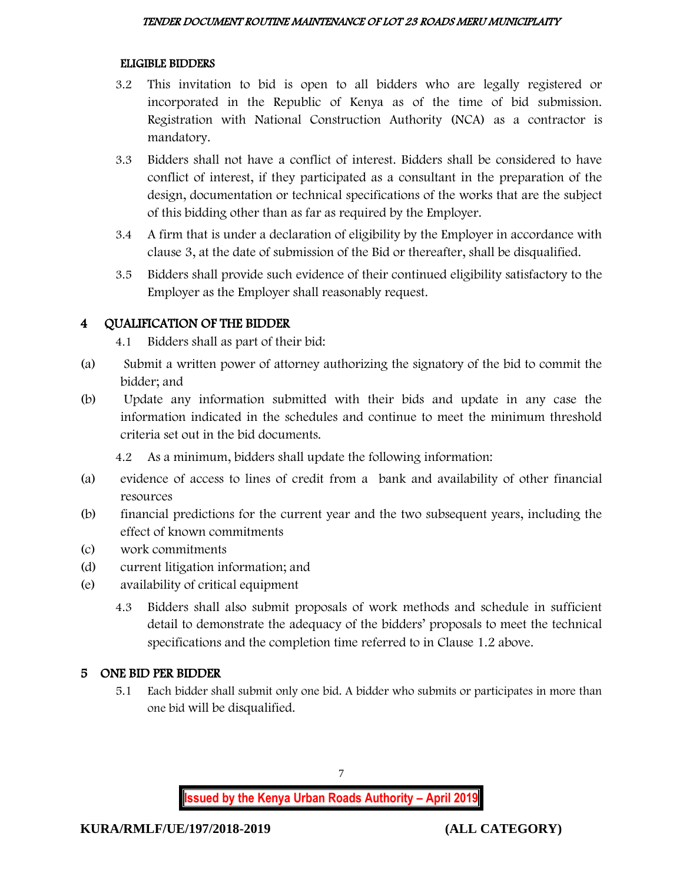### ELIGIBLE BIDDERS

3.2 This invitation to bid is open to all bidders who are legally registered or incorporated in the Republic of Kenya as of the time of bid submission. Registration with National Construction Authority (NCA) as a contractor is mandatory.

3.3 Bidders shall not have a conflict of interest. Bidders shall be considered to have conflict of interest, if they participated as a consultant in the preparation of the design, documentation or technical specifications of the works that are the subject of this bidding other than as far as required by the Employer.

3.4 A firm that is under a declaration of eligibility by the Employer in accordance with clause 3, at the date of submission of the Bid or thereafter, shall be disqualified.

3.5 Bidders shall provide such evidence of their continued eligibility satisfactory to the Employer as the Employer shall reasonably request.

## 4 QUALIFICATION OF THE BIDDER

4.1 Bidders shall as part of their bid:

(a) Submit a written power of attorney authorizing the signatory of the bid to commit the bidder; and

(b) Update any information submitted with their bids and update in any case the information indicated in the schedules and continue to meet the minimum threshold criteria set out in the bid documents.

4.2 As a minimum, bidders shall update the following information:

(a) evidence of access to lines of credit from a bank and availability of other financial resources

(b) financial predictions for the current year and the two subsequent years, including the effect of known commitments

(c) work commitments

(d) current litigation information; and

(e) availability of critical equipment

4.3 Bidders shall also submit proposals of work methods and schedule in sufficient detail to demonstrate the adequacy of the bidders' proposals to meet the technical specifications and the completion time referred to in Clause 1.2 above.

## 5 ONE BID PER BIDDER

5.1 Each bidder shall submit only one bid. A bidder who submits or participates in more than one bid will be disqualified.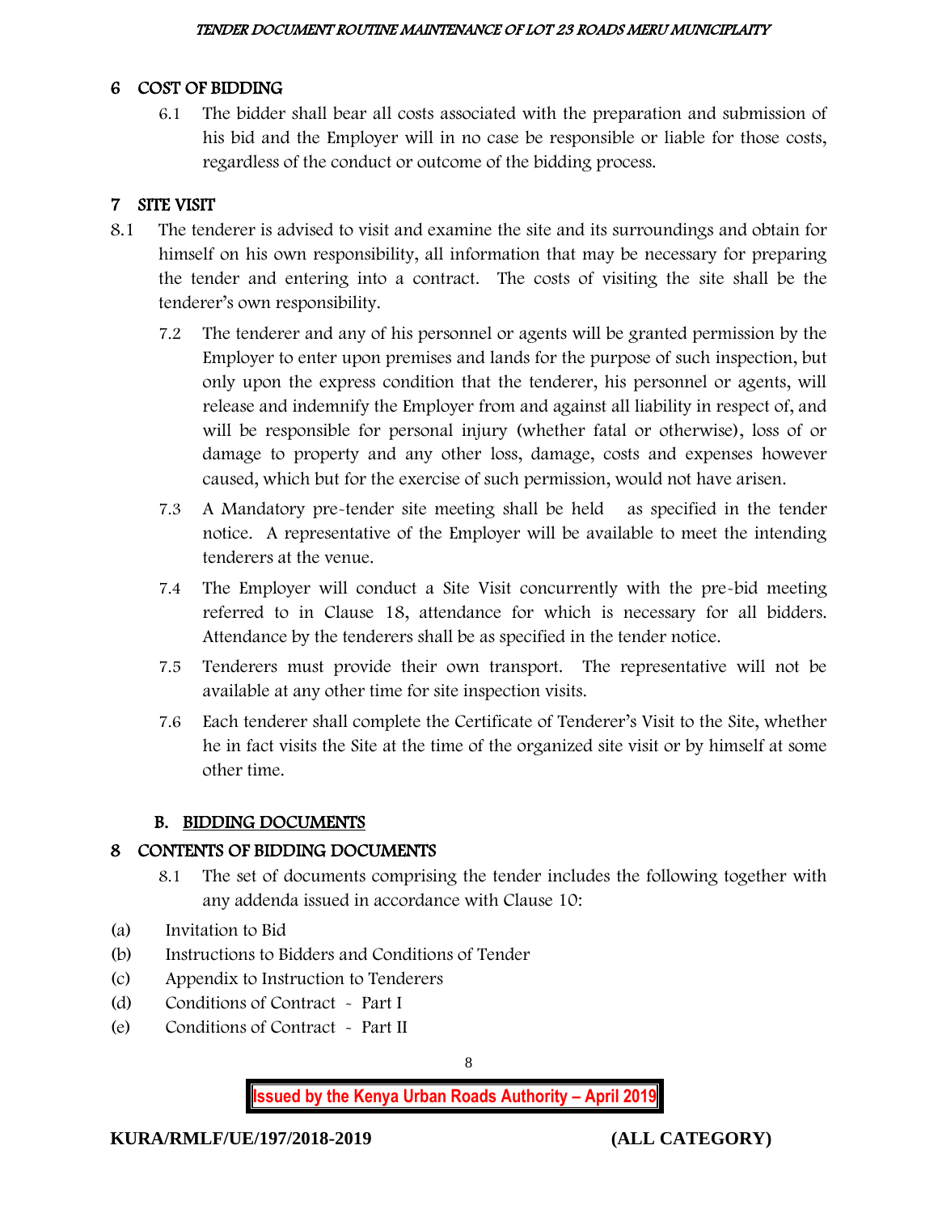## 6 COST OF BIDDING

6.1 The bidder shall bear all costs associated with the preparation and submission of his bid and the Employer will in no case be responsible or liable for those costs, regardless of the conduct or outcome of the bidding process.

## 7 SITE VISIT

8.1 The tenderer is advised to visit and examine the site and its surroundings and obtain for himself on his own responsibility, all information that may be necessary for preparing the tender and entering into a contract. The costs of visiting the site shall be the tenderer's own responsibility.

7.2 The tenderer and any of his personnel or agents will be granted permission by the Employer to enter upon premises and lands for the purpose of such inspection, but only upon the express condition that the tenderer, his personnel or agents, will release and indemnify the Employer from and against all liability in respect of, and will be responsible for personal injury (whether fatal or otherwise), loss of or damage to property and any other loss, damage, costs and expenses however caused, which but for the exercise of such permission, would not have arisen.

7.3 A Mandatory pre-tender site meeting shall be held as specified in the tender notice. A representative of the Employer will be available to meet the intending tenderers at the venue.

7.4 The Employer will conduct a Site Visit concurrently with the pre-bid meeting referred to in Clause 18, attendance for which is necessary for all bidders. Attendance by the tenderers shall be as specified in the tender notice.

7.5 Tenderers must provide their own transport. The representative will not be available at any other time for site inspection visits.

7.6 Each tenderer shall complete the Certificate of Tenderer's Visit to the Site, whether he in fact visits the Site at the time of the organized site visit or by himself at some other time.

### B. BIDDING DOCUMENTS

## 8 CONTENTS OF BIDDING DOCUMENTS

8.1 The set of documents comprising the tender includes the following together with any addenda issued in accordance with Clause 10:

(a) Invitation to Bid
(b) Instructions to Bidders and Conditions of Tender
(c) Appendix to Instruction to Tenderers
(d) Conditions of Contract - Part I
(e) Conditions of Contract - Part II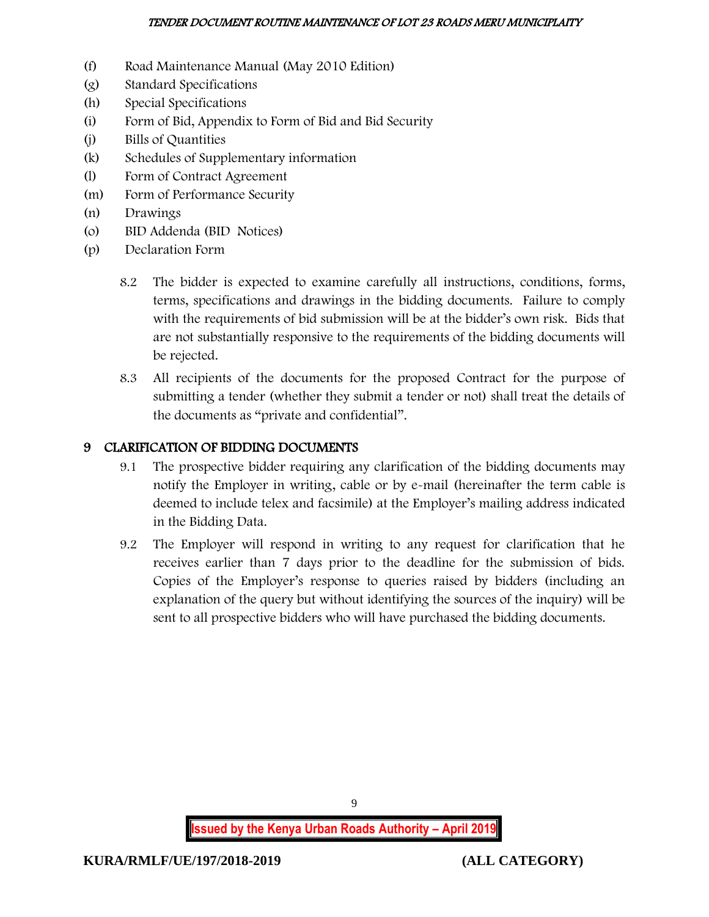(f) Road Maintenance Manual (May 2010 Edition)
(g) Standard Specifications
(h) Special Specifications
(i) Form of Bid, Appendix to Form of Bid and Bid Security
(j) Bills of Quantities
(k) Schedules of Supplementary information
(l) Form of Contract Agreement
(m) Form of Performance Security
(n) Drawings
(o) BID Addenda (BID Notices)
(p) Declaration Form

8.2 The bidder is expected to examine carefully all instructions, conditions, forms, terms, specifications and drawings in the bidding documents. Failure to comply with the requirements of bid submission will be at the bidder's own risk. Bids that are not substantially responsive to the requirements of the bidding documents will be rejected.

8.3 All recipients of the documents for the proposed Contract for the purpose of submitting a tender (whether they submit a tender or not) shall treat the details of the documents as "private and confidential".

## 9 CLARIFICATION OF BIDDING DOCUMENTS

9.1 The prospective bidder requiring any clarification of the bidding documents may notify the Employer in writing, cable or by e-mail (hereinafter the term cable is deemed to include telex and facsimile) at the Employer's mailing address indicated in the Bidding Data.

9.2 The Employer will respond in writing to any request for clarification that he receives earlier than 7 days prior to the deadline for the submission of bids. Copies of the Employer's response to queries raised by bidders (including an explanation of the query but without identifying the sources of the inquiry) will be sent to all prospective bidders who will have purchased the bidding documents.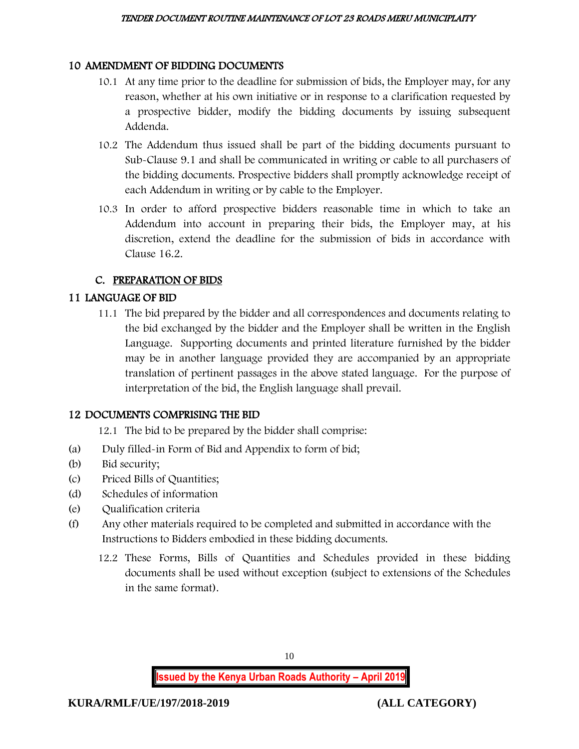## 10 AMENDMENT OF BIDDING DOCUMENTS

10.1 At any time prior to the deadline for submission of bids, the Employer may, for any reason, whether at his own initiative or in response to a clarification requested by a prospective bidder, modify the bidding documents by issuing subsequent Addenda.

10.2 The Addendum thus issued shall be part of the bidding documents pursuant to Sub-Clause 9.1 and shall be communicated in writing or cable to all purchasers of the bidding documents. Prospective bidders shall promptly acknowledge receipt of each Addendum in writing or by cable to the Employer.

10.3 In order to afford prospective bidders reasonable time in which to take an Addendum into account in preparing their bids, the Employer may, at his discretion, extend the deadline for the submission of bids in accordance with Clause 16.2.

## C. PREPARATION OF BIDS

## 11 LANGUAGE OF BID

11.1 The bid prepared by the bidder and all correspondences and documents relating to the bid exchanged by the bidder and the Employer shall be written in the English Language. Supporting documents and printed literature furnished by the bidder may be in another language provided they are accompanied by an appropriate translation of pertinent passages in the above stated language. For the purpose of interpretation of the bid, the English language shall prevail.

## 12 DOCUMENTS COMPRISING THE BID

12.1 The bid to be prepared by the bidder shall comprise:

(a) Duly filled-in Form of Bid and Appendix to form of bid;

(b) Bid security;

(c) Priced Bills of Quantities;

(d) Schedules of information

(e) Qualification criteria

(f) Any other materials required to be completed and submitted in accordance with the Instructions to Bidders embodied in these bidding documents.

12.2 These Forms, Bills of Quantities and Schedules provided in these bidding documents shall be used without exception (subject to extensions of the Schedules in the same format).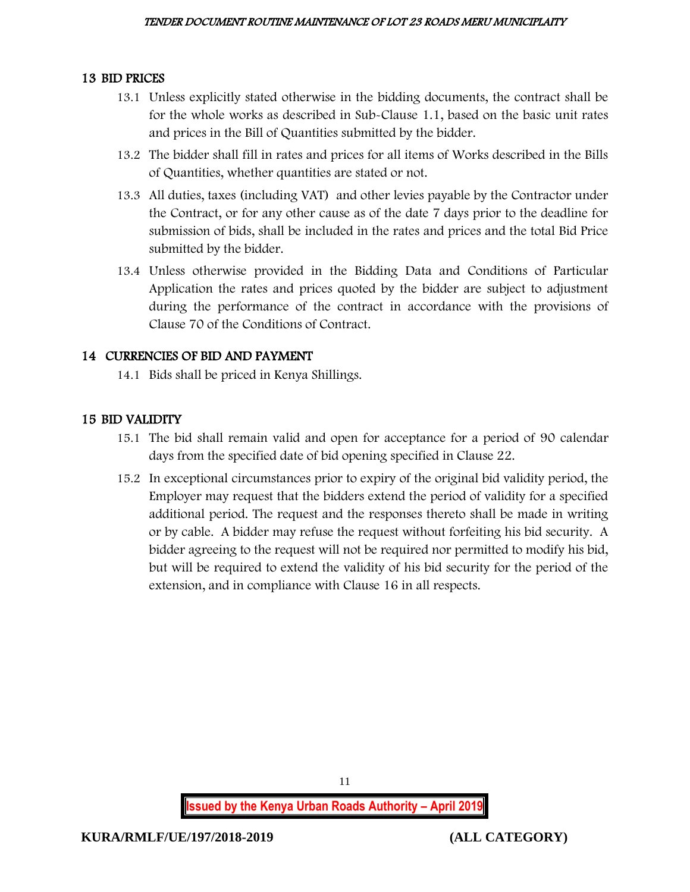## 13 BID PRICES

13.1 Unless explicitly stated otherwise in the bidding documents, the contract shall be for the whole works as described in Sub-Clause 1.1, based on the basic unit rates and prices in the Bill of Quantities submitted by the bidder.

13.2 The bidder shall fill in rates and prices for all items of Works described in the Bills of Quantities, whether quantities are stated or not.

13.3 All duties, taxes (including VAT) and other levies payable by the Contractor under the Contract, or for any other cause as of the date 7 days prior to the deadline for submission of bids, shall be included in the rates and prices and the total Bid Price submitted by the bidder.

13.4 Unless otherwise provided in the Bidding Data and Conditions of Particular Application the rates and prices quoted by the bidder are subject to adjustment during the performance of the contract in accordance with the provisions of Clause 70 of the Conditions of Contract.

## 14 CURRENCIES OF BID AND PAYMENT

14.1 Bids shall be priced in Kenya Shillings.

## 15 BID VALIDITY

15.1 The bid shall remain valid and open for acceptance for a period of 90 calendar days from the specified date of bid opening specified in Clause 22.

15.2 In exceptional circumstances prior to expiry of the original bid validity period, the Employer may request that the bidders extend the period of validity for a specified additional period. The request and the responses thereto shall be made in writing or by cable. A bidder may refuse the request without forfeiting his bid security. A bidder agreeing to the request will not be required nor permitted to modify his bid, but will be required to extend the validity of his bid security for the period of the extension, and in compliance with Clause 16 in all respects.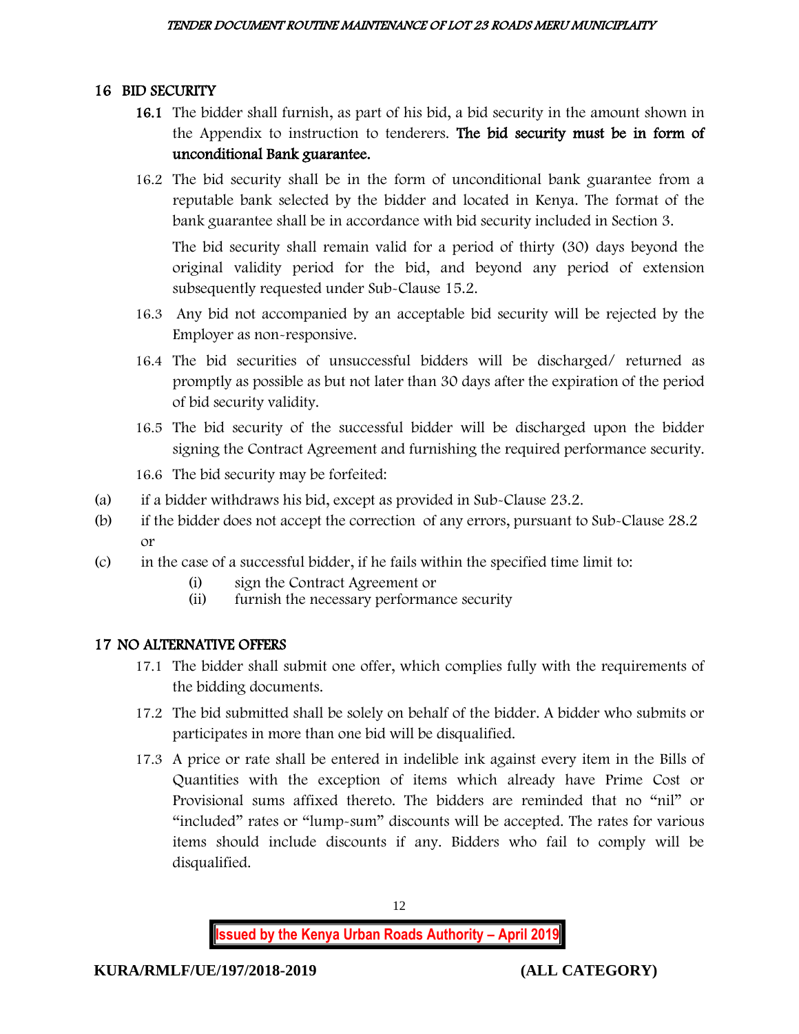## 16 BID SECURITY

**16.1** The bidder shall furnish, as part of his bid, a bid security in the amount shown in the Appendix to instruction to tenderers. **The bid security must be in form of unconditional Bank guarantee.**

16.2 The bid security shall be in the form of unconditional bank guarantee from a reputable bank selected by the bidder and located in Kenya. The format of the bank guarantee shall be in accordance with bid security included in Section 3.

The bid security shall remain valid for a period of thirty (30) days beyond the original validity period for the bid, and beyond any period of extension subsequently requested under Sub-Clause 15.2.

16.3 Any bid not accompanied by an acceptable bid security will be rejected by the Employer as non-responsive.

16.4 The bid securities of unsuccessful bidders will be discharged/ returned as promptly as possible as but not later than 30 days after the expiration of the period of bid security validity.

16.5 The bid security of the successful bidder will be discharged upon the bidder signing the Contract Agreement and furnishing the required performance security.

16.6 The bid security may be forfeited:

(a) if a bidder withdraws his bid, except as provided in Sub-Clause 23.2.

(b) if the bidder does not accept the correction of any errors, pursuant to Sub-Clause 28.2 or

(c) in the case of a successful bidder, if he fails within the specified time limit to:

  (i) sign the Contract Agreement or

  (ii) furnish the necessary performance security

## 17 NO ALTERNATIVE OFFERS

17.1 The bidder shall submit one offer, which complies fully with the requirements of the bidding documents.

17.2 The bid submitted shall be solely on behalf of the bidder. A bidder who submits or participates in more than one bid will be disqualified.

17.3 A price or rate shall be entered in indelible ink against every item in the Bills of Quantities with the exception of items which already have Prime Cost or Provisional sums affixed thereto. The bidders are reminded that no "nil" or "included" rates or "lump-sum" discounts will be accepted. The rates for various items should include discounts if any. Bidders who fail to comply will be disqualified.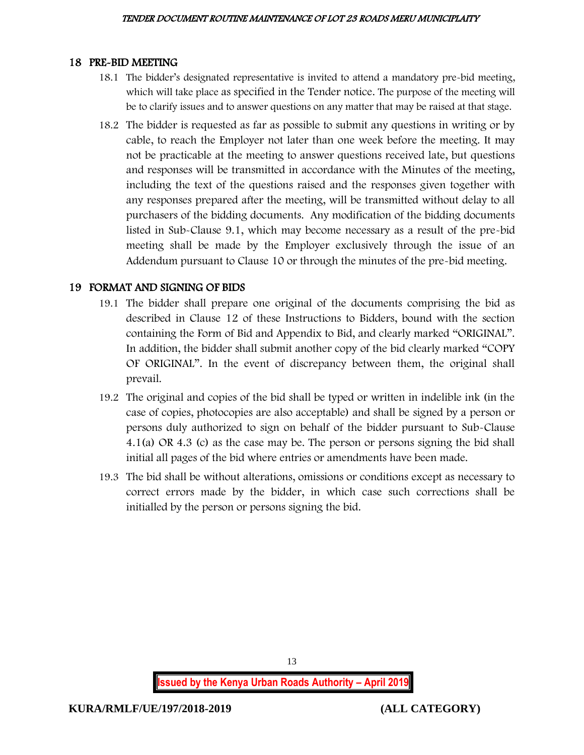## 18 PRE-BID MEETING

18.1 The bidder's designated representative is invited to attend a mandatory pre-bid meeting, which will take place as specified in the Tender notice. The purpose of the meeting will be to clarify issues and to answer questions on any matter that may be raised at that stage.

18.2 The bidder is requested as far as possible to submit any questions in writing or by cable, to reach the Employer not later than one week before the meeting. It may not be practicable at the meeting to answer questions received late, but questions and responses will be transmitted in accordance with the Minutes of the meeting, including the text of the questions raised and the responses given together with any responses prepared after the meeting, will be transmitted without delay to all purchasers of the bidding documents. Any modification of the bidding documents listed in Sub-Clause 9.1, which may become necessary as a result of the pre-bid meeting shall be made by the Employer exclusively through the issue of an Addendum pursuant to Clause 10 or through the minutes of the pre-bid meeting.

## 19 FORMAT AND SIGNING OF BIDS

19.1 The bidder shall prepare one original of the documents comprising the bid as described in Clause 12 of these Instructions to Bidders, bound with the section containing the Form of Bid and Appendix to Bid, and clearly marked "ORIGINAL". In addition, the bidder shall submit another copy of the bid clearly marked "COPY OF ORIGINAL". In the event of discrepancy between them, the original shall prevail.

19.2 The original and copies of the bid shall be typed or written in indelible ink (in the case of copies, photocopies are also acceptable) and shall be signed by a person or persons duly authorized to sign on behalf of the bidder pursuant to Sub-Clause 4.1(a) OR 4.3 (c) as the case may be. The person or persons signing the bid shall initial all pages of the bid where entries or amendments have been made.

19.3 The bid shall be without alterations, omissions or conditions except as necessary to correct errors made by the bidder, in which case such corrections shall be initialled by the person or persons signing the bid.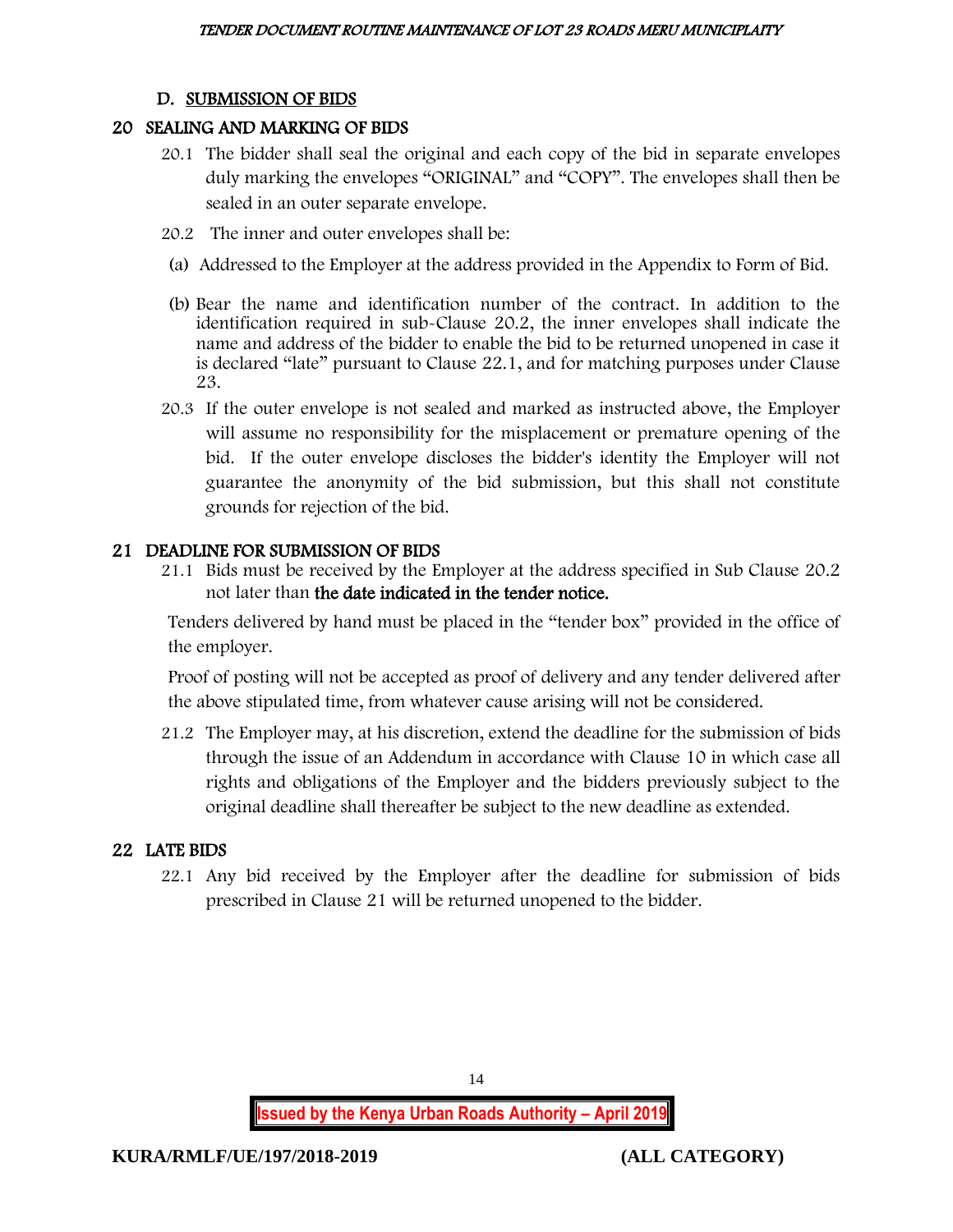## D. SUBMISSION OF BIDS

### 20 SEALING AND MARKING OF BIDS

20.1 The bidder shall seal the original and each copy of the bid in separate envelopes duly marking the envelopes "ORIGINAL" and "COPY". The envelopes shall then be sealed in an outer separate envelope.

20.2 The inner and outer envelopes shall be:

(a) Addressed to the Employer at the address provided in the Appendix to Form of Bid.

(b) Bear the name and identification number of the contract. In addition to the identification required in sub-Clause 20.2, the inner envelopes shall indicate the name and address of the bidder to enable the bid to be returned unopened in case it is declared "late" pursuant to Clause 22.1, and for matching purposes under Clause 23.

20.3 If the outer envelope is not sealed and marked as instructed above, the Employer will assume no responsibility for the misplacement or premature opening of the bid. If the outer envelope discloses the bidder's identity the Employer will not guarantee the anonymity of the bid submission, but this shall not constitute grounds for rejection of the bid.

### 21 DEADLINE FOR SUBMISSION OF BIDS

21.1 Bids must be received by the Employer at the address specified in Sub Clause 20.2 not later than **the date indicated in the tender notice.**

Tenders delivered by hand must be placed in the "tender box" provided in the office of the employer.

Proof of posting will not be accepted as proof of delivery and any tender delivered after the above stipulated time, from whatever cause arising will not be considered.

21.2 The Employer may, at his discretion, extend the deadline for the submission of bids through the issue of an Addendum in accordance with Clause 10 in which case all rights and obligations of the Employer and the bidders previously subject to the original deadline shall thereafter be subject to the new deadline as extended.

### 22 LATE BIDS

22.1 Any bid received by the Employer after the deadline for submission of bids prescribed in Clause 21 will be returned unopened to the bidder.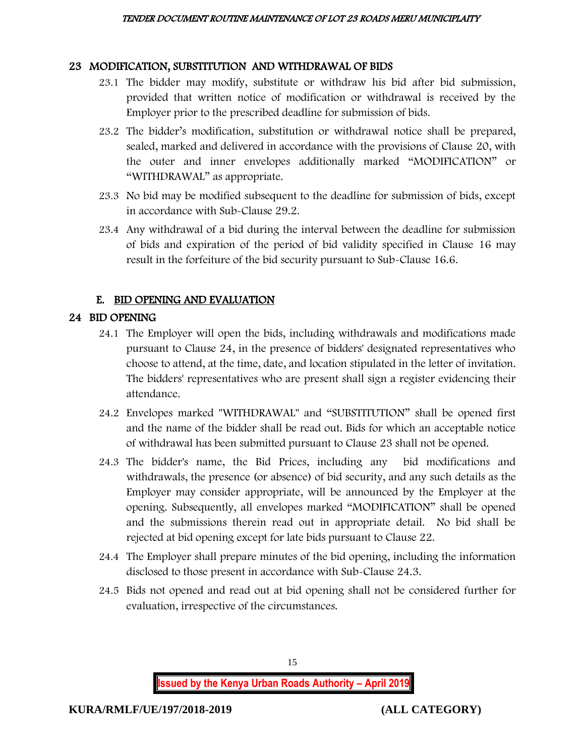## 23 MODIFICATION, SUBSTITUTION AND WITHDRAWAL OF BIDS

23.1 The bidder may modify, substitute or withdraw his bid after bid submission, provided that written notice of modification or withdrawal is received by the Employer prior to the prescribed deadline for submission of bids.

23.2 The bidder's modification, substitution or withdrawal notice shall be prepared, sealed, marked and delivered in accordance with the provisions of Clause 20, with the outer and inner envelopes additionally marked "MODIFICATION" or "WITHDRAWAL" as appropriate.

23.3 No bid may be modified subsequent to the deadline for submission of bids, except in accordance with Sub-Clause 29.2.

23.4 Any withdrawal of a bid during the interval between the deadline for submission of bids and expiration of the period of bid validity specified in Clause 16 may result in the forfeiture of the bid security pursuant to Sub-Clause 16.6.

## E. BID OPENING AND EVALUATION

## 24 BID OPENING

24.1 The Employer will open the bids, including withdrawals and modifications made pursuant to Clause 24, in the presence of bidders' designated representatives who choose to attend, at the time, date, and location stipulated in the letter of invitation. The bidders' representatives who are present shall sign a register evidencing their attendance.

24.2 Envelopes marked "WITHDRAWAL" and "SUBSTITUTION" shall be opened first and the name of the bidder shall be read out. Bids for which an acceptable notice of withdrawal has been submitted pursuant to Clause 23 shall not be opened.

24.3 The bidder's name, the Bid Prices, including any bid modifications and withdrawals, the presence (or absence) of bid security, and any such details as the Employer may consider appropriate, will be announced by the Employer at the opening. Subsequently, all envelopes marked "MODIFICATION" shall be opened and the submissions therein read out in appropriate detail. No bid shall be rejected at bid opening except for late bids pursuant to Clause 22.

24.4 The Employer shall prepare minutes of the bid opening, including the information disclosed to those present in accordance with Sub-Clause 24.3.

24.5 Bids not opened and read out at bid opening shall not be considered further for evaluation, irrespective of the circumstances.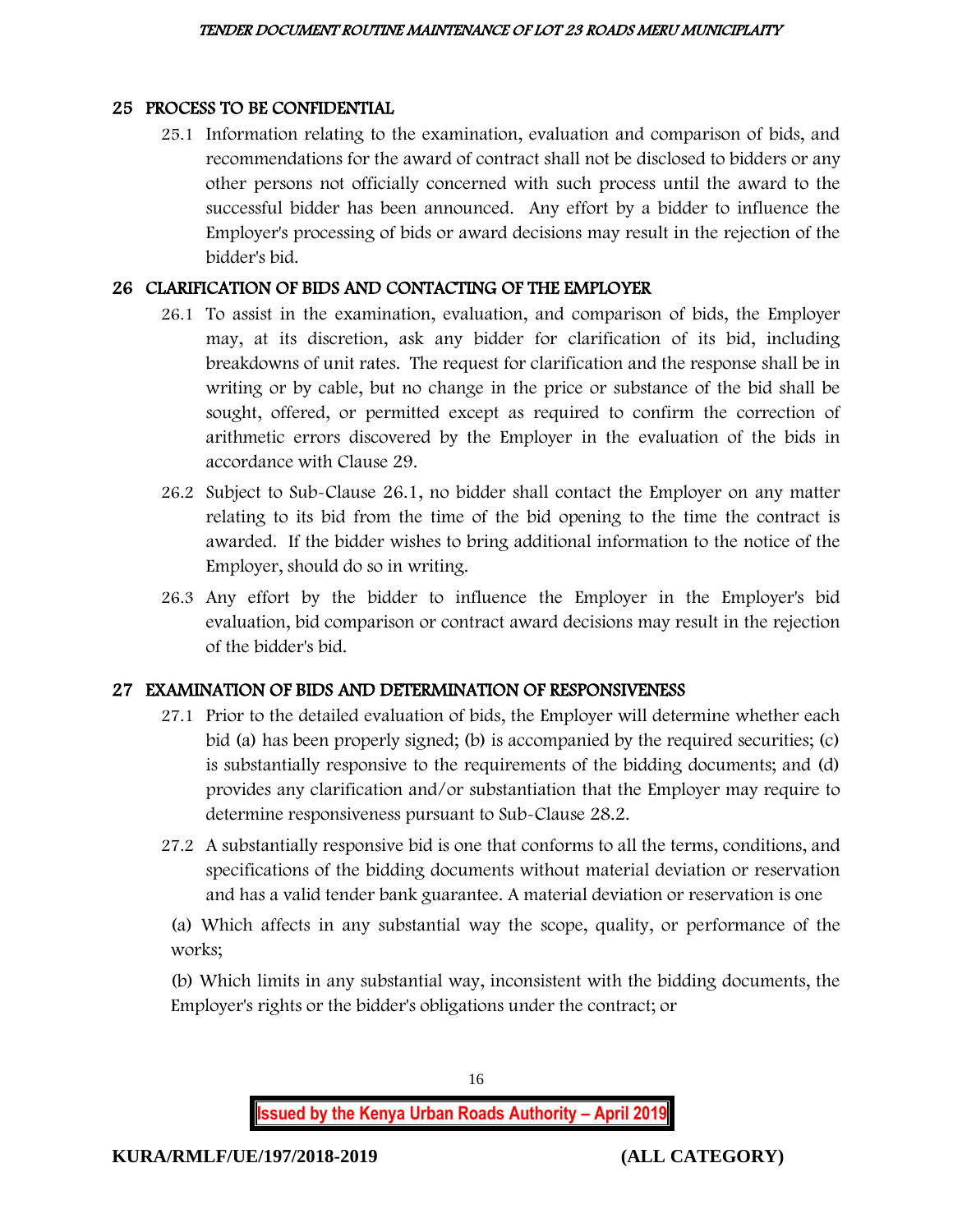## 25 PROCESS TO BE CONFIDENTIAL

25.1 Information relating to the examination, evaluation and comparison of bids, and recommendations for the award of contract shall not be disclosed to bidders or any other persons not officially concerned with such process until the award to the successful bidder has been announced. Any effort by a bidder to influence the Employer's processing of bids or award decisions may result in the rejection of the bidder's bid.

## 26 CLARIFICATION OF BIDS AND CONTACTING OF THE EMPLOYER

26.1 To assist in the examination, evaluation, and comparison of bids, the Employer may, at its discretion, ask any bidder for clarification of its bid, including breakdowns of unit rates. The request for clarification and the response shall be in writing or by cable, but no change in the price or substance of the bid shall be sought, offered, or permitted except as required to confirm the correction of arithmetic errors discovered by the Employer in the evaluation of the bids in accordance with Clause 29.

26.2 Subject to Sub-Clause 26.1, no bidder shall contact the Employer on any matter relating to its bid from the time of the bid opening to the time the contract is awarded. If the bidder wishes to bring additional information to the notice of the Employer, should do so in writing.

26.3 Any effort by the bidder to influence the Employer in the Employer's bid evaluation, bid comparison or contract award decisions may result in the rejection of the bidder's bid.

## 27 EXAMINATION OF BIDS AND DETERMINATION OF RESPONSIVENESS

27.1 Prior to the detailed evaluation of bids, the Employer will determine whether each bid (a) has been properly signed; (b) is accompanied by the required securities; (c) is substantially responsive to the requirements of the bidding documents; and (d) provides any clarification and/or substantiation that the Employer may require to determine responsiveness pursuant to Sub-Clause 28.2.

27.2 A substantially responsive bid is one that conforms to all the terms, conditions, and specifications of the bidding documents without material deviation or reservation and has a valid tender bank guarantee. A material deviation or reservation is one

(a) Which affects in any substantial way the scope, quality, or performance of the works;

(b) Which limits in any substantial way, inconsistent with the bidding documents, the Employer's rights or the bidder's obligations under the contract; or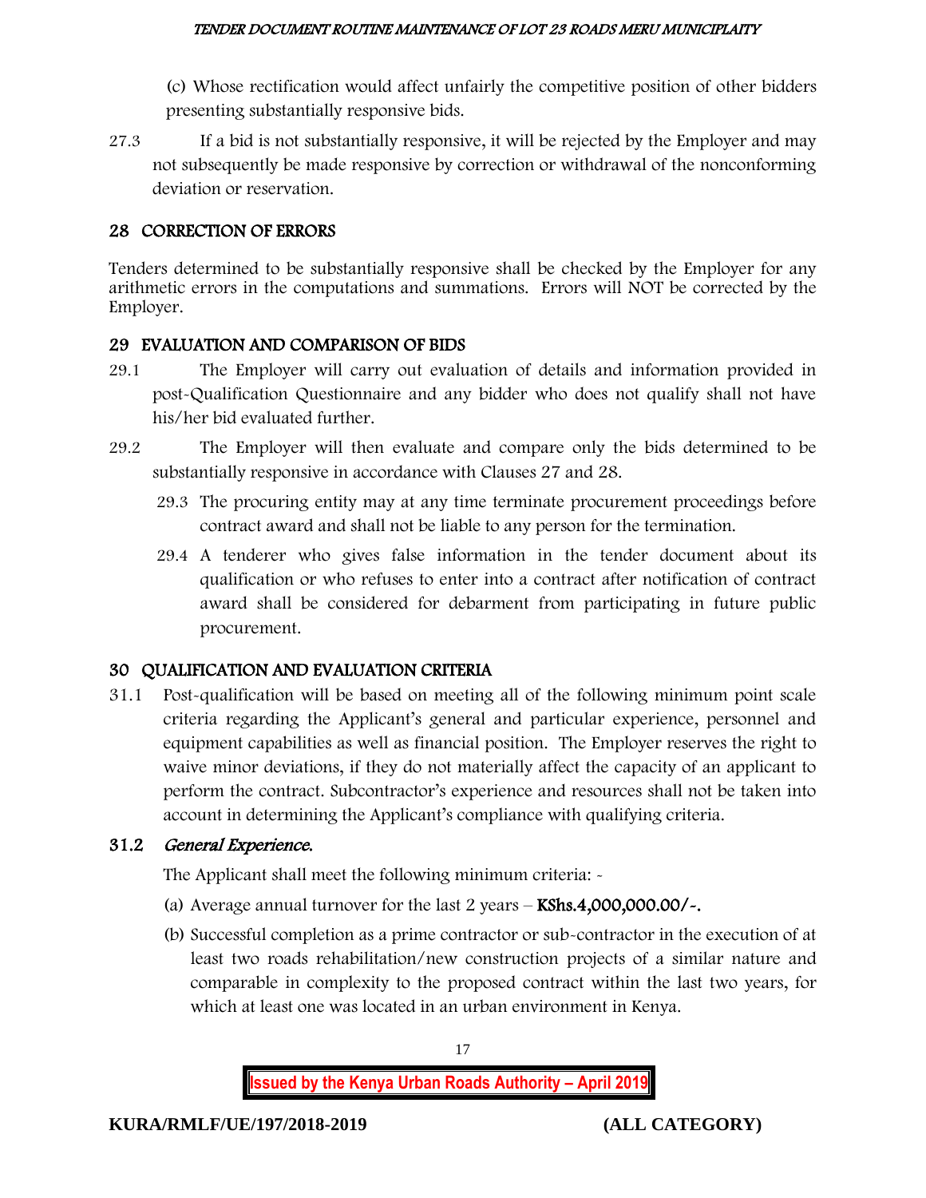(c) Whose rectification would affect unfairly the competitive position of other bidders presenting substantially responsive bids.

27.3 If a bid is not substantially responsive, it will be rejected by the Employer and may not subsequently be made responsive by correction or withdrawal of the nonconforming deviation or reservation.

## 28 CORRECTION OF ERRORS

Tenders determined to be substantially responsive shall be checked by the Employer for any arithmetic errors in the computations and summations. Errors will NOT be corrected by the Employer.

## 29 EVALUATION AND COMPARISON OF BIDS

29.1 The Employer will carry out evaluation of details and information provided in post-Qualification Questionnaire and any bidder who does not qualify shall not have his/her bid evaluated further.

29.2 The Employer will then evaluate and compare only the bids determined to be substantially responsive in accordance with Clauses 27 and 28.

29.3 The procuring entity may at any time terminate procurement proceedings before contract award and shall not be liable to any person for the termination.

29.4 A tenderer who gives false information in the tender document about its qualification or who refuses to enter into a contract after notification of contract award shall be considered for debarment from participating in future public procurement.

## 30 QUALIFICATION AND EVALUATION CRITERIA

31.1 Post-qualification will be based on meeting all of the following minimum point scale criteria regarding the Applicant's general and particular experience, personnel and equipment capabilities as well as financial position. The Employer reserves the right to waive minor deviations, if they do not materially affect the capacity of an applicant to perform the contract. Subcontractor's experience and resources shall not be taken into account in determining the Applicant's compliance with qualifying criteria.

### 31.2 *General Experience.*

The Applicant shall meet the following minimum criteria: -

(a) Average annual turnover for the last 2 years – **KShs.4,000,000.00/-.**

(b) Successful completion as a prime contractor or sub-contractor in the execution of at least two roads rehabilitation/new construction projects of a similar nature and comparable in complexity to the proposed contract within the last two years, for which at least one was located in an urban environment in Kenya.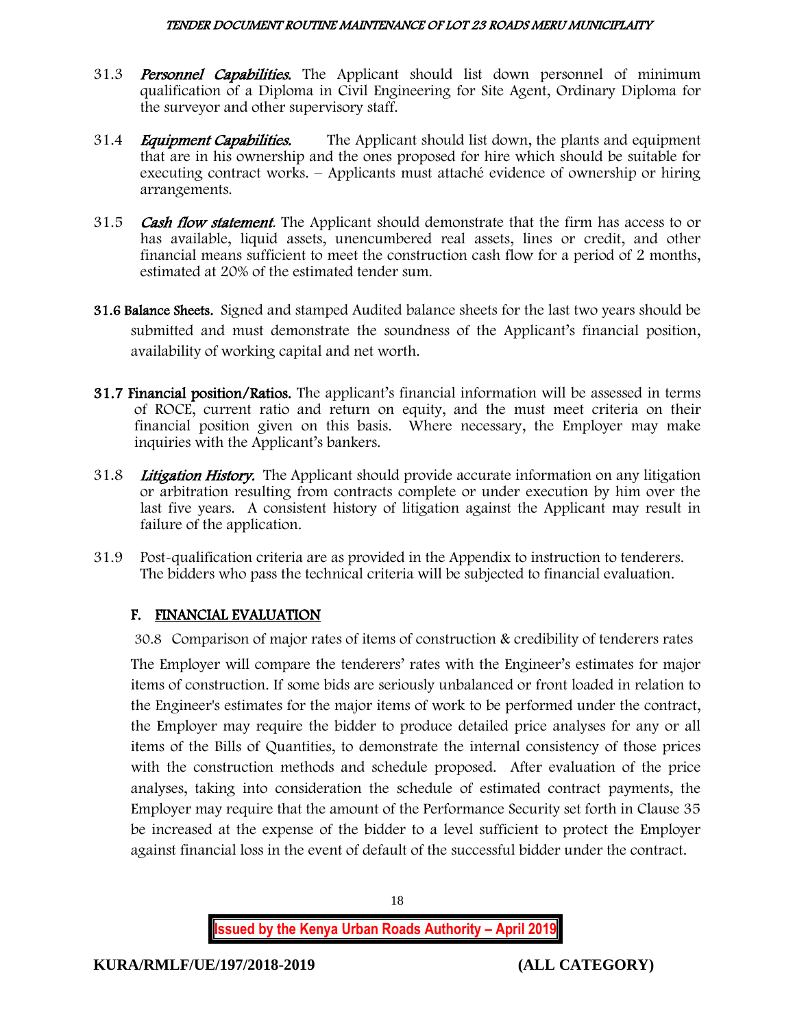31.3 ***Personnel Capabilities.*** The Applicant should list down personnel of minimum qualification of a Diploma in Civil Engineering for Site Agent, Ordinary Diploma for the surveyor and other supervisory staff.

31.4 ***Equipment Capabilities.*** The Applicant should list down, the plants and equipment that are in his ownership and the ones proposed for hire which should be suitable for executing contract works. – Applicants must attaché evidence of ownership or hiring arrangements.

31.5 ***Cash flow statement.*** The Applicant should demonstrate that the firm has access to or has available, liquid assets, unencumbered real assets, lines or credit, and other financial means sufficient to meet the construction cash flow for a period of 2 months, estimated at 20% of the estimated tender sum.

**31.6 Balance Sheets.** Signed and stamped Audited balance sheets for the last two years should be submitted and must demonstrate the soundness of the Applicant's financial position, availability of working capital and net worth.

**31.7 Financial position/Ratios.** The applicant's financial information will be assessed in terms of ROCE, current ratio and return on equity, and the must meet criteria on their financial position given on this basis. Where necessary, the Employer may make inquiries with the Applicant's bankers.

31.8 ***Litigation History.*** The Applicant should provide accurate information on any litigation or arbitration resulting from contracts complete or under execution by him over the last five years. A consistent history of litigation against the Applicant may result in failure of the application.

31.9 Post-qualification criteria are as provided in the Appendix to instruction to tenderers. The bidders who pass the technical criteria will be subjected to financial evaluation.

## F. FINANCIAL EVALUATION

30.8 Comparison of major rates of items of construction & credibility of tenderers rates

The Employer will compare the tenderers' rates with the Engineer's estimates for major items of construction. If some bids are seriously unbalanced or front loaded in relation to the Engineer's estimates for the major items of work to be performed under the contract, the Employer may require the bidder to produce detailed price analyses for any or all items of the Bills of Quantities, to demonstrate the internal consistency of those prices with the construction methods and schedule proposed. After evaluation of the price analyses, taking into consideration the schedule of estimated contract payments, the Employer may require that the amount of the Performance Security set forth in Clause 35 be increased at the expense of the bidder to a level sufficient to protect the Employer against financial loss in the event of default of the successful bidder under the contract.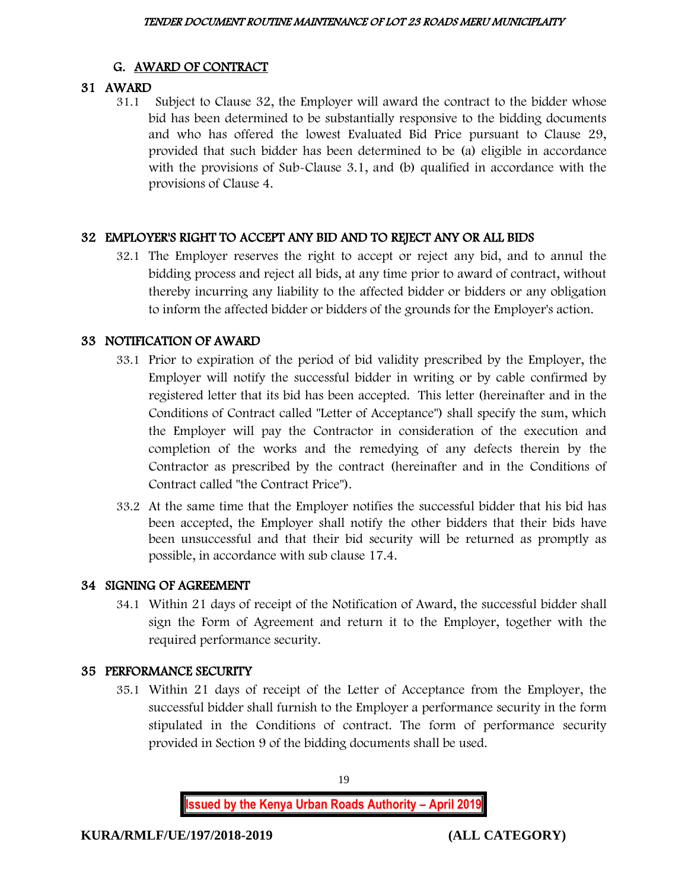## G. AWARD OF CONTRACT

### 31 AWARD

31.1 Subject to Clause 32, the Employer will award the contract to the bidder whose bid has been determined to be substantially responsive to the bidding documents and who has offered the lowest Evaluated Bid Price pursuant to Clause 29, provided that such bidder has been determined to be (a) eligible in accordance with the provisions of Sub-Clause 3.1, and (b) qualified in accordance with the provisions of Clause 4.

### 32 EMPLOYER'S RIGHT TO ACCEPT ANY BID AND TO REJECT ANY OR ALL BIDS

32.1 The Employer reserves the right to accept or reject any bid, and to annul the bidding process and reject all bids, at any time prior to award of contract, without thereby incurring any liability to the affected bidder or bidders or any obligation to inform the affected bidder or bidders of the grounds for the Employer's action.

### 33 NOTIFICATION OF AWARD

33.1 Prior to expiration of the period of bid validity prescribed by the Employer, the Employer will notify the successful bidder in writing or by cable confirmed by registered letter that its bid has been accepted. This letter (hereinafter and in the Conditions of Contract called "Letter of Acceptance") shall specify the sum, which the Employer will pay the Contractor in consideration of the execution and completion of the works and the remedying of any defects therein by the Contractor as prescribed by the contract (hereinafter and in the Conditions of Contract called "the Contract Price").

33.2 At the same time that the Employer notifies the successful bidder that his bid has been accepted, the Employer shall notify the other bidders that their bids have been unsuccessful and that their bid security will be returned as promptly as possible, in accordance with sub clause 17.4.

### 34 SIGNING OF AGREEMENT

34.1 Within 21 days of receipt of the Notification of Award, the successful bidder shall sign the Form of Agreement and return it to the Employer, together with the required performance security.

### 35 PERFORMANCE SECURITY

35.1 Within 21 days of receipt of the Letter of Acceptance from the Employer, the successful bidder shall furnish to the Employer a performance security in the form stipulated in the Conditions of contract. The form of performance security provided in Section 9 of the bidding documents shall be used.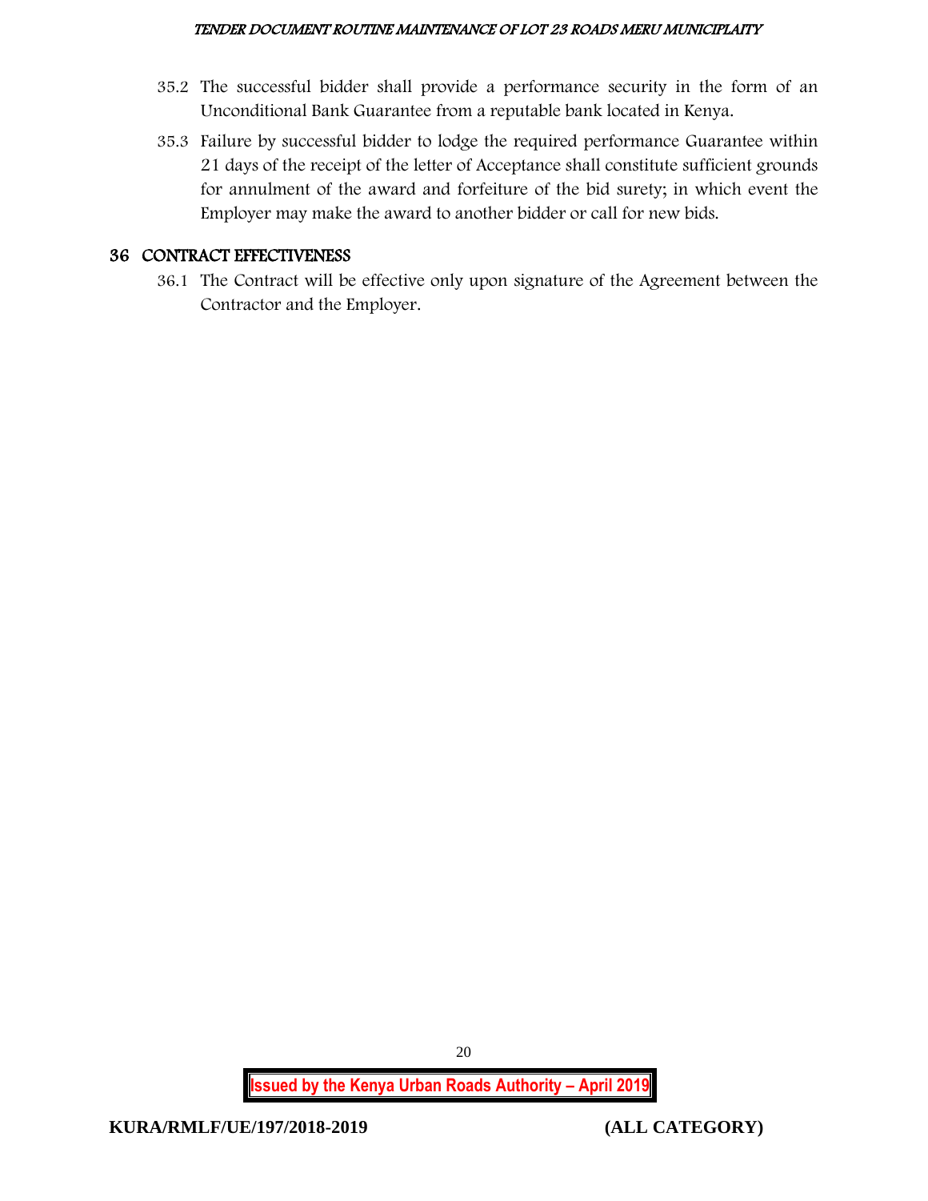35.2 The successful bidder shall provide a performance security in the form of an Unconditional Bank Guarantee from a reputable bank located in Kenya.

35.3 Failure by successful bidder to lodge the required performance Guarantee within 21 days of the receipt of the letter of Acceptance shall constitute sufficient grounds for annulment of the award and forfeiture of the bid surety; in which event the Employer may make the award to another bidder or call for new bids.

## 36 CONTRACT EFFECTIVENESS

36.1 The Contract will be effective only upon signature of the Agreement between the Contractor and the Employer.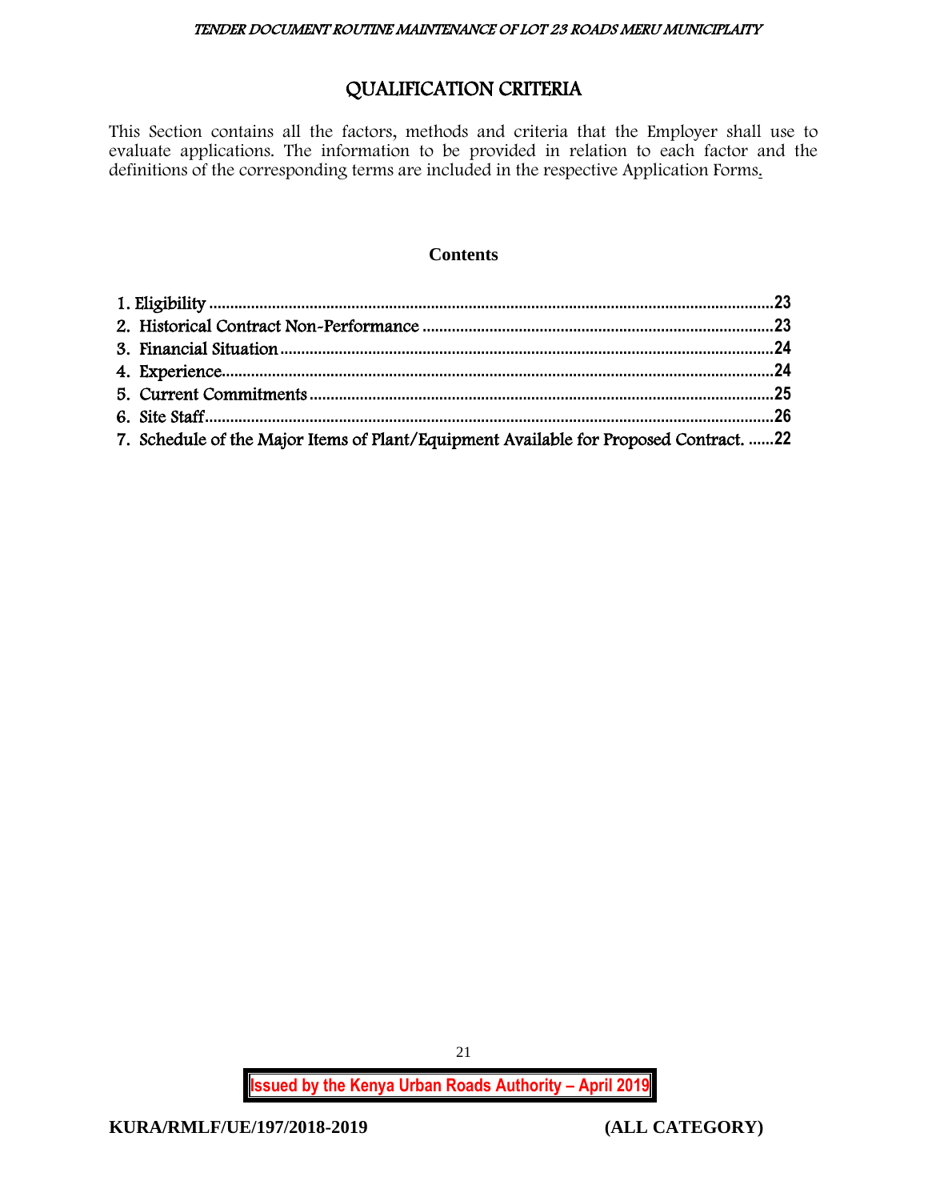# QUALIFICATION CRITERIA

This Section contains all the factors, methods and criteria that the Employer shall use to evaluate applications. The information to be provided in relation to each factor and the definitions of the corresponding terms are included in the respective Application Forms.

**Contents**

1. Eligibility .....23
2. Historical Contract Non-Performance .....23
3. Financial Situation .....24
4. Experience .....24
5. Current Commitments .....25
6. Site Staff .....26
7. Schedule of the Major Items of Plant/Equipment Available for Proposed Contract. .....22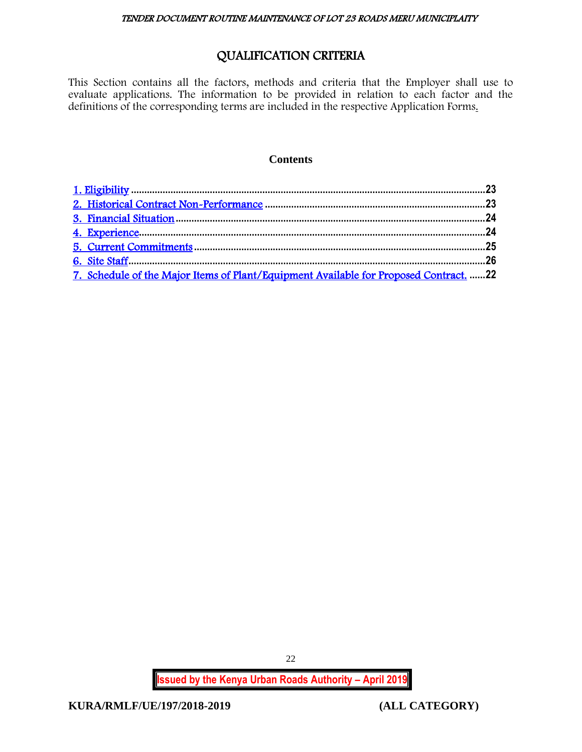# QUALIFICATION CRITERIA

This Section contains all the factors, methods and criteria that the Employer shall use to evaluate applications. The information to be provided in relation to each factor and the definitions of the corresponding terms are included in the respective Application Forms.

**Contents**

1. Eligibility ....................................................................................................23
2. Historical Contract Non-Performance ..................................................23
3. Financial Situation ...................................................................................24
4. Experience ................................................................................................24
5. Current Commitments ............................................................................25
6. Site Staff ....................................................................................................26
7. Schedule of the Major Items of Plant/Equipment Available for Proposed Contract. ......22

**KURA/RMLF/UE/197/2018-2019** **(ALL CATEGORY)**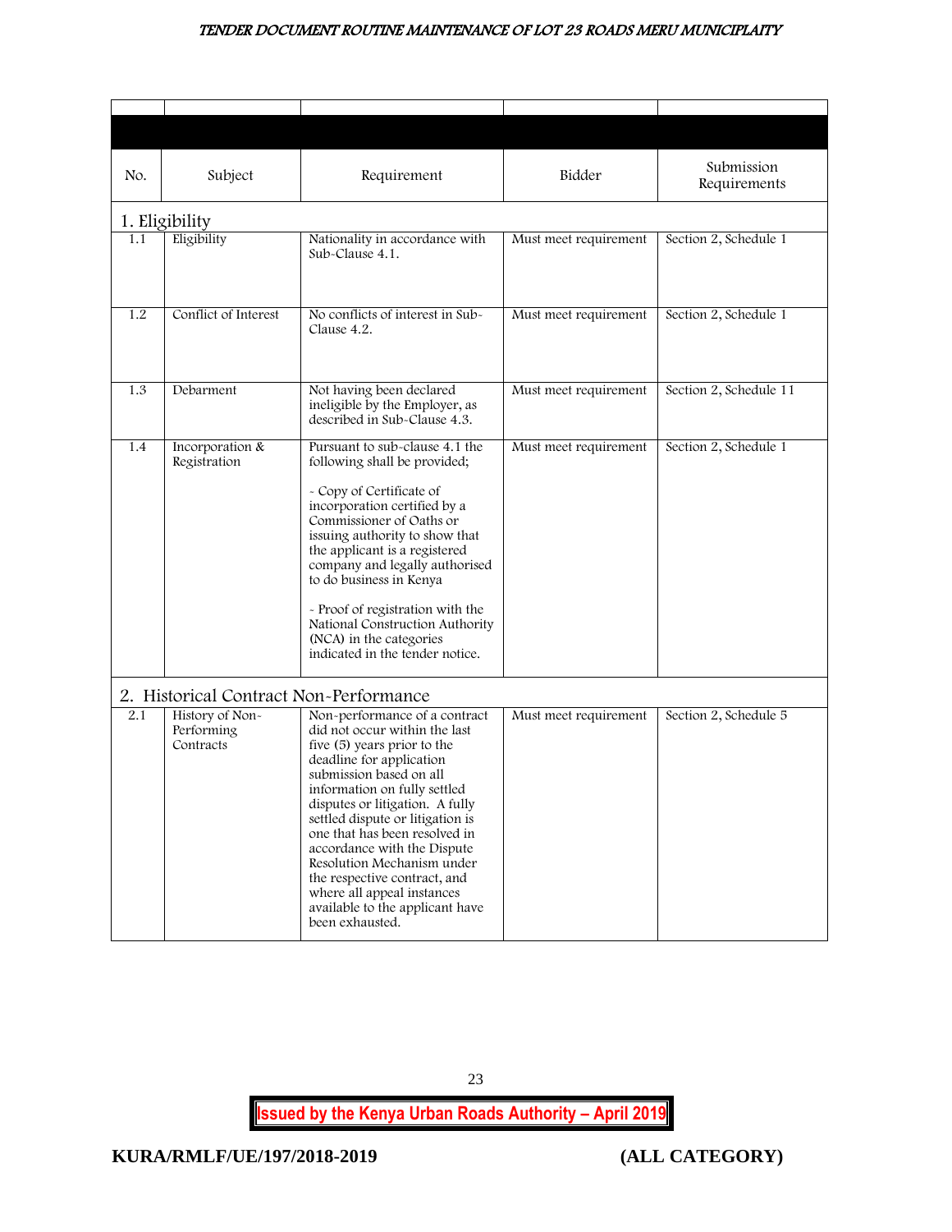| No. | Subject | Requirement | Bidder | Submission Requirements |
|---|---|---|---|---|
| **1. Eligibility** | | | | |
| 1.1 | Eligibility | Nationality in accordance with Sub-Clause 4.1. | Must meet requirement | Section 2, Schedule 1 |
| 1.2 | Conflict of Interest | No conflicts of interest in Sub-Clause 4.2. | Must meet requirement | Section 2, Schedule 1 |
| 1.3 | Debarment | Not having been declared ineligible by the Employer, as described in Sub-Clause 4.3. | Must meet requirement | Section 2, Schedule 11 |
| 1.4 | Incorporation & Registration | Pursuant to sub-clause 4.1 the following shall be provided;<br><br>- Copy of Certificate of incorporation certified by a Commissioner of Oaths or issuing authority to show that the applicant is a registered company and legally authorised to do business in Kenya<br><br>- Proof of registration with the National Construction Authority (NCA) in the categories indicated in the tender notice. | Must meet requirement | Section 2, Schedule 1 |
| **2. Historical Contract Non-Performance** | | | | |
| 2.1 | History of Non-Performing Contracts | Non-performance of a contract did not occur within the last five (5) years prior to the deadline for application submission based on all information on fully settled disputes or litigation. A fully settled dispute or litigation is one that has been resolved in accordance with the Dispute Resolution Mechanism under the respective contract, and where all appeal instances available to the applicant have been exhausted. | Must meet requirement | Section 2, Schedule 5 |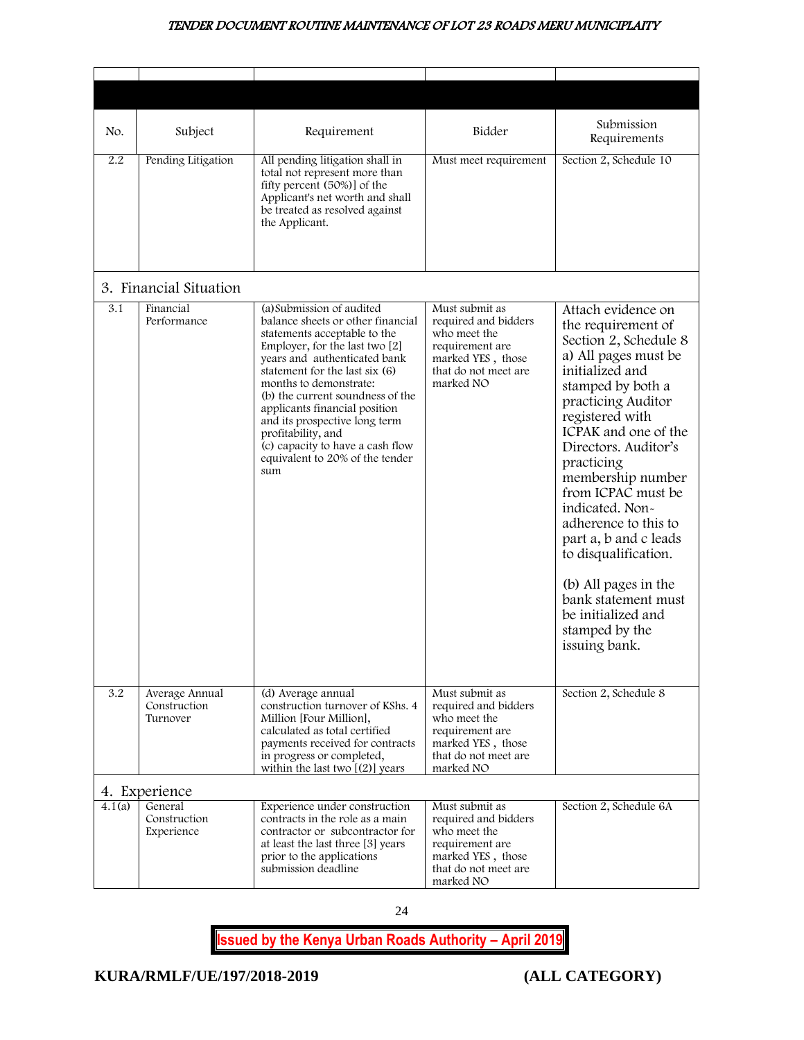| No. | Subject | Requirement | Bidder | Submission Requirements |
|---|---|---|---|---|
| 2.2 | Pending Litigation | All pending litigation shall in total not represent more than fifty percent (50%)] of the Applicant's net worth and shall be treated as resolved against the Applicant. | Must meet requirement | Section 2, Schedule 10 |
| 3. Financial Situation | | | | |
| 3.1 | Financial Performance | (a)Submission of audited balance sheets or other financial statements acceptable to the Employer, for the last two [2] years and authenticated bank statement for the last six (6) months to demonstrate: (b) the current soundness of the applicants financial position and its prospective long term profitability, and (c) capacity to have a cash flow equivalent to 20% of the tender sum | Must submit as required and bidders who meet the requirement are marked YES , those that do not meet are marked NO | Attach evidence on the requirement of Section 2, Schedule 8 a) All pages must be initialized and stamped by both a practicing Auditor registered with ICPAK and one of the Directors. Auditor's practicing membership number from ICPAC must be indicated. Non-adherence to this to part a, b and c leads to disqualification. (b) All pages in the bank statement must be initialized and stamped by the issuing bank. |
| 3.2 | Average Annual Construction Turnover | (d) Average annual construction turnover of KShs. 4 Million [Four Million], calculated as total certified payments received for contracts in progress or completed, within the last two [(2)] years | Must submit as required and bidders who meet the requirement are marked YES , those that do not meet are marked NO | Section 2, Schedule 8 |
| 4. Experience | | | | |
| 4.1(a) | General Construction Experience | Experience under construction contracts in the role as a main contractor or subcontractor for at least the last three [3] years prior to the applications submission deadline | Must submit as required and bidders who meet the requirement are marked YES , those that do not meet are marked NO | Section 2, Schedule 6A |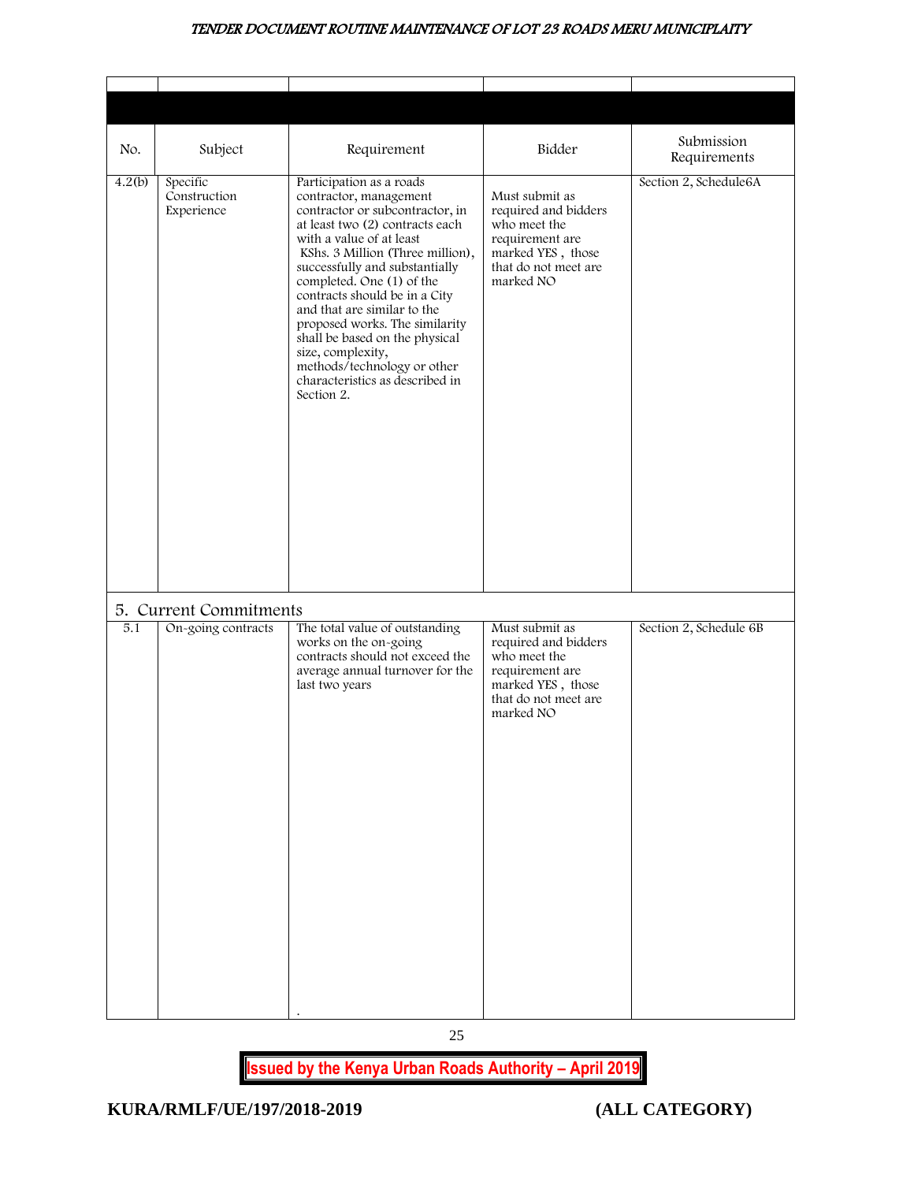| No. | Subject | Requirement | Bidder | Submission Requirements |
|---|---|---|---|---|
| 4.2(b) | Specific Construction Experience | Participation as a roads contractor, management contractor or subcontractor, in at least two (2) contracts each with a value of at least KShs. 3 Million (Three million), successfully and substantially completed. One (1) of the contracts should be in a City and that are similar to the proposed works. The similarity shall be based on the physical size, complexity, methods/technology or other characteristics as described in Section 2. | Must submit as required and bidders who meet the requirement are marked YES , those that do not meet are marked NO | Section 2, Schedule6A |
| **5. Current Commitments** | | | | |
| 5.1 | On-going contracts | The total value of outstanding works on the on-going contracts should not exceed the average annual turnover for the last two years | Must submit as required and bidders who meet the requirement are marked YES , those that do not meet are marked NO | Section 2, Schedule 6B |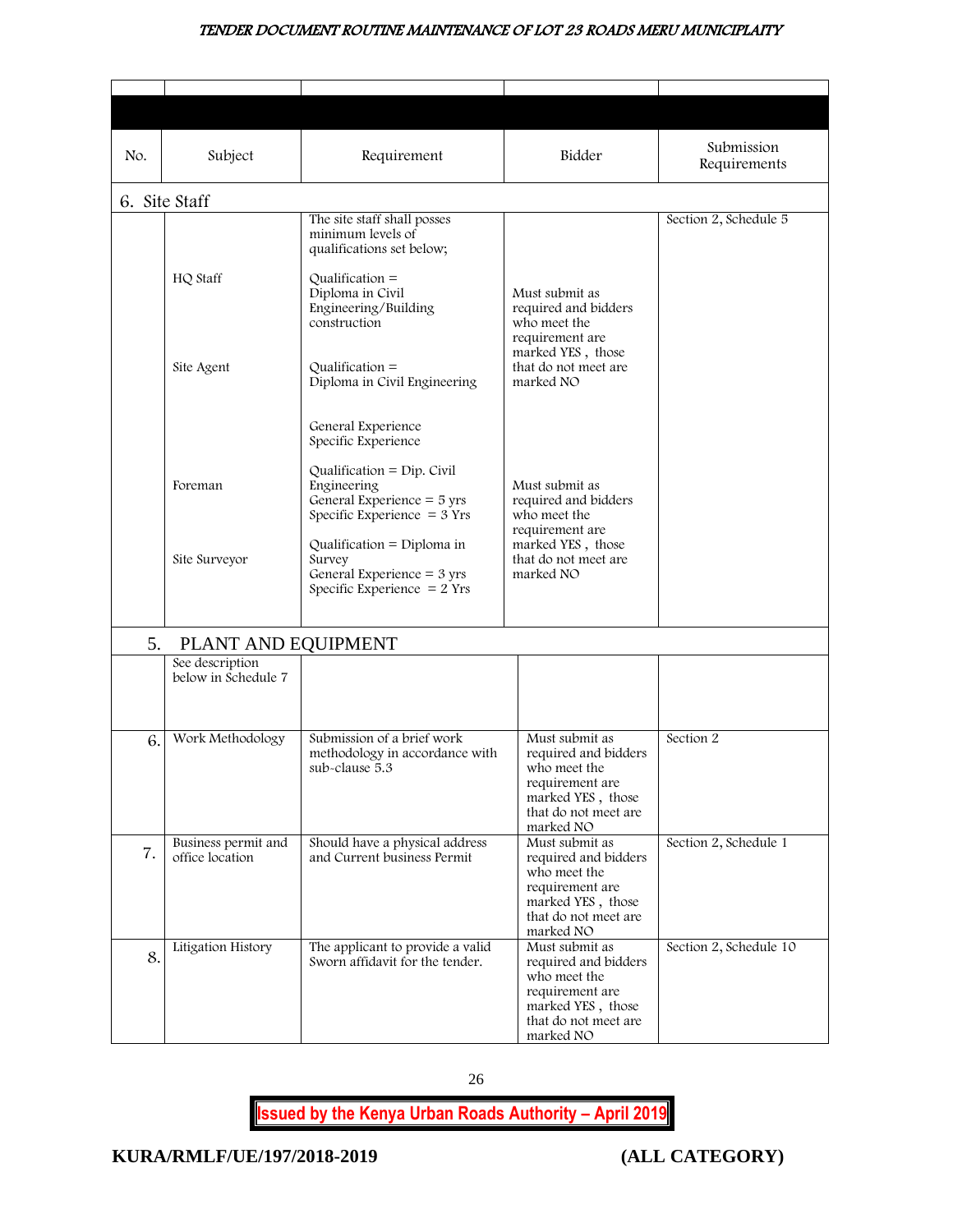| No. | Subject | Requirement | Bidder | Submission Requirements |
|---|---|---|---|---|
| 6. Site Staff | | | | |
| | | The site staff shall posses minimum levels of qualifications set below; | | Section 2, Schedule 5 |
| | HQ Staff | Qualification = Diploma in Civil Engineering/Building construction | Must submit as required and bidders who meet the requirement are marked YES , those that do not meet are marked NO | |
| | Site Agent | Qualification = Diploma in Civil Engineering<br><br>General Experience<br>Specific Experience | | |
| | Foreman | Qualification = Dip. Civil Engineering<br>General Experience = 5 yrs<br>Specific Experience = 3 Yrs | Must submit as required and bidders who meet the requirement are marked YES , those that do not meet are marked NO | |
| | Site Surveyor | Qualification = Diploma in Survey<br>General Experience = 3 yrs<br>Specific Experience = 2 Yrs | | |
| 5. PLANT AND EQUIPMENT | | | | |
| | See description below in Schedule 7 | | | |
| 6. | Work Methodology | Submission of a brief work methodology in accordance with sub-clause 5.3 | Must submit as required and bidders who meet the requirement are marked YES , those that do not meet are marked NO | Section 2 |
| 7. | Business permit and office location | Should have a physical address and Current business Permit | Must submit as required and bidders who meet the requirement are marked YES , those that do not meet are marked NO | Section 2, Schedule 1 |
| 8. | Litigation History | The applicant to provide a valid Sworn affidavit for the tender. | Must submit as required and bidders who meet the requirement are marked YES , those that do not meet are marked NO | Section 2, Schedule 10 |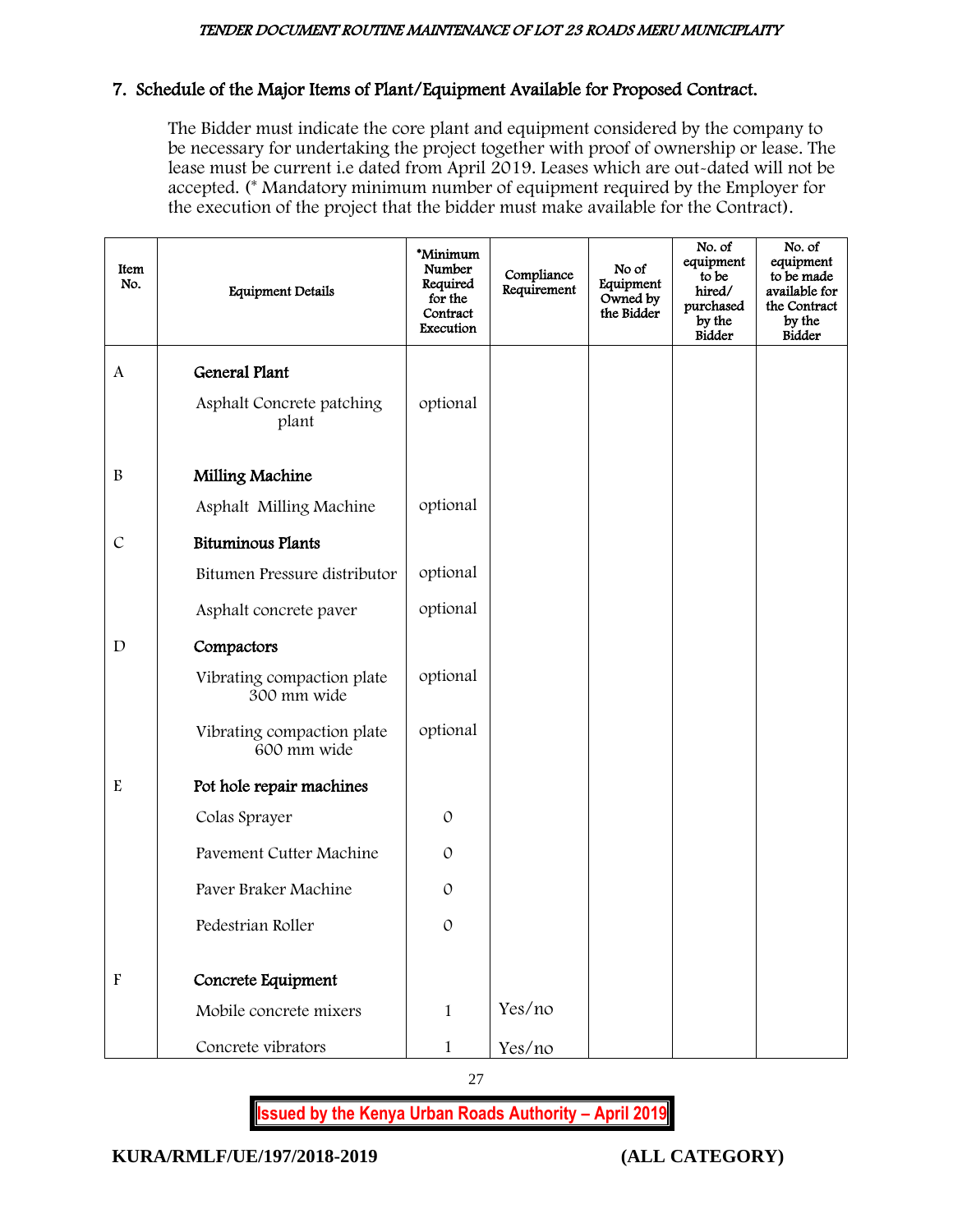## 7. Schedule of the Major Items of Plant/Equipment Available for Proposed Contract.

The Bidder must indicate the core plant and equipment considered by the company to be necessary for undertaking the project together with proof of ownership or lease. The lease must be current i.e dated from April 2019. Leases which are out-dated will not be accepted. (* Mandatory minimum number of equipment required by the Employer for the execution of the project that the bidder must make available for the Contract).

| Item No. | Equipment Details | *Minimum Number Required for the Contract Execution | Compliance Requirement | No of Equipment Owned by the Bidder | No. of equipment to be hired/ purchased by the Bidder | No. of equipment to be made available for the Contract by the Bidder |
|---|---|---|---|---|---|---|
| A | **General Plant** | | | | | |
| | Asphalt Concrete patching plant | optional | | | | |
| B | **Milling Machine** | | | | | |
| | Asphalt Milling Machine | optional | | | | |
| C | **Bituminous Plants** | | | | | |
| | Bitumen Pressure distributor | optional | | | | |
| | Asphalt concrete paver | optional | | | | |
| D | **Compactors** | | | | | |
| | Vibrating compaction plate 300 mm wide | optional | | | | |
| | Vibrating compaction plate 600 mm wide | optional | | | | |
| E | **Pot hole repair machines** | | | | | |
| | Colas Sprayer | 0 | | | | |
| | Pavement Cutter Machine | 0 | | | | |
| | Paver Braker Machine | 0 | | | | |
| | Pedestrian Roller | 0 | | | | |
| F | **Concrete Equipment** | | | | | |
| | Mobile concrete mixers | 1 | Yes/no | | | |
| | Concrete vibrators | 1 | Yes/no | | | |

**Issued by the Kenya Urban Roads Authority – April 2019**

**KURA/RMLF/UE/197/2018-2019 (ALL CATEGORY)**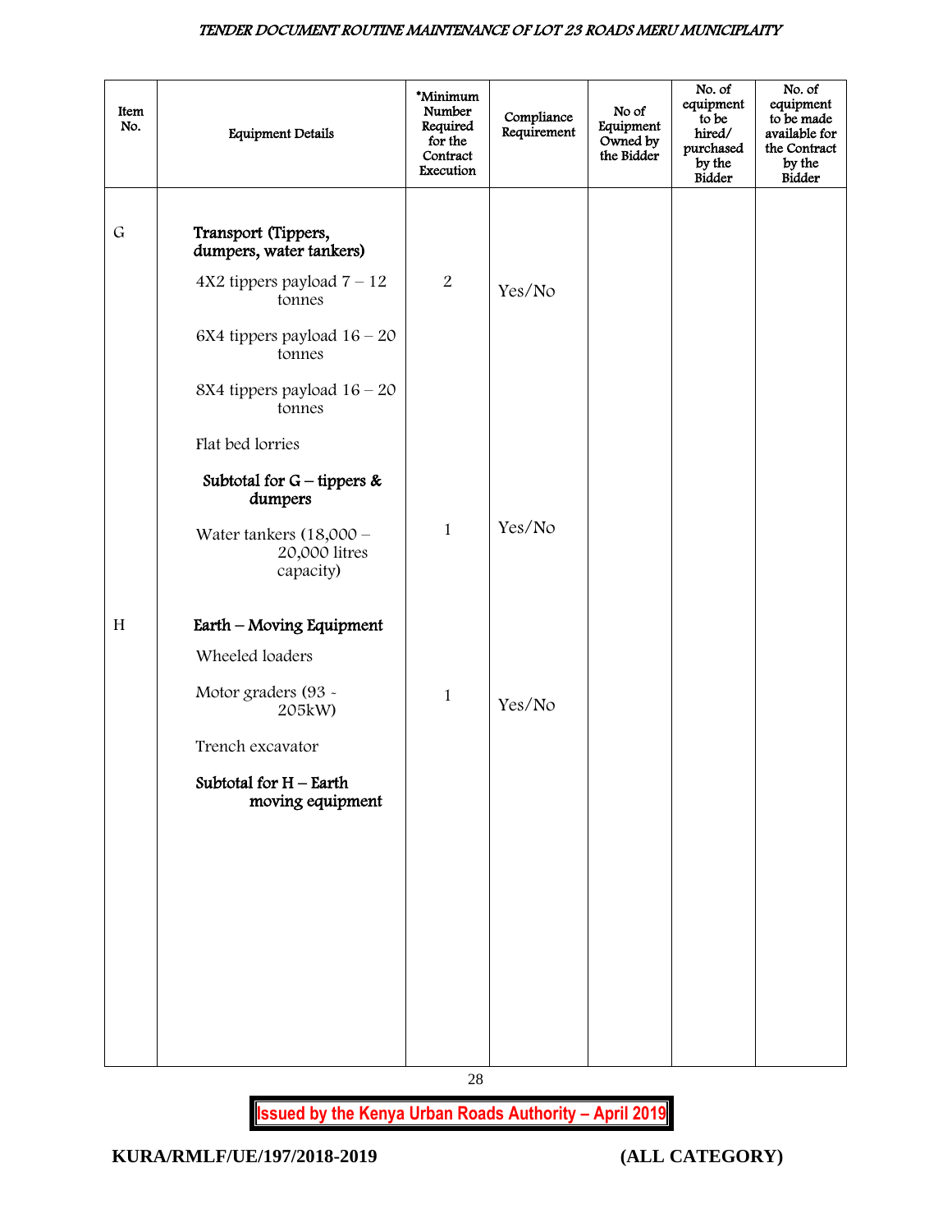| Item No. | Equipment Details | *Minimum Number Required for the Contract Execution | Compliance Requirement | No of Equipment Owned by the Bidder | No. of equipment to be hired/ purchased by the Bidder | No. of equipment to be made available for the Contract by the Bidder |
|---|---|---|---|---|---|---|
| G | **Transport (Tippers, dumpers, water tankers)** | | | | | |
| | 4X2 tippers payload 7 – 12 tonnes | 2 | Yes/No | | | |
| | 6X4 tippers payload 16 – 20 tonnes | | | | | |
| | 8X4 tippers payload 16 – 20 tonnes | | | | | |
| | Flat bed lorries | | | | | |
| | **Subtotal for G – tippers & dumpers** | | | | | |
| | Water tankers (18,000 – 20,000 litres capacity) | 1 | Yes/No | | | |
| H | **Earth – Moving Equipment** | | | | | |
| | Wheeled loaders | | | | | |
| | Motor graders (93 - 205kW) | 1 | Yes/No | | | |
| | Trench excavator | | | | | |
| | **Subtotal for H – Earth moving equipment** | | | | | |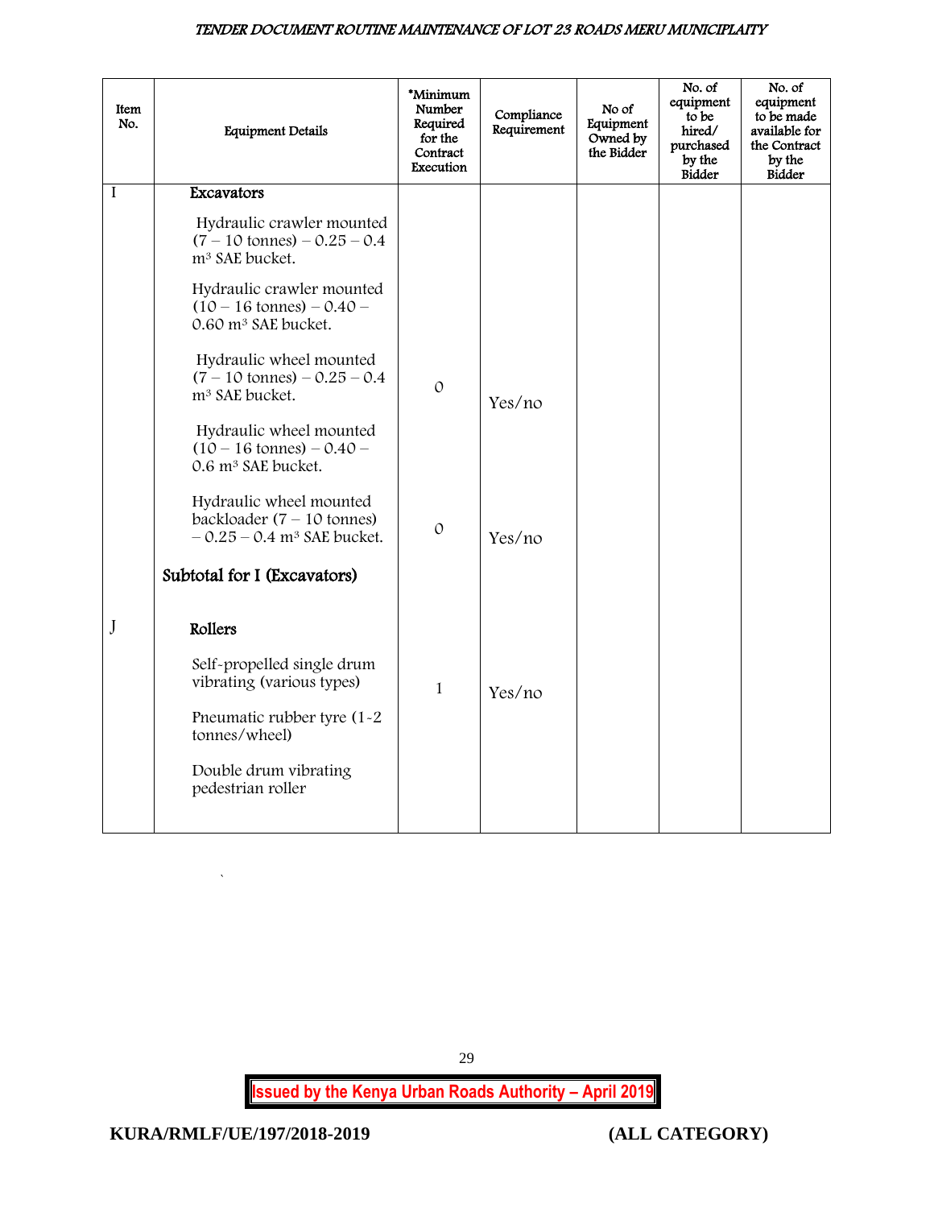| Item No. | Equipment Details | *Minimum Number Required for the Contract Execution | Compliance Requirement | No of Equipment Owned by the Bidder | No. of equipment to be hired/ purchased by the Bidder | No. of equipment to be made available for the Contract by the Bidder |
|---|---|---|---|---|---|---|
| I | **Excavators** | | | | | |
| | Hydraulic crawler mounted (7 – 10 tonnes) – 0.25 – 0.4 m³ SAE bucket. | | | | | |
| | Hydraulic crawler mounted (10 – 16 tonnes) – 0.40 – 0.60 m³ SAE bucket. | | | | | |
| | Hydraulic wheel mounted (7 – 10 tonnes) – 0.25 – 0.4 m³ SAE bucket. | 0 | Yes/no | | | |
| | Hydraulic wheel mounted (10 – 16 tonnes) – 0.40 – 0.6 m³ SAE bucket. | | | | | |
| | Hydraulic wheel mounted backloader (7 – 10 tonnes) – 0.25 – 0.4 m³ SAE bucket. | 0 | Yes/no | | | |
| | **Subtotal for I (Excavators)** | | | | | |
| J | **Rollers** | | | | | |
| | Self-propelled single drum vibrating (various types) | 1 | Yes/no | | | |
| | Pneumatic rubber tyre (1-2 tonnes/wheel) | | | | | |
| | Double drum vibrating pedestrian roller | | | | | |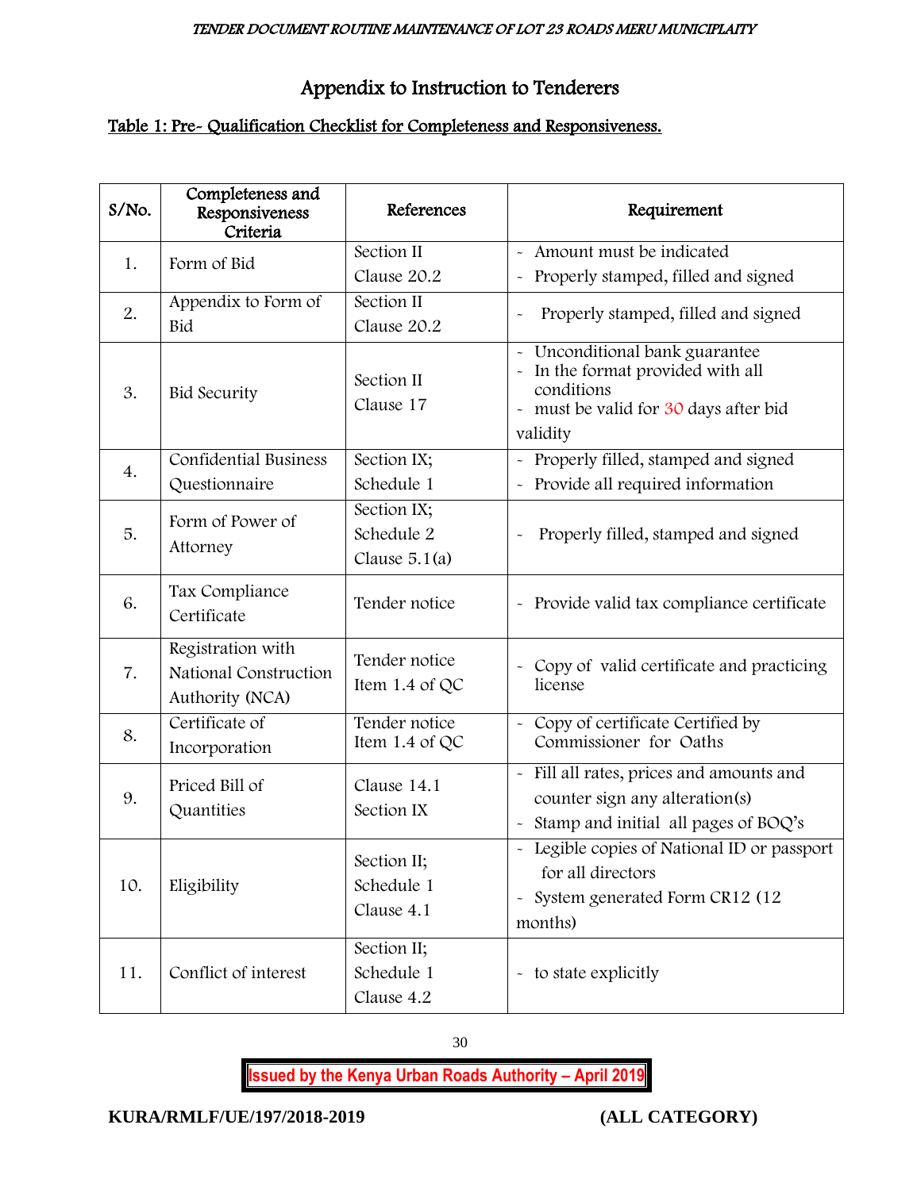# Appendix to Instruction to Tenderers

## Table 1: Pre- Qualification Checklist for Completeness and Responsiveness.

| S/No. | Completeness and Responsiveness Criteria | References | Requirement |
|---|---|---|---|
| 1. | Form of Bid | Section II Clause 20.2 | - Amount must be indicated<br>- Properly stamped, filled and signed |
| 2. | Appendix to Form of Bid | Section II Clause 20.2 | - Properly stamped, filled and signed |
| 3. | Bid Security | Section II Clause 17 | - Unconditional bank guarantee<br>- In the format provided with all conditions<br>- must be valid for 30 days after bid validity |
| 4. | Confidential Business Questionnaire | Section IX; Schedule 1 | - Properly filled, stamped and signed<br>- Provide all required information |
| 5. | Form of Power of Attorney | Section IX; Schedule 2 Clause 5.1(a) | - Properly filled, stamped and signed |
| 6. | Tax Compliance Certificate | Tender notice | - Provide valid tax compliance certificate |
| 7. | Registration with National Construction Authority (NCA) | Tender notice Item 1.4 of QC | - Copy of valid certificate and practicing license |
| 8. | Certificate of Incorporation | Tender notice Item 1.4 of QC | - Copy of certificate Certified by Commissioner for Oaths |
| 9. | Priced Bill of Quantities | Clause 14.1 Section IX | - Fill all rates, prices and amounts and counter sign any alteration(s)<br>- Stamp and initial all pages of BOQ's |
| 10. | Eligibility | Section II; Schedule 1 Clause 4.1 | - Legible copies of National ID or passport for all directors<br>- System generated Form CR12 (12 months) |
| 11. | Conflict of interest | Section II; Schedule 1 Clause 4.2 | - to state explicitly |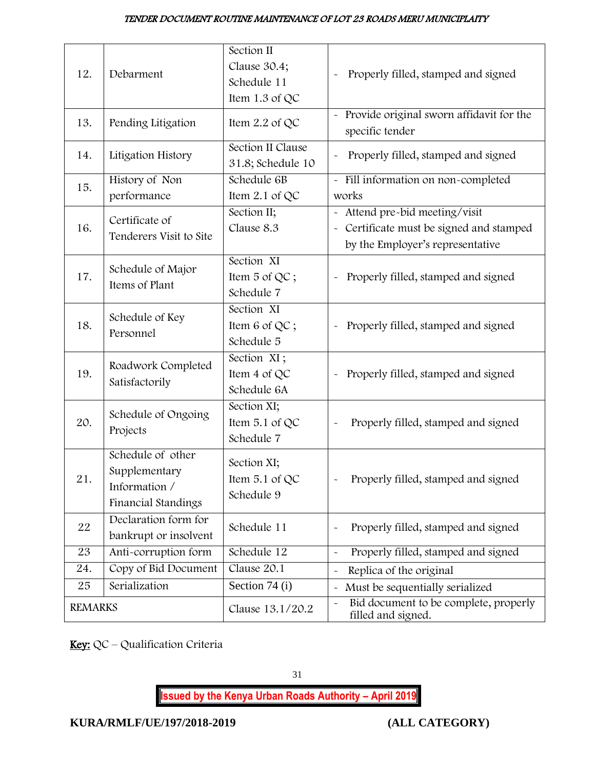| 12. | Debarment | Section II Clause 30.4; Schedule 11 Item 1.3 of QC | - Properly filled, stamped and signed |
|---|---|---|---|
| 13. | Pending Litigation | Item 2.2 of QC | - Provide original sworn affidavit for the specific tender |
| 14. | Litigation History | Section II Clause 31.8; Schedule 10 | - Properly filled, stamped and signed |
| 15. | History of Non performance | Schedule 6B Item 2.1 of QC | - Fill information on non-completed works |
| 16. | Certificate of Tenderers Visit to Site | Section II; Clause 8.3 | - Attend pre-bid meeting/visit<br>- Certificate must be signed and stamped by the Employer's representative |
| 17. | Schedule of Major Items of Plant | Section XI Item 5 of QC ; Schedule 7 | - Properly filled, stamped and signed |
| 18. | Schedule of Key Personnel | Section XI Item 6 of QC ; Schedule 5 | - Properly filled, stamped and signed |
| 19. | Roadwork Completed Satisfactorily | Section XI ; Item 4 of QC Schedule 6A | - Properly filled, stamped and signed |
| 20. | Schedule of Ongoing Projects | Section XI; Item 5.1 of QC Schedule 7 | - Properly filled, stamped and signed |
| 21. | Schedule of other Supplementary Information / Financial Standings | Section XI; Item 5.1 of QC Schedule 9 | - Properly filled, stamped and signed |
| 22 | Declaration form for bankrupt or insolvent | Schedule 11 | - Properly filled, stamped and signed |
| 23 | Anti-corruption form | Schedule 12 | - Properly filled, stamped and signed |
| 24. | Copy of Bid Document | Clause 20.1 | - Replica of the original |
| 25 | Serialization | Section 74 (i) | - Must be sequentially serialized |
| REMARKS | | Clause 13.1/20.2 | - Bid document to be complete, properly filled and signed. |

**Key:** QC – Qualification Criteria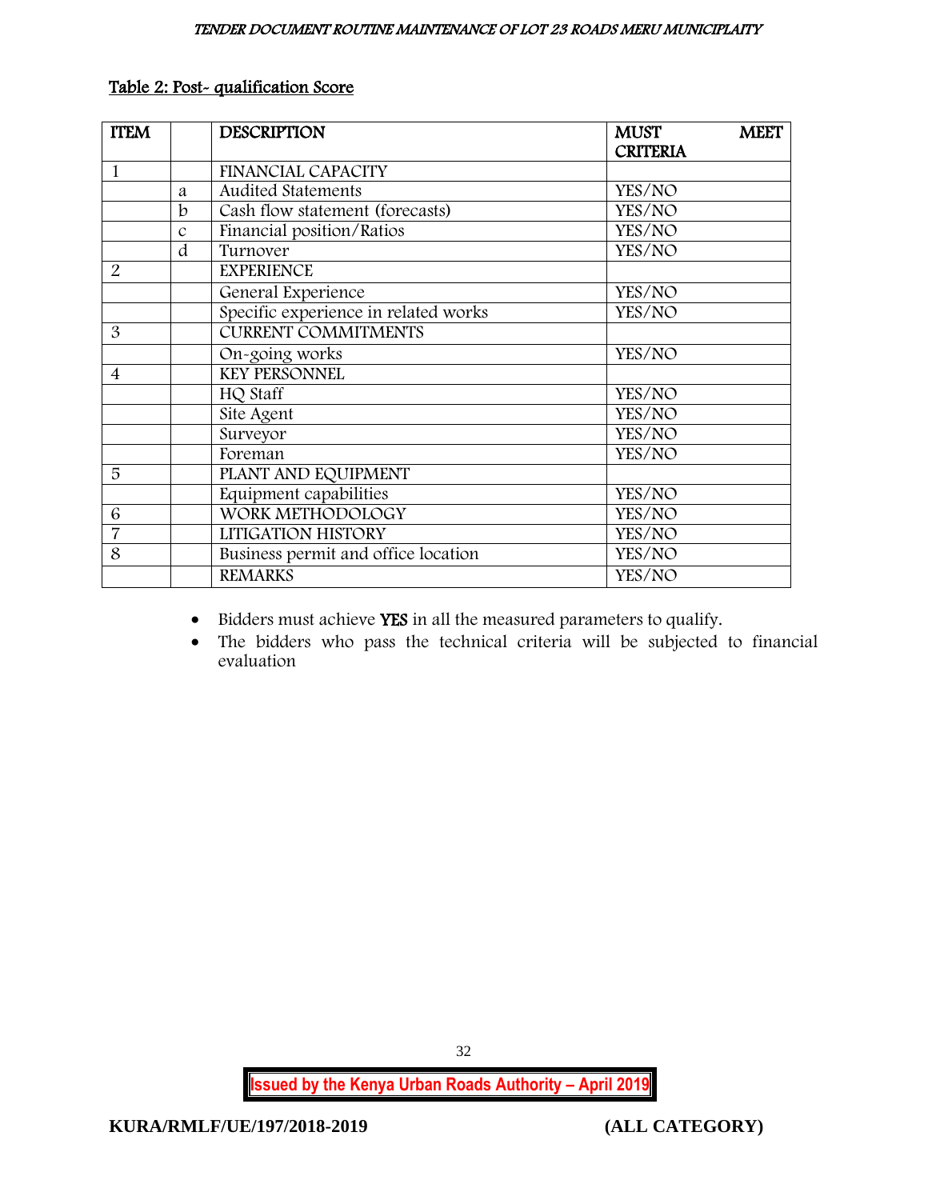Table 2: Post- qualification Score

| ITEM | | DESCRIPTION | MUST MEET CRITERIA |
|---|---|---|---|
| 1 | | FINANCIAL CAPACITY | |
| | a | Audited Statements | YES/NO |
| | b | Cash flow statement (forecasts) | YES/NO |
| | c | Financial position/Ratios | YES/NO |
| | d | Turnover | YES/NO |
| 2 | | EXPERIENCE | |
| | | General Experience | YES/NO |
| | | Specific experience in related works | YES/NO |
| 3 | | CURRENT COMMITMENTS | |
| | | On-going works | YES/NO |
| 4 | | KEY PERSONNEL | |
| | | HQ Staff | YES/NO |
| | | Site Agent | YES/NO |
| | | Surveyor | YES/NO |
| | | Foreman | YES/NO |
| 5 | | PLANT AND EQUIPMENT | |
| | | Equipment capabilities | YES/NO |
| 6 | | WORK METHODOLOGY | YES/NO |
| 7 | | LITIGATION HISTORY | YES/NO |
| 8 | | Business permit and office location | YES/NO |
| | | REMARKS | YES/NO |

- Bidders must achieve **YES** in all the measured parameters to qualify.
- The bidders who pass the technical criteria will be subjected to financial evaluation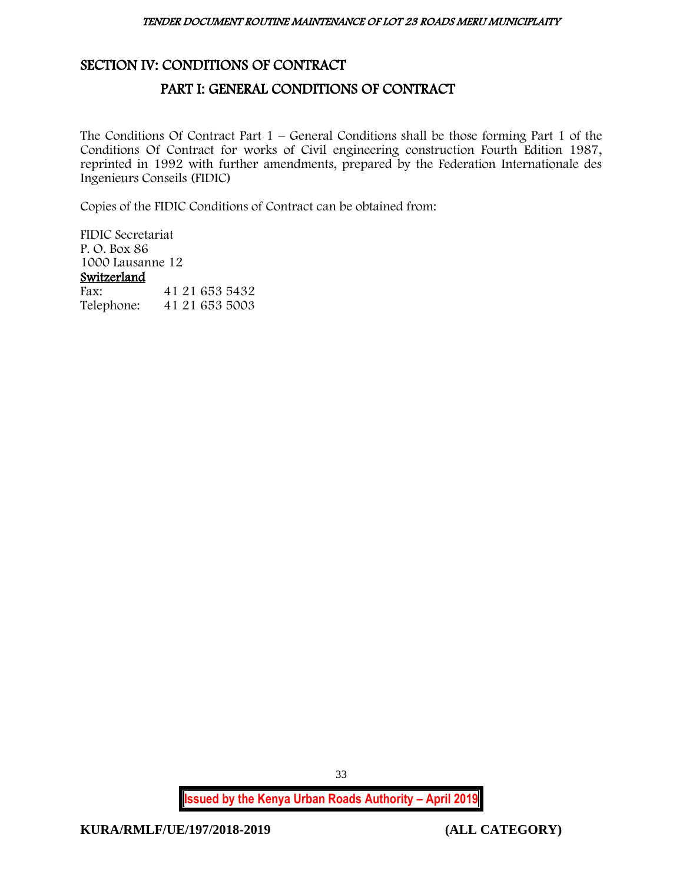# SECTION IV: CONDITIONS OF CONTRACT

## PART I: GENERAL CONDITIONS OF CONTRACT

The Conditions Of Contract Part 1 – General Conditions shall be those forming Part 1 of the Conditions Of Contract for works of Civil engineering construction Fourth Edition 1987, reprinted in 1992 with further amendments, prepared by the Federation Internationale des Ingenieurs Conseils (FIDIC)

Copies of the FIDIC Conditions of Contract can be obtained from:

FIDIC Secretariat
P. O. Box 86
1000 Lausanne 12
<u>Switzerland</u>

| | |
|---|---|
| Fax: | 41 21 653 5432 |
| Telephone: | 41 21 653 5003 |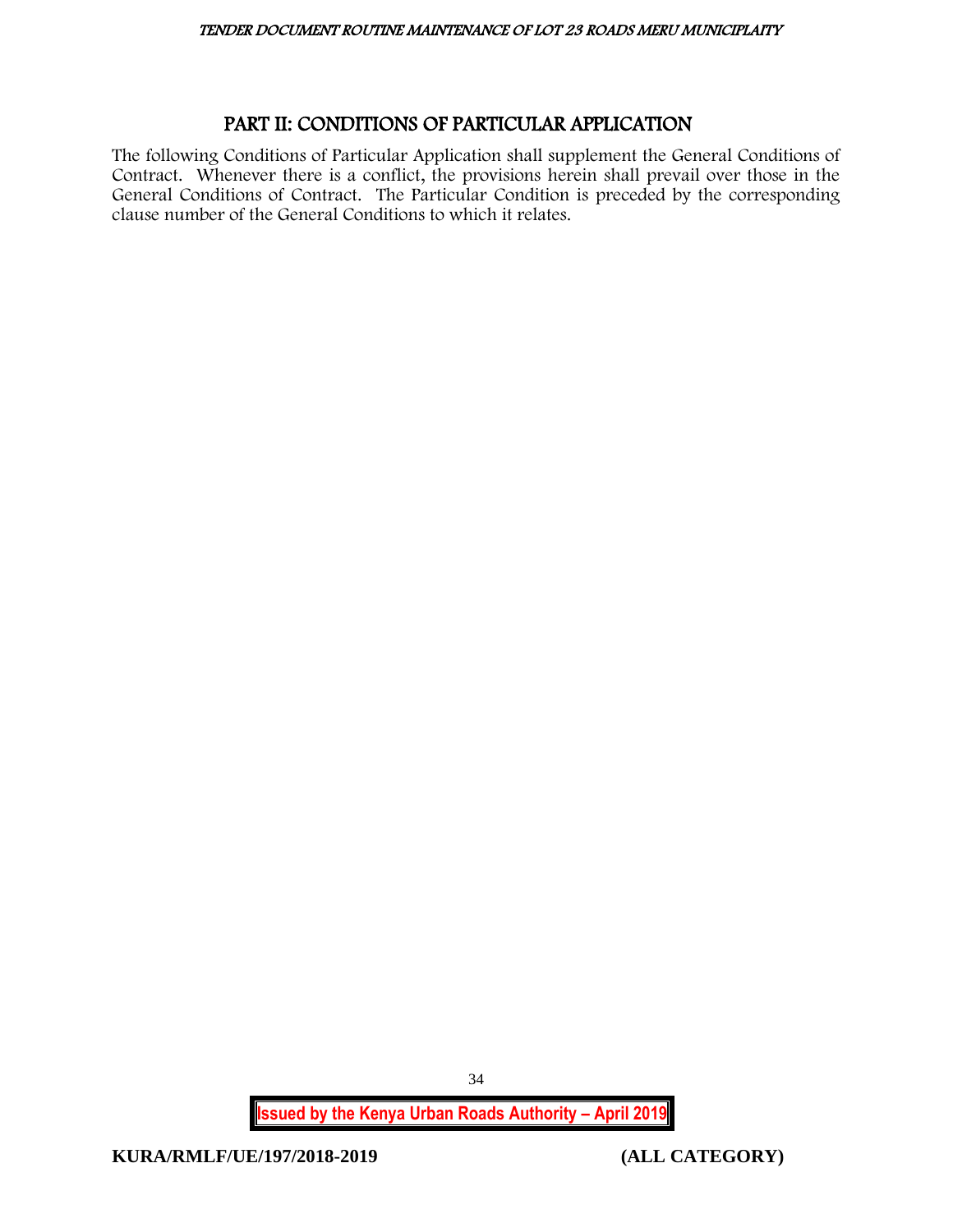## PART II: CONDITIONS OF PARTICULAR APPLICATION

The following Conditions of Particular Application shall supplement the General Conditions of Contract. Whenever there is a conflict, the provisions herein shall prevail over those in the General Conditions of Contract. The Particular Condition is preceded by the corresponding clause number of the General Conditions to which it relates.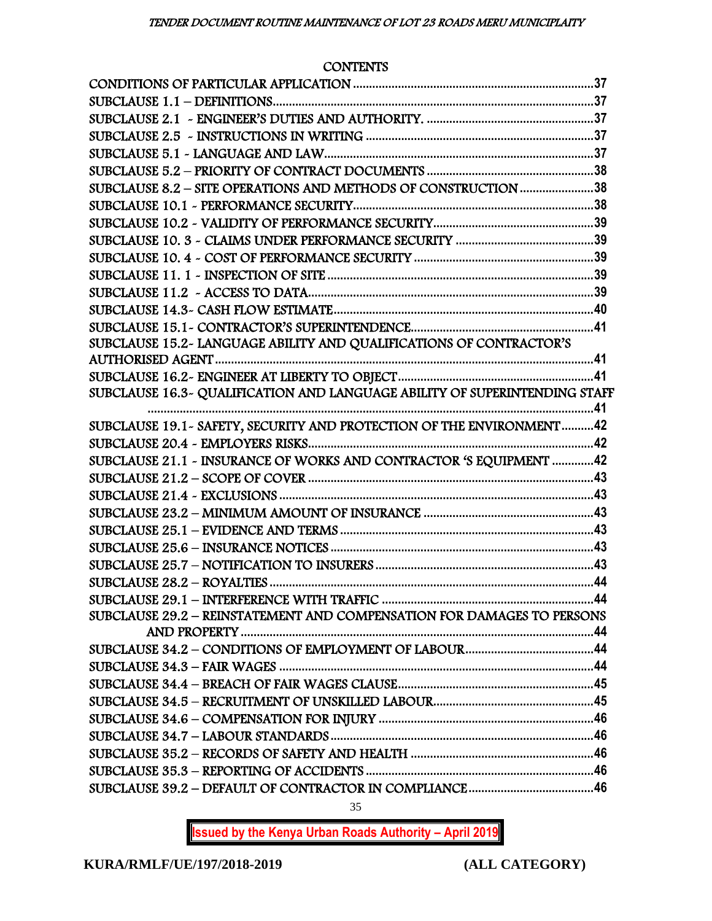## CONTENTS

| | |
|---|---|
| CONDITIONS OF PARTICULAR APPLICATION | 37 |
| SUBCLAUSE 1.1 – DEFINITIONS | 37 |
| SUBCLAUSE 2.1 - ENGINEER'S DUTIES AND AUTHORITY. | 37 |
| SUBCLAUSE 2.5 - INSTRUCTIONS IN WRITING | 37 |
| SUBCLAUSE 5.1 - LANGUAGE AND LAW | 37 |
| SUBCLAUSE 5.2 – PRIORITY OF CONTRACT DOCUMENTS | 38 |
| SUBCLAUSE 8.2 – SITE OPERATIONS AND METHODS OF CONSTRUCTION | 38 |
| SUBCLAUSE 10.1 - PERFORMANCE SECURITY | 38 |
| SUBCLAUSE 10.2 - VALIDITY OF PERFORMANCE SECURITY | 39 |
| SUBCLAUSE 10. 3 - CLAIMS UNDER PERFORMANCE SECURITY | 39 |
| SUBCLAUSE 10. 4 - COST OF PERFORMANCE SECURITY | 39 |
| SUBCLAUSE 11. 1 - INSPECTION OF SITE | 39 |
| SUBCLAUSE 11.2 - ACCESS TO DATA | 39 |
| SUBCLAUSE 14.3- CASH FLOW ESTIMATE | 40 |
| SUBCLAUSE 15.1- CONTRACTOR'S SUPERINTENDENCE | 41 |
| SUBCLAUSE 15.2- LANGUAGE ABILITY AND QUALIFICATIONS OF CONTRACTOR'S AUTHORISED AGENT | 41 |
| SUBCLAUSE 16.2- ENGINEER AT LIBERTY TO OBJECT | 41 |
| SUBCLAUSE 16.3- QUALIFICATION AND LANGUAGE ABILITY OF SUPERINTENDING STAFF | 41 |
| SUBCLAUSE 19.1- SAFETY, SECURITY AND PROTECTION OF THE ENVIRONMENT | 42 |
| SUBCLAUSE 20.4 - EMPLOYERS RISKS | 42 |
| SUBCLAUSE 21.1 - INSURANCE OF WORKS AND CONTRACTOR 'S EQUIPMENT | 42 |
| SUBCLAUSE 21.2 – SCOPE OF COVER | 43 |
| SUBCLAUSE 21.4 - EXCLUSIONS | 43 |
| SUBCLAUSE 23.2 – MINIMUM AMOUNT OF INSURANCE | 43 |
| SUBCLAUSE 25.1 – EVIDENCE AND TERMS | 43 |
| SUBCLAUSE 25.6 – INSURANCE NOTICES | 43 |
| SUBCLAUSE 25.7 – NOTIFICATION TO INSURERS | 43 |
| SUBCLAUSE 28.2 – ROYALTIES | 44 |
| SUBCLAUSE 29.1 – INTERFERENCE WITH TRAFFIC | 44 |
| SUBCLAUSE 29.2 – REINSTATEMENT AND COMPENSATION FOR DAMAGES TO PERSONS AND PROPERTY | 44 |
| SUBCLAUSE 34.2 – CONDITIONS OF EMPLOYMENT OF LABOUR | 44 |
| SUBCLAUSE 34.3 – FAIR WAGES | 44 |
| SUBCLAUSE 34.4 – BREACH OF FAIR WAGES CLAUSE | 45 |
| SUBCLAUSE 34.5 – RECRUITMENT OF UNSKILLED LABOUR | 45 |
| SUBCLAUSE 34.6 – COMPENSATION FOR INJURY | 46 |
| SUBCLAUSE 34.7 – LABOUR STANDARDS | 46 |
| SUBCLAUSE 35.2 – RECORDS OF SAFETY AND HEALTH | 46 |
| SUBCLAUSE 35.3 – REPORTING OF ACCIDENTS | 46 |
| SUBCLAUSE 39.2 – DEFAULT OF CONTRACTOR IN COMPLIANCE | 46 |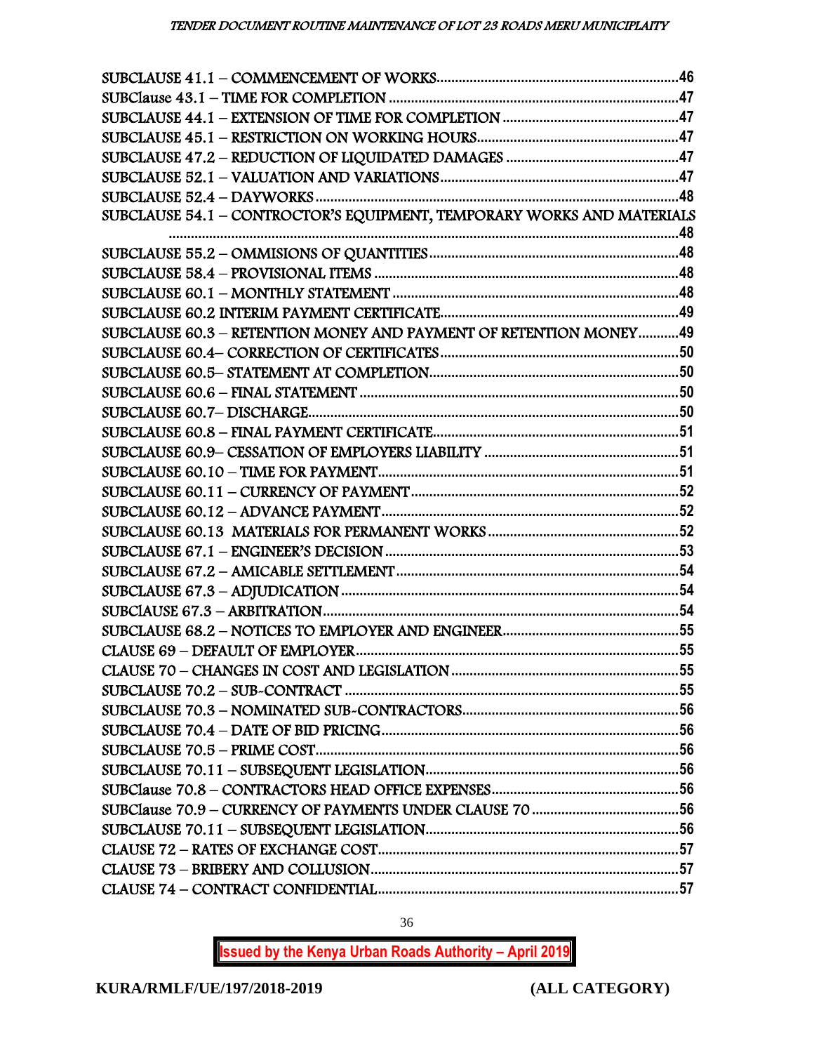SUBCLAUSE 41.1 – COMMENCEMENT OF WORKS.....46
SUBClause 43.1 – TIME FOR COMPLETION.....47
SUBCLAUSE 44.1 – EXTENSION OF TIME FOR COMPLETION.....47
SUBCLAUSE 45.1 – RESTRICTION ON WORKING HOURS.....47
SUBCLAUSE 47.2 – REDUCTION OF LIQUIDATED DAMAGES.....47
SUBCLAUSE 52.1 – VALUATION AND VARIATIONS.....47
SUBCLAUSE 52.4 – DAYWORKS.....48
SUBCLAUSE 54.1 – CONTROCTOR'S EQUIPMENT, TEMPORARY WORKS AND MATERIALS.....48
SUBCLAUSE 55.2 – OMMISIONS OF QUANTITIES.....48
SUBCLAUSE 58.4 – PROVISIONAL ITEMS.....48
SUBCLAUSE 60.1 – MONTHLY STATEMENT.....48
SUBCLAUSE 60.2 INTERIM PAYMENT CERTIFICATE.....49
SUBCLAUSE 60.3 – RETENTION MONEY AND PAYMENT OF RETENTION MONEY.....49
SUBCLAUSE 60.4– CORRECTION OF CERTIFICATES.....50
SUBCLAUSE 60.5– STATEMENT AT COMPLETION.....50
SUBCLAUSE 60.6 – FINAL STATEMENT.....50
SUBCLAUSE 60.7– DISCHARGE.....50
SUBCLAUSE 60.8 – FINAL PAYMENT CERTIFICATE.....51
SUBCLAUSE 60.9– CESSATION OF EMPLOYERS LIABILITY.....51
SUBCLAUSE 60.10 – TIME FOR PAYMENT.....51
SUBCLAUSE 60.11 – CURRENCY OF PAYMENT.....52
SUBCLAUSE 60.12 – ADVANCE PAYMENT.....52
SUBCLAUSE 60.13 MATERIALS FOR PERMANENT WORKS.....52
SUBCLAUSE 67.1 – ENGINEER'S DECISION.....53
SUBCLAUSE 67.2 – AMICABLE SETTLEMENT.....54
SUBCLAUSE 67.3 – ADJUDICATION.....54
SUBClAUSE 67.3 – ARBITRATION.....54
SUBCLAUSE 68.2 – NOTICES TO EMPLOYER AND ENGINEER.....55
CLAUSE 69 – DEFAULT OF EMPLOYER.....55
CLAUSE 70 – CHANGES IN COST AND LEGISLATION.....55
SUBCLAUSE 70.2 – SUB-CONTRACT.....55
SUBCLAUSE 70.3 – NOMINATED SUB-CONTRACTORS.....56
SUBCLAUSE 70.4 – DATE OF BID PRICING.....56
SUBCLAUSE 70.5 – PRIME COST.....56
SUBCLAUSE 70.11 – SUBSEQUENT LEGISLATION.....56
SUBClause 70.8 – CONTRACTORS HEAD OFFICE EXPENSES.....56
SUBClause 70.9 – CURRENCY OF PAYMENTS UNDER CLAUSE 70.....56
SUBCLAUSE 70.11 – SUBSEQUENT LEGISLATION.....56
CLAUSE 72 – RATES OF EXCHANGE COST.....57
CLAUSE 73 – BRIBERY AND COLLUSION.....57
CLAUSE 74 – CONTRACT CONFIDENTIAL.....57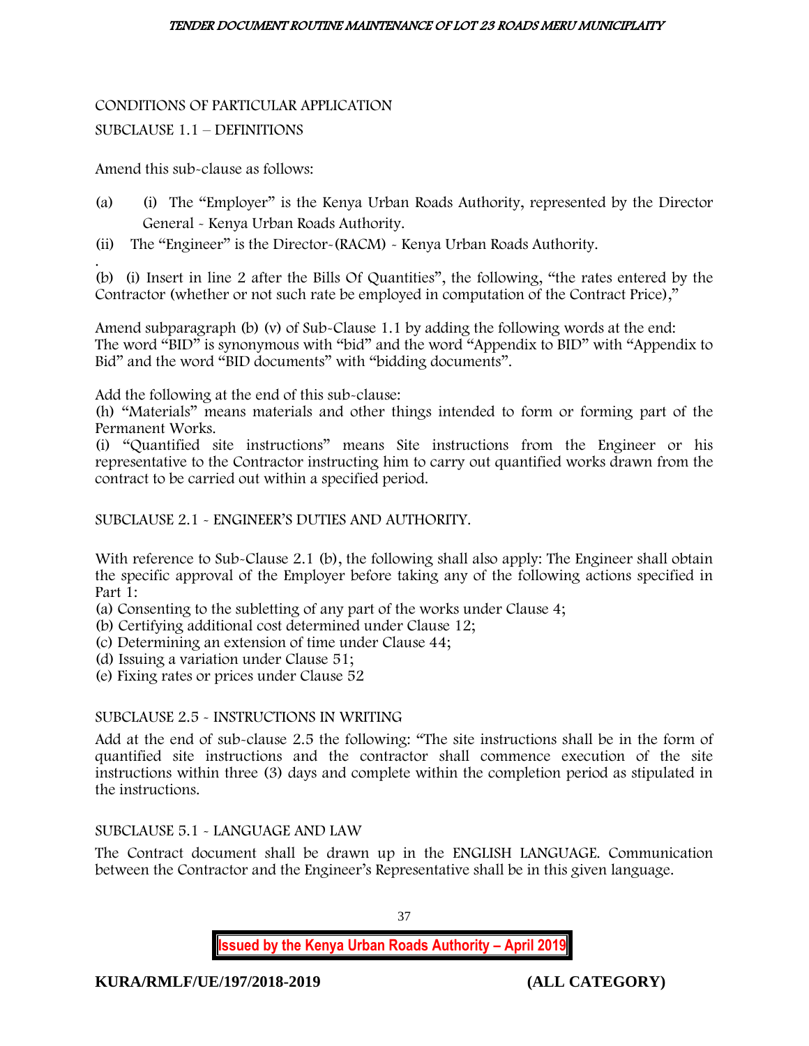CONDITIONS OF PARTICULAR APPLICATION

SUBCLAUSE 1.1 – DEFINITIONS

Amend this sub-clause as follows:

(a) (i) The "Employer" is the Kenya Urban Roads Authority, represented by the Director General - Kenya Urban Roads Authority.

(ii) The "Engineer" is the Director-(RACM) - Kenya Urban Roads Authority.

(b) (i) Insert in line 2 after the Bills Of Quantities", the following, "the rates entered by the Contractor (whether or not such rate be employed in computation of the Contract Price),"

Amend subparagraph (b) (v) of Sub-Clause 1.1 by adding the following words at the end: The word "BID" is synonymous with "bid" and the word "Appendix to BID" with "Appendix to Bid" and the word "BID documents" with "bidding documents".

Add the following at the end of this sub-clause:
(h) "Materials" means materials and other things intended to form or forming part of the Permanent Works.
(i) "Quantified site instructions" means Site instructions from the Engineer or his representative to the Contractor instructing him to carry out quantified works drawn from the contract to be carried out within a specified period.

SUBCLAUSE 2.1 - ENGINEER'S DUTIES AND AUTHORITY.

With reference to Sub-Clause 2.1 (b), the following shall also apply: The Engineer shall obtain the specific approval of the Employer before taking any of the following actions specified in Part 1:
(a) Consenting to the subletting of any part of the works under Clause 4;
(b) Certifying additional cost determined under Clause 12;
(c) Determining an extension of time under Clause 44;
(d) Issuing a variation under Clause 51;
(e) Fixing rates or prices under Clause 52

SUBCLAUSE 2.5 - INSTRUCTIONS IN WRITING

Add at the end of sub-clause 2.5 the following: "The site instructions shall be in the form of quantified site instructions and the contractor shall commence execution of the site instructions within three (3) days and complete within the completion period as stipulated in the instructions.

SUBCLAUSE 5.1 - LANGUAGE AND LAW

The Contract document shall be drawn up in the ENGLISH LANGUAGE. Communication between the Contractor and the Engineer's Representative shall be in this given language.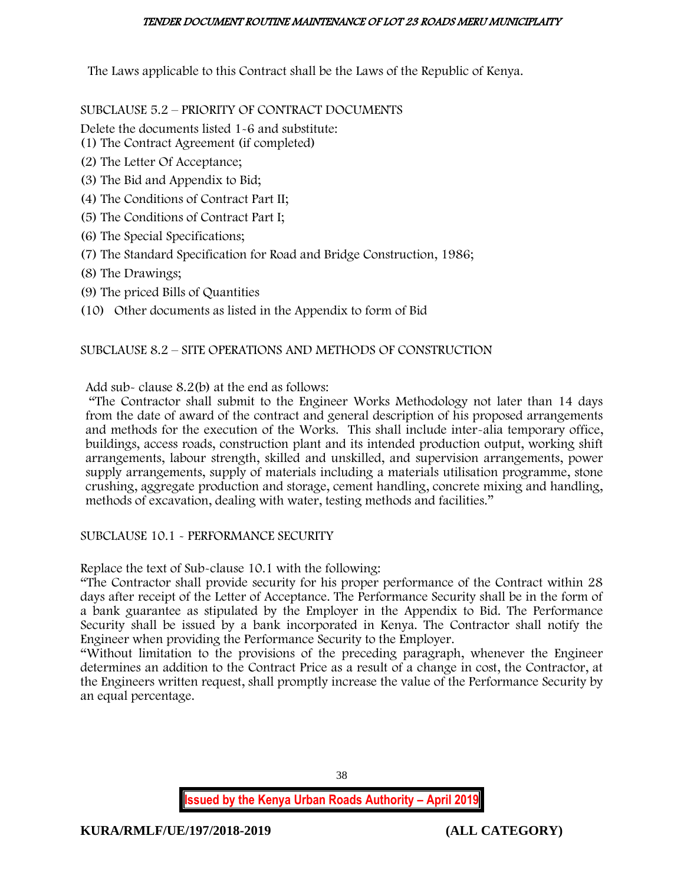The Laws applicable to this Contract shall be the Laws of the Republic of Kenya.

SUBCLAUSE 5.2 – PRIORITY OF CONTRACT DOCUMENTS

Delete the documents listed 1-6 and substitute:

(1) The Contract Agreement (if completed)

(2) The Letter Of Acceptance;

(3) The Bid and Appendix to Bid;

(4) The Conditions of Contract Part II;

(5) The Conditions of Contract Part I;

(6) The Special Specifications;

(7) The Standard Specification for Road and Bridge Construction, 1986;

(8) The Drawings;

(9) The priced Bills of Quantities

(10) Other documents as listed in the Appendix to form of Bid

SUBCLAUSE 8.2 – SITE OPERATIONS AND METHODS OF CONSTRUCTION

Add sub- clause 8.2(b) at the end as follows:

"The Contractor shall submit to the Engineer Works Methodology not later than 14 days from the date of award of the contract and general description of his proposed arrangements and methods for the execution of the Works. This shall include inter-alia temporary office, buildings, access roads, construction plant and its intended production output, working shift arrangements, labour strength, skilled and unskilled, and supervision arrangements, power supply arrangements, supply of materials including a materials utilisation programme, stone crushing, aggregate production and storage, cement handling, concrete mixing and handling, methods of excavation, dealing with water, testing methods and facilities."

SUBCLAUSE 10.1 - PERFORMANCE SECURITY

Replace the text of Sub-clause 10.1 with the following:

"The Contractor shall provide security for his proper performance of the Contract within 28 days after receipt of the Letter of Acceptance. The Performance Security shall be in the form of a bank guarantee as stipulated by the Employer in the Appendix to Bid. The Performance Security shall be issued by a bank incorporated in Kenya. The Contractor shall notify the Engineer when providing the Performance Security to the Employer.

"Without limitation to the provisions of the preceding paragraph, whenever the Engineer determines an addition to the Contract Price as a result of a change in cost, the Contractor, at the Engineers written request, shall promptly increase the value of the Performance Security by an equal percentage.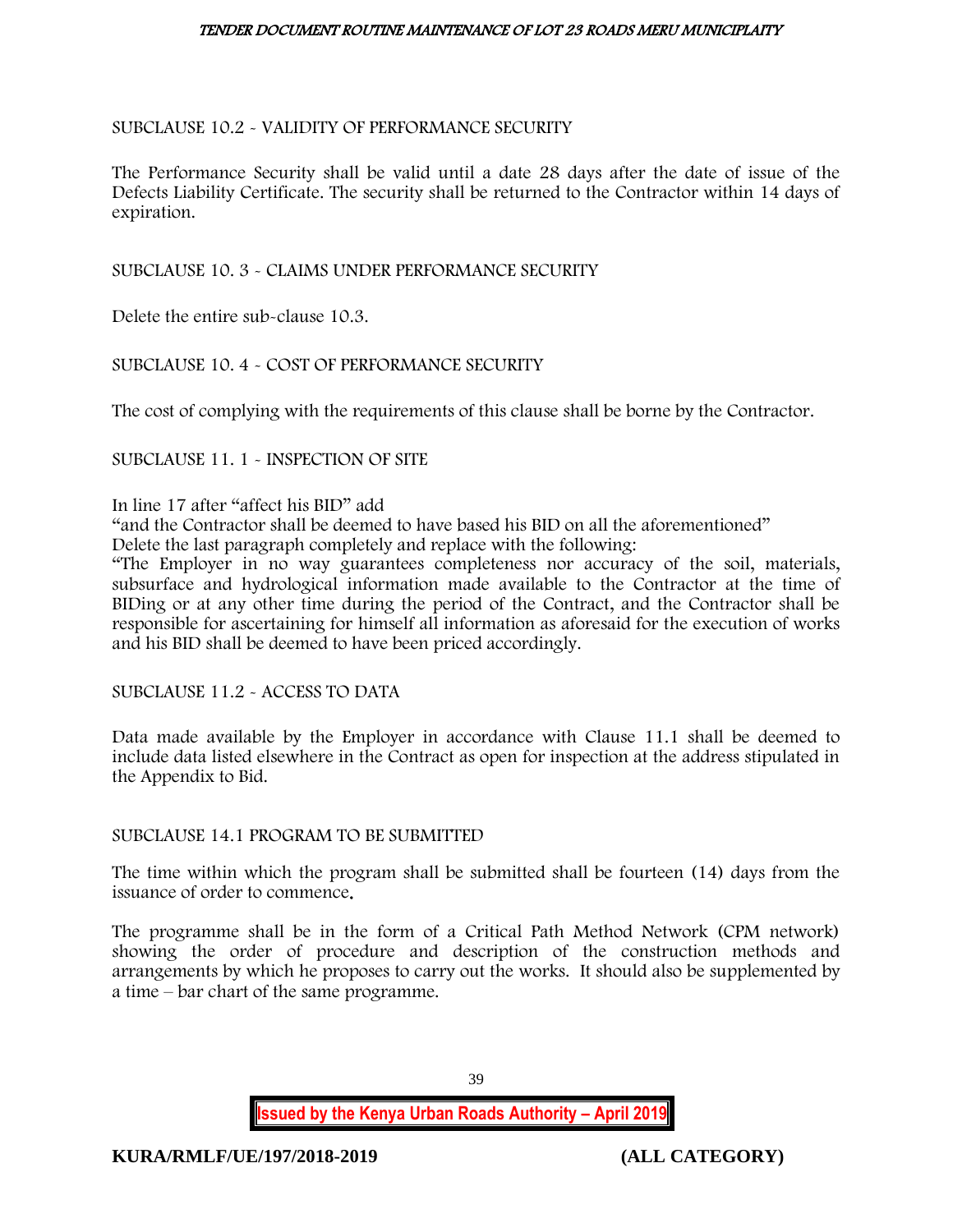SUBCLAUSE 10.2 - VALIDITY OF PERFORMANCE SECURITY

The Performance Security shall be valid until a date 28 days after the date of issue of the Defects Liability Certificate. The security shall be returned to the Contractor within 14 days of expiration.

SUBCLAUSE 10. 3 - CLAIMS UNDER PERFORMANCE SECURITY

Delete the entire sub-clause 10.3.

SUBCLAUSE 10. 4 - COST OF PERFORMANCE SECURITY

The cost of complying with the requirements of this clause shall be borne by the Contractor.

SUBCLAUSE 11. 1 - INSPECTION OF SITE

In line 17 after "affect his BID" add
"and the Contractor shall be deemed to have based his BID on all the aforementioned"
Delete the last paragraph completely and replace with the following:
"The Employer in no way guarantees completeness nor accuracy of the soil, materials, subsurface and hydrological information made available to the Contractor at the time of BIDing or at any other time during the period of the Contract, and the Contractor shall be responsible for ascertaining for himself all information as aforesaid for the execution of works and his BID shall be deemed to have been priced accordingly.

SUBCLAUSE 11.2 - ACCESS TO DATA

Data made available by the Employer in accordance with Clause 11.1 shall be deemed to include data listed elsewhere in the Contract as open for inspection at the address stipulated in the Appendix to Bid.

SUBCLAUSE 14.1 PROGRAM TO BE SUBMITTED

The time within which the program shall be submitted shall be fourteen (14) days from the issuance of order to commence.

The programme shall be in the form of a Critical Path Method Network (CPM network) showing the order of procedure and description of the construction methods and arrangements by which he proposes to carry out the works. It should also be supplemented by a time – bar chart of the same programme.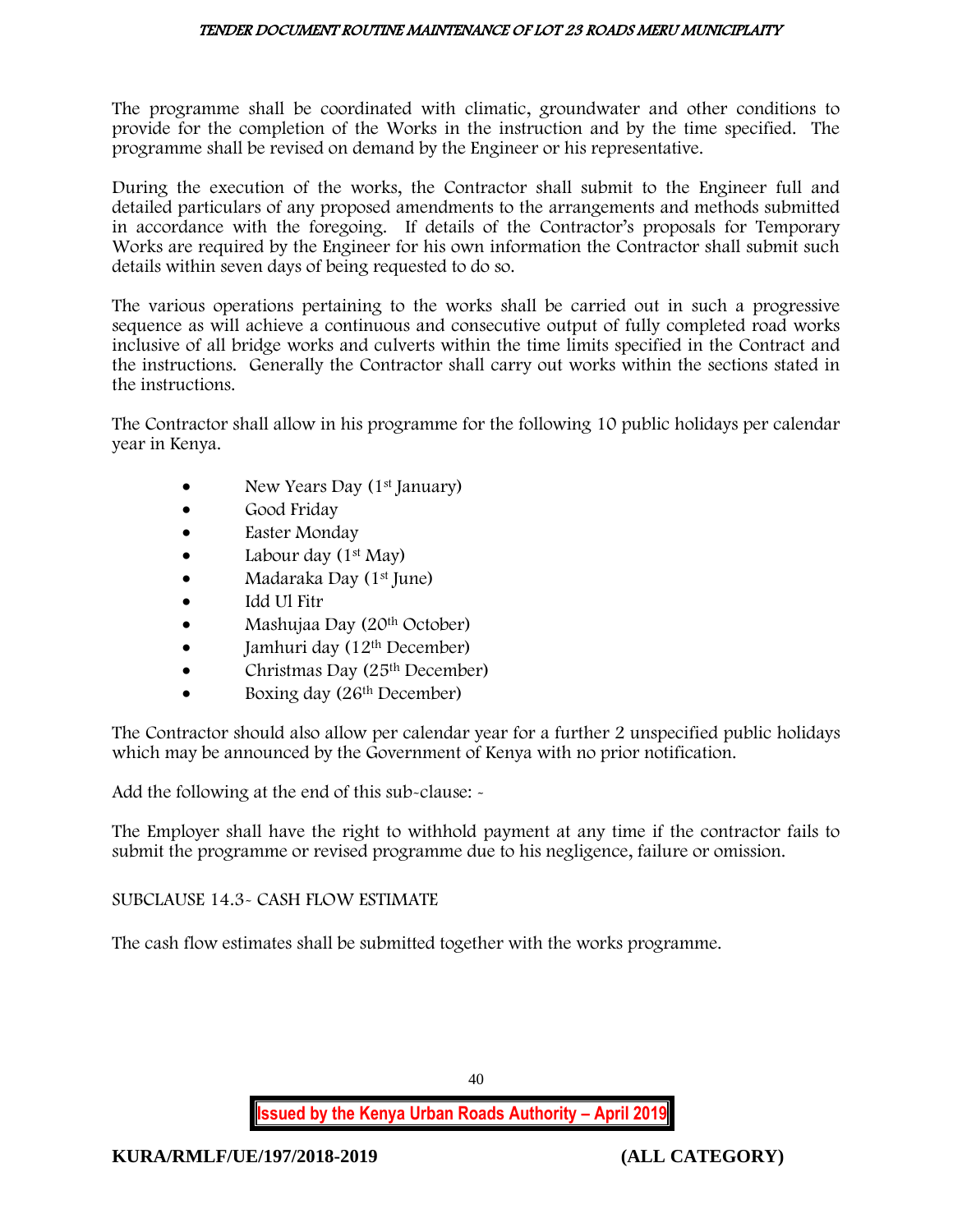The programme shall be coordinated with climatic, groundwater and other conditions to provide for the completion of the Works in the instruction and by the time specified. The programme shall be revised on demand by the Engineer or his representative.

During the execution of the works, the Contractor shall submit to the Engineer full and detailed particulars of any proposed amendments to the arrangements and methods submitted in accordance with the foregoing. If details of the Contractor's proposals for Temporary Works are required by the Engineer for his own information the Contractor shall submit such details within seven days of being requested to do so.

The various operations pertaining to the works shall be carried out in such a progressive sequence as will achieve a continuous and consecutive output of fully completed road works inclusive of all bridge works and culverts within the time limits specified in the Contract and the instructions. Generally the Contractor shall carry out works within the sections stated in the instructions.

The Contractor shall allow in his programme for the following 10 public holidays per calendar year in Kenya.

- New Years Day (1st January)
- Good Friday
- Easter Monday
- Labour day (1st May)
- Madaraka Day (1st June)
- Idd Ul Fitr
- Mashujaa Day (20th October)
- Jamhuri day (12th December)
- Christmas Day (25th December)
- Boxing day (26th December)

The Contractor should also allow per calendar year for a further 2 unspecified public holidays which may be announced by the Government of Kenya with no prior notification.

Add the following at the end of this sub-clause: -

The Employer shall have the right to withhold payment at any time if the contractor fails to submit the programme or revised programme due to his negligence, failure or omission.

SUBCLAUSE 14.3- CASH FLOW ESTIMATE

The cash flow estimates shall be submitted together with the works programme.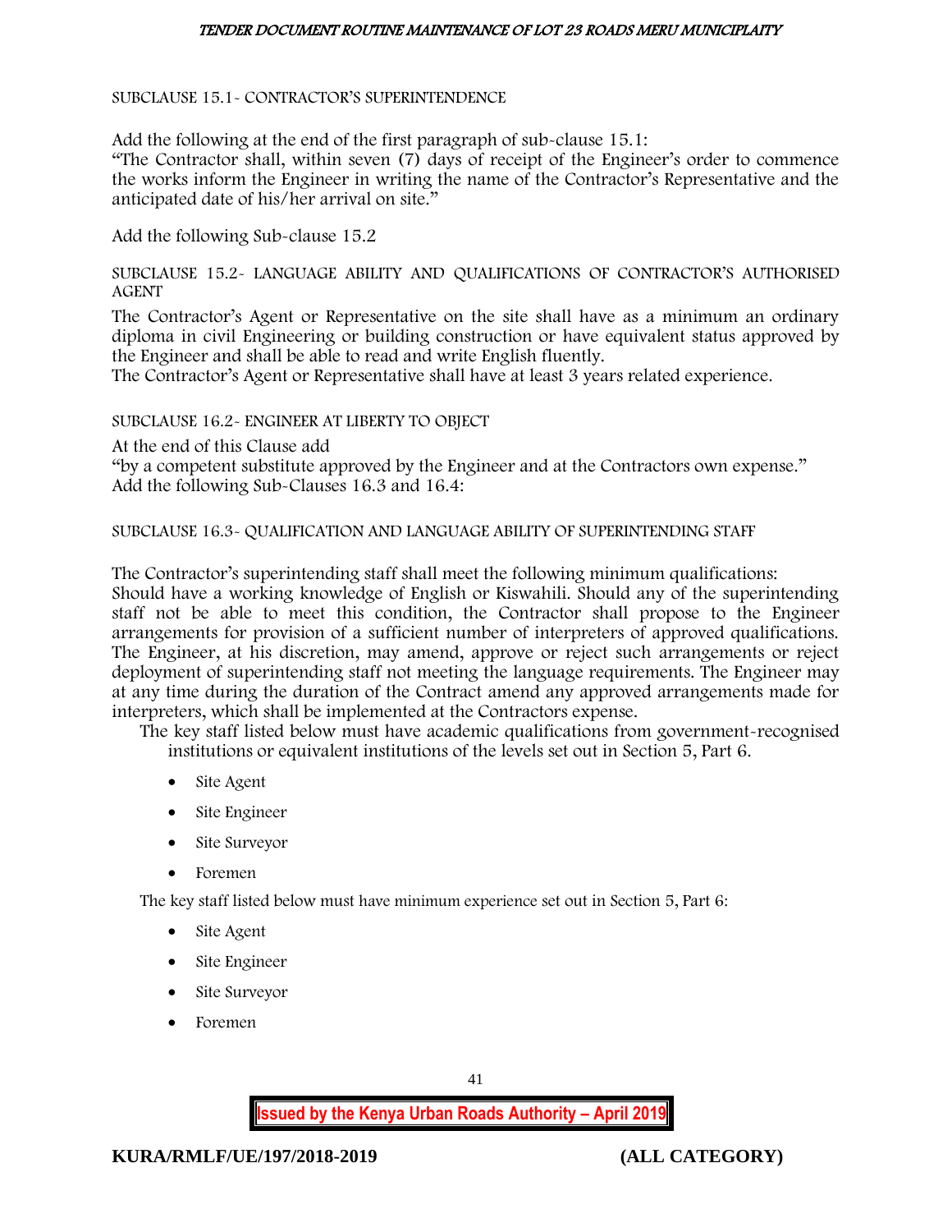SUBCLAUSE 15.1- CONTRACTOR'S SUPERINTENDENCE

Add the following at the end of the first paragraph of sub-clause 15.1:
"The Contractor shall, within seven (7) days of receipt of the Engineer's order to commence the works inform the Engineer in writing the name of the Contractor's Representative and the anticipated date of his/her arrival on site."

Add the following Sub-clause 15.2

SUBCLAUSE 15.2- LANGUAGE ABILITY AND QUALIFICATIONS OF CONTRACTOR'S AUTHORISED AGENT

The Contractor's Agent or Representative on the site shall have as a minimum an ordinary diploma in civil Engineering or building construction or have equivalent status approved by the Engineer and shall be able to read and write English fluently.
The Contractor's Agent or Representative shall have at least 3 years related experience.

SUBCLAUSE 16.2- ENGINEER AT LIBERTY TO OBJECT

At the end of this Clause add
"by a competent substitute approved by the Engineer and at the Contractors own expense."
Add the following Sub-Clauses 16.3 and 16.4:

SUBCLAUSE 16.3- QUALIFICATION AND LANGUAGE ABILITY OF SUPERINTENDING STAFF

The Contractor's superintending staff shall meet the following minimum qualifications:
Should have a working knowledge of English or Kiswahili. Should any of the superintending staff not be able to meet this condition, the Contractor shall propose to the Engineer arrangements for provision of a sufficient number of interpreters of approved qualifications. The Engineer, at his discretion, may amend, approve or reject such arrangements or reject deployment of superintending staff not meeting the language requirements. The Engineer may at any time during the duration of the Contract amend any approved arrangements made for interpreters, which shall be implemented at the Contractors expense.

The key staff listed below must have academic qualifications from government-recognised institutions or equivalent institutions of the levels set out in Section 5, Part 6.

- Site Agent
- Site Engineer
- Site Surveyor
- Foremen

The key staff listed below must have minimum experience set out in Section 5, Part 6:

- Site Agent
- Site Engineer
- Site Surveyor
- Foremen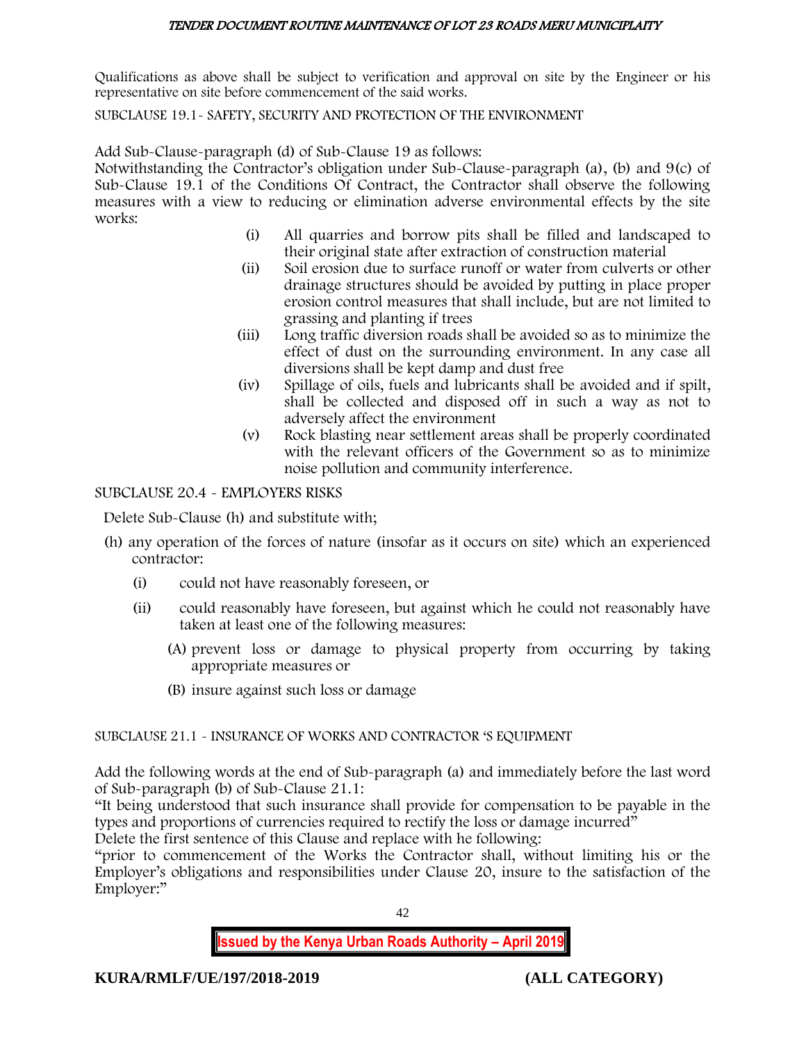Qualifications as above shall be subject to verification and approval on site by the Engineer or his representative on site before commencement of the said works.

SUBCLAUSE 19.1- SAFETY, SECURITY AND PROTECTION OF THE ENVIRONMENT

Add Sub-Clause-paragraph (d) of Sub-Clause 19 as follows:
Notwithstanding the Contractor's obligation under Sub-Clause-paragraph (a), (b) and 9(c) of Sub-Clause 19.1 of the Conditions Of Contract, the Contractor shall observe the following measures with a view to reducing or elimination adverse environmental effects by the site works:

- (i) All quarries and borrow pits shall be filled and landscaped to their original state after extraction of construction material
- (ii) Soil erosion due to surface runoff or water from culverts or other drainage structures should be avoided by putting in place proper erosion control measures that shall include, but are not limited to grassing and planting if trees
- (iii) Long traffic diversion roads shall be avoided so as to minimize the effect of dust on the surrounding environment. In any case all diversions shall be kept damp and dust free
- (iv) Spillage of oils, fuels and lubricants shall be avoided and if spilt, shall be collected and disposed off in such a way as not to adversely affect the environment
- (v) Rock blasting near settlement areas shall be properly coordinated with the relevant officers of the Government so as to minimize noise pollution and community interference.

SUBCLAUSE 20.4 - EMPLOYERS RISKS

Delete Sub-Clause (h) and substitute with;

(h) any operation of the forces of nature (insofar as it occurs on site) which an experienced contractor:

- (i) could not have reasonably foreseen, or
- (ii) could reasonably have foreseen, but against which he could not reasonably have taken at least one of the following measures:
  - (A) prevent loss or damage to physical property from occurring by taking appropriate measures or
  - (B) insure against such loss or damage

SUBCLAUSE 21.1 - INSURANCE OF WORKS AND CONTRACTOR 'S EQUIPMENT

Add the following words at the end of Sub-paragraph (a) and immediately before the last word of Sub-paragraph (b) of Sub-Clause 21.1:
"It being understood that such insurance shall provide for compensation to be payable in the types and proportions of currencies required to rectify the loss or damage incurred"
Delete the first sentence of this Clause and replace with he following:
"prior to commencement of the Works the Contractor shall, without limiting his or the Employer's obligations and responsibilities under Clause 20, insure to the satisfaction of the Employer:"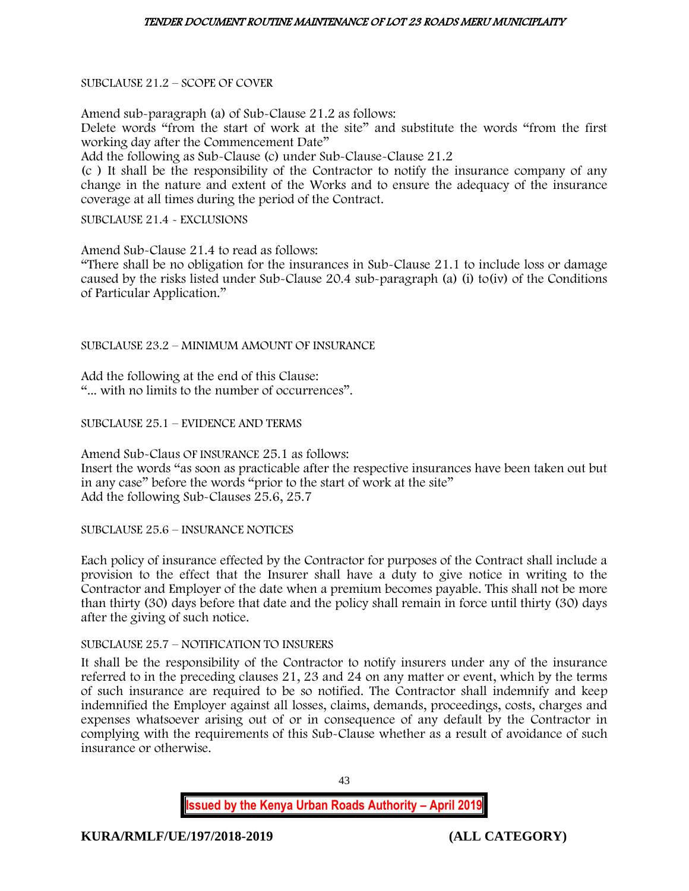SUBCLAUSE 21.2 – SCOPE OF COVER

Amend sub-paragraph (a) of Sub-Clause 21.2 as follows:
Delete words "from the start of work at the site" and substitute the words "from the first working day after the Commencement Date"
Add the following as Sub-Clause (c) under Sub-Clause-Clause 21.2
(c ) It shall be the responsibility of the Contractor to notify the insurance company of any change in the nature and extent of the Works and to ensure the adequacy of the insurance coverage at all times during the period of the Contract.

SUBCLAUSE 21.4 - EXCLUSIONS

Amend Sub-Clause 21.4 to read as follows:
"There shall be no obligation for the insurances in Sub-Clause 21.1 to include loss or damage caused by the risks listed under Sub-Clause 20.4 sub-paragraph (a) (i) to(iv) of the Conditions of Particular Application."

SUBCLAUSE 23.2 – MINIMUM AMOUNT OF INSURANCE

Add the following at the end of this Clause:
"... with no limits to the number of occurrences".

SUBCLAUSE 25.1 – EVIDENCE AND TERMS

Amend Sub-Claus OF INSURANCE 25.1 as follows:
Insert the words "as soon as practicable after the respective insurances have been taken out but in any case" before the words "prior to the start of work at the site"
Add the following Sub-Clauses 25.6, 25.7

SUBCLAUSE 25.6 – INSURANCE NOTICES

Each policy of insurance effected by the Contractor for purposes of the Contract shall include a provision to the effect that the Insurer shall have a duty to give notice in writing to the Contractor and Employer of the date when a premium becomes payable. This shall not be more than thirty (30) days before that date and the policy shall remain in force until thirty (30) days after the giving of such notice.

SUBCLAUSE 25.7 – NOTIFICATION TO INSURERS

It shall be the responsibility of the Contractor to notify insurers under any of the insurance referred to in the preceding clauses 21, 23 and 24 on any matter or event, which by the terms of such insurance are required to be so notified. The Contractor shall indemnify and keep indemnified the Employer against all losses, claims, demands, proceedings, costs, charges and expenses whatsoever arising out of or in consequence of any default by the Contractor in complying with the requirements of this Sub-Clause whether as a result of avoidance of such insurance or otherwise.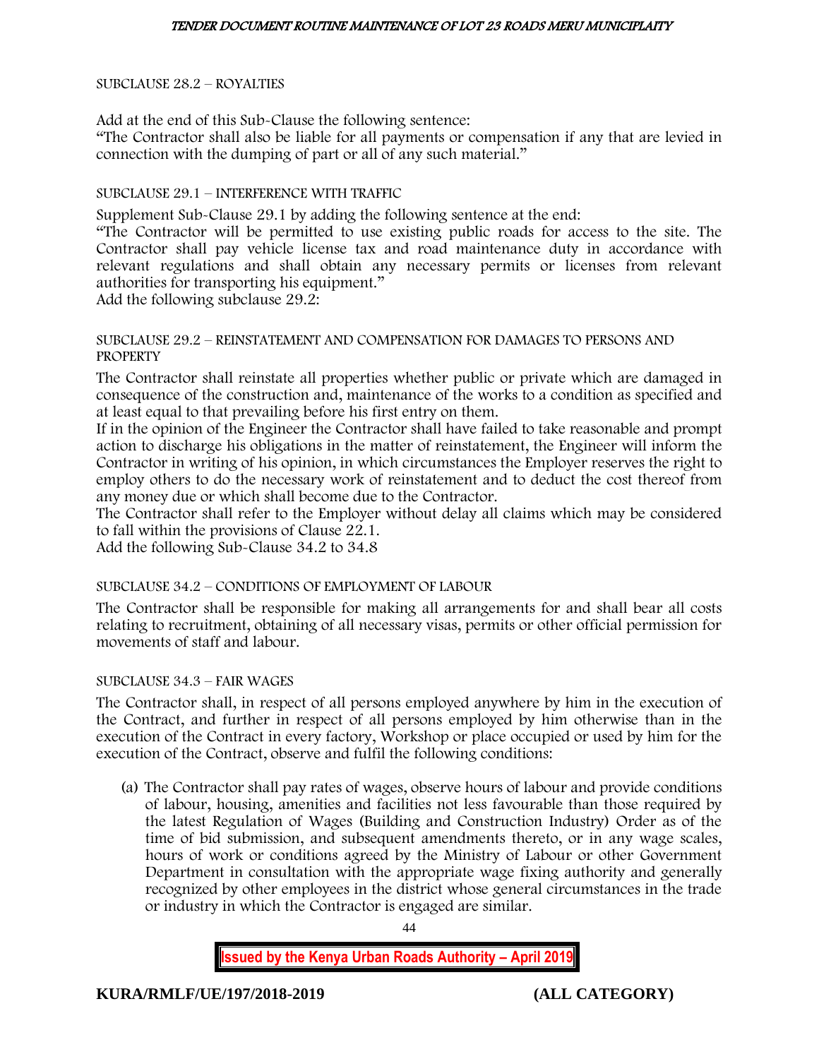SUBCLAUSE 28.2 – ROYALTIES

Add at the end of this Sub-Clause the following sentence:
"The Contractor shall also be liable for all payments or compensation if any that are levied in connection with the dumping of part or all of any such material."

SUBCLAUSE 29.1 – INTERFERENCE WITH TRAFFIC

Supplement Sub-Clause 29.1 by adding the following sentence at the end:
"The Contractor will be permitted to use existing public roads for access to the site. The Contractor shall pay vehicle license tax and road maintenance duty in accordance with relevant regulations and shall obtain any necessary permits or licenses from relevant authorities for transporting his equipment."
Add the following subclause 29.2:

SUBCLAUSE 29.2 – REINSTATEMENT AND COMPENSATION FOR DAMAGES TO PERSONS AND PROPERTY

The Contractor shall reinstate all properties whether public or private which are damaged in consequence of the construction and, maintenance of the works to a condition as specified and at least equal to that prevailing before his first entry on them.
If in the opinion of the Engineer the Contractor shall have failed to take reasonable and prompt action to discharge his obligations in the matter of reinstatement, the Engineer will inform the Contractor in writing of his opinion, in which circumstances the Employer reserves the right to employ others to do the necessary work of reinstatement and to deduct the cost thereof from any money due or which shall become due to the Contractor.
The Contractor shall refer to the Employer without delay all claims which may be considered to fall within the provisions of Clause 22.1.
Add the following Sub-Clause 34.2 to 34.8

SUBCLAUSE 34.2 – CONDITIONS OF EMPLOYMENT OF LABOUR

The Contractor shall be responsible for making all arrangements for and shall bear all costs relating to recruitment, obtaining of all necessary visas, permits or other official permission for movements of staff and labour.

SUBCLAUSE 34.3 – FAIR WAGES

The Contractor shall, in respect of all persons employed anywhere by him in the execution of the Contract, and further in respect of all persons employed by him otherwise than in the execution of the Contract in every factory, Workshop or place occupied or used by him for the execution of the Contract, observe and fulfil the following conditions:

(a) The Contractor shall pay rates of wages, observe hours of labour and provide conditions of labour, housing, amenities and facilities not less favourable than those required by the latest Regulation of Wages (Building and Construction Industry) Order as of the time of bid submission, and subsequent amendments thereto, or in any wage scales, hours of work or conditions agreed by the Ministry of Labour or other Government Department in consultation with the appropriate wage fixing authority and generally recognized by other employees in the district whose general circumstances in the trade or industry in which the Contractor is engaged are similar.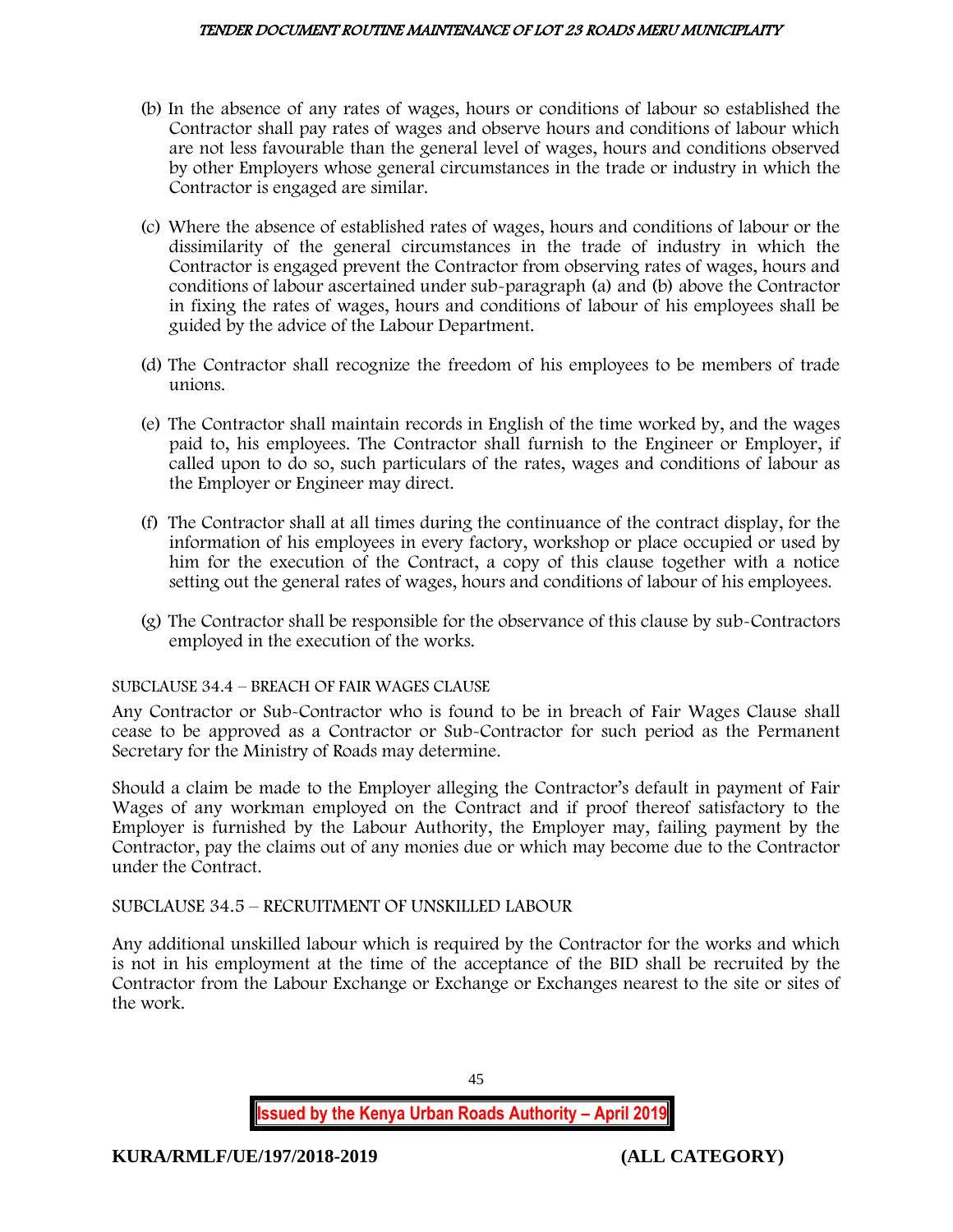(b) In the absence of any rates of wages, hours or conditions of labour so established the Contractor shall pay rates of wages and observe hours and conditions of labour which are not less favourable than the general level of wages, hours and conditions observed by other Employers whose general circumstances in the trade or industry in which the Contractor is engaged are similar.

(c) Where the absence of established rates of wages, hours and conditions of labour or the dissimilarity of the general circumstances in the trade of industry in which the Contractor is engaged prevent the Contractor from observing rates of wages, hours and conditions of labour ascertained under sub-paragraph (a) and (b) above the Contractor in fixing the rates of wages, hours and conditions of labour of his employees shall be guided by the advice of the Labour Department.

(d) The Contractor shall recognize the freedom of his employees to be members of trade unions.

(e) The Contractor shall maintain records in English of the time worked by, and the wages paid to, his employees. The Contractor shall furnish to the Engineer or Employer, if called upon to do so, such particulars of the rates, wages and conditions of labour as the Employer or Engineer may direct.

(f) The Contractor shall at all times during the continuance of the contract display, for the information of his employees in every factory, workshop or place occupied or used by him for the execution of the Contract, a copy of this clause together with a notice setting out the general rates of wages, hours and conditions of labour of his employees.

(g) The Contractor shall be responsible for the observance of this clause by sub-Contractors employed in the execution of the works.

SUBCLAUSE 34.4 – BREACH OF FAIR WAGES CLAUSE

Any Contractor or Sub-Contractor who is found to be in breach of Fair Wages Clause shall cease to be approved as a Contractor or Sub-Contractor for such period as the Permanent Secretary for the Ministry of Roads may determine.

Should a claim be made to the Employer alleging the Contractor's default in payment of Fair Wages of any workman employed on the Contract and if proof thereof satisfactory to the Employer is furnished by the Labour Authority, the Employer may, failing payment by the Contractor, pay the claims out of any monies due or which may become due to the Contractor under the Contract.

SUBCLAUSE 34.5 – RECRUITMENT OF UNSKILLED LABOUR

Any additional unskilled labour which is required by the Contractor for the works and which is not in his employment at the time of the acceptance of the BID shall be recruited by the Contractor from the Labour Exchange or Exchange or Exchanges nearest to the site or sites of the work.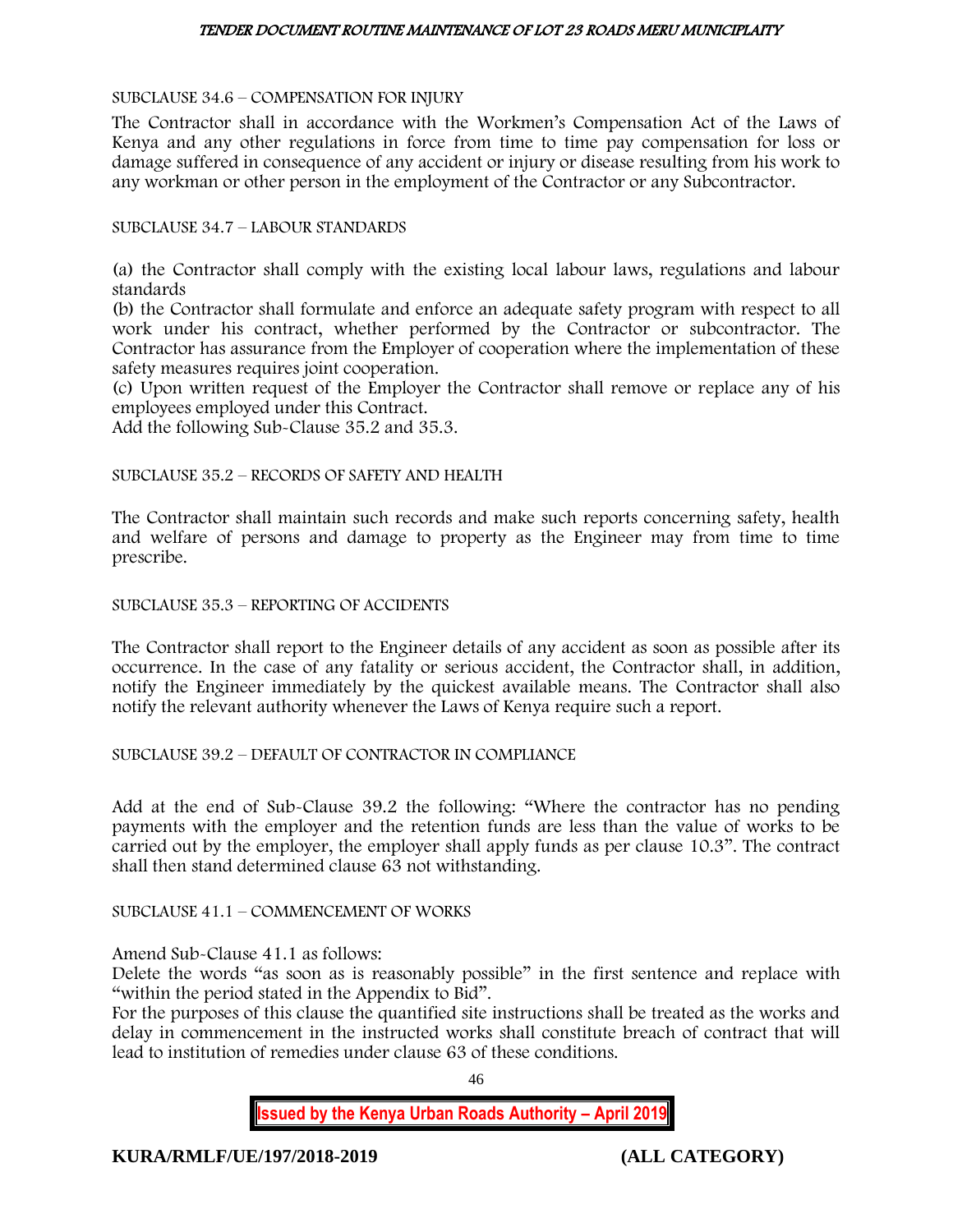SUBCLAUSE 34.6 – COMPENSATION FOR INJURY

The Contractor shall in accordance with the Workmen's Compensation Act of the Laws of Kenya and any other regulations in force from time to time pay compensation for loss or damage suffered in consequence of any accident or injury or disease resulting from his work to any workman or other person in the employment of the Contractor or any Subcontractor.

SUBCLAUSE 34.7 – LABOUR STANDARDS

(a) the Contractor shall comply with the existing local labour laws, regulations and labour standards
(b) the Contractor shall formulate and enforce an adequate safety program with respect to all work under his contract, whether performed by the Contractor or subcontractor. The Contractor has assurance from the Employer of cooperation where the implementation of these safety measures requires joint cooperation.
(c) Upon written request of the Employer the Contractor shall remove or replace any of his employees employed under this Contract.
Add the following Sub-Clause 35.2 and 35.3.

SUBCLAUSE 35.2 – RECORDS OF SAFETY AND HEALTH

The Contractor shall maintain such records and make such reports concerning safety, health and welfare of persons and damage to property as the Engineer may from time to time prescribe.

SUBCLAUSE 35.3 – REPORTING OF ACCIDENTS

The Contractor shall report to the Engineer details of any accident as soon as possible after its occurrence. In the case of any fatality or serious accident, the Contractor shall, in addition, notify the Engineer immediately by the quickest available means. The Contractor shall also notify the relevant authority whenever the Laws of Kenya require such a report.

SUBCLAUSE 39.2 – DEFAULT OF CONTRACTOR IN COMPLIANCE

Add at the end of Sub-Clause 39.2 the following: "Where the contractor has no pending payments with the employer and the retention funds are less than the value of works to be carried out by the employer, the employer shall apply funds as per clause 10.3". The contract shall then stand determined clause 63 not withstanding.

SUBCLAUSE 41.1 – COMMENCEMENT OF WORKS

Amend Sub-Clause 41.1 as follows:
Delete the words "as soon as is reasonably possible" in the first sentence and replace with "within the period stated in the Appendix to Bid".
For the purposes of this clause the quantified site instructions shall be treated as the works and delay in commencement in the instructed works shall constitute breach of contract that will lead to institution of remedies under clause 63 of these conditions.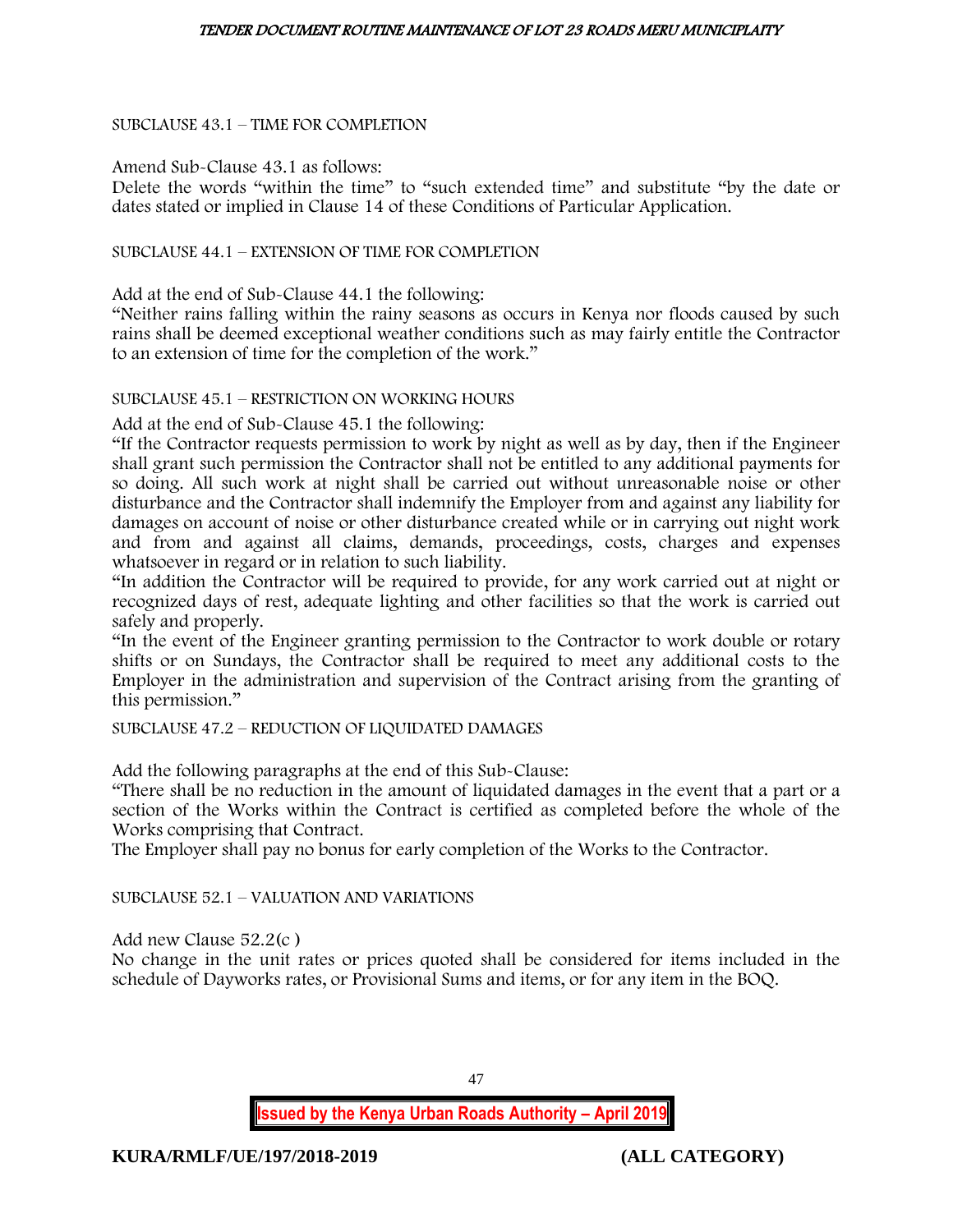SUBCLAUSE 43.1 – TIME FOR COMPLETION

Amend Sub-Clause 43.1 as follows:
Delete the words "within the time" to "such extended time" and substitute "by the date or dates stated or implied in Clause 14 of these Conditions of Particular Application.

SUBCLAUSE 44.1 – EXTENSION OF TIME FOR COMPLETION

Add at the end of Sub-Clause 44.1 the following:
"Neither rains falling within the rainy seasons as occurs in Kenya nor floods caused by such rains shall be deemed exceptional weather conditions such as may fairly entitle the Contractor to an extension of time for the completion of the work."

SUBCLAUSE 45.1 – RESTRICTION ON WORKING HOURS

Add at the end of Sub-Clause 45.1 the following:
"If the Contractor requests permission to work by night as well as by day, then if the Engineer shall grant such permission the Contractor shall not be entitled to any additional payments for so doing. All such work at night shall be carried out without unreasonable noise or other disturbance and the Contractor shall indemnify the Employer from and against any liability for damages on account of noise or other disturbance created while or in carrying out night work and from and against all claims, demands, proceedings, costs, charges and expenses whatsoever in regard or in relation to such liability.
"In addition the Contractor will be required to provide, for any work carried out at night or recognized days of rest, adequate lighting and other facilities so that the work is carried out safely and properly.
"In the event of the Engineer granting permission to the Contractor to work double or rotary shifts or on Sundays, the Contractor shall be required to meet any additional costs to the Employer in the administration and supervision of the Contract arising from the granting of this permission."

SUBCLAUSE 47.2 – REDUCTION OF LIQUIDATED DAMAGES

Add the following paragraphs at the end of this Sub-Clause:
"There shall be no reduction in the amount of liquidated damages in the event that a part or a section of the Works within the Contract is certified as completed before the whole of the Works comprising that Contract.
The Employer shall pay no bonus for early completion of the Works to the Contractor.

SUBCLAUSE 52.1 – VALUATION AND VARIATIONS

Add new Clause 52.2(c )
No change in the unit rates or prices quoted shall be considered for items included in the schedule of Dayworks rates, or Provisional Sums and items, or for any item in the BOQ.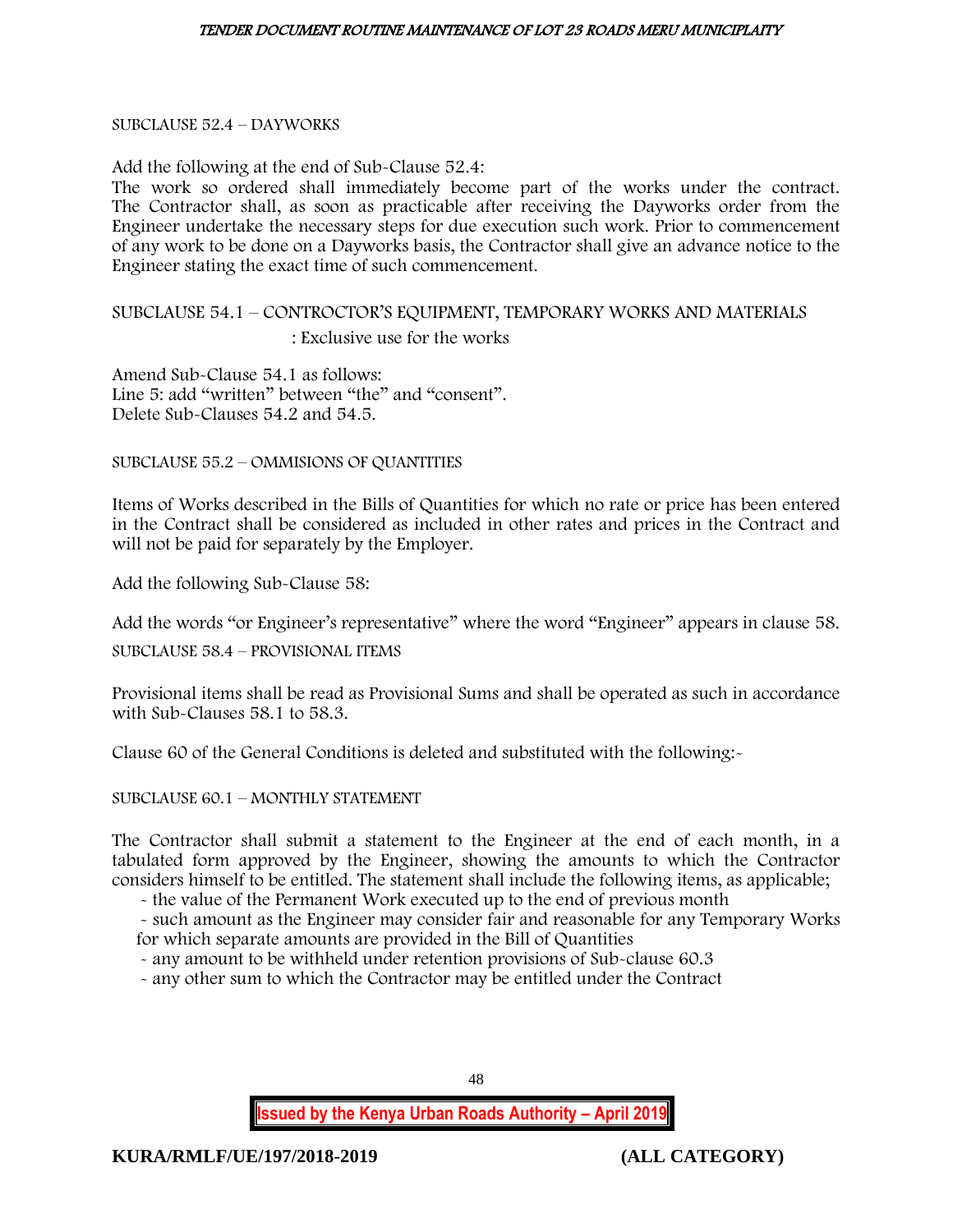SUBCLAUSE 52.4 – DAYWORKS

Add the following at the end of Sub-Clause 52.4:
The work so ordered shall immediately become part of the works under the contract. The Contractor shall, as soon as practicable after receiving the Dayworks order from the Engineer undertake the necessary steps for due execution such work. Prior to commencement of any work to be done on a Dayworks basis, the Contractor shall give an advance notice to the Engineer stating the exact time of such commencement.

SUBCLAUSE 54.1 – CONTROCTOR'S EQUIPMENT, TEMPORARY WORKS AND MATERIALS : Exclusive use for the works

Amend Sub-Clause 54.1 as follows:
Line 5: add "written" between "the" and "consent".
Delete Sub-Clauses 54.2 and 54.5.

SUBCLAUSE 55.2 – OMMISIONS OF QUANTITIES

Items of Works described in the Bills of Quantities for which no rate or price has been entered in the Contract shall be considered as included in other rates and prices in the Contract and will not be paid for separately by the Employer.

Add the following Sub-Clause 58:

Add the words "or Engineer's representative" where the word "Engineer" appears in clause 58.

SUBCLAUSE 58.4 – PROVISIONAL ITEMS

Provisional items shall be read as Provisional Sums and shall be operated as such in accordance with Sub-Clauses 58.1 to 58.3.

Clause 60 of the General Conditions is deleted and substituted with the following:-

SUBCLAUSE 60.1 – MONTHLY STATEMENT

The Contractor shall submit a statement to the Engineer at the end of each month, in a tabulated form approved by the Engineer, showing the amounts to which the Contractor considers himself to be entitled. The statement shall include the following items, as applicable;

- the value of the Permanent Work executed up to the end of previous month
- such amount as the Engineer may consider fair and reasonable for any Temporary Works for which separate amounts are provided in the Bill of Quantities
- any amount to be withheld under retention provisions of Sub-clause 60.3
- any other sum to which the Contractor may be entitled under the Contract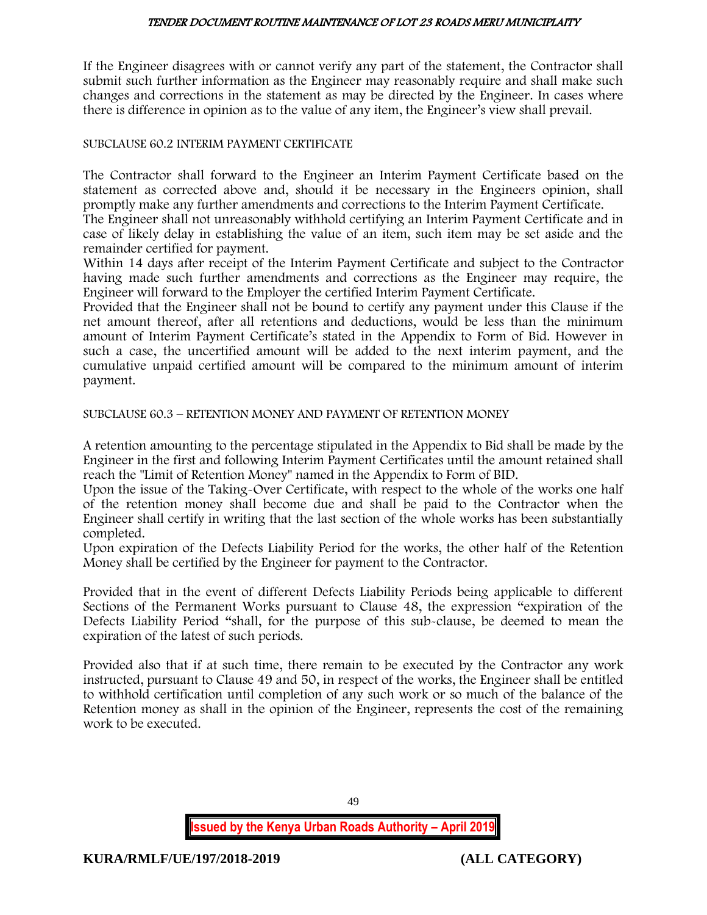If the Engineer disagrees with or cannot verify any part of the statement, the Contractor shall submit such further information as the Engineer may reasonably require and shall make such changes and corrections in the statement as may be directed by the Engineer. In cases where there is difference in opinion as to the value of any item, the Engineer's view shall prevail.

SUBCLAUSE 60.2 INTERIM PAYMENT CERTIFICATE

The Contractor shall forward to the Engineer an Interim Payment Certificate based on the statement as corrected above and, should it be necessary in the Engineers opinion, shall promptly make any further amendments and corrections to the Interim Payment Certificate.
The Engineer shall not unreasonably withhold certifying an Interim Payment Certificate and in case of likely delay in establishing the value of an item, such item may be set aside and the remainder certified for payment.
Within 14 days after receipt of the Interim Payment Certificate and subject to the Contractor having made such further amendments and corrections as the Engineer may require, the Engineer will forward to the Employer the certified Interim Payment Certificate.
Provided that the Engineer shall not be bound to certify any payment under this Clause if the net amount thereof, after all retentions and deductions, would be less than the minimum amount of Interim Payment Certificate's stated in the Appendix to Form of Bid. However in such a case, the uncertified amount will be added to the next interim payment, and the cumulative unpaid certified amount will be compared to the minimum amount of interim payment.

SUBCLAUSE 60.3 – RETENTION MONEY AND PAYMENT OF RETENTION MONEY

A retention amounting to the percentage stipulated in the Appendix to Bid shall be made by the Engineer in the first and following Interim Payment Certificates until the amount retained shall reach the "Limit of Retention Money" named in the Appendix to Form of BID.
Upon the issue of the Taking-Over Certificate, with respect to the whole of the works one half of the retention money shall become due and shall be paid to the Contractor when the Engineer shall certify in writing that the last section of the whole works has been substantially completed.
Upon expiration of the Defects Liability Period for the works, the other half of the Retention Money shall be certified by the Engineer for payment to the Contractor.

Provided that in the event of different Defects Liability Periods being applicable to different Sections of the Permanent Works pursuant to Clause 48, the expression "expiration of the Defects Liability Period "shall, for the purpose of this sub-clause, be deemed to mean the expiration of the latest of such periods.

Provided also that if at such time, there remain to be executed by the Contractor any work instructed, pursuant to Clause 49 and 50, in respect of the works, the Engineer shall be entitled to withhold certification until completion of any such work or so much of the balance of the Retention money as shall in the opinion of the Engineer, represents the cost of the remaining work to be executed.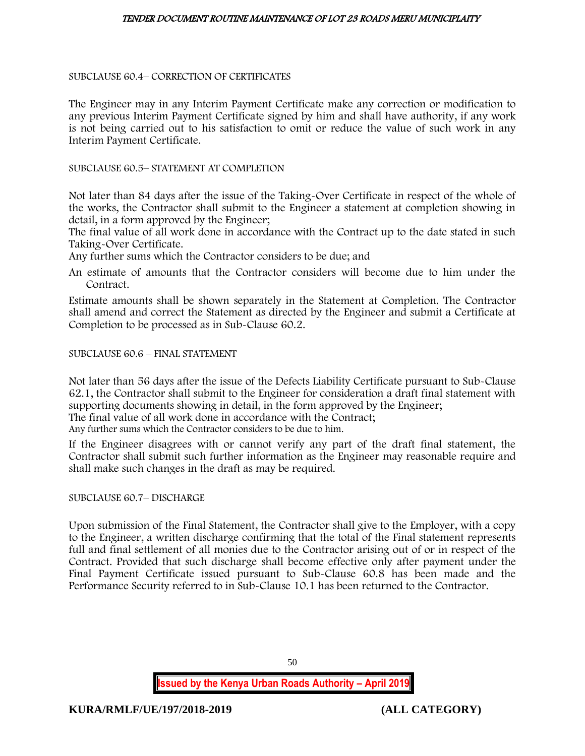SUBCLAUSE 60.4– CORRECTION OF CERTIFICATES

The Engineer may in any Interim Payment Certificate make any correction or modification to any previous Interim Payment Certificate signed by him and shall have authority, if any work is not being carried out to his satisfaction to omit or reduce the value of such work in any Interim Payment Certificate.

SUBCLAUSE 60.5– STATEMENT AT COMPLETION

Not later than 84 days after the issue of the Taking-Over Certificate in respect of the whole of the works, the Contractor shall submit to the Engineer a statement at completion showing in detail, in a form approved by the Engineer;

The final value of all work done in accordance with the Contract up to the date stated in such Taking-Over Certificate.

Any further sums which the Contractor considers to be due; and

An estimate of amounts that the Contractor considers will become due to him under the Contract.

Estimate amounts shall be shown separately in the Statement at Completion. The Contractor shall amend and correct the Statement as directed by the Engineer and submit a Certificate at Completion to be processed as in Sub-Clause 60.2.

SUBCLAUSE 60.6 – FINAL STATEMENT

Not later than 56 days after the issue of the Defects Liability Certificate pursuant to Sub-Clause 62.1, the Contractor shall submit to the Engineer for consideration a draft final statement with supporting documents showing in detail, in the form approved by the Engineer;

The final value of all work done in accordance with the Contract;

Any further sums which the Contractor considers to be due to him.

If the Engineer disagrees with or cannot verify any part of the draft final statement, the Contractor shall submit such further information as the Engineer may reasonable require and shall make such changes in the draft as may be required.

SUBCLAUSE 60.7– DISCHARGE

Upon submission of the Final Statement, the Contractor shall give to the Employer, with a copy to the Engineer, a written discharge confirming that the total of the Final statement represents full and final settlement of all monies due to the Contractor arising out of or in respect of the Contract. Provided that such discharge shall become effective only after payment under the Final Payment Certificate issued pursuant to Sub-Clause 60.8 has been made and the Performance Security referred to in Sub-Clause 10.1 has been returned to the Contractor.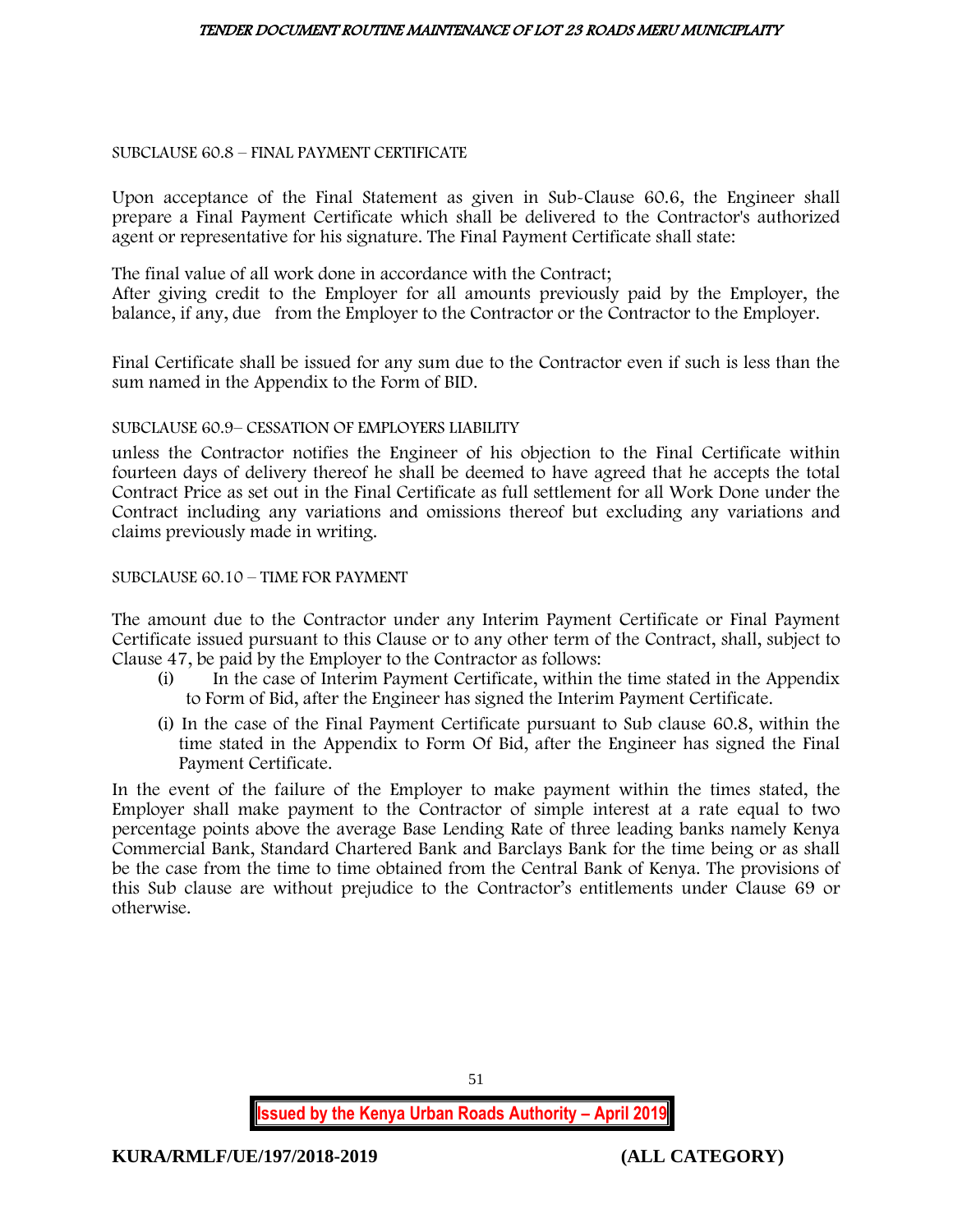SUBCLAUSE 60.8 – FINAL PAYMENT CERTIFICATE

Upon acceptance of the Final Statement as given in Sub-Clause 60.6, the Engineer shall prepare a Final Payment Certificate which shall be delivered to the Contractor's authorized agent or representative for his signature. The Final Payment Certificate shall state:

The final value of all work done in accordance with the Contract;
After giving credit to the Employer for all amounts previously paid by the Employer, the balance, if any, due from the Employer to the Contractor or the Contractor to the Employer.

Final Certificate shall be issued for any sum due to the Contractor even if such is less than the sum named in the Appendix to the Form of BID.

SUBCLAUSE 60.9– CESSATION OF EMPLOYERS LIABILITY

unless the Contractor notifies the Engineer of his objection to the Final Certificate within fourteen days of delivery thereof he shall be deemed to have agreed that he accepts the total Contract Price as set out in the Final Certificate as full settlement for all Work Done under the Contract including any variations and omissions thereof but excluding any variations and claims previously made in writing.

SUBCLAUSE 60.10 – TIME FOR PAYMENT

The amount due to the Contractor under any Interim Payment Certificate or Final Payment Certificate issued pursuant to this Clause or to any other term of the Contract, shall, subject to Clause 47, be paid by the Employer to the Contractor as follows:

(i) In the case of Interim Payment Certificate, within the time stated in the Appendix to Form of Bid, after the Engineer has signed the Interim Payment Certificate.

(i) In the case of the Final Payment Certificate pursuant to Sub clause 60.8, within the time stated in the Appendix to Form Of Bid, after the Engineer has signed the Final Payment Certificate.

In the event of the failure of the Employer to make payment within the times stated, the Employer shall make payment to the Contractor of simple interest at a rate equal to two percentage points above the average Base Lending Rate of three leading banks namely Kenya Commercial Bank, Standard Chartered Bank and Barclays Bank for the time being or as shall be the case from the time to time obtained from the Central Bank of Kenya. The provisions of this Sub clause are without prejudice to the Contractor's entitlements under Clause 69 or otherwise.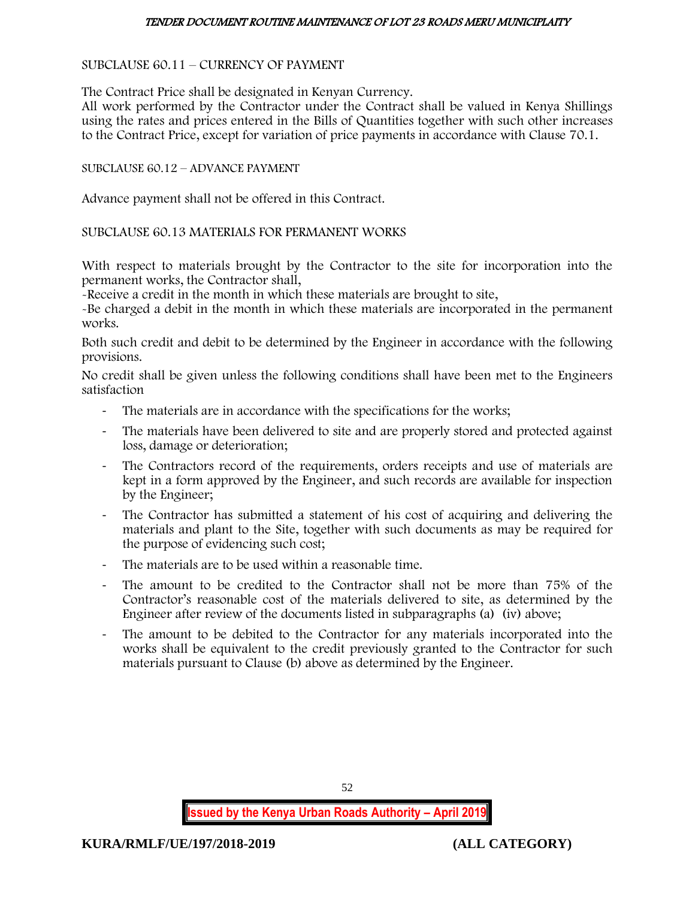SUBCLAUSE 60.11 – CURRENCY OF PAYMENT

The Contract Price shall be designated in Kenyan Currency.
All work performed by the Contractor under the Contract shall be valued in Kenya Shillings using the rates and prices entered in the Bills of Quantities together with such other increases to the Contract Price, except for variation of price payments in accordance with Clause 70.1.

SUBCLAUSE 60.12 – ADVANCE PAYMENT

Advance payment shall not be offered in this Contract.

SUBCLAUSE 60.13 MATERIALS FOR PERMANENT WORKS

With respect to materials brought by the Contractor to the site for incorporation into the permanent works, the Contractor shall,
-Receive a credit in the month in which these materials are brought to site,
-Be charged a debit in the month in which these materials are incorporated in the permanent works.

Both such credit and debit to be determined by the Engineer in accordance with the following provisions.

No credit shall be given unless the following conditions shall have been met to the Engineers satisfaction

- The materials are in accordance with the specifications for the works;
- The materials have been delivered to site and are properly stored and protected against loss, damage or deterioration;
- The Contractors record of the requirements, orders receipts and use of materials are kept in a form approved by the Engineer, and such records are available for inspection by the Engineer;
- The Contractor has submitted a statement of his cost of acquiring and delivering the materials and plant to the Site, together with such documents as may be required for the purpose of evidencing such cost;
- The materials are to be used within a reasonable time.
- The amount to be credited to the Contractor shall not be more than 75% of the Contractor's reasonable cost of the materials delivered to site, as determined by the Engineer after review of the documents listed in subparagraphs (a) (iv) above;
- The amount to be debited to the Contractor for any materials incorporated into the works shall be equivalent to the credit previously granted to the Contractor for such materials pursuant to Clause (b) above as determined by the Engineer.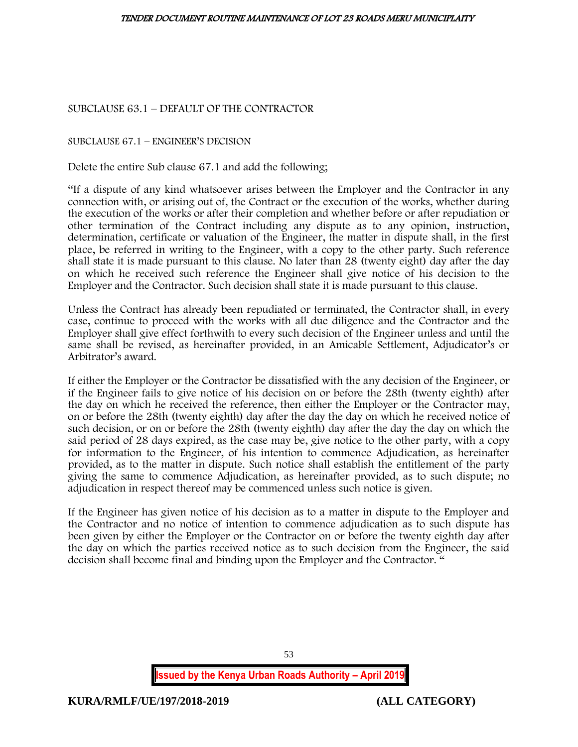SUBCLAUSE 63.1 – DEFAULT OF THE CONTRACTOR

SUBCLAUSE 67.1 – ENGINEER'S DECISION

Delete the entire Sub clause 67.1 and add the following;

"If a dispute of any kind whatsoever arises between the Employer and the Contractor in any connection with, or arising out of, the Contract or the execution of the works, whether during the execution of the works or after their completion and whether before or after repudiation or other termination of the Contract including any dispute as to any opinion, instruction, determination, certificate or valuation of the Engineer, the matter in dispute shall, in the first place, be referred in writing to the Engineer, with a copy to the other party. Such reference shall state it is made pursuant to this clause. No later than 28 (twenty eight) day after the day on which he received such reference the Engineer shall give notice of his decision to the Employer and the Contractor. Such decision shall state it is made pursuant to this clause.

Unless the Contract has already been repudiated or terminated, the Contractor shall, in every case, continue to proceed with the works with all due diligence and the Contractor and the Employer shall give effect forthwith to every such decision of the Engineer unless and until the same shall be revised, as hereinafter provided, in an Amicable Settlement, Adjudicator's or Arbitrator's award.

If either the Employer or the Contractor be dissatisfied with the any decision of the Engineer, or if the Engineer fails to give notice of his decision on or before the 28th (twenty eighth) after the day on which he received the reference, then either the Employer or the Contractor may, on or before the 28th (twenty eighth) day after the day the day on which he received notice of such decision, or on or before the 28th (twenty eighth) day after the day the day on which the said period of 28 days expired, as the case may be, give notice to the other party, with a copy for information to the Engineer, of his intention to commence Adjudication, as hereinafter provided, as to the matter in dispute. Such notice shall establish the entitlement of the party giving the same to commence Adjudication, as hereinafter provided, as to such dispute; no adjudication in respect thereof may be commenced unless such notice is given.

If the Engineer has given notice of his decision as to a matter in dispute to the Employer and the Contractor and no notice of intention to commence adjudication as to such dispute has been given by either the Employer or the Contractor on or before the twenty eighth day after the day on which the parties received notice as to such decision from the Engineer, the said decision shall become final and binding upon the Employer and the Contractor. "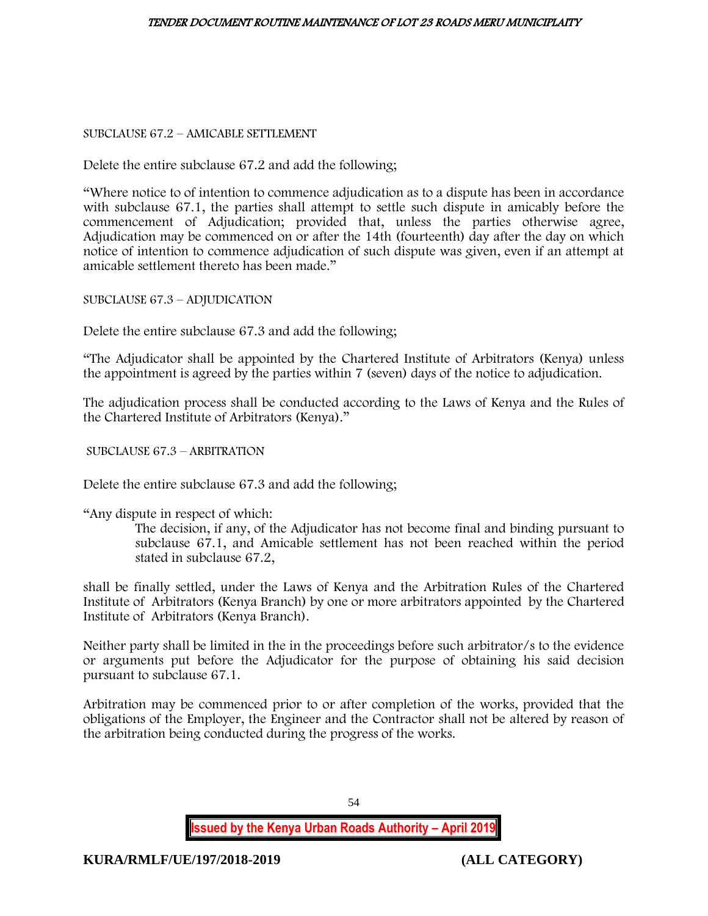SUBCLAUSE 67.2 – AMICABLE SETTLEMENT

Delete the entire subclause 67.2 and add the following;

"Where notice to of intention to commence adjudication as to a dispute has been in accordance with subclause 67.1, the parties shall attempt to settle such dispute in amicably before the commencement of Adjudication; provided that, unless the parties otherwise agree, Adjudication may be commenced on or after the 14th (fourteenth) day after the day on which notice of intention to commence adjudication of such dispute was given, even if an attempt at amicable settlement thereto has been made."

SUBCLAUSE 67.3 – ADJUDICATION

Delete the entire subclause 67.3 and add the following;

"The Adjudicator shall be appointed by the Chartered Institute of Arbitrators (Kenya) unless the appointment is agreed by the parties within 7 (seven) days of the notice to adjudication.

The adjudication process shall be conducted according to the Laws of Kenya and the Rules of the Chartered Institute of Arbitrators (Kenya)."

SUBCLAUSE 67.3 – ARBITRATION

Delete the entire subclause 67.3 and add the following;

"Any dispute in respect of which:

> The decision, if any, of the Adjudicator has not become final and binding pursuant to subclause 67.1, and Amicable settlement has not been reached within the period stated in subclause 67.2,

shall be finally settled, under the Laws of Kenya and the Arbitration Rules of the Chartered Institute of Arbitrators (Kenya Branch) by one or more arbitrators appointed by the Chartered Institute of Arbitrators (Kenya Branch).

Neither party shall be limited in the in the proceedings before such arbitrator/s to the evidence or arguments put before the Adjudicator for the purpose of obtaining his said decision pursuant to subclause 67.1.

Arbitration may be commenced prior to or after completion of the works, provided that the obligations of the Employer, the Engineer and the Contractor shall not be altered by reason of the arbitration being conducted during the progress of the works.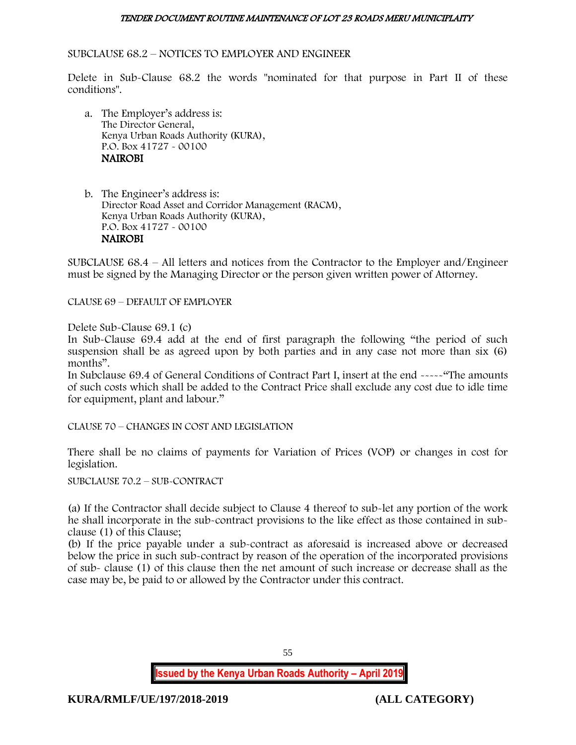SUBCLAUSE 68.2 – NOTICES TO EMPLOYER AND ENGINEER

Delete in Sub-Clause 68.2 the words "nominated for that purpose in Part II of these conditions".

a. The Employer's address is:
   The Director General,
   Kenya Urban Roads Authority (KURA),
   P.O. Box 41727 - 00100
   **NAIROBI**

b. The Engineer's address is:
   Director Road Asset and Corridor Management (RACM),
   Kenya Urban Roads Authority (KURA),
   P.O. Box 41727 - 00100
   **NAIROBI**

SUBCLAUSE 68.4 – All letters and notices from the Contractor to the Employer and/Engineer must be signed by the Managing Director or the person given written power of Attorney.

CLAUSE 69 – DEFAULT OF EMPLOYER

Delete Sub-Clause 69.1 (c)
In Sub-Clause 69.4 add at the end of first paragraph the following "the period of such suspension shall be as agreed upon by both parties and in any case not more than six (6) months".
In Subclause 69.4 of General Conditions of Contract Part I, insert at the end -----"The amounts of such costs which shall be added to the Contract Price shall exclude any cost due to idle time for equipment, plant and labour."

CLAUSE 70 – CHANGES IN COST AND LEGISLATION

There shall be no claims of payments for Variation of Prices (VOP) or changes in cost for legislation.

SUBCLAUSE 70.2 – SUB-CONTRACT

(a) If the Contractor shall decide subject to Clause 4 thereof to sub-let any portion of the work he shall incorporate in the sub-contract provisions to the like effect as those contained in sub-clause (1) of this Clause;
(b) If the price payable under a sub-contract as aforesaid is increased above or decreased below the price in such sub-contract by reason of the operation of the incorporated provisions of sub- clause (1) of this clause then the net amount of such increase or decrease shall as the case may be, be paid to or allowed by the Contractor under this contract.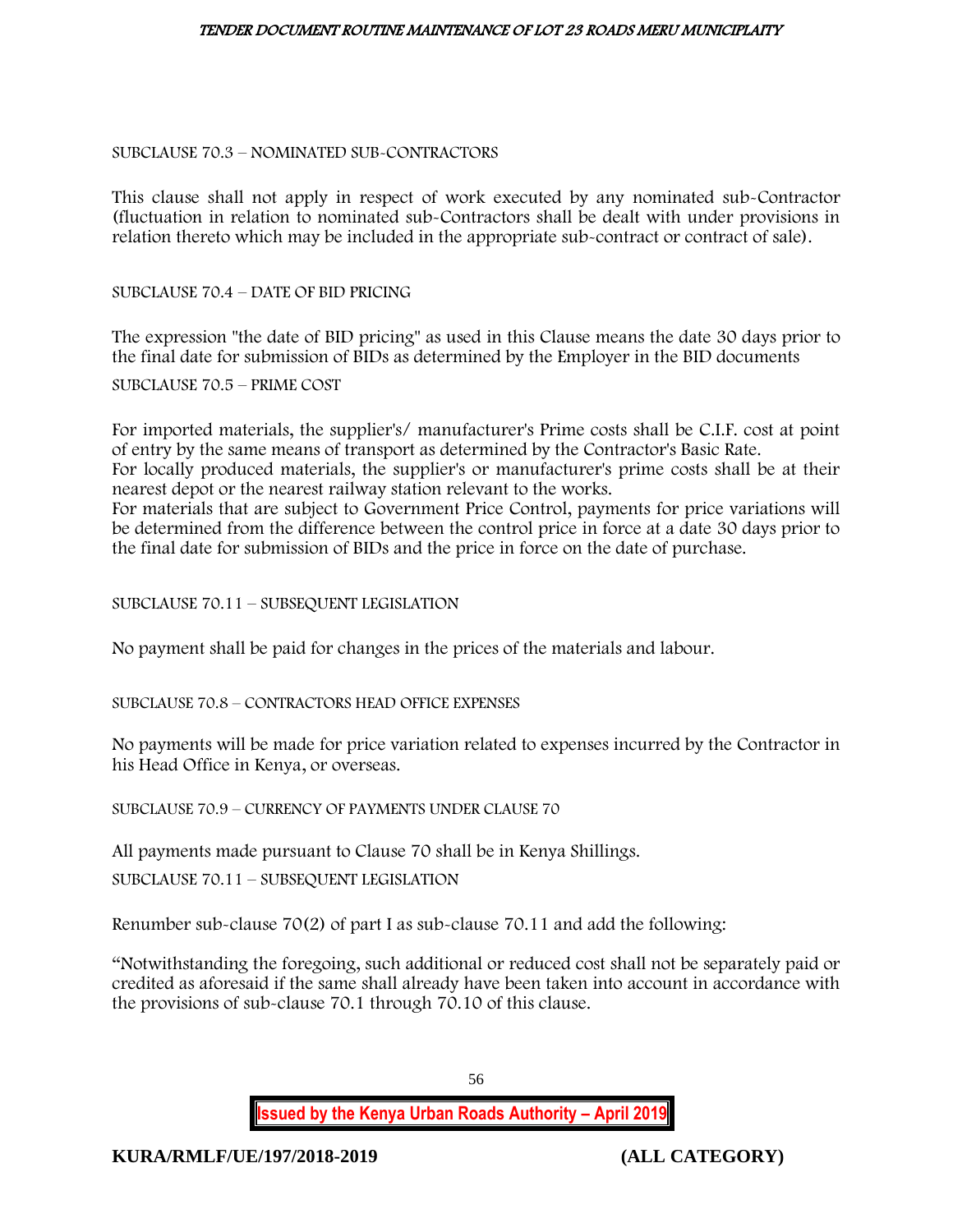SUBCLAUSE 70.3 – NOMINATED SUB-CONTRACTORS

This clause shall not apply in respect of work executed by any nominated sub-Contractor (fluctuation in relation to nominated sub-Contractors shall be dealt with under provisions in relation thereto which may be included in the appropriate sub-contract or contract of sale).

SUBCLAUSE 70.4 – DATE OF BID PRICING

The expression "the date of BID pricing" as used in this Clause means the date 30 days prior to the final date for submission of BIDs as determined by the Employer in the BID documents

SUBCLAUSE 70.5 – PRIME COST

For imported materials, the supplier's/ manufacturer's Prime costs shall be C.I.F. cost at point of entry by the same means of transport as determined by the Contractor's Basic Rate.
For locally produced materials, the supplier's or manufacturer's prime costs shall be at their nearest depot or the nearest railway station relevant to the works.
For materials that are subject to Government Price Control, payments for price variations will be determined from the difference between the control price in force at a date 30 days prior to the final date for submission of BIDs and the price in force on the date of purchase.

SUBCLAUSE 70.11 – SUBSEQUENT LEGISLATION

No payment shall be paid for changes in the prices of the materials and labour.

SUBCLAUSE 70.8 – CONTRACTORS HEAD OFFICE EXPENSES

No payments will be made for price variation related to expenses incurred by the Contractor in his Head Office in Kenya, or overseas.

SUBCLAUSE 70.9 – CURRENCY OF PAYMENTS UNDER CLAUSE 70

All payments made pursuant to Clause 70 shall be in Kenya Shillings.

SUBCLAUSE 70.11 – SUBSEQUENT LEGISLATION

Renumber sub-clause 70(2) of part I as sub-clause 70.11 and add the following:

"Notwithstanding the foregoing, such additional or reduced cost shall not be separately paid or credited as aforesaid if the same shall already have been taken into account in accordance with the provisions of sub-clause 70.1 through 70.10 of this clause.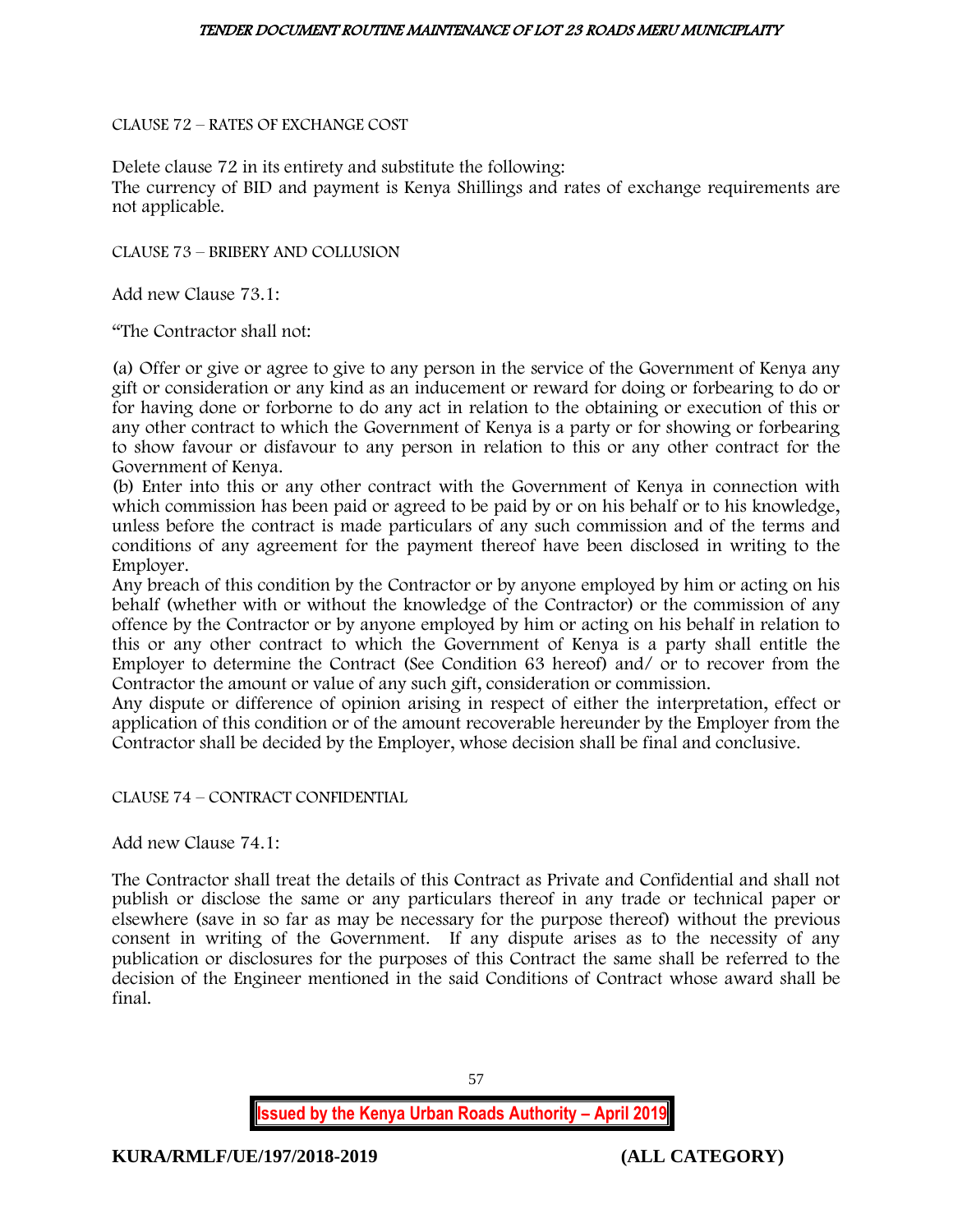CLAUSE 72 – RATES OF EXCHANGE COST

Delete clause 72 in its entirety and substitute the following:
The currency of BID and payment is Kenya Shillings and rates of exchange requirements are not applicable.

CLAUSE 73 – BRIBERY AND COLLUSION

Add new Clause 73.1:

"The Contractor shall not:

(a) Offer or give or agree to give to any person in the service of the Government of Kenya any gift or consideration or any kind as an inducement or reward for doing or forbearing to do or for having done or forborne to do any act in relation to the obtaining or execution of this or any other contract to which the Government of Kenya is a party or for showing or forbearing to show favour or disfavour to any person in relation to this or any other contract for the Government of Kenya.
(b) Enter into this or any other contract with the Government of Kenya in connection with which commission has been paid or agreed to be paid by or on his behalf or to his knowledge, unless before the contract is made particulars of any such commission and of the terms and conditions of any agreement for the payment thereof have been disclosed in writing to the Employer.
Any breach of this condition by the Contractor or by anyone employed by him or acting on his behalf (whether with or without the knowledge of the Contractor) or the commission of any offence by the Contractor or by anyone employed by him or acting on his behalf in relation to this or any other contract to which the Government of Kenya is a party shall entitle the Employer to determine the Contract (See Condition 63 hereof) and/ or to recover from the Contractor the amount or value of any such gift, consideration or commission.
Any dispute or difference of opinion arising in respect of either the interpretation, effect or application of this condition or of the amount recoverable hereunder by the Employer from the Contractor shall be decided by the Employer, whose decision shall be final and conclusive.

CLAUSE 74 – CONTRACT CONFIDENTIAL

Add new Clause 74.1:

The Contractor shall treat the details of this Contract as Private and Confidential and shall not publish or disclose the same or any particulars thereof in any trade or technical paper or elsewhere (save in so far as may be necessary for the purpose thereof) without the previous consent in writing of the Government. If any dispute arises as to the necessity of any publication or disclosures for the purposes of this Contract the same shall be referred to the decision of the Engineer mentioned in the said Conditions of Contract whose award shall be final.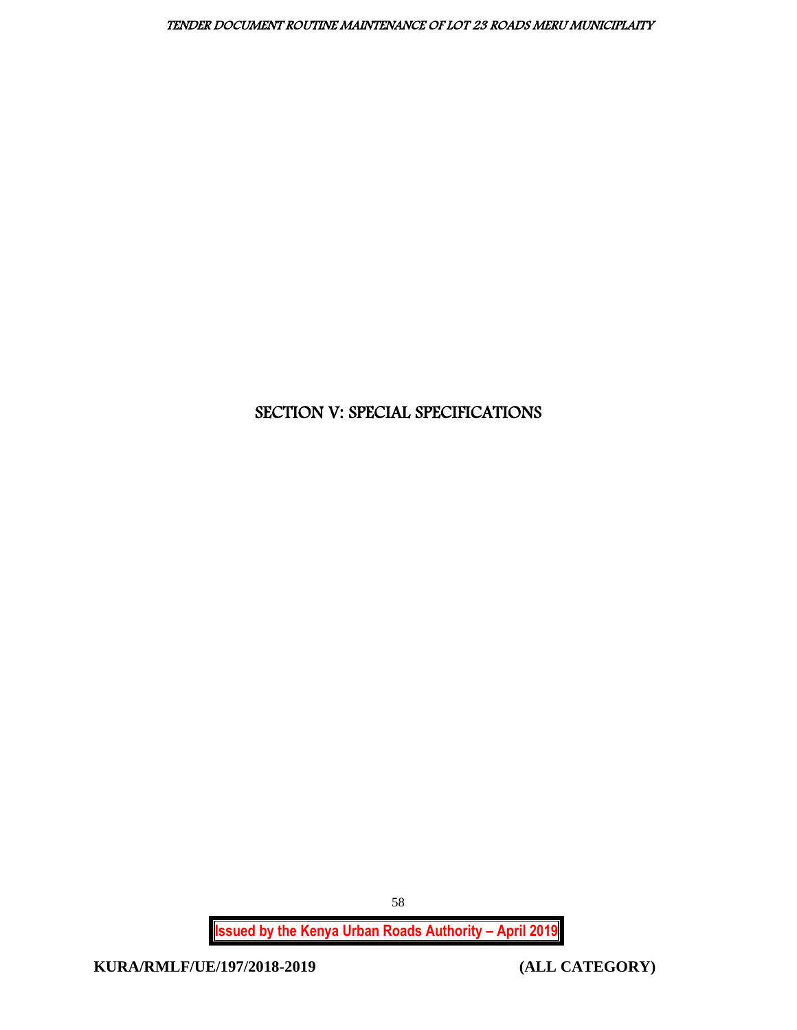# SECTION V: SPECIAL SPECIFICATIONS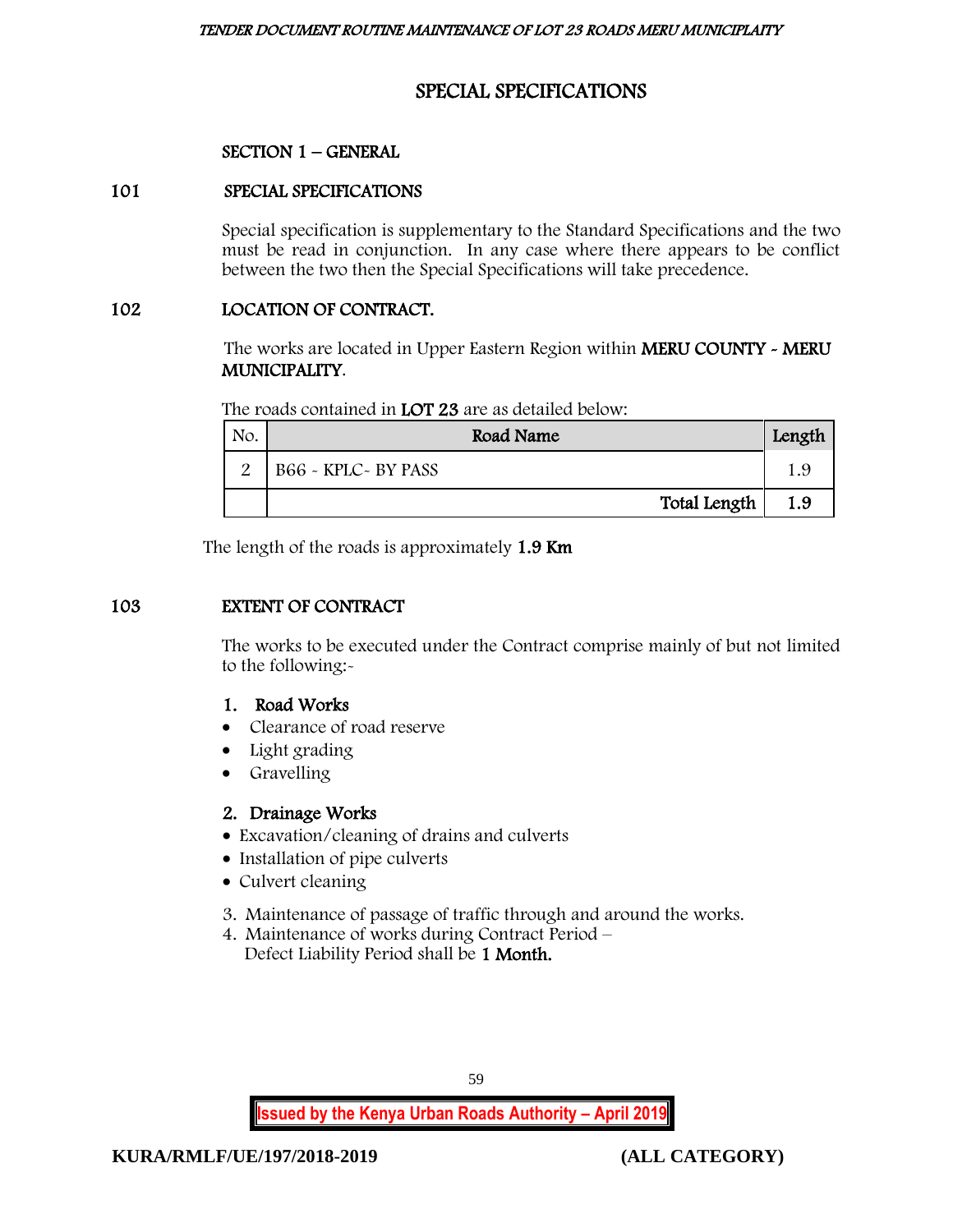# SPECIAL SPECIFICATIONS

## SECTION 1 – GENERAL

### 101 SPECIAL SPECIFICATIONS

Special specification is supplementary to the Standard Specifications and the two must be read in conjunction. In any case where there appears to be conflict between the two then the Special Specifications will take precedence.

### 102 LOCATION OF CONTRACT.

The works are located in Upper Eastern Region within **MERU COUNTY - MERU MUNICIPALITY**.

The roads contained in **LOT 23** are as detailed below:

| No. | Road Name | Length |
|---|---|---|
| 2 | B66 - KPLC- BY PASS | 1.9 |
| | **Total Length** | **1.9** |

The length of the roads is approximately **1.9 Km**

### 103 EXTENT OF CONTRACT

The works to be executed under the Contract comprise mainly of but not limited to the following:-

**1. Road Works**

- Clearance of road reserve
- Light grading
- Gravelling

**2. Drainage Works**

- Excavation/cleaning of drains and culverts
- Installation of pipe culverts
- Culvert cleaning

3. Maintenance of passage of traffic through and around the works.
4. Maintenance of works during Contract Period – Defect Liability Period shall be **1 Month.**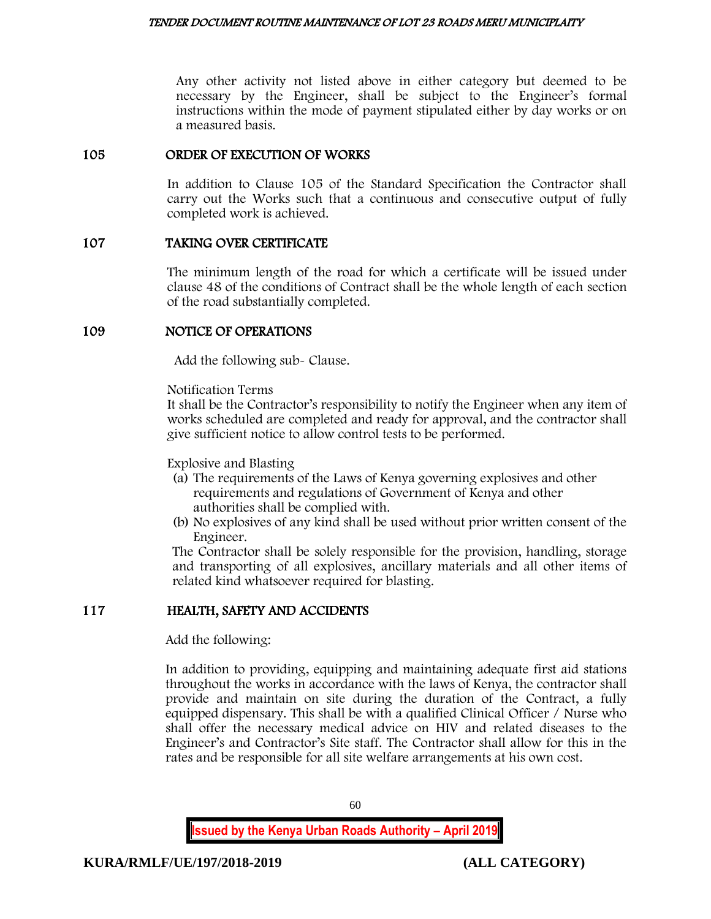Any other activity not listed above in either category but deemed to be necessary by the Engineer, shall be subject to the Engineer's formal instructions within the mode of payment stipulated either by day works or on a measured basis.

## 105 ORDER OF EXECUTION OF WORKS

In addition to Clause 105 of the Standard Specification the Contractor shall carry out the Works such that a continuous and consecutive output of fully completed work is achieved.

## 107 TAKING OVER CERTIFICATE

The minimum length of the road for which a certificate will be issued under clause 48 of the conditions of Contract shall be the whole length of each section of the road substantially completed.

## 109 NOTICE OF OPERATIONS

Add the following sub- Clause.

Notification Terms
It shall be the Contractor's responsibility to notify the Engineer when any item of works scheduled are completed and ready for approval, and the contractor shall give sufficient notice to allow control tests to be performed.

Explosive and Blasting

(a) The requirements of the Laws of Kenya governing explosives and other requirements and regulations of Government of Kenya and other authorities shall be complied with.
(b) No explosives of any kind shall be used without prior written consent of the Engineer.

The Contractor shall be solely responsible for the provision, handling, storage and transporting of all explosives, ancillary materials and all other items of related kind whatsoever required for blasting.

## 117 HEALTH, SAFETY AND ACCIDENTS

Add the following:

In addition to providing, equipping and maintaining adequate first aid stations throughout the works in accordance with the laws of Kenya, the contractor shall provide and maintain on site during the duration of the Contract, a fully equipped dispensary. This shall be with a qualified Clinical Officer / Nurse who shall offer the necessary medical advice on HIV and related diseases to the Engineer's and Contractor's Site staff. The Contractor shall allow for this in the rates and be responsible for all site welfare arrangements at his own cost.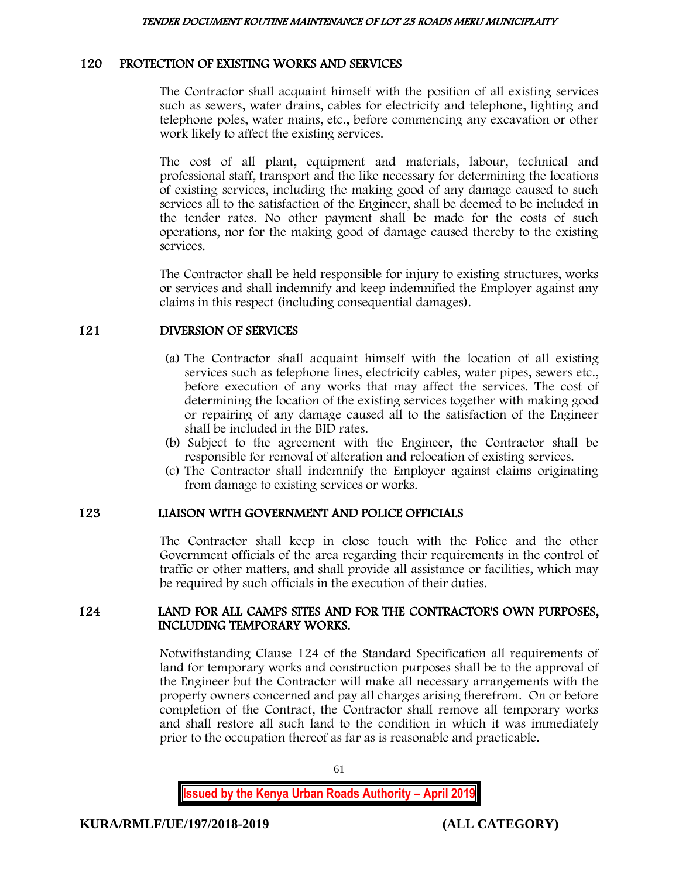## 120 PROTECTION OF EXISTING WORKS AND SERVICES

The Contractor shall acquaint himself with the position of all existing services such as sewers, water drains, cables for electricity and telephone, lighting and telephone poles, water mains, etc., before commencing any excavation or other work likely to affect the existing services.

The cost of all plant, equipment and materials, labour, technical and professional staff, transport and the like necessary for determining the locations of existing services, including the making good of any damage caused to such services all to the satisfaction of the Engineer, shall be deemed to be included in the tender rates. No other payment shall be made for the costs of such operations, nor for the making good of damage caused thereby to the existing services.

The Contractor shall be held responsible for injury to existing structures, works or services and shall indemnify and keep indemnified the Employer against any claims in this respect (including consequential damages).

## 121 DIVERSION OF SERVICES

(a) The Contractor shall acquaint himself with the location of all existing services such as telephone lines, electricity cables, water pipes, sewers etc., before execution of any works that may affect the services. The cost of determining the location of the existing services together with making good or repairing of any damage caused all to the satisfaction of the Engineer shall be included in the BID rates.

(b) Subject to the agreement with the Engineer, the Contractor shall be responsible for removal of alteration and relocation of existing services.

(c) The Contractor shall indemnify the Employer against claims originating from damage to existing services or works.

## 123 LIAISON WITH GOVERNMENT AND POLICE OFFICIALS

The Contractor shall keep in close touch with the Police and the other Government officials of the area regarding their requirements in the control of traffic or other matters, and shall provide all assistance or facilities, which may be required by such officials in the execution of their duties.

## 124 LAND FOR ALL CAMPS SITES AND FOR THE CONTRACTOR'S OWN PURPOSES, INCLUDING TEMPORARY WORKS.

Notwithstanding Clause 124 of the Standard Specification all requirements of land for temporary works and construction purposes shall be to the approval of the Engineer but the Contractor will make all necessary arrangements with the property owners concerned and pay all charges arising therefrom. On or before completion of the Contract, the Contractor shall remove all temporary works and shall restore all such land to the condition in which it was immediately prior to the occupation thereof as far as is reasonable and practicable.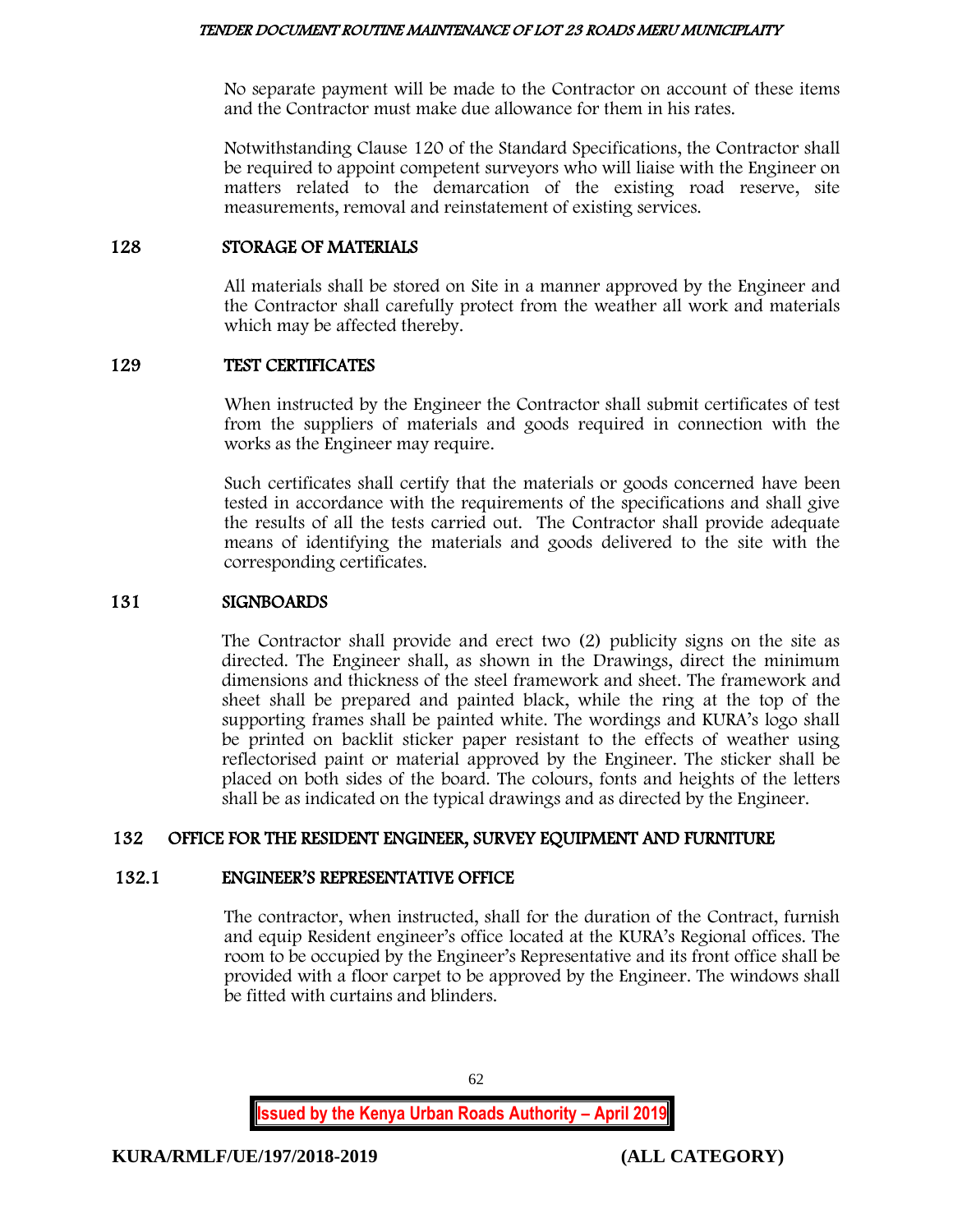No separate payment will be made to the Contractor on account of these items and the Contractor must make due allowance for them in his rates.

Notwithstanding Clause 120 of the Standard Specifications, the Contractor shall be required to appoint competent surveyors who will liaise with the Engineer on matters related to the demarcation of the existing road reserve, site measurements, removal and reinstatement of existing services.

## 128 STORAGE OF MATERIALS

All materials shall be stored on Site in a manner approved by the Engineer and the Contractor shall carefully protect from the weather all work and materials which may be affected thereby.

## 129 TEST CERTIFICATES

When instructed by the Engineer the Contractor shall submit certificates of test from the suppliers of materials and goods required in connection with the works as the Engineer may require.

Such certificates shall certify that the materials or goods concerned have been tested in accordance with the requirements of the specifications and shall give the results of all the tests carried out. The Contractor shall provide adequate means of identifying the materials and goods delivered to the site with the corresponding certificates.

## 131 SIGNBOARDS

The Contractor shall provide and erect two (2) publicity signs on the site as directed. The Engineer shall, as shown in the Drawings, direct the minimum dimensions and thickness of the steel framework and sheet. The framework and sheet shall be prepared and painted black, while the ring at the top of the supporting frames shall be painted white. The wordings and KURA's logo shall be printed on backlit sticker paper resistant to the effects of weather using reflectorised paint or material approved by the Engineer. The sticker shall be placed on both sides of the board. The colours, fonts and heights of the letters shall be as indicated on the typical drawings and as directed by the Engineer.

## 132 OFFICE FOR THE RESIDENT ENGINEER, SURVEY EQUIPMENT AND FURNITURE

### 132.1 ENGINEER'S REPRESENTATIVE OFFICE

The contractor, when instructed, shall for the duration of the Contract, furnish and equip Resident engineer's office located at the KURA's Regional offices. The room to be occupied by the Engineer's Representative and its front office shall be provided with a floor carpet to be approved by the Engineer. The windows shall be fitted with curtains and blinders.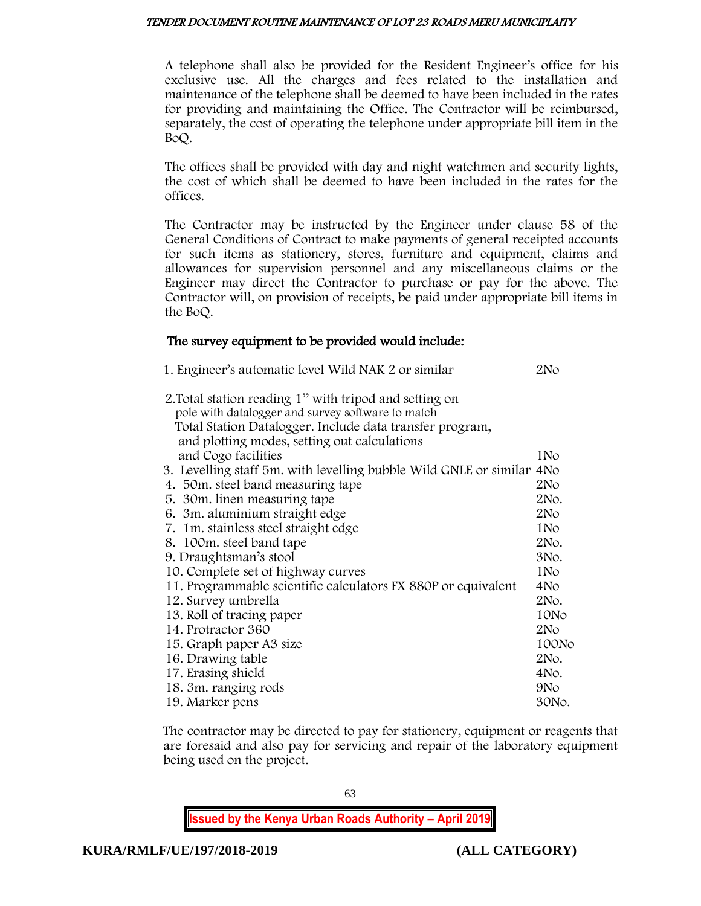A telephone shall also be provided for the Resident Engineer's office for his exclusive use. All the charges and fees related to the installation and maintenance of the telephone shall be deemed to have been included in the rates for providing and maintaining the Office. The Contractor will be reimbursed, separately, the cost of operating the telephone under appropriate bill item in the BoQ.

The offices shall be provided with day and night watchmen and security lights, the cost of which shall be deemed to have been included in the rates for the offices.

The Contractor may be instructed by the Engineer under clause 58 of the General Conditions of Contract to make payments of general receipted accounts for such items as stationery, stores, furniture and equipment, claims and allowances for supervision personnel and any miscellaneous claims or the Engineer may direct the Contractor to purchase or pay for the above. The Contractor will, on provision of receipts, be paid under appropriate bill items in the BoQ.

**The survey equipment to be provided would include:**

| Item | Quantity |
|---|---|
| 1. Engineer's automatic level Wild NAK 2 or similar | 2No |
| 2. Total station reading 1" with tripod and setting on pole with datalogger and survey software to match Total Station Datalogger. Include data transfer program, and plotting modes, setting out calculations and Cogo facilities | 1No |
| 3. Levelling staff 5m. with levelling bubble Wild GNLE or similar | 4No |
| 4. 50m. steel band measuring tape | 2No |
| 5. 30m. linen measuring tape | 2No. |
| 6. 3m. aluminium straight edge | 2No |
| 7. 1m. stainless steel straight edge | 1No |
| 8. 100m. steel band tape | 2No. |
| 9. Draughtsman's stool | 3No. |
| 10. Complete set of highway curves | 1No |
| 11. Programmable scientific calculators FX 880P or equivalent | 4No |
| 12. Survey umbrella | 2No. |
| 13. Roll of tracing paper | 10No |
| 14. Protractor 360 | 2No |
| 15. Graph paper A3 size | 100No |
| 16. Drawing table | 2No. |
| 17. Erasing shield | 4No. |
| 18. 3m. ranging rods | 9No |
| 19. Marker pens | 30No. |

The contractor may be directed to pay for stationery, equipment or reagents that are foresaid and also pay for servicing and repair of the laboratory equipment being used on the project.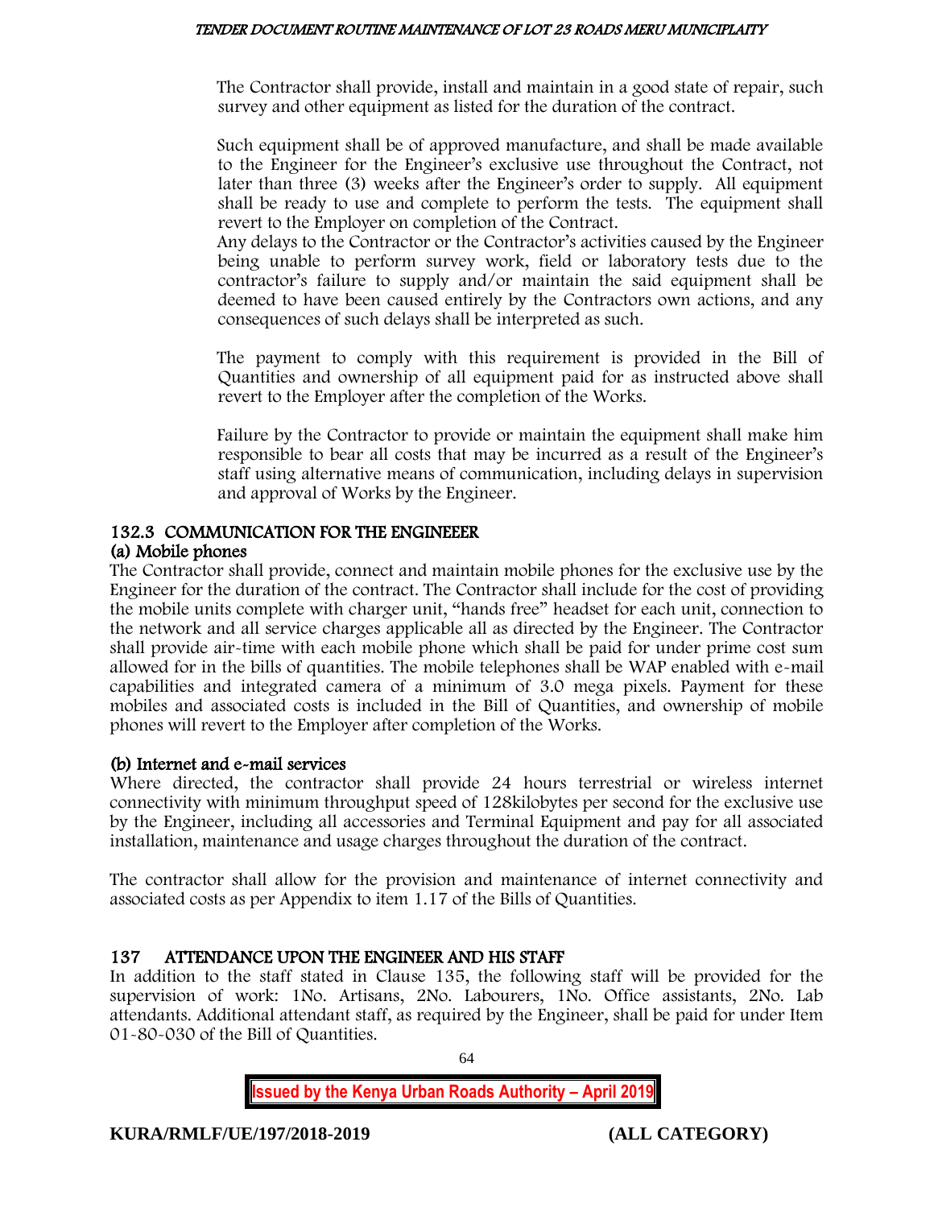The Contractor shall provide, install and maintain in a good state of repair, such survey and other equipment as listed for the duration of the contract.

Such equipment shall be of approved manufacture, and shall be made available to the Engineer for the Engineer's exclusive use throughout the Contract, not later than three (3) weeks after the Engineer's order to supply. All equipment shall be ready to use and complete to perform the tests. The equipment shall revert to the Employer on completion of the Contract.
Any delays to the Contractor or the Contractor's activities caused by the Engineer being unable to perform survey work, field or laboratory tests due to the contractor's failure to supply and/or maintain the said equipment shall be deemed to have been caused entirely by the Contractors own actions, and any consequences of such delays shall be interpreted as such.

The payment to comply with this requirement is provided in the Bill of Quantities and ownership of all equipment paid for as instructed above shall revert to the Employer after the completion of the Works.

Failure by the Contractor to provide or maintain the equipment shall make him responsible to bear all costs that may be incurred as a result of the Engineer's staff using alternative means of communication, including delays in supervision and approval of Works by the Engineer.

### 132.3 COMMUNICATION FOR THE ENGINEEER

#### (a) Mobile phones

The Contractor shall provide, connect and maintain mobile phones for the exclusive use by the Engineer for the duration of the contract. The Contractor shall include for the cost of providing the mobile units complete with charger unit, "hands free" headset for each unit, connection to the network and all service charges applicable all as directed by the Engineer. The Contractor shall provide air-time with each mobile phone which shall be paid for under prime cost sum allowed for in the bills of quantities. The mobile telephones shall be WAP enabled with e-mail capabilities and integrated camera of a minimum of 3.0 mega pixels. Payment for these mobiles and associated costs is included in the Bill of Quantities, and ownership of mobile phones will revert to the Employer after completion of the Works.

#### (b) Internet and e-mail services

Where directed, the contractor shall provide 24 hours terrestrial or wireless internet connectivity with minimum throughput speed of 128kilobytes per second for the exclusive use by the Engineer, including all accessories and Terminal Equipment and pay for all associated installation, maintenance and usage charges throughout the duration of the contract.

The contractor shall allow for the provision and maintenance of internet connectivity and associated costs as per Appendix to item 1.17 of the Bills of Quantities.

### 137 ATTENDANCE UPON THE ENGINEER AND HIS STAFF

In addition to the staff stated in Clause 135, the following staff will be provided for the supervision of work: 1No. Artisans, 2No. Labourers, 1No. Office assistants, 2No. Lab attendants. Additional attendant staff, as required by the Engineer, shall be paid for under Item 01-80-030 of the Bill of Quantities.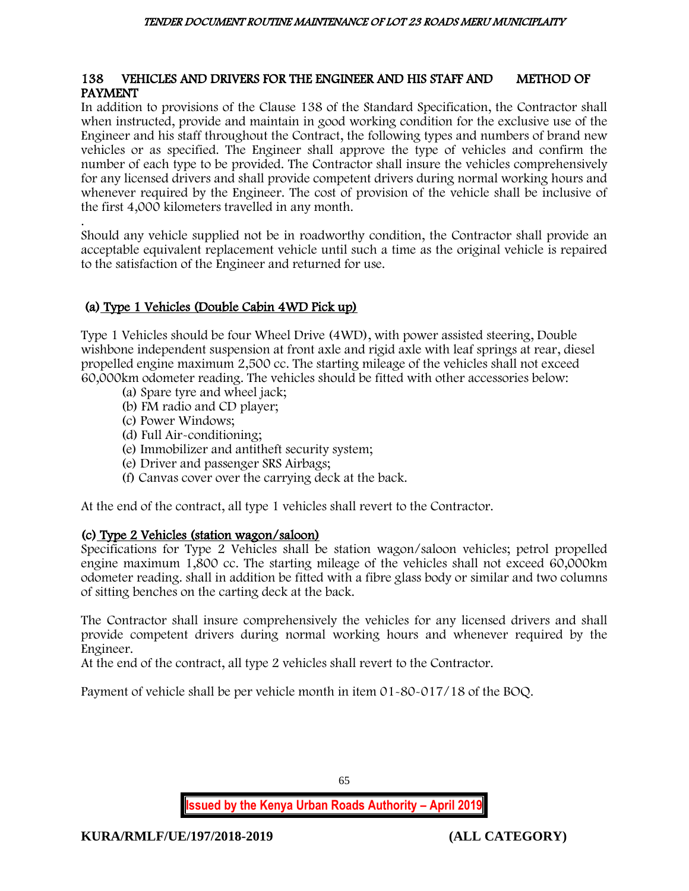## 138 VEHICLES AND DRIVERS FOR THE ENGINEER AND HIS STAFF AND METHOD OF PAYMENT

In addition to provisions of the Clause 138 of the Standard Specification, the Contractor shall when instructed, provide and maintain in good working condition for the exclusive use of the Engineer and his staff throughout the Contract, the following types and numbers of brand new vehicles or as specified. The Engineer shall approve the type of vehicles and confirm the number of each type to be provided. The Contractor shall insure the vehicles comprehensively for any licensed drivers and shall provide competent drivers during normal working hours and whenever required by the Engineer. The cost of provision of the vehicle shall be inclusive of the first 4,000 kilometers travelled in any month.

.
Should any vehicle supplied not be in roadworthy condition, the Contractor shall provide an acceptable equivalent replacement vehicle until such a time as the original vehicle is repaired to the satisfaction of the Engineer and returned for use.

### (a) Type 1 Vehicles (Double Cabin 4WD Pick up)

Type 1 Vehicles should be four Wheel Drive (4WD), with power assisted steering, Double wishbone independent suspension at front axle and rigid axle with leaf springs at rear, diesel propelled engine maximum 2,500 cc. The starting mileage of the vehicles shall not exceed 60,000km odometer reading. The vehicles should be fitted with other accessories below:

(a) Spare tyre and wheel jack;
(b) FM radio and CD player;
(c) Power Windows;
(d) Full Air-conditioning;
(e) Immobilizer and antitheft security system;
(e) Driver and passenger SRS Airbags;
(f) Canvas cover over the carrying deck at the back.

At the end of the contract, all type 1 vehicles shall revert to the Contractor.

### (c) Type 2 Vehicles (station wagon/saloon)

Specifications for Type 2 Vehicles shall be station wagon/saloon vehicles; petrol propelled engine maximum 1,800 cc. The starting mileage of the vehicles shall not exceed 60,000km odometer reading. shall in addition be fitted with a fibre glass body or similar and two columns of sitting benches on the carting deck at the back.

The Contractor shall insure comprehensively the vehicles for any licensed drivers and shall provide competent drivers during normal working hours and whenever required by the Engineer.
At the end of the contract, all type 2 vehicles shall revert to the Contractor.

Payment of vehicle shall be per vehicle month in item 01-80-017/18 of the BOQ.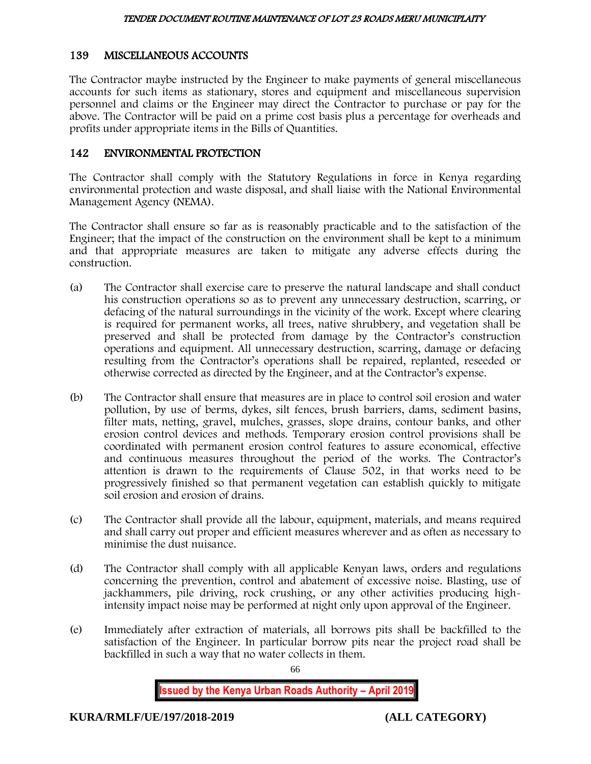## 139 MISCELLANEOUS ACCOUNTS

The Contractor maybe instructed by the Engineer to make payments of general miscellaneous accounts for such items as stationary, stores and equipment and miscellaneous supervision personnel and claims or the Engineer may direct the Contractor to purchase or pay for the above. The Contractor will be paid on a prime cost basis plus a percentage for overheads and profits under appropriate items in the Bills of Quantities.

## 142 ENVIRONMENTAL PROTECTION

The Contractor shall comply with the Statutory Regulations in force in Kenya regarding environmental protection and waste disposal, and shall liaise with the National Environmental Management Agency (NEMA).

The Contractor shall ensure so far as is reasonably practicable and to the satisfaction of the Engineer; that the impact of the construction on the environment shall be kept to a minimum and that appropriate measures are taken to mitigate any adverse effects during the construction.

(a) The Contractor shall exercise care to preserve the natural landscape and shall conduct his construction operations so as to prevent any unnecessary destruction, scarring, or defacing of the natural surroundings in the vicinity of the work. Except where clearing is required for permanent works, all trees, native shrubbery, and vegetation shall be preserved and shall be protected from damage by the Contractor's construction operations and equipment. All unnecessary destruction, scarring, damage or defacing resulting from the Contractor's operations shall be repaired, replanted, reseeded or otherwise corrected as directed by the Engineer, and at the Contractor's expense.

(b) The Contractor shall ensure that measures are in place to control soil erosion and water pollution, by use of berms, dykes, silt fences, brush barriers, dams, sediment basins, filter mats, netting, gravel, mulches, grasses, slope drains, contour banks, and other erosion control devices and methods. Temporary erosion control provisions shall be coordinated with permanent erosion control features to assure economical, effective and continuous measures throughout the period of the works. The Contractor's attention is drawn to the requirements of Clause 502, in that works need to be progressively finished so that permanent vegetation can establish quickly to mitigate soil erosion and erosion of drains.

(c) The Contractor shall provide all the labour, equipment, materials, and means required and shall carry out proper and efficient measures wherever and as often as necessary to minimise the dust nuisance.

(d) The Contractor shall comply with all applicable Kenyan laws, orders and regulations concerning the prevention, control and abatement of excessive noise. Blasting, use of jackhammers, pile driving, rock crushing, or any other activities producing high-intensity impact noise may be performed at night only upon approval of the Engineer.

(e) Immediately after extraction of materials, all borrows pits shall be backfilled to the satisfaction of the Engineer. In particular borrow pits near the project road shall be backfilled in such a way that no water collects in them.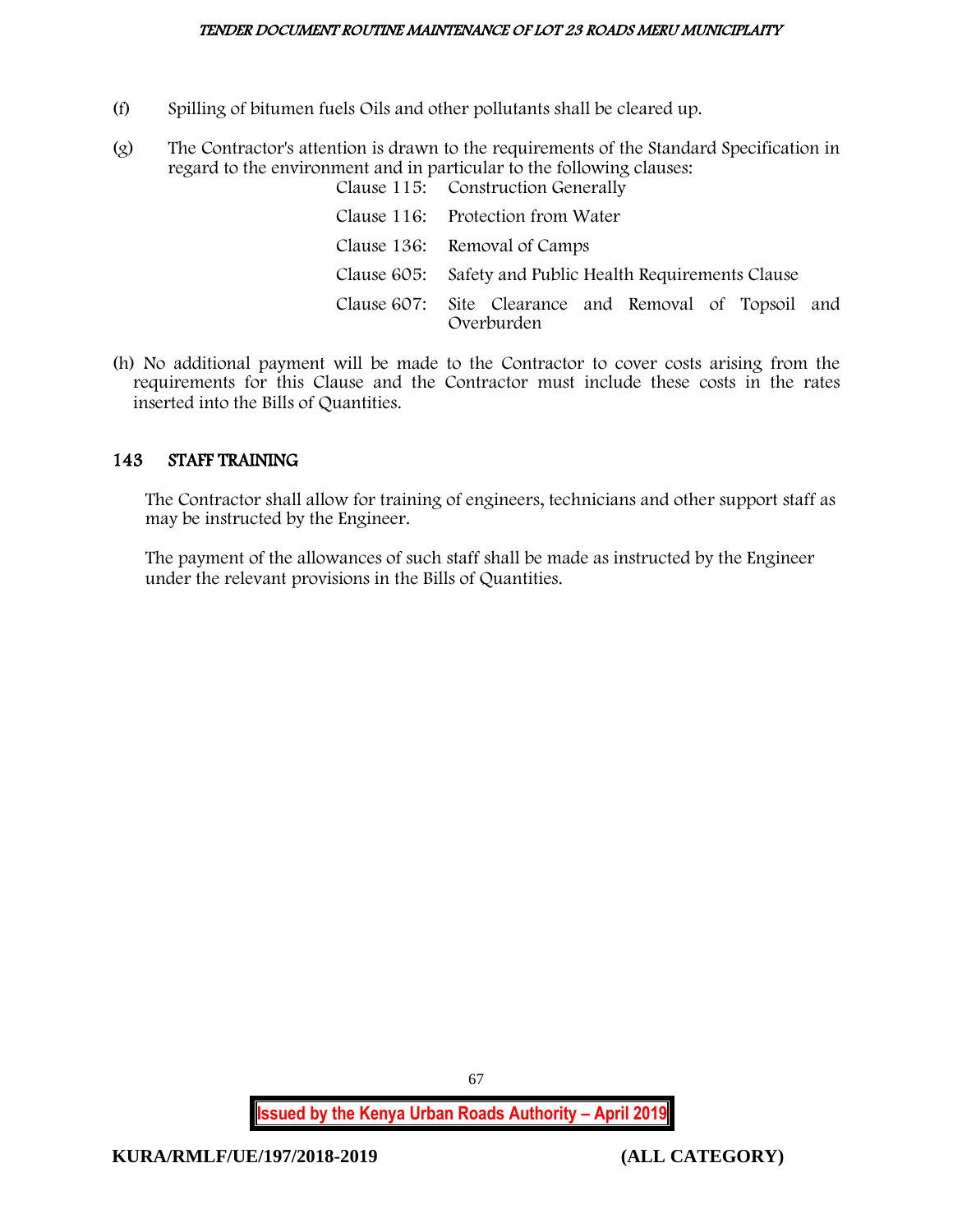(f) Spilling of bitumen fuels Oils and other pollutants shall be cleared up.

(g) The Contractor's attention is drawn to the requirements of the Standard Specification in regard to the environment and in particular to the following clauses:

| | |
|---|---|
| Clause 115: | Construction Generally |
| Clause 116: | Protection from Water |
| Clause 136: | Removal of Camps |
| Clause 605: | Safety and Public Health Requirements Clause |
| Clause 607: | Site Clearance and Removal of Topsoil and Overburden |

(h) No additional payment will be made to the Contractor to cover costs arising from the requirements for this Clause and the Contractor must include these costs in the rates inserted into the Bills of Quantities.

## 143 STAFF TRAINING

The Contractor shall allow for training of engineers, technicians and other support staff as may be instructed by the Engineer.

The payment of the allowances of such staff shall be made as instructed by the Engineer under the relevant provisions in the Bills of Quantities.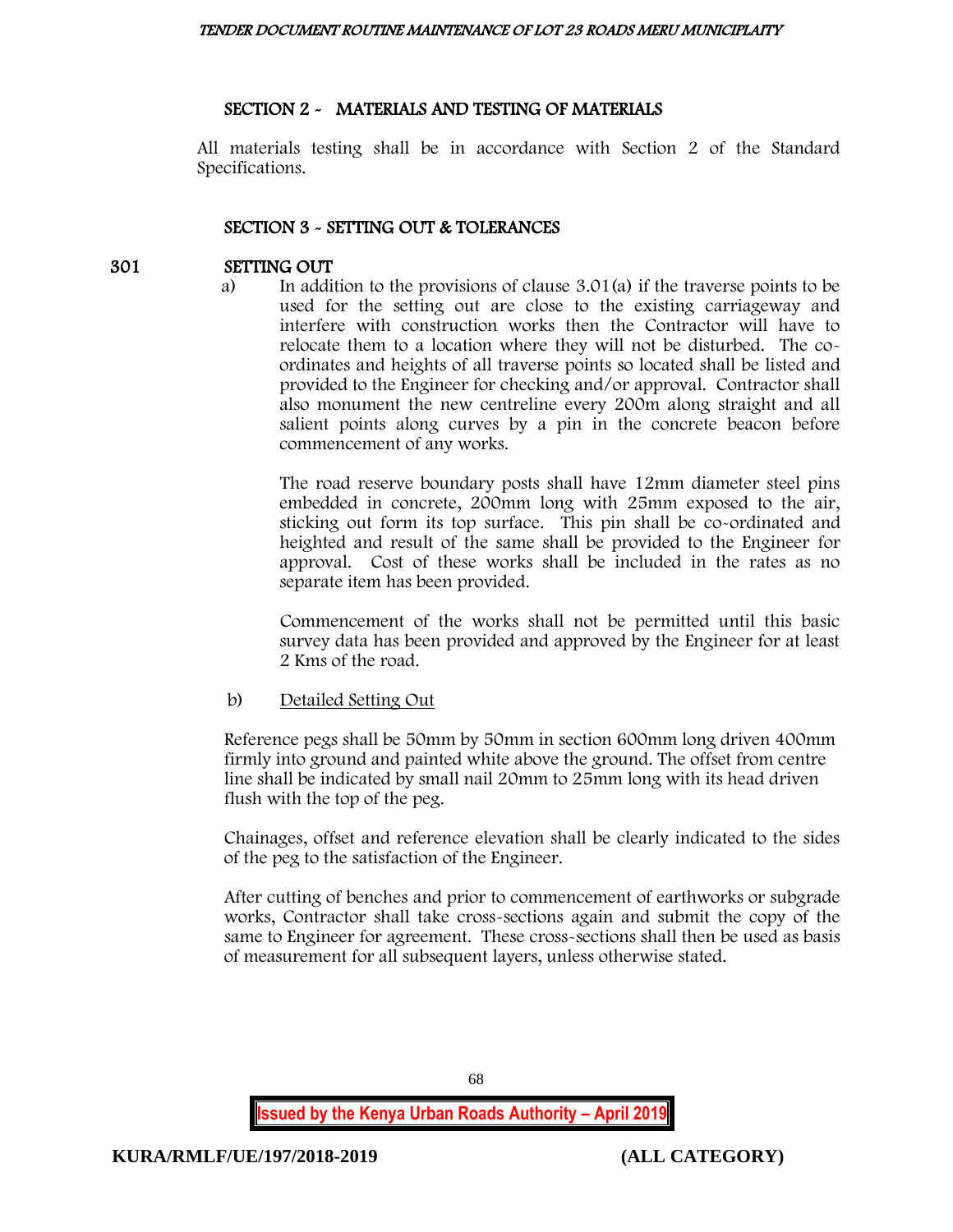## SECTION 2 - MATERIALS AND TESTING OF MATERIALS

All materials testing shall be in accordance with Section 2 of the Standard Specifications.

## SECTION 3 - SETTING OUT & TOLERANCES

### 301 SETTING OUT

a) In addition to the provisions of clause 3.01(a) if the traverse points to be used for the setting out are close to the existing carriageway and interfere with construction works then the Contractor will have to relocate them to a location where they will not be disturbed. The co-ordinates and heights of all traverse points so located shall be listed and provided to the Engineer for checking and/or approval. Contractor shall also monument the new centreline every 200m along straight and all salient points along curves by a pin in the concrete beacon before commencement of any works.

The road reserve boundary posts shall have 12mm diameter steel pins embedded in concrete, 200mm long with 25mm exposed to the air, sticking out form its top surface. This pin shall be co-ordinated and heighted and result of the same shall be provided to the Engineer for approval. Cost of these works shall be included in the rates as no separate item has been provided.

Commencement of the works shall not be permitted until this basic survey data has been provided and approved by the Engineer for at least 2 Kms of the road.

b) Detailed Setting Out

Reference pegs shall be 50mm by 50mm in section 600mm long driven 400mm firmly into ground and painted white above the ground. The offset from centre line shall be indicated by small nail 20mm to 25mm long with its head driven flush with the top of the peg.

Chainages, offset and reference elevation shall be clearly indicated to the sides of the peg to the satisfaction of the Engineer.

After cutting of benches and prior to commencement of earthworks or subgrade works, Contractor shall take cross-sections again and submit the copy of the same to Engineer for agreement. These cross-sections shall then be used as basis of measurement for all subsequent layers, unless otherwise stated.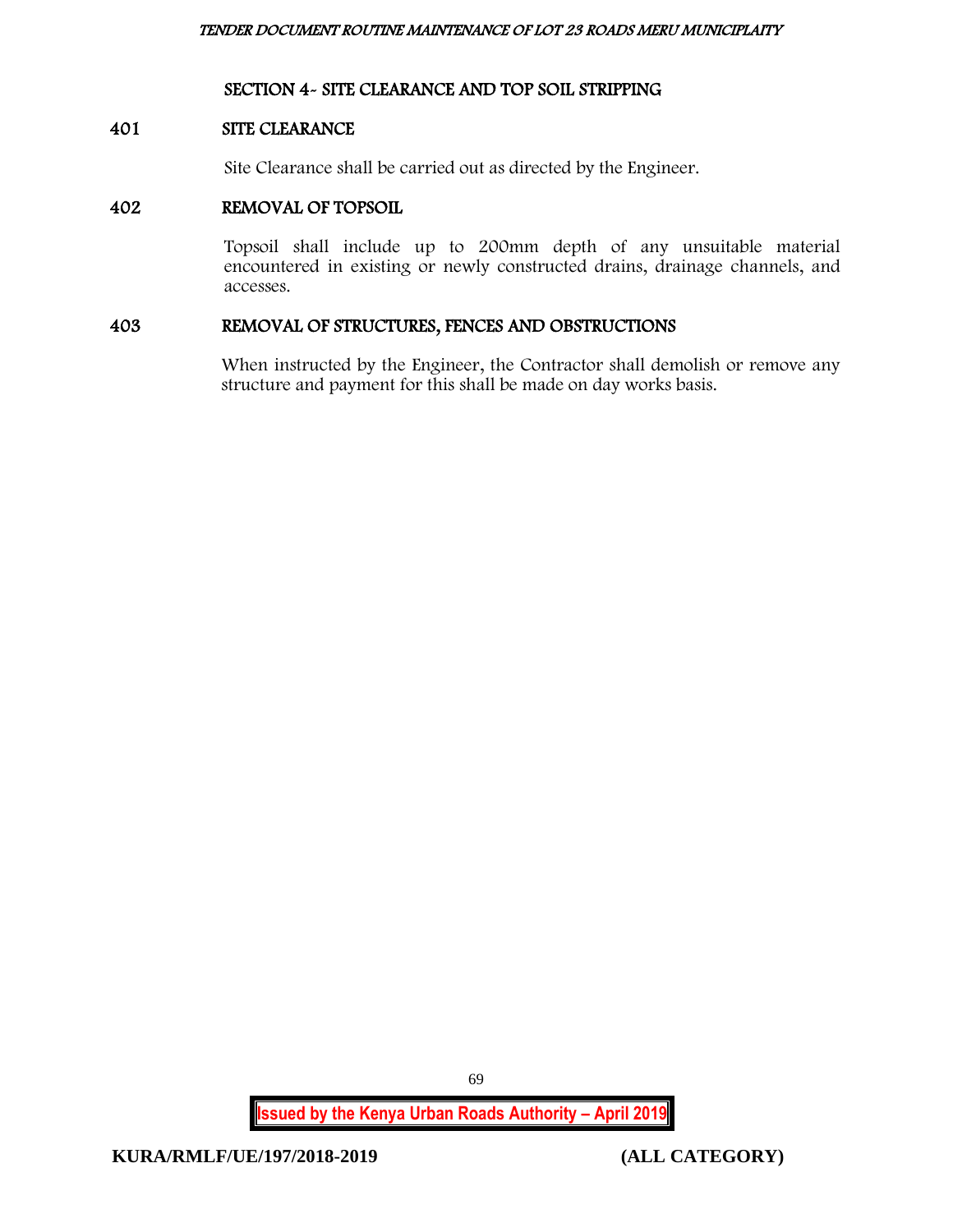## SECTION 4- SITE CLEARANCE AND TOP SOIL STRIPPING

### 401 SITE CLEARANCE

Site Clearance shall be carried out as directed by the Engineer.

### 402 REMOVAL OF TOPSOIL

Topsoil shall include up to 200mm depth of any unsuitable material encountered in existing or newly constructed drains, drainage channels, and accesses.

### 403 REMOVAL OF STRUCTURES, FENCES AND OBSTRUCTIONS

When instructed by the Engineer, the Contractor shall demolish or remove any structure and payment for this shall be made on day works basis.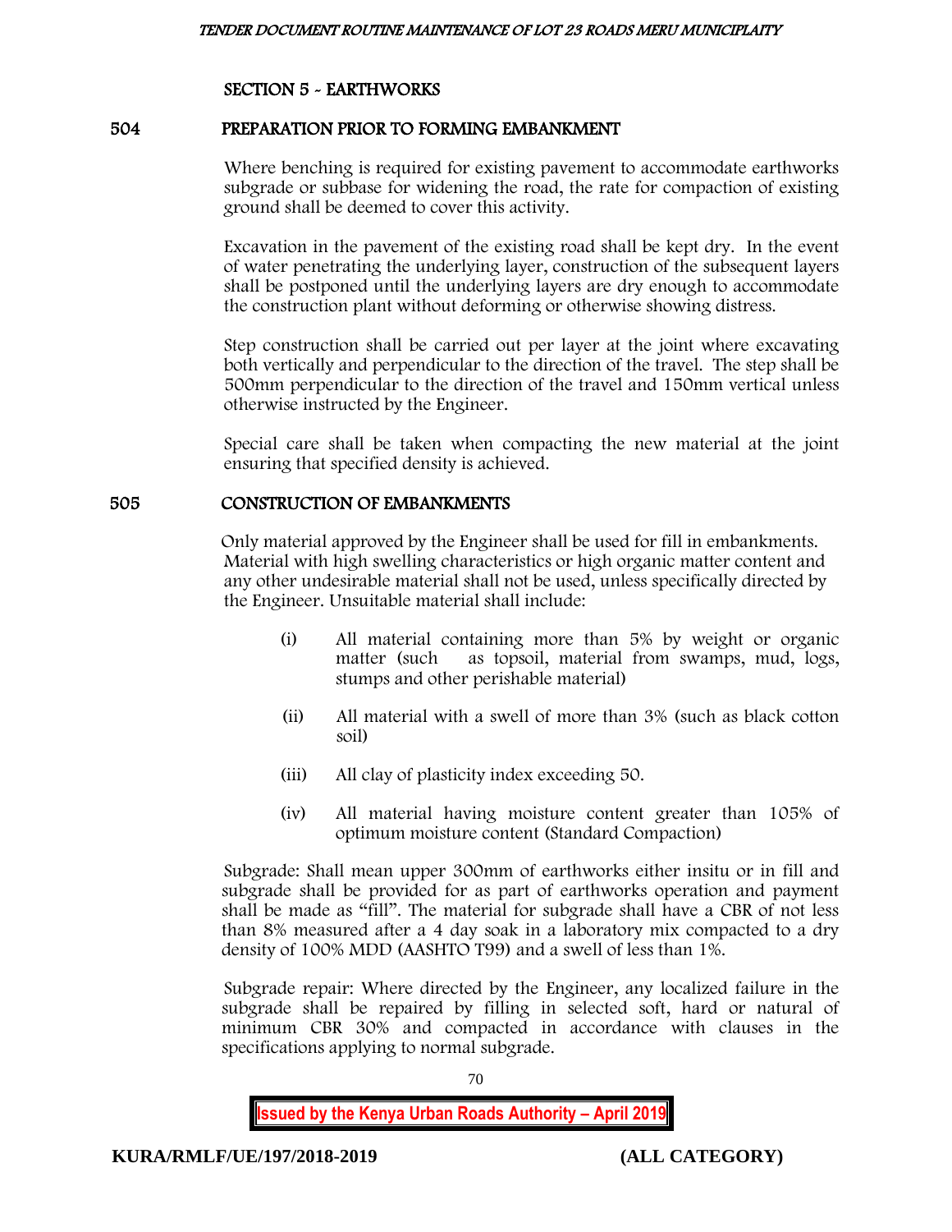## SECTION 5 - EARTHWORKS

### 504 PREPARATION PRIOR TO FORMING EMBANKMENT

Where benching is required for existing pavement to accommodate earthworks subgrade or subbase for widening the road, the rate for compaction of existing ground shall be deemed to cover this activity.

Excavation in the pavement of the existing road shall be kept dry. In the event of water penetrating the underlying layer, construction of the subsequent layers shall be postponed until the underlying layers are dry enough to accommodate the construction plant without deforming or otherwise showing distress.

Step construction shall be carried out per layer at the joint where excavating both vertically and perpendicular to the direction of the travel. The step shall be 500mm perpendicular to the direction of the travel and 150mm vertical unless otherwise instructed by the Engineer.

Special care shall be taken when compacting the new material at the joint ensuring that specified density is achieved.

### 505 CONSTRUCTION OF EMBANKMENTS

Only material approved by the Engineer shall be used for fill in embankments. Material with high swelling characteristics or high organic matter content and any other undesirable material shall not be used, unless specifically directed by the Engineer. Unsuitable material shall include:

(i) All material containing more than 5% by weight or organic matter (such as topsoil, material from swamps, mud, logs, stumps and other perishable material)

(ii) All material with a swell of more than 3% (such as black cotton soil)

(iii) All clay of plasticity index exceeding 50.

(iv) All material having moisture content greater than 105% of optimum moisture content (Standard Compaction)

Subgrade: Shall mean upper 300mm of earthworks either insitu or in fill and subgrade shall be provided for as part of earthworks operation and payment shall be made as "fill". The material for subgrade shall have a CBR of not less than 8% measured after a 4 day soak in a laboratory mix compacted to a dry density of 100% MDD (AASHTO T99) and a swell of less than 1%.

Subgrade repair: Where directed by the Engineer, any localized failure in the subgrade shall be repaired by filling in selected soft, hard or natural of minimum CBR 30% and compacted in accordance with clauses in the specifications applying to normal subgrade.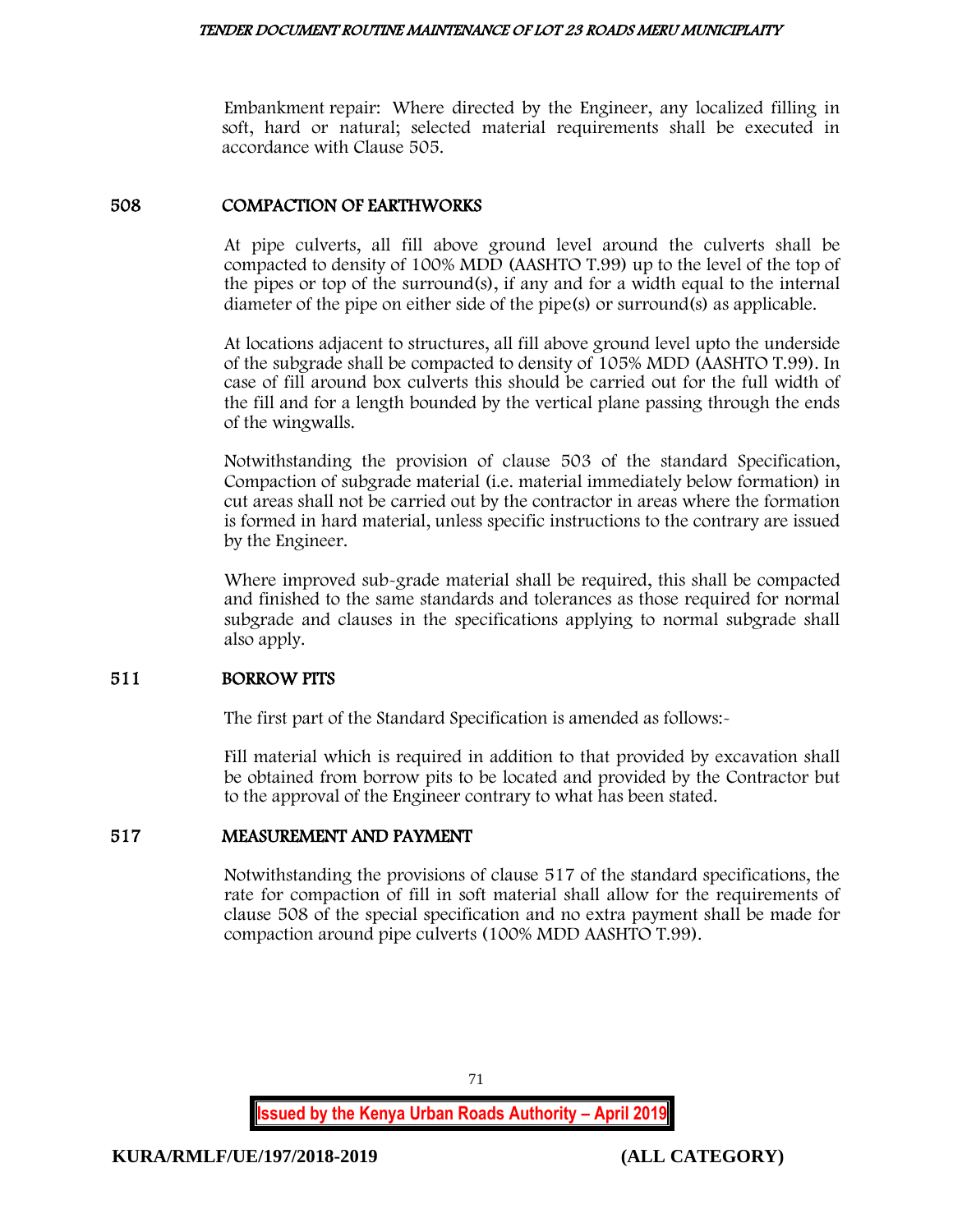Embankment repair: Where directed by the Engineer, any localized filling in soft, hard or natural; selected material requirements shall be executed in accordance with Clause 505.

## 508 COMPACTION OF EARTHWORKS

At pipe culverts, all fill above ground level around the culverts shall be compacted to density of 100% MDD (AASHTO T.99) up to the level of the top of the pipes or top of the surround(s), if any and for a width equal to the internal diameter of the pipe on either side of the pipe(s) or surround(s) as applicable.

At locations adjacent to structures, all fill above ground level upto the underside of the subgrade shall be compacted to density of 105% MDD (AASHTO T.99). In case of fill around box culverts this should be carried out for the full width of the fill and for a length bounded by the vertical plane passing through the ends of the wingwalls.

Notwithstanding the provision of clause 503 of the standard Specification, Compaction of subgrade material (i.e. material immediately below formation) in cut areas shall not be carried out by the contractor in areas where the formation is formed in hard material, unless specific instructions to the contrary are issued by the Engineer.

Where improved sub-grade material shall be required, this shall be compacted and finished to the same standards and tolerances as those required for normal subgrade and clauses in the specifications applying to normal subgrade shall also apply.

## 511 BORROW PITS

The first part of the Standard Specification is amended as follows:-

Fill material which is required in addition to that provided by excavation shall be obtained from borrow pits to be located and provided by the Contractor but to the approval of the Engineer contrary to what has been stated.

## 517 MEASUREMENT AND PAYMENT

Notwithstanding the provisions of clause 517 of the standard specifications, the rate for compaction of fill in soft material shall allow for the requirements of clause 508 of the special specification and no extra payment shall be made for compaction around pipe culverts (100% MDD AASHTO T.99).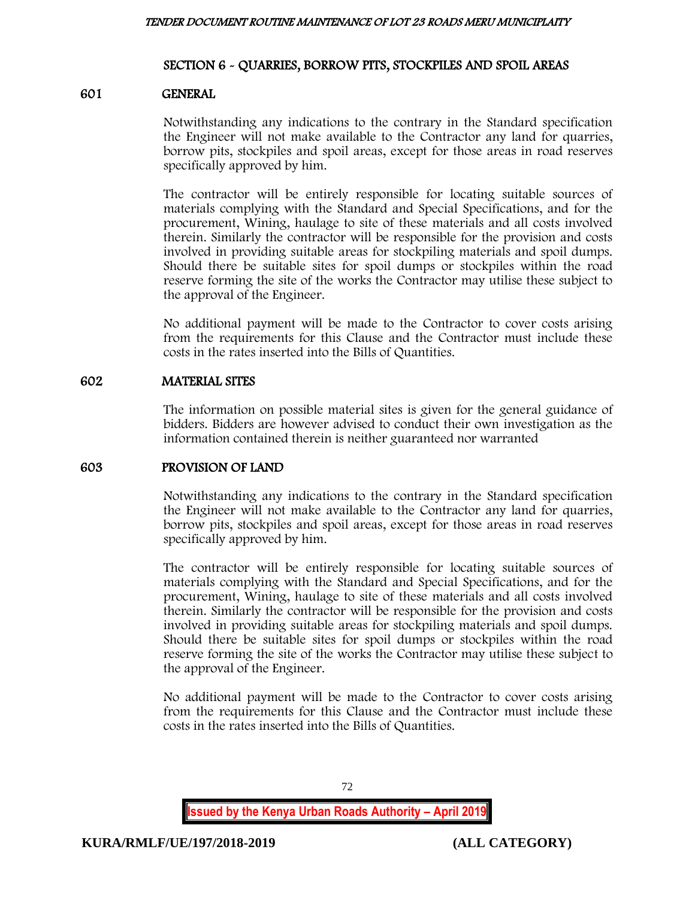## SECTION 6 - QUARRIES, BORROW PITS, STOCKPILES AND SPOIL AREAS

### 601 GENERAL

Notwithstanding any indications to the contrary in the Standard specification the Engineer will not make available to the Contractor any land for quarries, borrow pits, stockpiles and spoil areas, except for those areas in road reserves specifically approved by him.

The contractor will be entirely responsible for locating suitable sources of materials complying with the Standard and Special Specifications, and for the procurement, Wining, haulage to site of these materials and all costs involved therein. Similarly the contractor will be responsible for the provision and costs involved in providing suitable areas for stockpiling materials and spoil dumps. Should there be suitable sites for spoil dumps or stockpiles within the road reserve forming the site of the works the Contractor may utilise these subject to the approval of the Engineer.

No additional payment will be made to the Contractor to cover costs arising from the requirements for this Clause and the Contractor must include these costs in the rates inserted into the Bills of Quantities.

### 602 MATERIAL SITES

The information on possible material sites is given for the general guidance of bidders. Bidders are however advised to conduct their own investigation as the information contained therein is neither guaranteed nor warranted

### 603 PROVISION OF LAND

Notwithstanding any indications to the contrary in the Standard specification the Engineer will not make available to the Contractor any land for quarries, borrow pits, stockpiles and spoil areas, except for those areas in road reserves specifically approved by him.

The contractor will be entirely responsible for locating suitable sources of materials complying with the Standard and Special Specifications, and for the procurement, Wining, haulage to site of these materials and all costs involved therein. Similarly the contractor will be responsible for the provision and costs involved in providing suitable areas for stockpiling materials and spoil dumps. Should there be suitable sites for spoil dumps or stockpiles within the road reserve forming the site of the works the Contractor may utilise these subject to the approval of the Engineer.

No additional payment will be made to the Contractor to cover costs arising from the requirements for this Clause and the Contractor must include these costs in the rates inserted into the Bills of Quantities.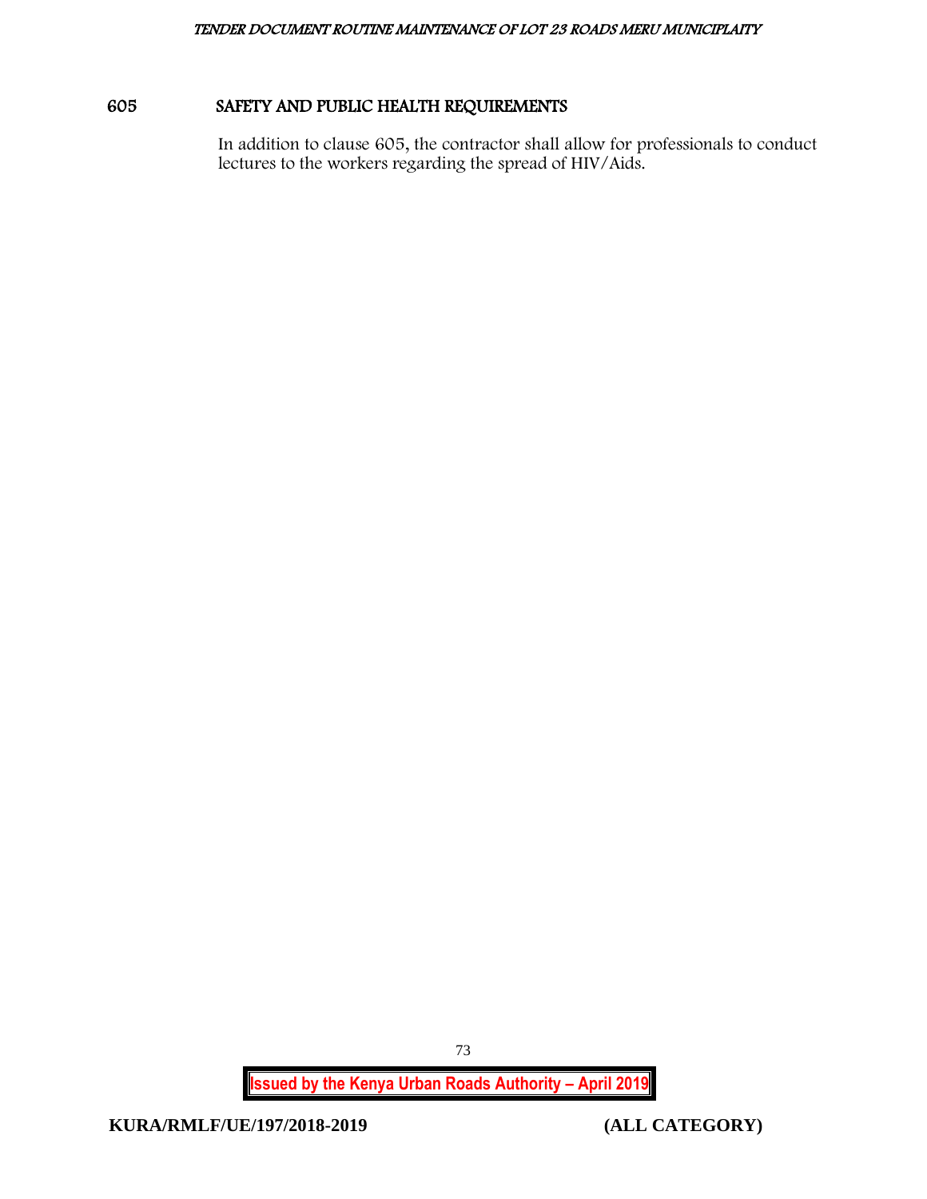## 605 SAFETY AND PUBLIC HEALTH REQUIREMENTS

In addition to clause 605, the contractor shall allow for professionals to conduct lectures to the workers regarding the spread of HIV/Aids.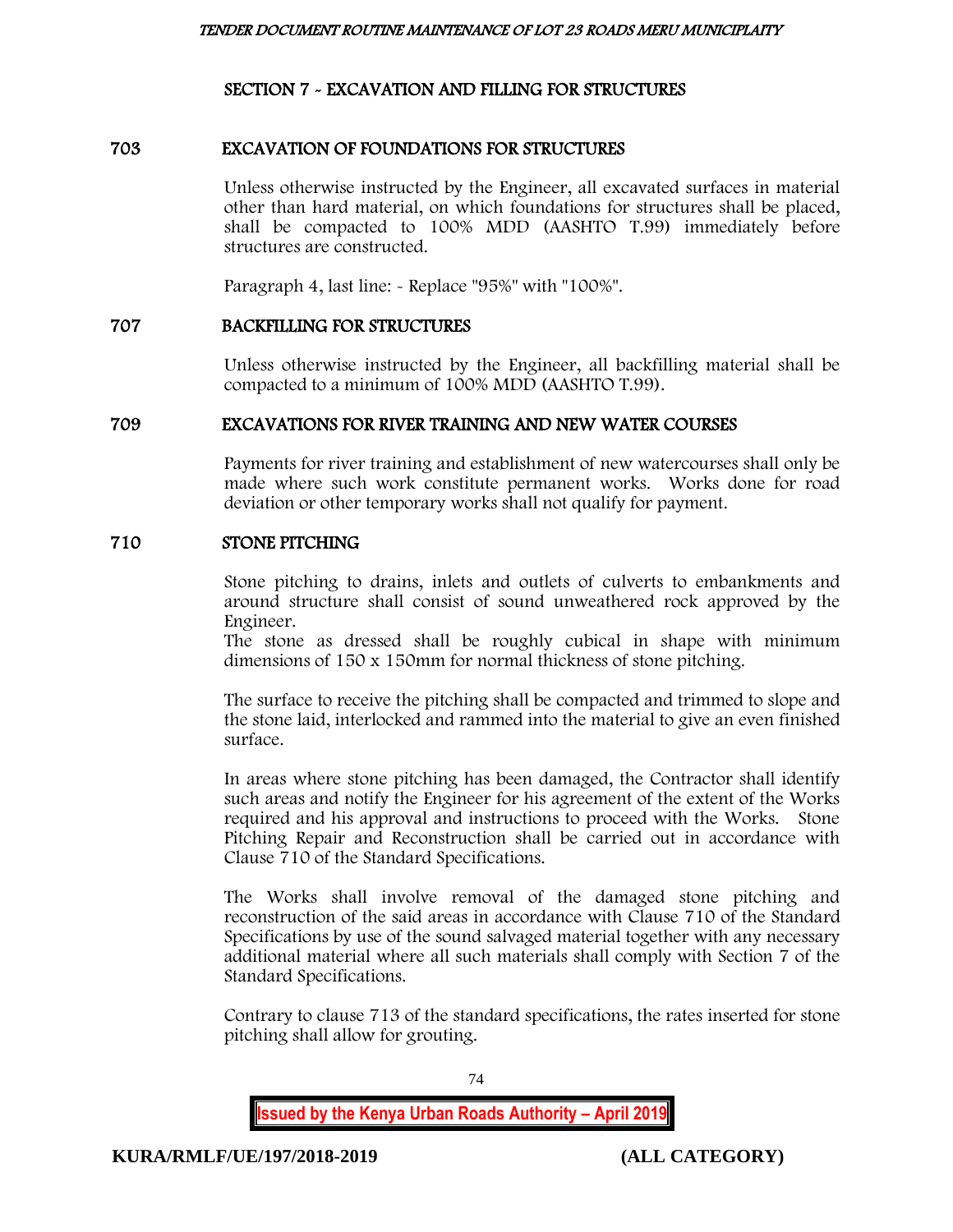## SECTION 7 - EXCAVATION AND FILLING FOR STRUCTURES

### 703 EXCAVATION OF FOUNDATIONS FOR STRUCTURES

Unless otherwise instructed by the Engineer, all excavated surfaces in material other than hard material, on which foundations for structures shall be placed, shall be compacted to 100% MDD (AASHTO T.99) immediately before structures are constructed.

Paragraph 4, last line: - Replace "95%" with "100%".

### 707 BACKFILLING FOR STRUCTURES

Unless otherwise instructed by the Engineer, all backfilling material shall be compacted to a minimum of 100% MDD (AASHTO T.99).

### 709 EXCAVATIONS FOR RIVER TRAINING AND NEW WATER COURSES

Payments for river training and establishment of new watercourses shall only be made where such work constitute permanent works. Works done for road deviation or other temporary works shall not qualify for payment.

### 710 STONE PITCHING

Stone pitching to drains, inlets and outlets of culverts to embankments and around structure shall consist of sound unweathered rock approved by the Engineer.
The stone as dressed shall be roughly cubical in shape with minimum dimensions of 150 x 150mm for normal thickness of stone pitching.

The surface to receive the pitching shall be compacted and trimmed to slope and the stone laid, interlocked and rammed into the material to give an even finished surface.

In areas where stone pitching has been damaged, the Contractor shall identify such areas and notify the Engineer for his agreement of the extent of the Works required and his approval and instructions to proceed with the Works. Stone Pitching Repair and Reconstruction shall be carried out in accordance with Clause 710 of the Standard Specifications.

The Works shall involve removal of the damaged stone pitching and reconstruction of the said areas in accordance with Clause 710 of the Standard Specifications by use of the sound salvaged material together with any necessary additional material where all such materials shall comply with Section 7 of the Standard Specifications.

Contrary to clause 713 of the standard specifications, the rates inserted for stone pitching shall allow for grouting.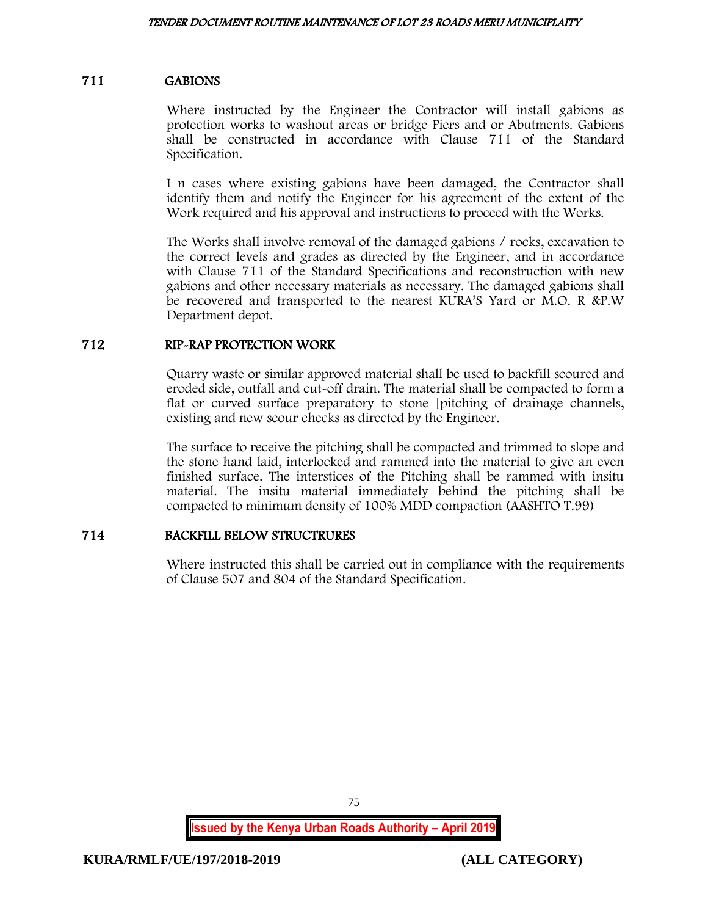## 711 GABIONS

Where instructed by the Engineer the Contractor will install gabions as protection works to washout areas or bridge Piers and or Abutments. Gabions shall be constructed in accordance with Clause 711 of the Standard Specification.

I n cases where existing gabions have been damaged, the Contractor shall identify them and notify the Engineer for his agreement of the extent of the Work required and his approval and instructions to proceed with the Works.

The Works shall involve removal of the damaged gabions / rocks, excavation to the correct levels and grades as directed by the Engineer, and in accordance with Clause 711 of the Standard Specifications and reconstruction with new gabions and other necessary materials as necessary. The damaged gabions shall be recovered and transported to the nearest KURA'S Yard or M.O. R &P.W Department depot.

## 712 RIP-RAP PROTECTION WORK

Quarry waste or similar approved material shall be used to backfill scoured and eroded side, outfall and cut-off drain. The material shall be compacted to form a flat or curved surface preparatory to stone [pitching of drainage channels, existing and new scour checks as directed by the Engineer.

The surface to receive the pitching shall be compacted and trimmed to slope and the stone hand laid, interlocked and rammed into the material to give an even finished surface. The interstices of the Pitching shall be rammed with insitu material. The insitu material immediately behind the pitching shall be compacted to minimum density of 100% MDD compaction (AASHTO T.99)

## 714 BACKFILL BELOW STRUCTRURES

Where instructed this shall be carried out in compliance with the requirements of Clause 507 and 804 of the Standard Specification.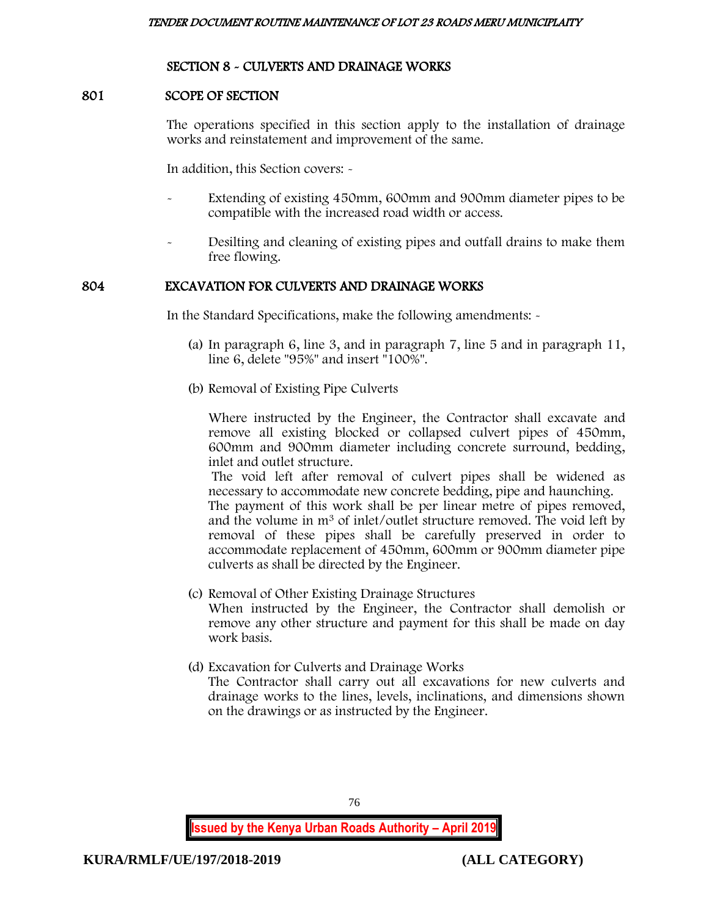## SECTION 8 - CULVERTS AND DRAINAGE WORKS

### 801 SCOPE OF SECTION

The operations specified in this section apply to the installation of drainage works and reinstatement and improvement of the same.

In addition, this Section covers: -

- Extending of existing 450mm, 600mm and 900mm diameter pipes to be compatible with the increased road width or access.
- Desilting and cleaning of existing pipes and outfall drains to make them free flowing.

### 804 EXCAVATION FOR CULVERTS AND DRAINAGE WORKS

In the Standard Specifications, make the following amendments: -

(a) In paragraph 6, line 3, and in paragraph 7, line 5 and in paragraph 11, line 6, delete "95%" and insert "100%".

(b) Removal of Existing Pipe Culverts

Where instructed by the Engineer, the Contractor shall excavate and remove all existing blocked or collapsed culvert pipes of 450mm, 600mm and 900mm diameter including concrete surround, bedding, inlet and outlet structure.
The void left after removal of culvert pipes shall be widened as necessary to accommodate new concrete bedding, pipe and haunching.
The payment of this work shall be per linear metre of pipes removed, and the volume in $m^3$ of inlet/outlet structure removed. The void left by removal of these pipes shall be carefully preserved in order to accommodate replacement of 450mm, 600mm or 900mm diameter pipe culverts as shall be directed by the Engineer.

(c) Removal of Other Existing Drainage Structures
When instructed by the Engineer, the Contractor shall demolish or remove any other structure and payment for this shall be made on day work basis.

(d) Excavation for Culverts and Drainage Works
The Contractor shall carry out all excavations for new culverts and drainage works to the lines, levels, inclinations, and dimensions shown on the drawings or as instructed by the Engineer.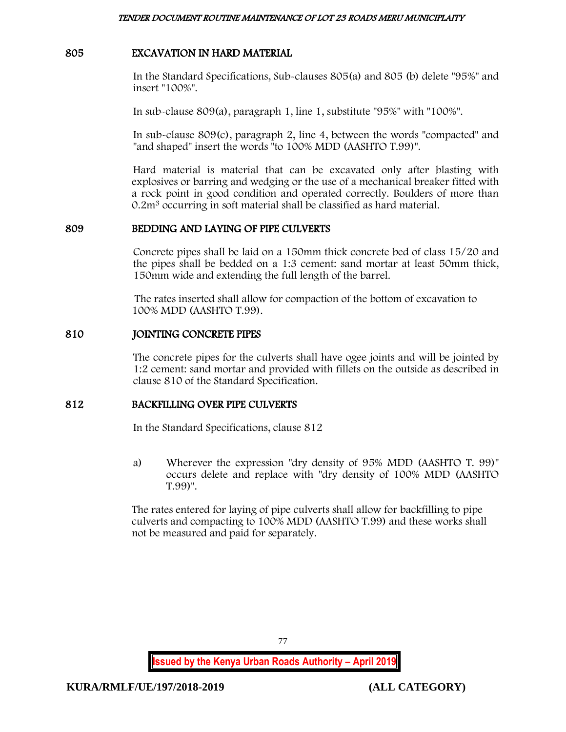## 805 EXCAVATION IN HARD MATERIAL

In the Standard Specifications, Sub-clauses 805(a) and 805 (b) delete "95%" and insert "100%".

In sub-clause 809(a), paragraph 1, line 1, substitute "95%" with "100%".

In sub-clause 809(c), paragraph 2, line 4, between the words "compacted" and "and shaped" insert the words "to 100% MDD (AASHTO T.99)".

Hard material is material that can be excavated only after blasting with explosives or barring and wedging or the use of a mechanical breaker fitted with a rock point in good condition and operated correctly. Boulders of more than $0.2m^3$ occurring in soft material shall be classified as hard material.

## 809 BEDDING AND LAYING OF PIPE CULVERTS

Concrete pipes shall be laid on a 150mm thick concrete bed of class 15/20 and the pipes shall be bedded on a 1:3 cement: sand mortar at least 50mm thick, 150mm wide and extending the full length of the barrel.

The rates inserted shall allow for compaction of the bottom of excavation to 100% MDD (AASHTO T.99).

## 810 JOINTING CONCRETE PIPES

The concrete pipes for the culverts shall have ogee joints and will be jointed by 1:2 cement: sand mortar and provided with fillets on the outside as described in clause 810 of the Standard Specification.

## 812 BACKFILLING OVER PIPE CULVERTS

In the Standard Specifications, clause 812

a) Wherever the expression "dry density of 95% MDD (AASHTO T. 99)" occurs delete and replace with "dry density of 100% MDD (AASHTO T.99)".

The rates entered for laying of pipe culverts shall allow for backfilling to pipe culverts and compacting to 100% MDD (AASHTO T.99) and these works shall not be measured and paid for separately.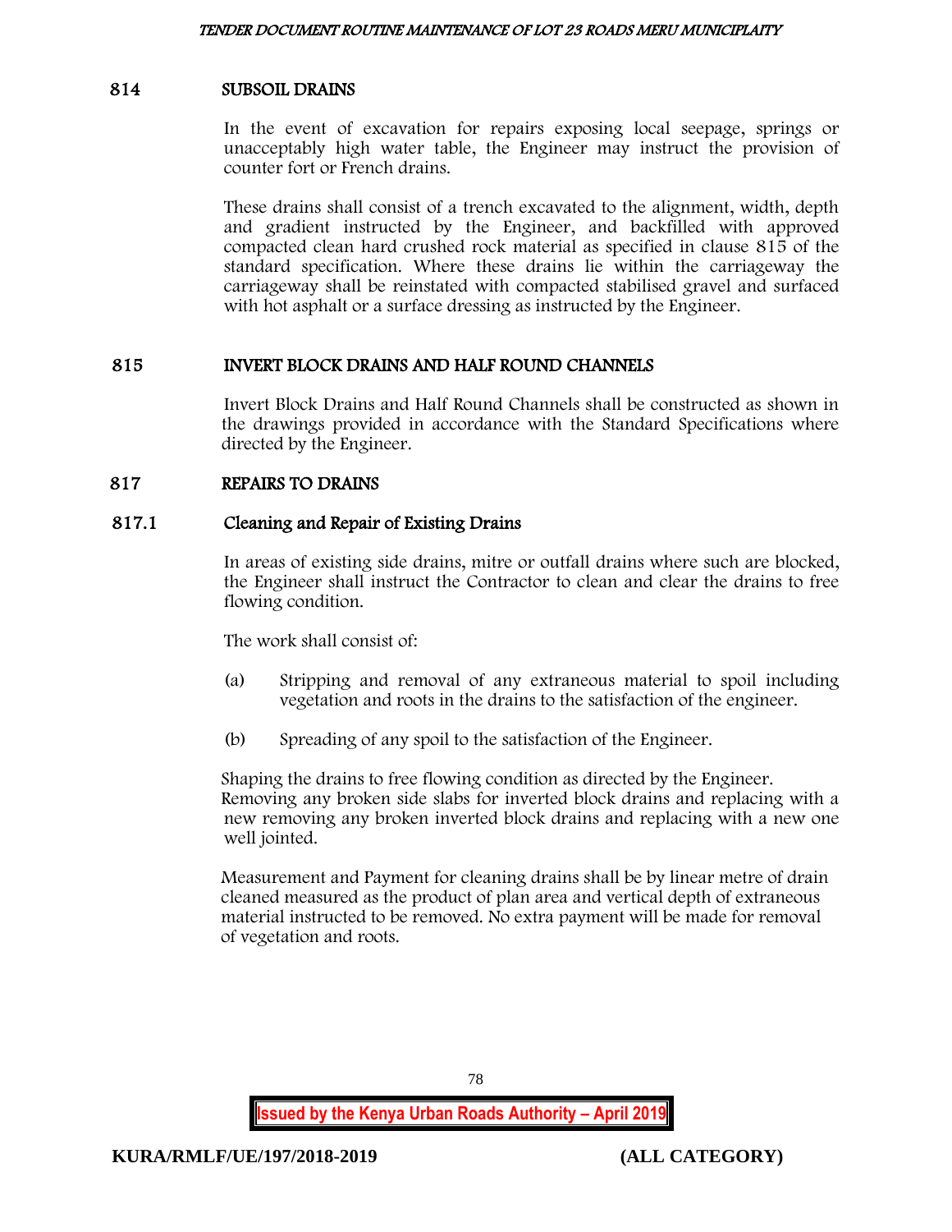## 814 SUBSOIL DRAINS

In the event of excavation for repairs exposing local seepage, springs or unacceptably high water table, the Engineer may instruct the provision of counter fort or French drains.

These drains shall consist of a trench excavated to the alignment, width, depth and gradient instructed by the Engineer, and backfilled with approved compacted clean hard crushed rock material as specified in clause 815 of the standard specification. Where these drains lie within the carriageway the carriageway shall be reinstated with compacted stabilised gravel and surfaced with hot asphalt or a surface dressing as instructed by the Engineer.

## 815 INVERT BLOCK DRAINS AND HALF ROUND CHANNELS

Invert Block Drains and Half Round Channels shall be constructed as shown in the drawings provided in accordance with the Standard Specifications where directed by the Engineer.

## 817 REPAIRS TO DRAINS

### 817.1 Cleaning and Repair of Existing Drains

In areas of existing side drains, mitre or outfall drains where such are blocked, the Engineer shall instruct the Contractor to clean and clear the drains to free flowing condition.

The work shall consist of:

(a) Stripping and removal of any extraneous material to spoil including vegetation and roots in the drains to the satisfaction of the engineer.

(b) Spreading of any spoil to the satisfaction of the Engineer.

Shaping the drains to free flowing condition as directed by the Engineer. Removing any broken side slabs for inverted block drains and replacing with a new removing any broken inverted block drains and replacing with a new one well jointed.

Measurement and Payment for cleaning drains shall be by linear metre of drain cleaned measured as the product of plan area and vertical depth of extraneous material instructed to be removed. No extra payment will be made for removal of vegetation and roots.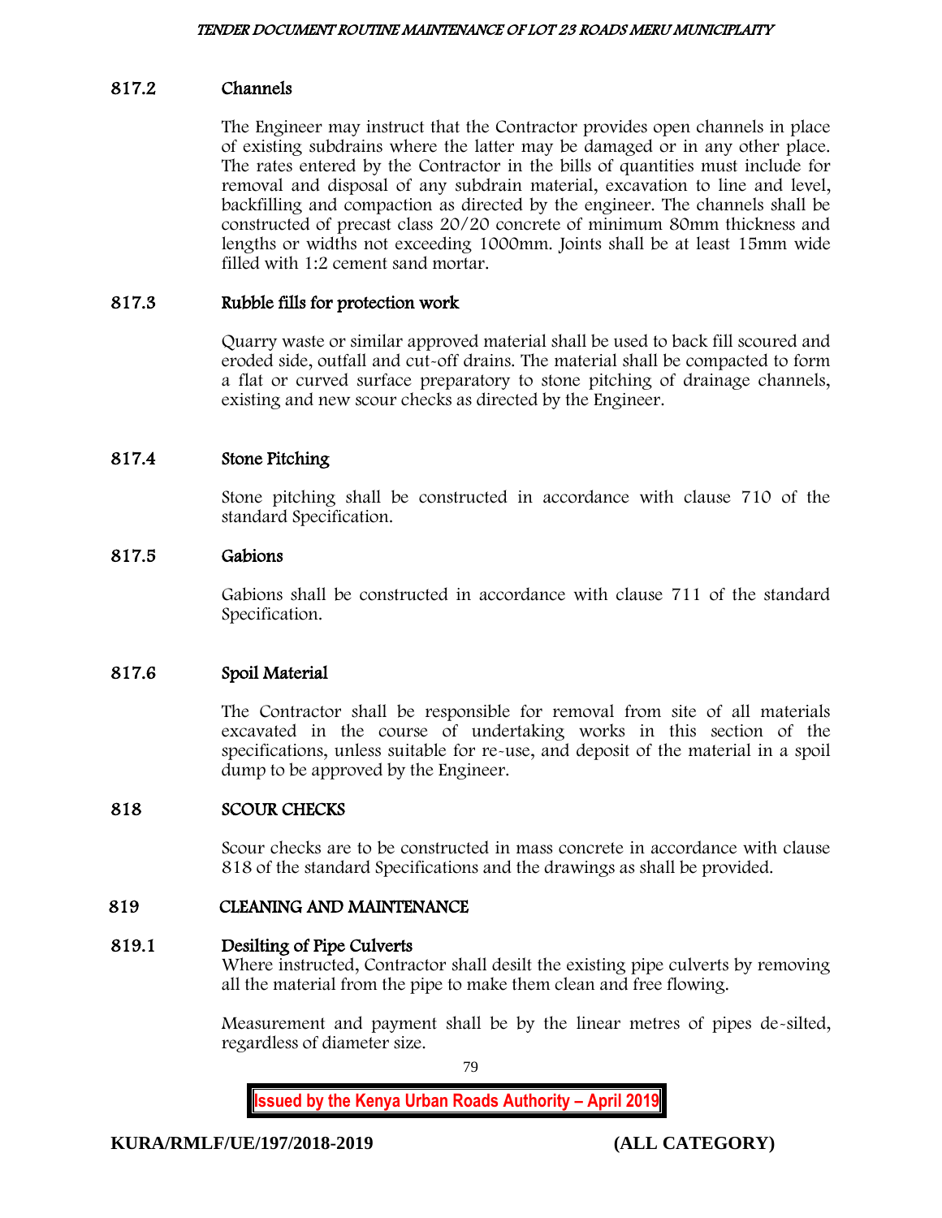### 817.2 Channels

The Engineer may instruct that the Contractor provides open channels in place of existing subdrains where the latter may be damaged or in any other place. The rates entered by the Contractor in the bills of quantities must include for removal and disposal of any subdrain material, excavation to line and level, backfilling and compaction as directed by the engineer. The channels shall be constructed of precast class 20/20 concrete of minimum 80mm thickness and lengths or widths not exceeding 1000mm. Joints shall be at least 15mm wide filled with 1:2 cement sand mortar.

### 817.3 Rubble fills for protection work

Quarry waste or similar approved material shall be used to back fill scoured and eroded side, outfall and cut-off drains. The material shall be compacted to form a flat or curved surface preparatory to stone pitching of drainage channels, existing and new scour checks as directed by the Engineer.

### 817.4 Stone Pitching

Stone pitching shall be constructed in accordance with clause 710 of the standard Specification.

### 817.5 Gabions

Gabions shall be constructed in accordance with clause 711 of the standard Specification.

### 817.6 Spoil Material

The Contractor shall be responsible for removal from site of all materials excavated in the course of undertaking works in this section of the specifications, unless suitable for re-use, and deposit of the material in a spoil dump to be approved by the Engineer.

## 818 SCOUR CHECKS

Scour checks are to be constructed in mass concrete in accordance with clause 818 of the standard Specifications and the drawings as shall be provided.

## 819 CLEANING AND MAINTENANCE

### 819.1 Desilting of Pipe Culverts

Where instructed, Contractor shall desilt the existing pipe culverts by removing all the material from the pipe to make them clean and free flowing.

Measurement and payment shall be by the linear metres of pipes de-silted, regardless of diameter size.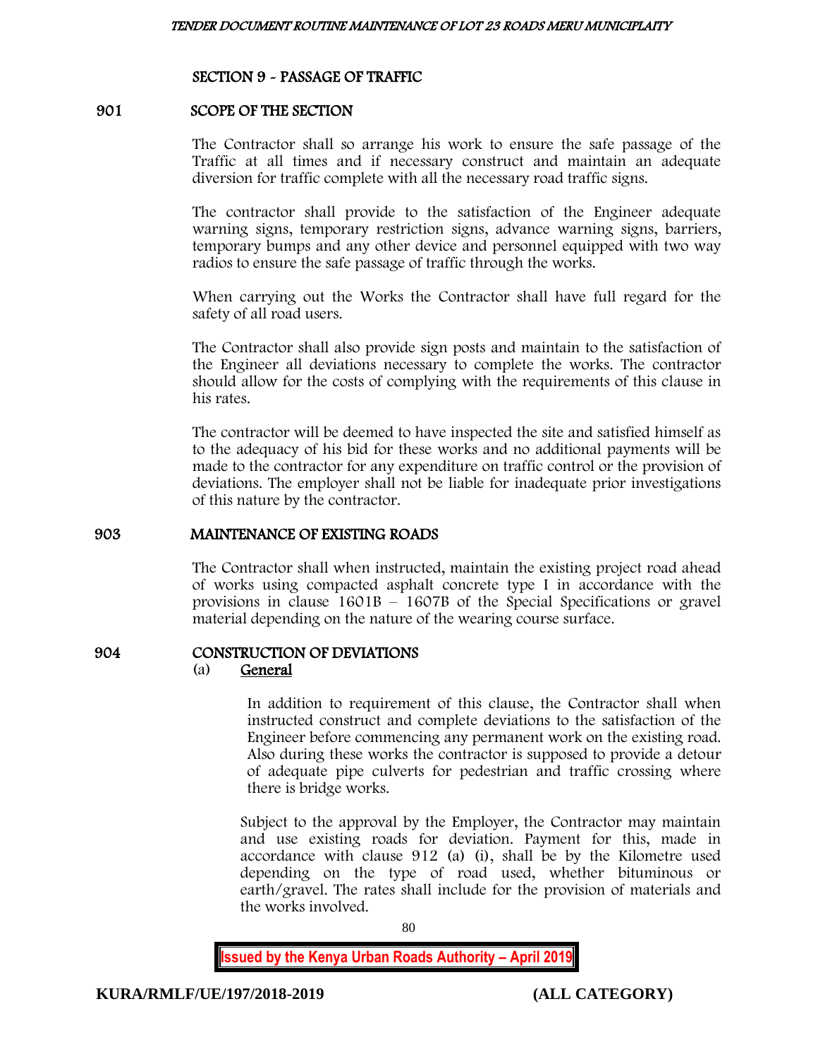## SECTION 9 - PASSAGE OF TRAFFIC

### 901 SCOPE OF THE SECTION

The Contractor shall so arrange his work to ensure the safe passage of the Traffic at all times and if necessary construct and maintain an adequate diversion for traffic complete with all the necessary road traffic signs.

The contractor shall provide to the satisfaction of the Engineer adequate warning signs, temporary restriction signs, advance warning signs, barriers, temporary bumps and any other device and personnel equipped with two way radios to ensure the safe passage of traffic through the works.

When carrying out the Works the Contractor shall have full regard for the safety of all road users.

The Contractor shall also provide sign posts and maintain to the satisfaction of the Engineer all deviations necessary to complete the works. The contractor should allow for the costs of complying with the requirements of this clause in his rates.

The contractor will be deemed to have inspected the site and satisfied himself as to the adequacy of his bid for these works and no additional payments will be made to the contractor for any expenditure on traffic control or the provision of deviations. The employer shall not be liable for inadequate prior investigations of this nature by the contractor.

### 903 MAINTENANCE OF EXISTING ROADS

The Contractor shall when instructed, maintain the existing project road ahead of works using compacted asphalt concrete type I in accordance with the provisions in clause 1601B – 1607B of the Special Specifications or gravel material depending on the nature of the wearing course surface.

### 904 CONSTRUCTION OF DEVIATIONS

(a) **General**

In addition to requirement of this clause, the Contractor shall when instructed construct and complete deviations to the satisfaction of the Engineer before commencing any permanent work on the existing road. Also during these works the contractor is supposed to provide a detour of adequate pipe culverts for pedestrian and traffic crossing where there is bridge works.

Subject to the approval by the Employer, the Contractor may maintain and use existing roads for deviation. Payment for this, made in accordance with clause 912 (a) (i), shall be by the Kilometre used depending on the type of road used, whether bituminous or earth/gravel. The rates shall include for the provision of materials and the works involved.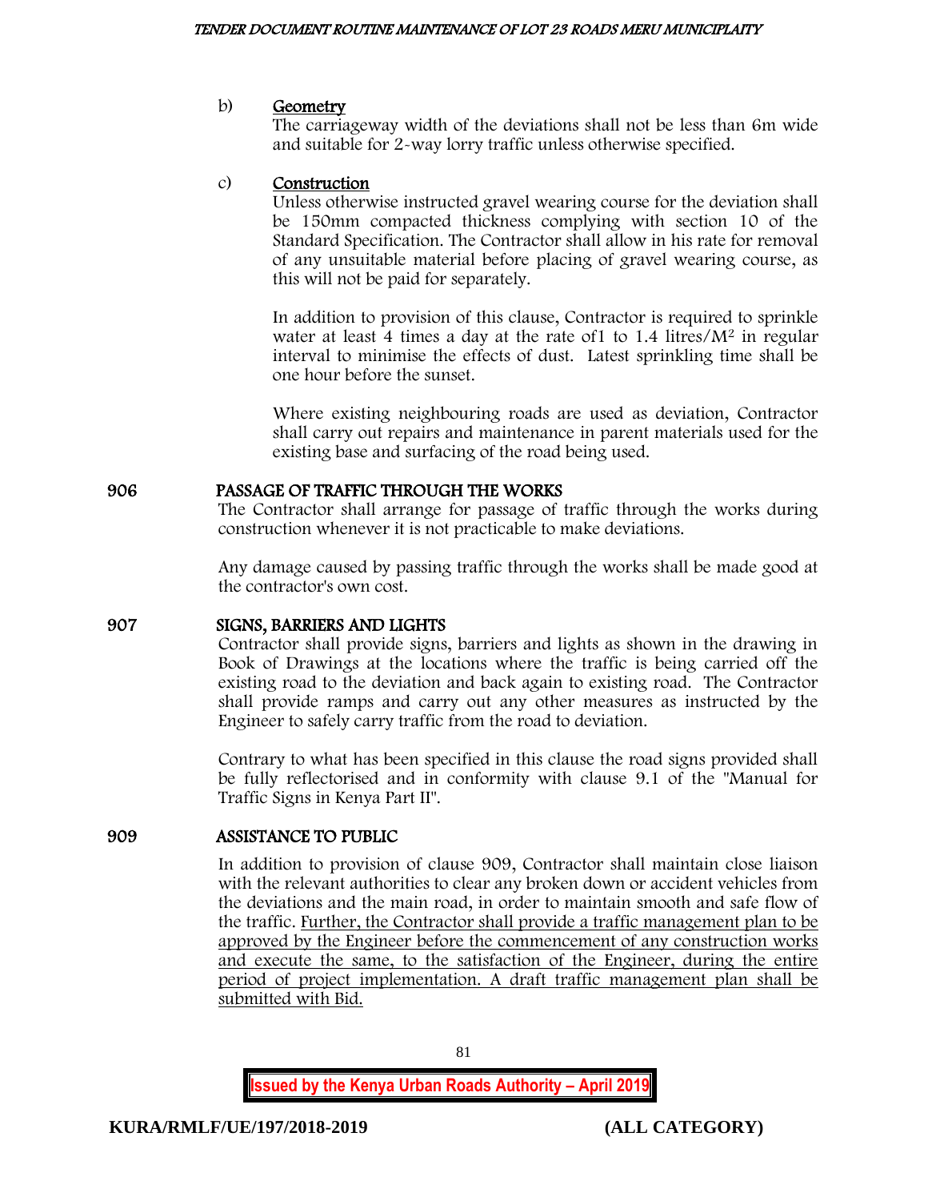b) **Geometry**

The carriageway width of the deviations shall not be less than 6m wide and suitable for 2-way lorry traffic unless otherwise specified.

c) **Construction**

Unless otherwise instructed gravel wearing course for the deviation shall be 150mm compacted thickness complying with section 10 of the Standard Specification. The Contractor shall allow in his rate for removal of any unsuitable material before placing of gravel wearing course, as this will not be paid for separately.

In addition to provision of this clause, Contractor is required to sprinkle water at least 4 times a day at the rate of1 to 1.4 litres/$M^2$ in regular interval to minimise the effects of dust. Latest sprinkling time shall be one hour before the sunset.

Where existing neighbouring roads are used as deviation, Contractor shall carry out repairs and maintenance in parent materials used for the existing base and surfacing of the road being used.

## 906 PASSAGE OF TRAFFIC THROUGH THE WORKS

The Contractor shall arrange for passage of traffic through the works during construction whenever it is not practicable to make deviations.

Any damage caused by passing traffic through the works shall be made good at the contractor's own cost.

## 907 SIGNS, BARRIERS AND LIGHTS

Contractor shall provide signs, barriers and lights as shown in the drawing in Book of Drawings at the locations where the traffic is being carried off the existing road to the deviation and back again to existing road. The Contractor shall provide ramps and carry out any other measures as instructed by the Engineer to safely carry traffic from the road to deviation.

Contrary to what has been specified in this clause the road signs provided shall be fully reflectorised and in conformity with clause 9.1 of the "Manual for Traffic Signs in Kenya Part II".

## 909 ASSISTANCE TO PUBLIC

In addition to provision of clause 909, Contractor shall maintain close liaison with the relevant authorities to clear any broken down or accident vehicles from the deviations and the main road, in order to maintain smooth and safe flow of the traffic. Further, the Contractor shall provide a traffic management plan to be approved by the Engineer before the commencement of any construction works and execute the same, to the satisfaction of the Engineer, during the entire period of project implementation. A draft traffic management plan shall be submitted with Bid.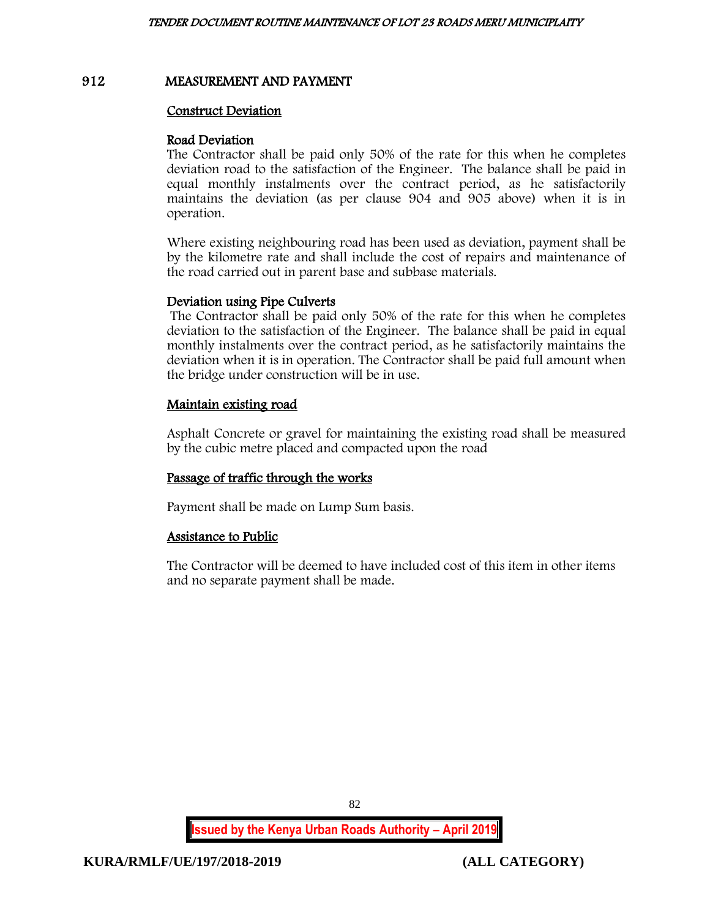## 912 MEASUREMENT AND PAYMENT

### Construct Deviation

**Road Deviation**

The Contractor shall be paid only 50% of the rate for this when he completes deviation road to the satisfaction of the Engineer. The balance shall be paid in equal monthly instalments over the contract period, as he satisfactorily maintains the deviation (as per clause 904 and 905 above) when it is in operation.

Where existing neighbouring road has been used as deviation, payment shall be by the kilometre rate and shall include the cost of repairs and maintenance of the road carried out in parent base and subbase materials.

**Deviation using Pipe Culverts**

The Contractor shall be paid only 50% of the rate for this when he completes deviation to the satisfaction of the Engineer. The balance shall be paid in equal monthly instalments over the contract period, as he satisfactorily maintains the deviation when it is in operation. The Contractor shall be paid full amount when the bridge under construction will be in use.

### Maintain existing road

Asphalt Concrete or gravel for maintaining the existing road shall be measured by the cubic metre placed and compacted upon the road

### Passage of traffic through the works

Payment shall be made on Lump Sum basis.

### Assistance to Public

The Contractor will be deemed to have included cost of this item in other items and no separate payment shall be made.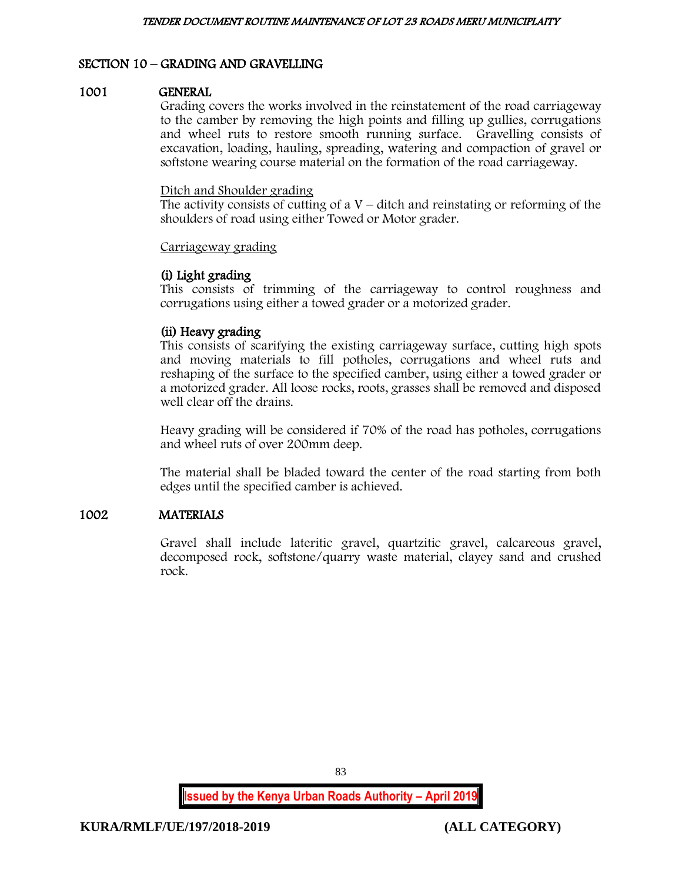## SECTION 10 – GRADING AND GRAVELLING

### 1001 GENERAL

Grading covers the works involved in the reinstatement of the road carriageway to the camber by removing the high points and filling up gullies, corrugations and wheel ruts to restore smooth running surface. Gravelling consists of excavation, loading, hauling, spreading, watering and compaction of gravel or softstone wearing course material on the formation of the road carriageway.

<u>Ditch and Shoulder grading</u>

The activity consists of cutting of a V – ditch and reinstating or reforming of the shoulders of road using either Towed or Motor grader.

<u>Carriageway grading</u>

**(i) Light grading**

This consists of trimming of the carriageway to control roughness and corrugations using either a towed grader or a motorized grader.

**(ii) Heavy grading**

This consists of scarifying the existing carriageway surface, cutting high spots and moving materials to fill potholes, corrugations and wheel ruts and reshaping of the surface to the specified camber, using either a towed grader or a motorized grader. All loose rocks, roots, grasses shall be removed and disposed well clear off the drains.

Heavy grading will be considered if 70% of the road has potholes, corrugations and wheel ruts of over 200mm deep.

The material shall be bladed toward the center of the road starting from both edges until the specified camber is achieved.

### 1002 MATERIALS

Gravel shall include lateritic gravel, quartzitic gravel, calcareous gravel, decomposed rock, softstone/quarry waste material, clayey sand and crushed rock.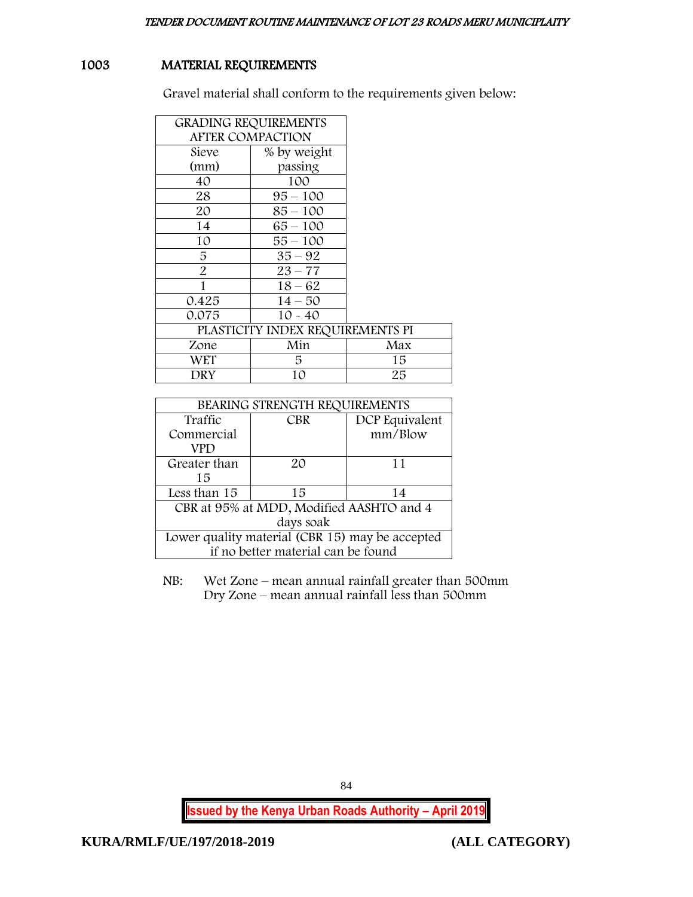## 1003 MATERIAL REQUIREMENTS

Gravel material shall conform to the requirements given below:

| GRADING REQUIREMENTS AFTER COMPACTION | | |
|---|---|---|
| Sieve (mm) | % by weight passing | |
| 40 | 100 | |
| 28 | 95 – 100 | |
| 20 | 85 – 100 | |
| 14 | 65 – 100 | |
| 10 | 55 – 100 | |
| 5 | 35 – 92 | |
| 2 | 23 – 77 | |
| 1 | 18 – 62 | |
| 0.425 | 14 – 50 | |
| 0.075 | 10 - 40 | |
| PLASTICITY INDEX REQUIREMENTS PI | | |
| Zone | Min | Max |
| WET | 5 | 15 |
| DRY | 10 | 25 |

| BEARING STRENGTH REQUIREMENTS | | |
|---|---|---|
| Traffic Commercial VPD | CBR | DCP Equivalent mm/Blow |
| Greater than 15 | 20 | 11 |
| Less than 15 | 15 | 14 |
| CBR at 95% at MDD, Modified AASHTO and 4 days soak | | |
| Lower quality material (CBR 15) may be accepted if no better material can be found | | |

NB: Wet Zone – mean annual rainfall greater than 500mm
Dry Zone – mean annual rainfall less than 500mm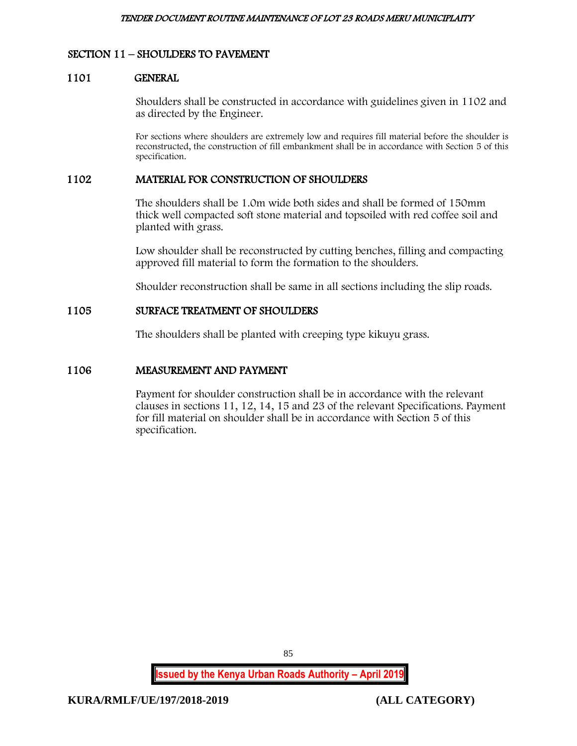## SECTION 11 – SHOULDERS TO PAVEMENT

### 1101 GENERAL

Shoulders shall be constructed in accordance with guidelines given in 1102 and as directed by the Engineer.

For sections where shoulders are extremely low and requires fill material before the shoulder is reconstructed, the construction of fill embankment shall be in accordance with Section 5 of this specification.

### 1102 MATERIAL FOR CONSTRUCTION OF SHOULDERS

The shoulders shall be 1.0m wide both sides and shall be formed of 150mm thick well compacted soft stone material and topsoiled with red coffee soil and planted with grass.

Low shoulder shall be reconstructed by cutting benches, filling and compacting approved fill material to form the formation to the shoulders.

Shoulder reconstruction shall be same in all sections including the slip roads.

### 1105 SURFACE TREATMENT OF SHOULDERS

The shoulders shall be planted with creeping type kikuyu grass.

### 1106 MEASUREMENT AND PAYMENT

Payment for shoulder construction shall be in accordance with the relevant clauses in sections 11, 12, 14, 15 and 23 of the relevant Specifications. Payment for fill material on shoulder shall be in accordance with Section 5 of this specification.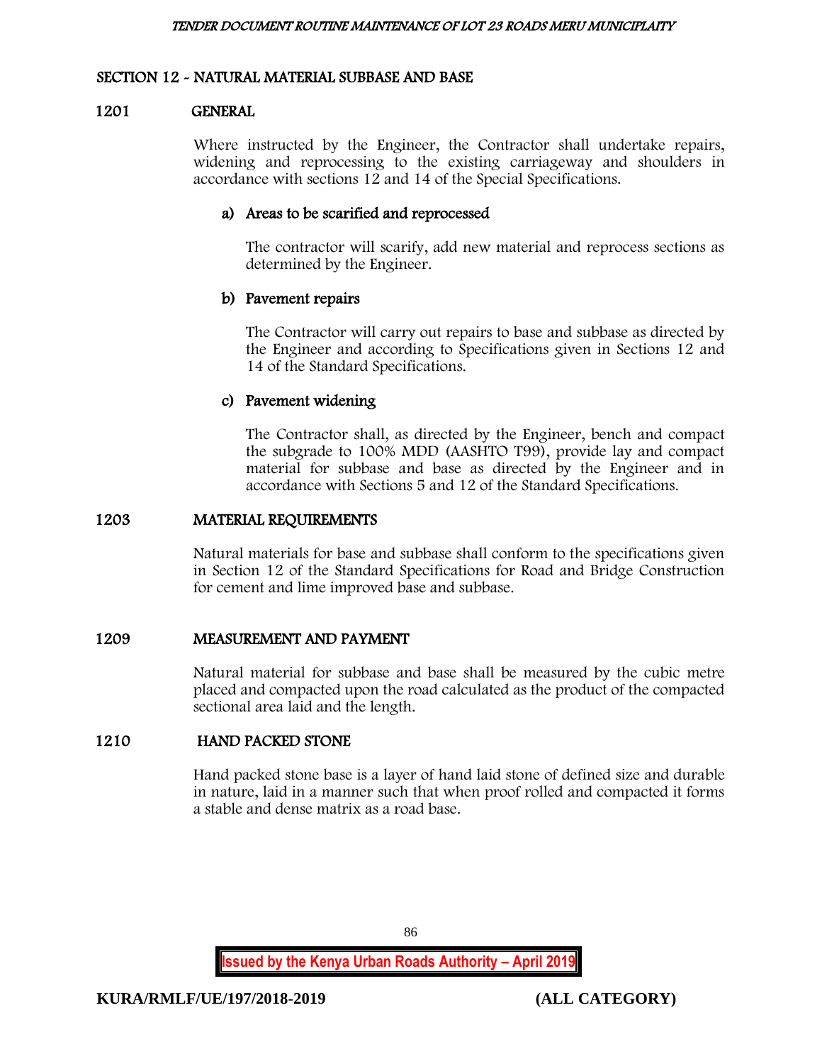## SECTION 12 - NATURAL MATERIAL SUBBASE AND BASE

### 1201 GENERAL

Where instructed by the Engineer, the Contractor shall undertake repairs, widening and reprocessing to the existing carriageway and shoulders in accordance with sections 12 and 14 of the Special Specifications.

#### a) Areas to be scarified and reprocessed

The contractor will scarify, add new material and reprocess sections as determined by the Engineer.

#### b) Pavement repairs

The Contractor will carry out repairs to base and subbase as directed by the Engineer and according to Specifications given in Sections 12 and 14 of the Standard Specifications.

#### c) Pavement widening

The Contractor shall, as directed by the Engineer, bench and compact the subgrade to 100% MDD (AASHTO T99), provide lay and compact material for subbase and base as directed by the Engineer and in accordance with Sections 5 and 12 of the Standard Specifications.

### 1203 MATERIAL REQUIREMENTS

Natural materials for base and subbase shall conform to the specifications given in Section 12 of the Standard Specifications for Road and Bridge Construction for cement and lime improved base and subbase.

### 1209 MEASUREMENT AND PAYMENT

Natural material for subbase and base shall be measured by the cubic metre placed and compacted upon the road calculated as the product of the compacted sectional area laid and the length.

### 1210 HAND PACKED STONE

Hand packed stone base is a layer of hand laid stone of defined size and durable in nature, laid in a manner such that when proof rolled and compacted it forms a stable and dense matrix as a road base.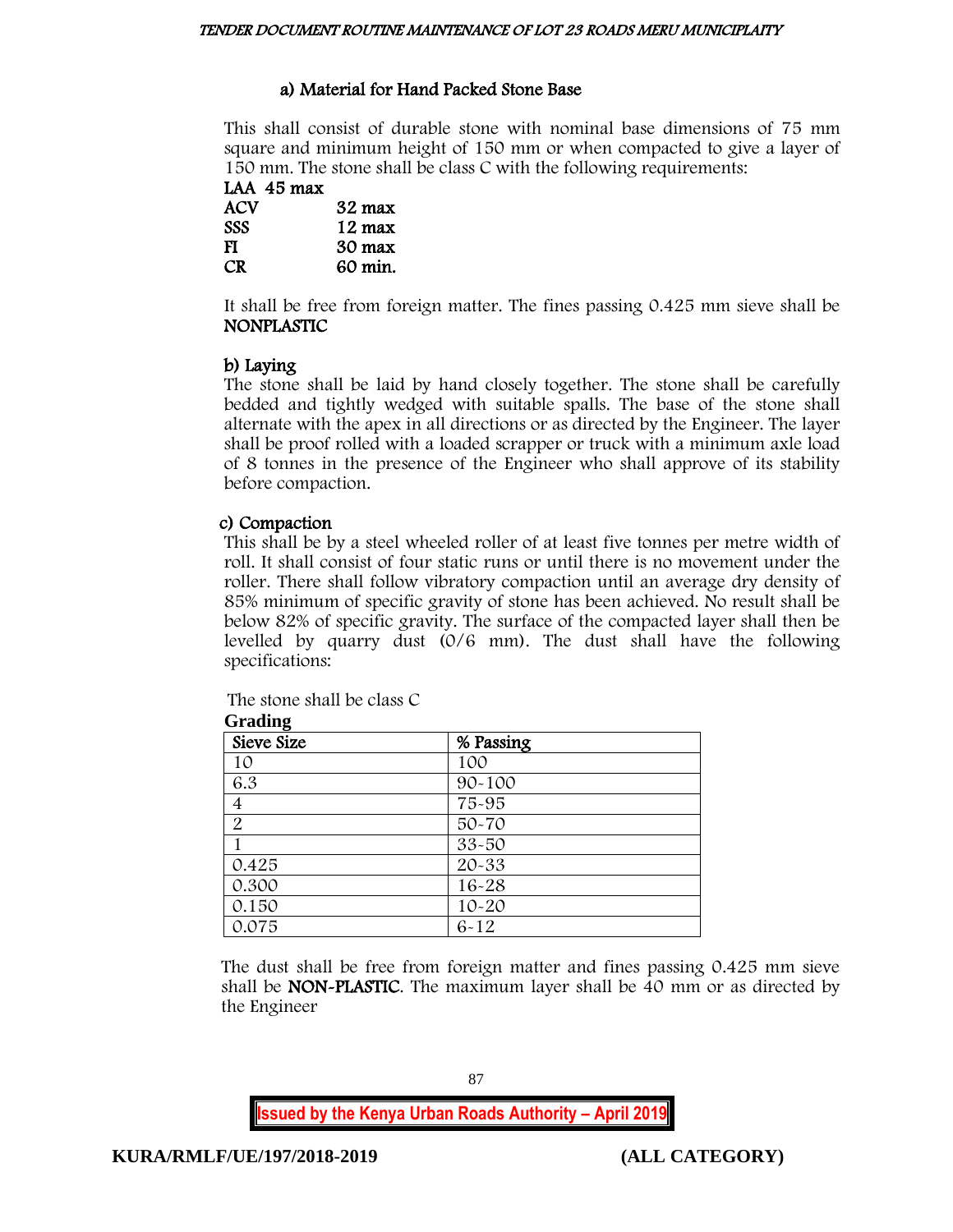### a) Material for Hand Packed Stone Base

This shall consist of durable stone with nominal base dimensions of 75 mm square and minimum height of 150 mm or when compacted to give a layer of 150 mm. The stone shall be class C with the following requirements:

**LAA 45 max**
**ACV 32 max**
**SSS 12 max**
**FI 30 max**
**CR 60 min.**

It shall be free from foreign matter. The fines passing 0.425 mm sieve shall be **NONPLASTIC**

### b) Laying

The stone shall be laid by hand closely together. The stone shall be carefully bedded and tightly wedged with suitable spalls. The base of the stone shall alternate with the apex in all directions or as directed by the Engineer. The layer shall be proof rolled with a loaded scrapper or truck with a minimum axle load of 8 tonnes in the presence of the Engineer who shall approve of its stability before compaction.

### c) Compaction

This shall be by a steel wheeled roller of at least five tonnes per metre width of roll. It shall consist of four static runs or until there is no movement under the roller. There shall follow vibratory compaction until an average dry density of 85% minimum of specific gravity of stone has been achieved. No result shall be below 82% of specific gravity. The surface of the compacted layer shall then be levelled by quarry dust (0/6 mm). The dust shall have the following specifications:

The stone shall be class C

**Grading**

| Sieve Size | % Passing |
|---|---|
| 10 | 100 |
| 6.3 | 90-100 |
| 4 | 75-95 |
| 2 | 50-70 |
| 1 | 33-50 |
| 0.425 | 20-33 |
| 0.300 | 16-28 |
| 0.150 | 10-20 |
| 0.075 | 6-12 |

The dust shall be free from foreign matter and fines passing 0.425 mm sieve shall be **NON-PLASTIC**. The maximum layer shall be 40 mm or as directed by the Engineer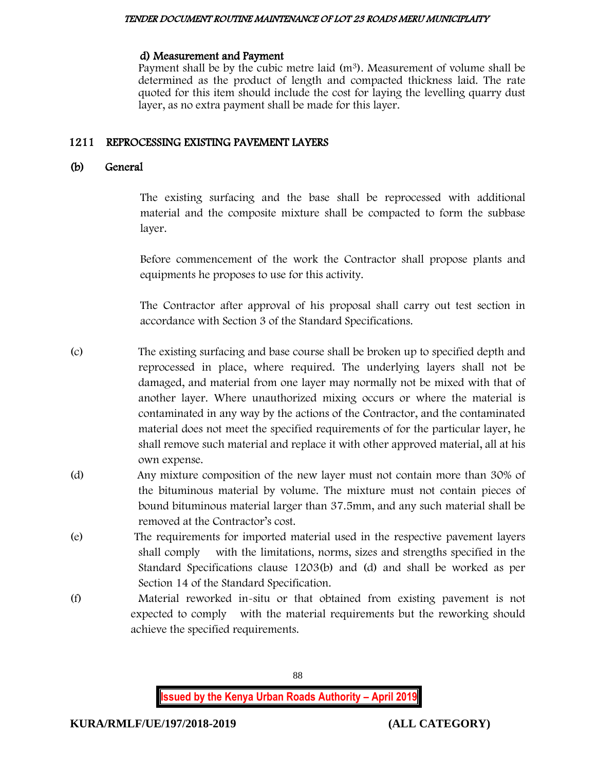#### d) Measurement and Payment

Payment shall be by the cubic metre laid ($m^3$). Measurement of volume shall be determined as the product of length and compacted thickness laid. The rate quoted for this item should include the cost for laying the levelling quarry dust layer, as no extra payment shall be made for this layer.

## 1211 REPROCESSING EXISTING PAVEMENT LAYERS

### (b) General

The existing surfacing and the base shall be reprocessed with additional material and the composite mixture shall be compacted to form the subbase layer.

Before commencement of the work the Contractor shall propose plants and equipments he proposes to use for this activity.

The Contractor after approval of his proposal shall carry out test section in accordance with Section 3 of the Standard Specifications.

(c) The existing surfacing and base course shall be broken up to specified depth and reprocessed in place, where required. The underlying layers shall not be damaged, and material from one layer may normally not be mixed with that of another layer. Where unauthorized mixing occurs or where the material is contaminated in any way by the actions of the Contractor, and the contaminated material does not meet the specified requirements of for the particular layer, he shall remove such material and replace it with other approved material, all at his own expense.

(d) Any mixture composition of the new layer must not contain more than 30% of the bituminous material by volume. The mixture must not contain pieces of bound bituminous material larger than 37.5mm, and any such material shall be removed at the Contractor's cost.

(e) The requirements for imported material used in the respective pavement layers shall comply with the limitations, norms, sizes and strengths specified in the Standard Specifications clause 1203(b) and (d) and shall be worked as per Section 14 of the Standard Specification.

(f) Material reworked in-situ or that obtained from existing pavement is not expected to comply with the material requirements but the reworking should achieve the specified requirements.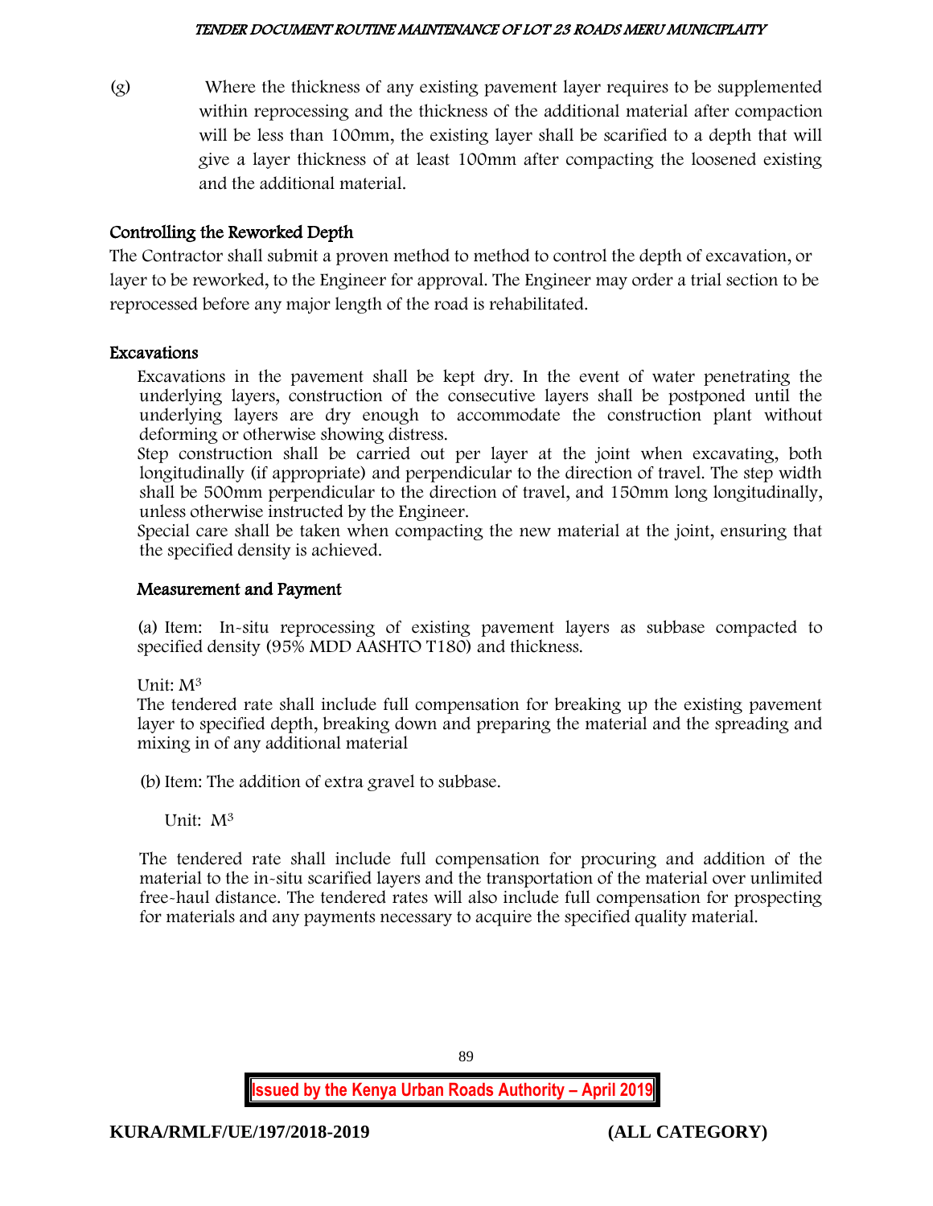(g) Where the thickness of any existing pavement layer requires to be supplemented within reprocessing and the thickness of the additional material after compaction will be less than 100mm, the existing layer shall be scarified to a depth that will give a layer thickness of at least 100mm after compacting the loosened existing and the additional material.

### Controlling the Reworked Depth

The Contractor shall submit a proven method to method to control the depth of excavation, or layer to be reworked, to the Engineer for approval. The Engineer may order a trial section to be reprocessed before any major length of the road is rehabilitated.

### Excavations

Excavations in the pavement shall be kept dry. In the event of water penetrating the underlying layers, construction of the consecutive layers shall be postponed until the underlying layers are dry enough to accommodate the construction plant without deforming or otherwise showing distress.

Step construction shall be carried out per layer at the joint when excavating, both longitudinally (if appropriate) and perpendicular to the direction of travel. The step width shall be 500mm perpendicular to the direction of travel, and 150mm long longitudinally, unless otherwise instructed by the Engineer.

Special care shall be taken when compacting the new material at the joint, ensuring that the specified density is achieved.

### Measurement and Payment

(a) Item: In-situ reprocessing of existing pavement layers as subbase compacted to specified density (95% MDD AASHTO T180) and thickness.

Unit: $M^3$

The tendered rate shall include full compensation for breaking up the existing pavement layer to specified depth, breaking down and preparing the material and the spreading and mixing in of any additional material

(b) Item: The addition of extra gravel to subbase.

Unit: $M^3$

The tendered rate shall include full compensation for procuring and addition of the material to the in-situ scarified layers and the transportation of the material over unlimited free-haul distance. The tendered rates will also include full compensation for prospecting for materials and any payments necessary to acquire the specified quality material.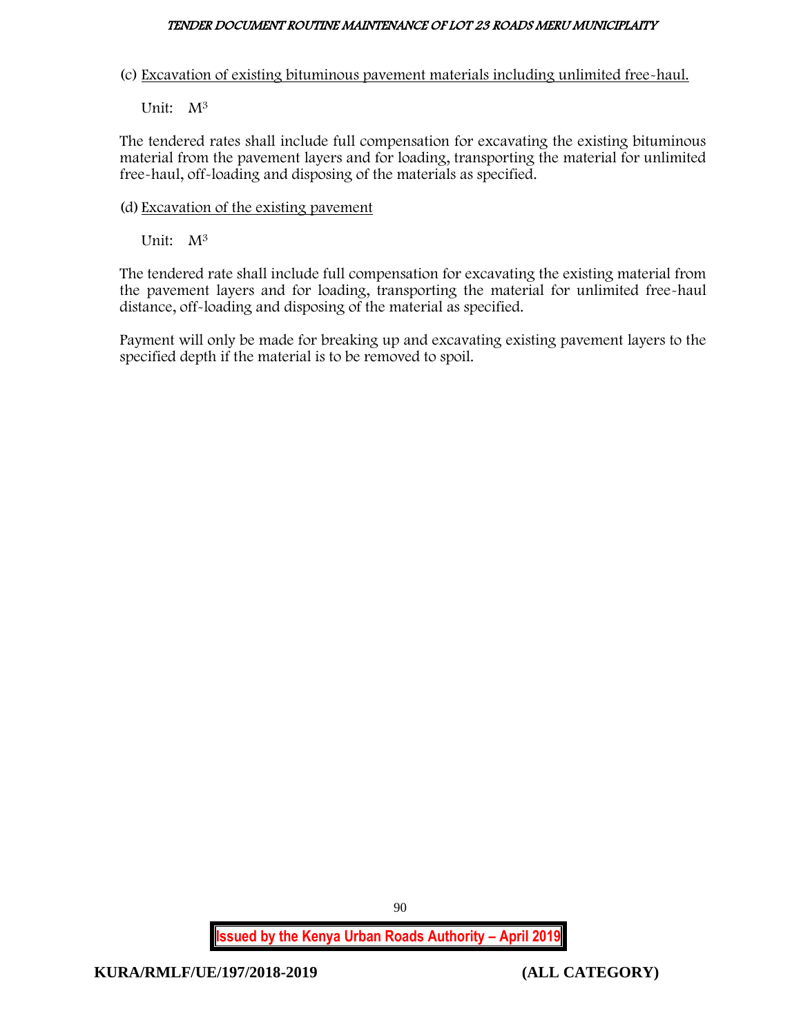(c) Excavation of existing bituminous pavement materials including unlimited free-haul.

Unit: $M^3$

The tendered rates shall include full compensation for excavating the existing bituminous material from the pavement layers and for loading, transporting the material for unlimited free-haul, off-loading and disposing of the materials as specified.

(d) Excavation of the existing pavement

Unit: $M^3$

The tendered rate shall include full compensation for excavating the existing material from the pavement layers and for loading, transporting the material for unlimited free-haul distance, off-loading and disposing of the material as specified.

Payment will only be made for breaking up and excavating existing pavement layers to the specified depth if the material is to be removed to spoil.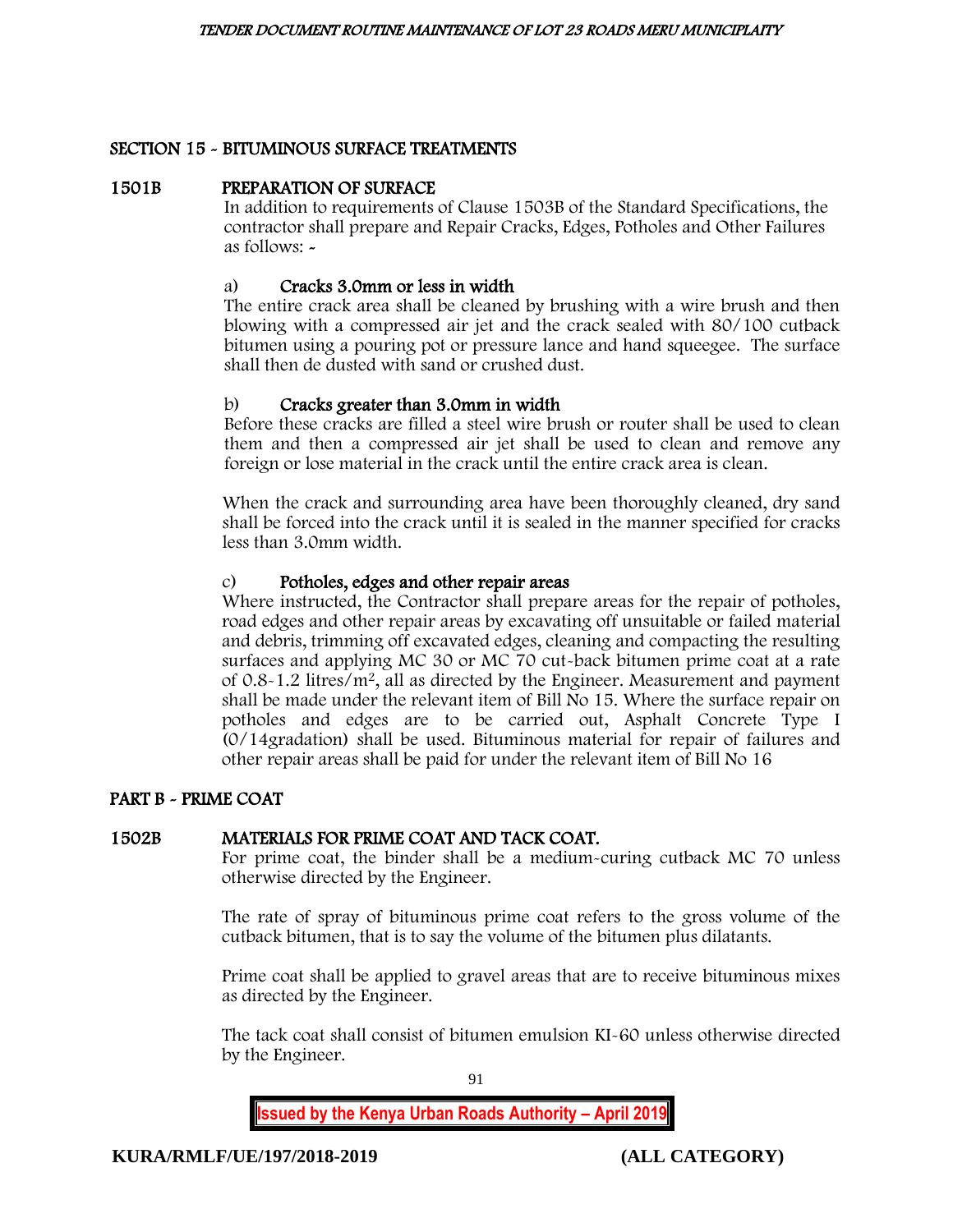## SECTION 15 - BITUMINOUS SURFACE TREATMENTS

### 1501B PREPARATION OF SURFACE

In addition to requirements of Clause 1503B of the Standard Specifications, the contractor shall prepare and Repair Cracks, Edges, Potholes and Other Failures as follows: -

#### a) Cracks 3.0mm or less in width

The entire crack area shall be cleaned by brushing with a wire brush and then blowing with a compressed air jet and the crack sealed with 80/100 cutback bitumen using a pouring pot or pressure lance and hand squeegee. The surface shall then de dusted with sand or crushed dust.

#### b) Cracks greater than 3.0mm in width

Before these cracks are filled a steel wire brush or router shall be used to clean them and then a compressed air jet shall be used to clean and remove any foreign or lose material in the crack until the entire crack area is clean.

When the crack and surrounding area have been thoroughly cleaned, dry sand shall be forced into the crack until it is sealed in the manner specified for cracks less than 3.0mm width.

#### c) Potholes, edges and other repair areas

Where instructed, the Contractor shall prepare areas for the repair of potholes, road edges and other repair areas by excavating off unsuitable or failed material and debris, trimming off excavated edges, cleaning and compacting the resulting surfaces and applying MC 30 or MC 70 cut-back bitumen prime coat at a rate of 0.8-1.2 litres/$m^2$, all as directed by the Engineer. Measurement and payment shall be made under the relevant item of Bill No 15. Where the surface repair on potholes and edges are to be carried out, Asphalt Concrete Type I (0/14gradation) shall be used. Bituminous material for repair of failures and other repair areas shall be paid for under the relevant item of Bill No 16

## PART B - PRIME COAT

### 1502B MATERIALS FOR PRIME COAT AND TACK COAT.

For prime coat, the binder shall be a medium-curing cutback MC 70 unless otherwise directed by the Engineer.

The rate of spray of bituminous prime coat refers to the gross volume of the cutback bitumen, that is to say the volume of the bitumen plus dilatants.

Prime coat shall be applied to gravel areas that are to receive bituminous mixes as directed by the Engineer.

The tack coat shall consist of bitumen emulsion KI-60 unless otherwise directed by the Engineer.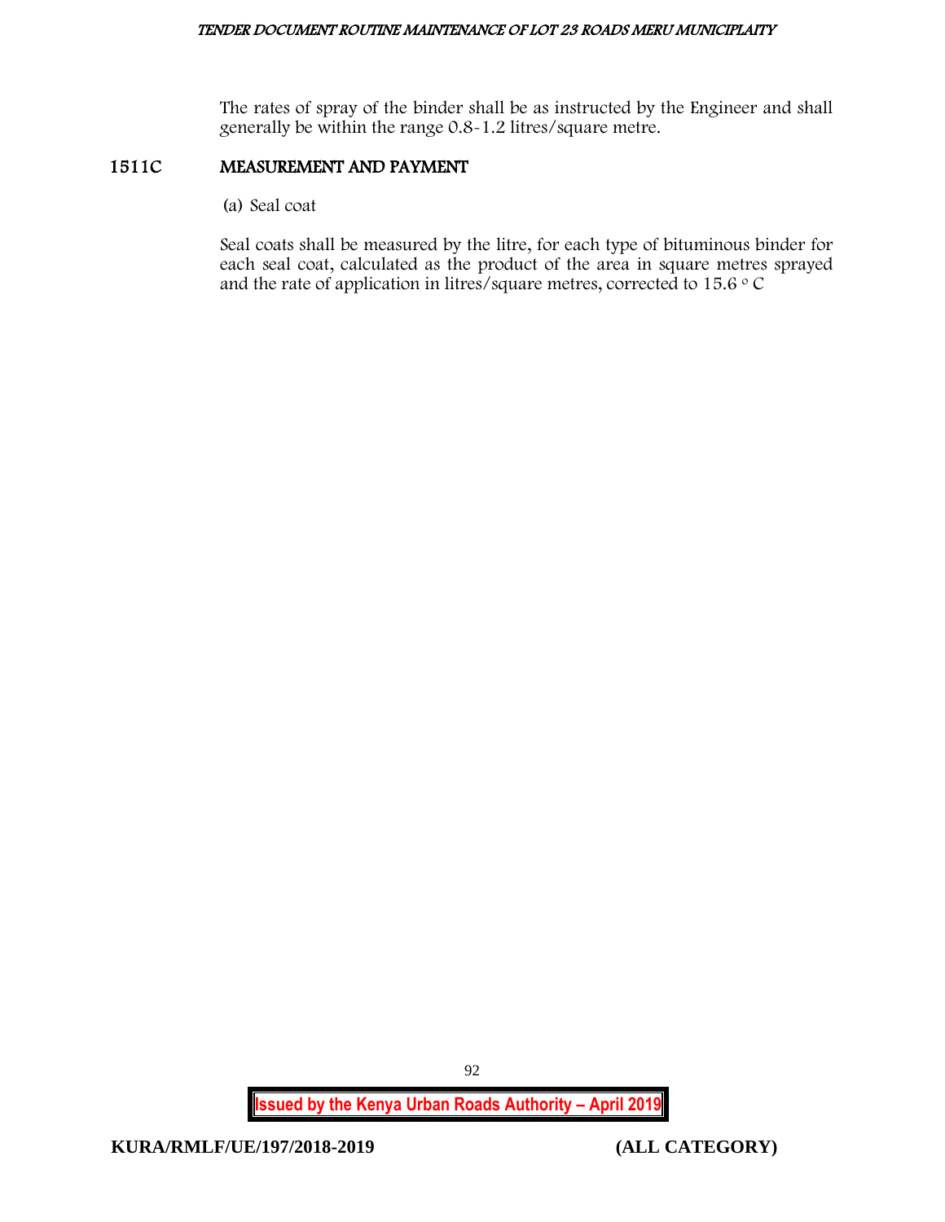The rates of spray of the binder shall be as instructed by the Engineer and shall generally be within the range 0.8-1.2 litres/square metre.

## 1511C MEASUREMENT AND PAYMENT

(a) Seal coat

Seal coats shall be measured by the litre, for each type of bituminous binder for each seal coat, calculated as the product of the area in square metres sprayed and the rate of application in litres/square metres, corrected to 15.6 $^{o}$ C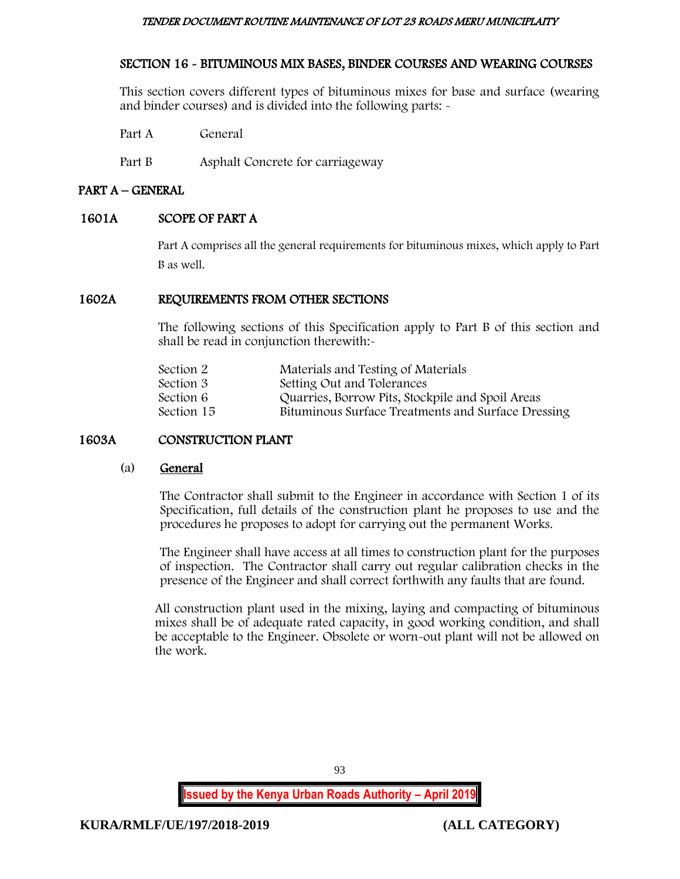## SECTION 16 - BITUMINOUS MIX BASES, BINDER COURSES AND WEARING COURSES

This section covers different types of bituminous mixes for base and surface (wearing and binder courses) and is divided into the following parts: -

Part A General

Part B Asphalt Concrete for carriageway

### PART A – GENERAL

#### 1601A SCOPE OF PART A

Part A comprises all the general requirements for bituminous mixes, which apply to Part B as well.

#### 1602A REQUIREMENTS FROM OTHER SECTIONS

The following sections of this Specification apply to Part B of this section and shall be read in conjunction therewith:-

| | |
|---|---|
| Section 2 | Materials and Testing of Materials |
| Section 3 | Setting Out and Tolerances |
| Section 6 | Quarries, Borrow Pits, Stockpile and Spoil Areas |
| Section 15 | Bituminous Surface Treatments and Surface Dressing |

#### 1603A CONSTRUCTION PLANT

(a) General

The Contractor shall submit to the Engineer in accordance with Section 1 of its Specification, full details of the construction plant he proposes to use and the procedures he proposes to adopt for carrying out the permanent Works.

The Engineer shall have access at all times to construction plant for the purposes of inspection. The Contractor shall carry out regular calibration checks in the presence of the Engineer and shall correct forthwith any faults that are found.

All construction plant used in the mixing, laying and compacting of bituminous mixes shall be of adequate rated capacity, in good working condition, and shall be acceptable to the Engineer. Obsolete or worn-out plant will not be allowed on the work.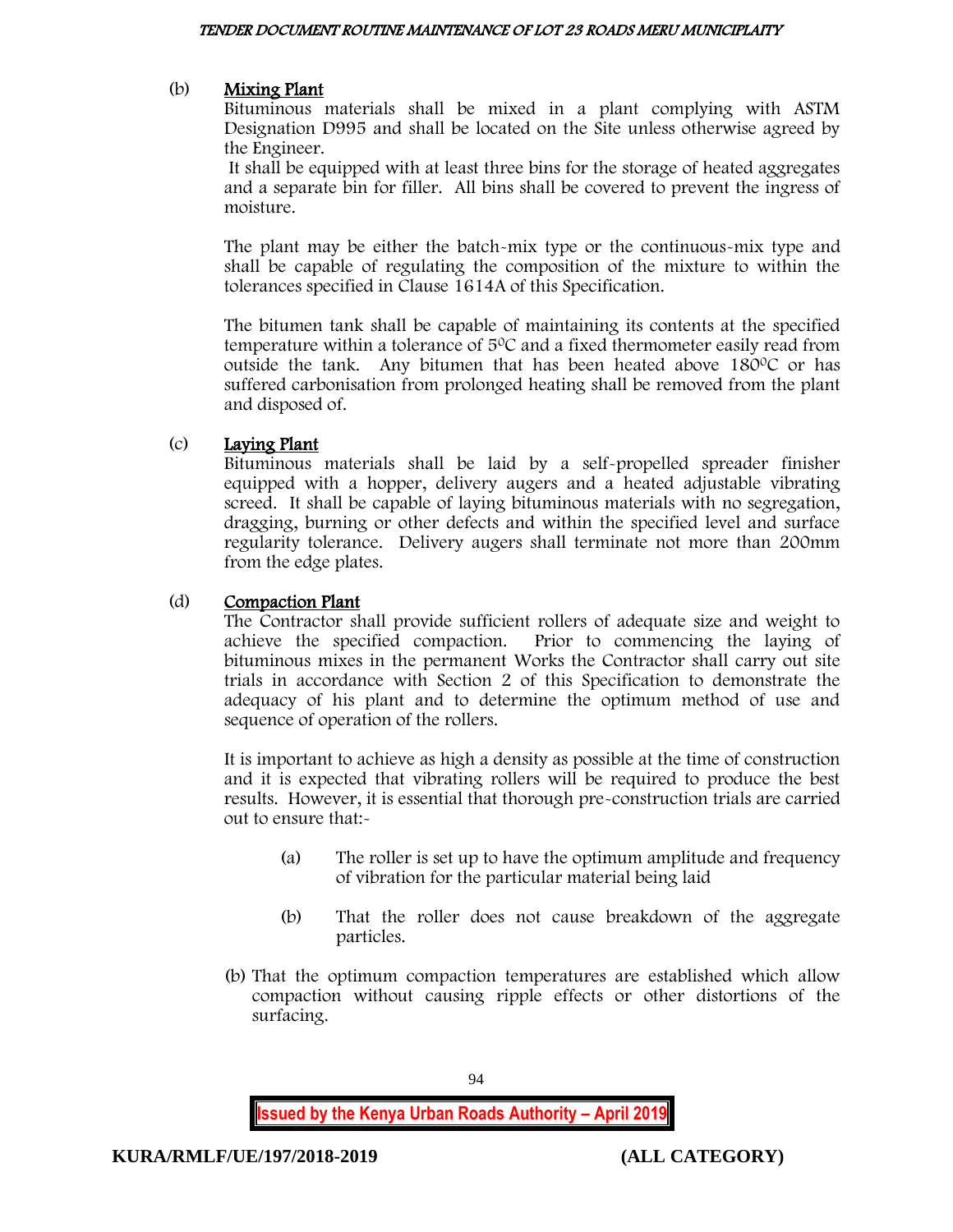(b) **Mixing Plant**

Bituminous materials shall be mixed in a plant complying with ASTM Designation D995 and shall be located on the Site unless otherwise agreed by the Engineer.

It shall be equipped with at least three bins for the storage of heated aggregates and a separate bin for filler. All bins shall be covered to prevent the ingress of moisture.

The plant may be either the batch-mix type or the continuous-mix type and shall be capable of regulating the composition of the mixture to within the tolerances specified in Clause 1614A of this Specification.

The bitumen tank shall be capable of maintaining its contents at the specified temperature within a tolerance of $5^0$C and a fixed thermometer easily read from outside the tank. Any bitumen that has been heated above $180^0$C or has suffered carbonisation from prolonged heating shall be removed from the plant and disposed of.

(c) **Laying Plant**

Bituminous materials shall be laid by a self-propelled spreader finisher equipped with a hopper, delivery augers and a heated adjustable vibrating screed. It shall be capable of laying bituminous materials with no segregation, dragging, burning or other defects and within the specified level and surface regularity tolerance. Delivery augers shall terminate not more than 200mm from the edge plates.

(d) **Compaction Plant**

The Contractor shall provide sufficient rollers of adequate size and weight to achieve the specified compaction. Prior to commencing the laying of bituminous mixes in the permanent Works the Contractor shall carry out site trials in accordance with Section 2 of this Specification to demonstrate the adequacy of his plant and to determine the optimum method of use and sequence of operation of the rollers.

It is important to achieve as high a density as possible at the time of construction and it is expected that vibrating rollers will be required to produce the best results. However, it is essential that thorough pre-construction trials are carried out to ensure that:-

(a) The roller is set up to have the optimum amplitude and frequency of vibration for the particular material being laid

(b) That the roller does not cause breakdown of the aggregate particles.

(b) That the optimum compaction temperatures are established which allow compaction without causing ripple effects or other distortions of the surfacing.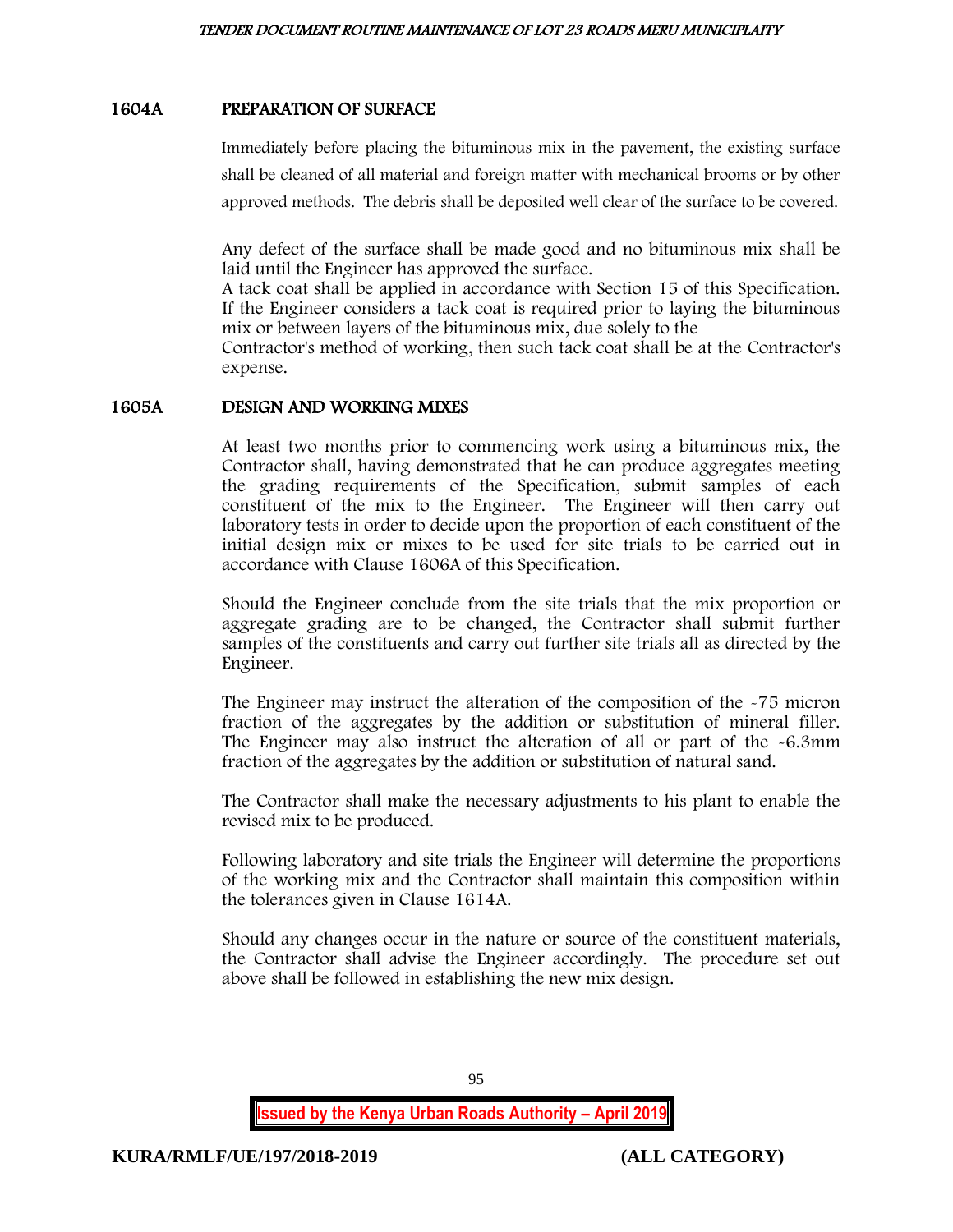## 1604A PREPARATION OF SURFACE

Immediately before placing the bituminous mix in the pavement, the existing surface shall be cleaned of all material and foreign matter with mechanical brooms or by other approved methods. The debris shall be deposited well clear of the surface to be covered.

Any defect of the surface shall be made good and no bituminous mix shall be laid until the Engineer has approved the surface.
A tack coat shall be applied in accordance with Section 15 of this Specification. If the Engineer considers a tack coat is required prior to laying the bituminous mix or between layers of the bituminous mix, due solely to the
Contractor's method of working, then such tack coat shall be at the Contractor's expense.

## 1605A DESIGN AND WORKING MIXES

At least two months prior to commencing work using a bituminous mix, the Contractor shall, having demonstrated that he can produce aggregates meeting the grading requirements of the Specification, submit samples of each constituent of the mix to the Engineer. The Engineer will then carry out laboratory tests in order to decide upon the proportion of each constituent of the initial design mix or mixes to be used for site trials to be carried out in accordance with Clause 1606A of this Specification.

Should the Engineer conclude from the site trials that the mix proportion or aggregate grading are to be changed, the Contractor shall submit further samples of the constituents and carry out further site trials all as directed by the Engineer.

The Engineer may instruct the alteration of the composition of the -75 micron fraction of the aggregates by the addition or substitution of mineral filler. The Engineer may also instruct the alteration of all or part of the -6.3mm fraction of the aggregates by the addition or substitution of natural sand.

The Contractor shall make the necessary adjustments to his plant to enable the revised mix to be produced.

Following laboratory and site trials the Engineer will determine the proportions of the working mix and the Contractor shall maintain this composition within the tolerances given in Clause 1614A.

Should any changes occur in the nature or source of the constituent materials, the Contractor shall advise the Engineer accordingly. The procedure set out above shall be followed in establishing the new mix design.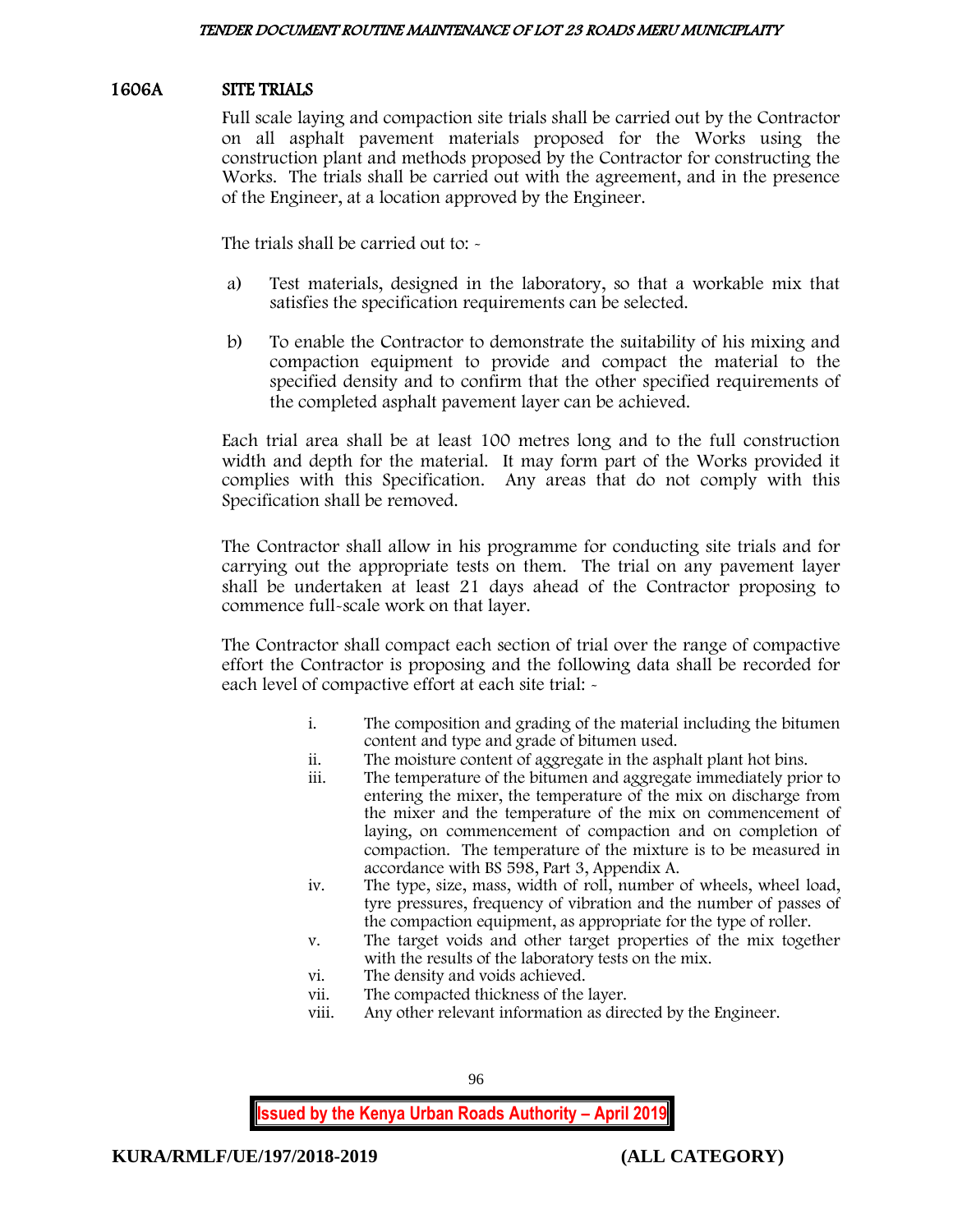## 1606A SITE TRIALS

Full scale laying and compaction site trials shall be carried out by the Contractor on all asphalt pavement materials proposed for the Works using the construction plant and methods proposed by the Contractor for constructing the Works. The trials shall be carried out with the agreement, and in the presence of the Engineer, at a location approved by the Engineer.

The trials shall be carried out to: -

a) Test materials, designed in the laboratory, so that a workable mix that satisfies the specification requirements can be selected.

b) To enable the Contractor to demonstrate the suitability of his mixing and compaction equipment to provide and compact the material to the specified density and to confirm that the other specified requirements of the completed asphalt pavement layer can be achieved.

Each trial area shall be at least 100 metres long and to the full construction width and depth for the material. It may form part of the Works provided it complies with this Specification. Any areas that do not comply with this Specification shall be removed.

The Contractor shall allow in his programme for conducting site trials and for carrying out the appropriate tests on them. The trial on any pavement layer shall be undertaken at least 21 days ahead of the Contractor proposing to commence full-scale work on that layer.

The Contractor shall compact each section of trial over the range of compactive effort the Contractor is proposing and the following data shall be recorded for each level of compactive effort at each site trial: -

i. The composition and grading of the material including the bitumen content and type and grade of bitumen used.
ii. The moisture content of aggregate in the asphalt plant hot bins.
iii. The temperature of the bitumen and aggregate immediately prior to entering the mixer, the temperature of the mix on discharge from the mixer and the temperature of the mix on commencement of laying, on commencement of compaction and on completion of compaction. The temperature of the mixture is to be measured in accordance with BS 598, Part 3, Appendix A.
iv. The type, size, mass, width of roll, number of wheels, wheel load, tyre pressures, frequency of vibration and the number of passes of the compaction equipment, as appropriate for the type of roller.
v. The target voids and other target properties of the mix together with the results of the laboratory tests on the mix.
vi. The density and voids achieved.
vii. The compacted thickness of the layer.
viii. Any other relevant information as directed by the Engineer.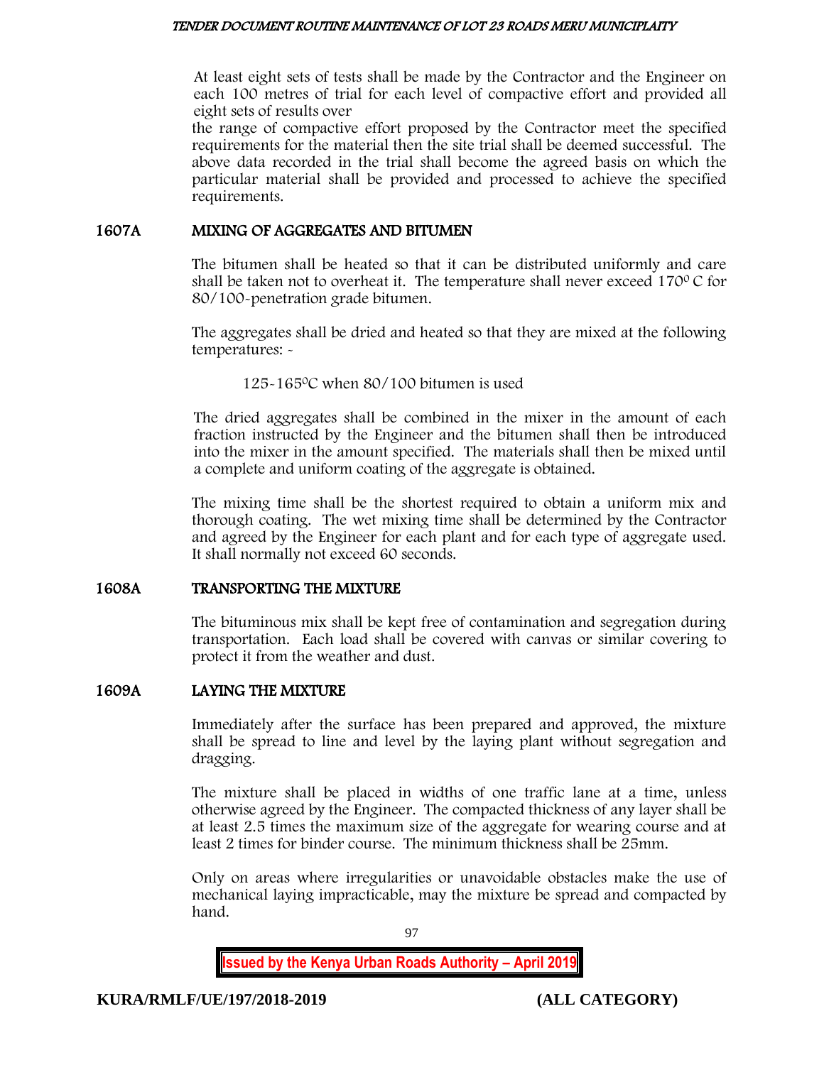At least eight sets of tests shall be made by the Contractor and the Engineer on each 100 metres of trial for each level of compactive effort and provided all eight sets of results over the range of compactive effort proposed by the Contractor meet the specified requirements for the material then the site trial shall be deemed successful. The above data recorded in the trial shall become the agreed basis on which the particular material shall be provided and processed to achieve the specified requirements.

## 1607A MIXING OF AGGREGATES AND BITUMEN

The bitumen shall be heated so that it can be distributed uniformly and care shall be taken not to overheat it. The temperature shall never exceed 170$^{0}$ C for 80/100-penetration grade bitumen.

The aggregates shall be dried and heated so that they are mixed at the following temperatures: -

125-165$^{0}$C when 80/100 bitumen is used

The dried aggregates shall be combined in the mixer in the amount of each fraction instructed by the Engineer and the bitumen shall then be introduced into the mixer in the amount specified. The materials shall then be mixed until a complete and uniform coating of the aggregate is obtained.

The mixing time shall be the shortest required to obtain a uniform mix and thorough coating. The wet mixing time shall be determined by the Contractor and agreed by the Engineer for each plant and for each type of aggregate used. It shall normally not exceed 60 seconds.

## 1608A TRANSPORTING THE MIXTURE

The bituminous mix shall be kept free of contamination and segregation during transportation. Each load shall be covered with canvas or similar covering to protect it from the weather and dust.

## 1609A LAYING THE MIXTURE

Immediately after the surface has been prepared and approved, the mixture shall be spread to line and level by the laying plant without segregation and dragging.

The mixture shall be placed in widths of one traffic lane at a time, unless otherwise agreed by the Engineer. The compacted thickness of any layer shall be at least 2.5 times the maximum size of the aggregate for wearing course and at least 2 times for binder course. The minimum thickness shall be 25mm.

Only on areas where irregularities or unavoidable obstacles make the use of mechanical laying impracticable, may the mixture be spread and compacted by hand.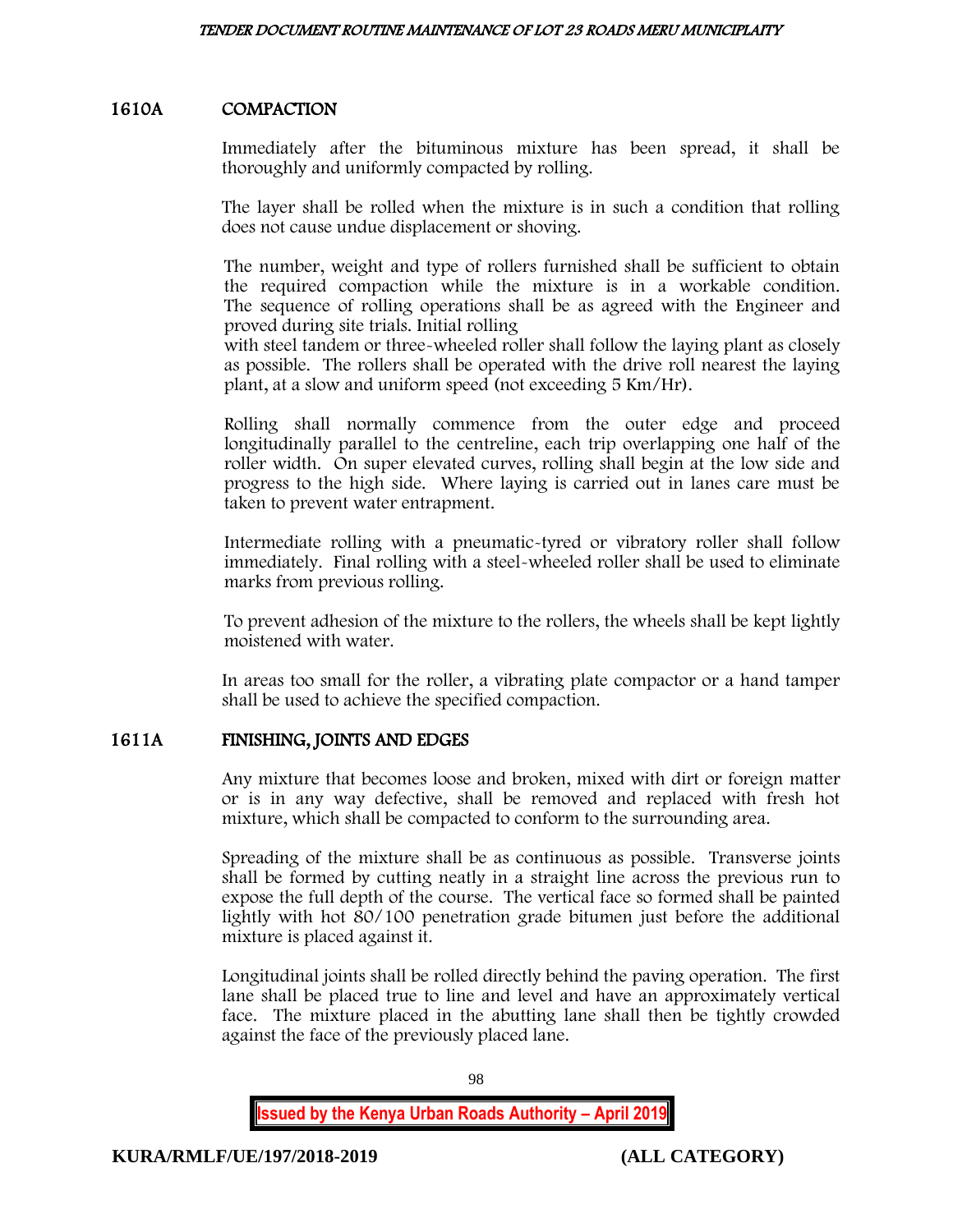## 1610A COMPACTION

Immediately after the bituminous mixture has been spread, it shall be thoroughly and uniformly compacted by rolling.

The layer shall be rolled when the mixture is in such a condition that rolling does not cause undue displacement or shoving.

The number, weight and type of rollers furnished shall be sufficient to obtain the required compaction while the mixture is in a workable condition. The sequence of rolling operations shall be as agreed with the Engineer and proved during site trials. Initial rolling with steel tandem or three-wheeled roller shall follow the laying plant as closely as possible. The rollers shall be operated with the drive roll nearest the laying plant, at a slow and uniform speed (not exceeding 5 Km/Hr).

Rolling shall normally commence from the outer edge and proceed longitudinally parallel to the centreline, each trip overlapping one half of the roller width. On super elevated curves, rolling shall begin at the low side and progress to the high side. Where laying is carried out in lanes care must be taken to prevent water entrapment.

Intermediate rolling with a pneumatic-tyred or vibratory roller shall follow immediately. Final rolling with a steel-wheeled roller shall be used to eliminate marks from previous rolling.

To prevent adhesion of the mixture to the rollers, the wheels shall be kept lightly moistened with water.

In areas too small for the roller, a vibrating plate compactor or a hand tamper shall be used to achieve the specified compaction.

## 1611A FINISHING, JOINTS AND EDGES

Any mixture that becomes loose and broken, mixed with dirt or foreign matter or is in any way defective, shall be removed and replaced with fresh hot mixture, which shall be compacted to conform to the surrounding area.

Spreading of the mixture shall be as continuous as possible. Transverse joints shall be formed by cutting neatly in a straight line across the previous run to expose the full depth of the course. The vertical face so formed shall be painted lightly with hot 80/100 penetration grade bitumen just before the additional mixture is placed against it.

Longitudinal joints shall be rolled directly behind the paving operation. The first lane shall be placed true to line and level and have an approximately vertical face. The mixture placed in the abutting lane shall then be tightly crowded against the face of the previously placed lane.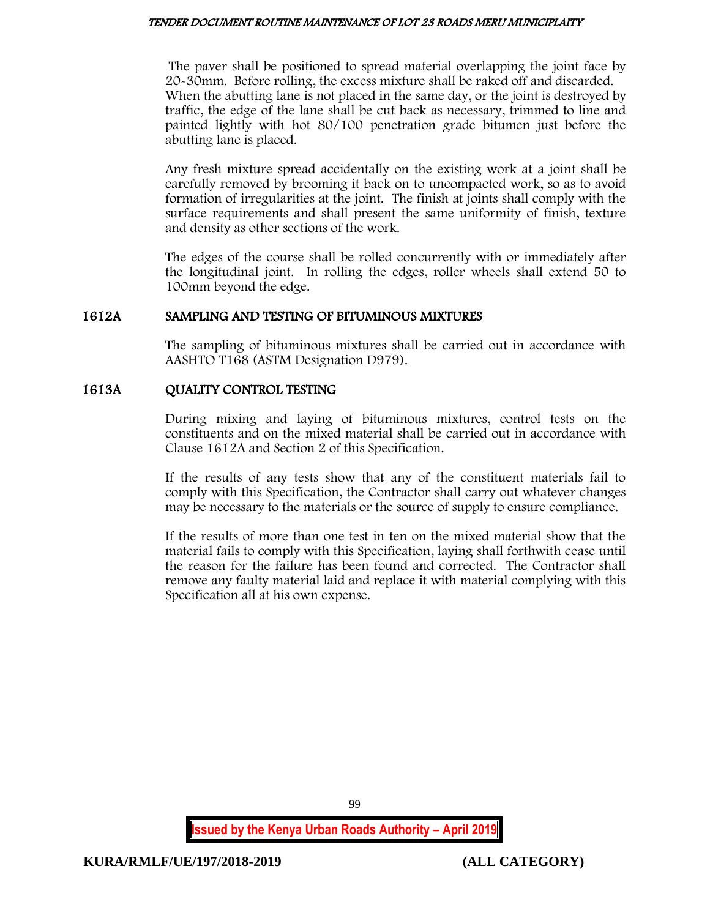The paver shall be positioned to spread material overlapping the joint face by 20-30mm. Before rolling, the excess mixture shall be raked off and discarded. When the abutting lane is not placed in the same day, or the joint is destroyed by traffic, the edge of the lane shall be cut back as necessary, trimmed to line and painted lightly with hot 80/100 penetration grade bitumen just before the abutting lane is placed.

Any fresh mixture spread accidentally on the existing work at a joint shall be carefully removed by brooming it back on to uncompacted work, so as to avoid formation of irregularities at the joint. The finish at joints shall comply with the surface requirements and shall present the same uniformity of finish, texture and density as other sections of the work.

The edges of the course shall be rolled concurrently with or immediately after the longitudinal joint. In rolling the edges, roller wheels shall extend 50 to 100mm beyond the edge.

## 1612A SAMPLING AND TESTING OF BITUMINOUS MIXTURES

The sampling of bituminous mixtures shall be carried out in accordance with AASHTO T168 (ASTM Designation D979).

## 1613A QUALITY CONTROL TESTING

During mixing and laying of bituminous mixtures, control tests on the constituents and on the mixed material shall be carried out in accordance with Clause 1612A and Section 2 of this Specification.

If the results of any tests show that any of the constituent materials fail to comply with this Specification, the Contractor shall carry out whatever changes may be necessary to the materials or the source of supply to ensure compliance.

If the results of more than one test in ten on the mixed material show that the material fails to comply with this Specification, laying shall forthwith cease until the reason for the failure has been found and corrected. The Contractor shall remove any faulty material laid and replace it with material complying with this Specification all at his own expense.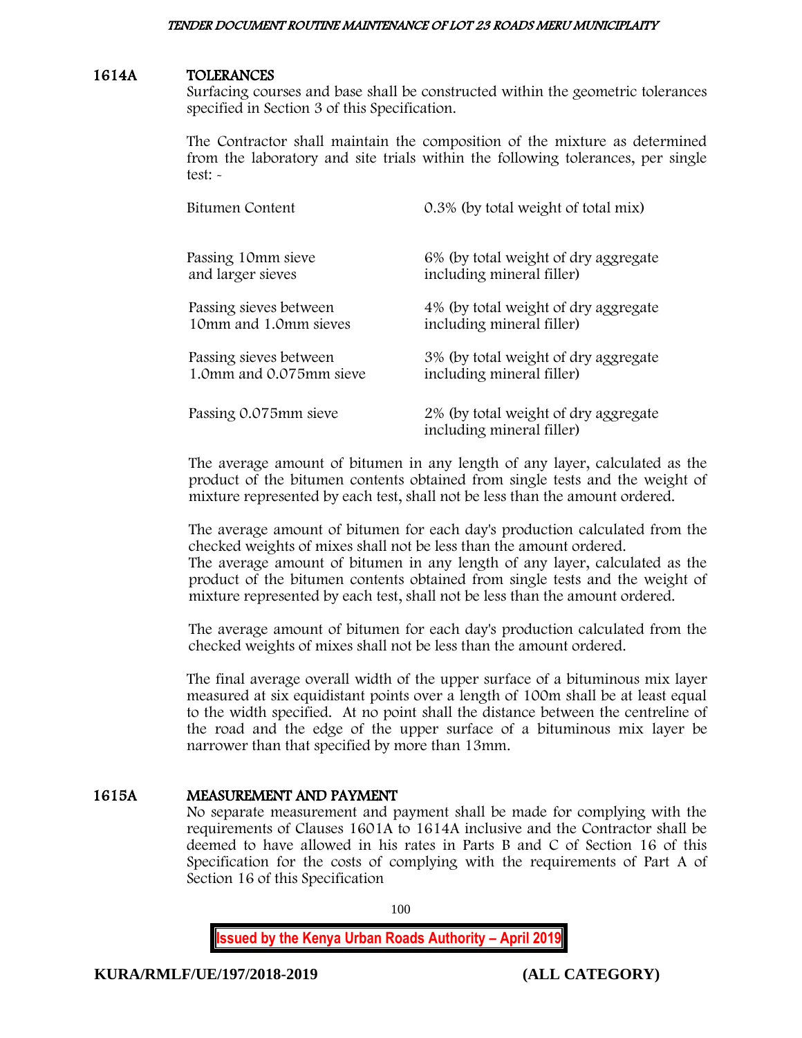## 1614A TOLERANCES

Surfacing courses and base shall be constructed within the geometric tolerances specified in Section 3 of this Specification.

The Contractor shall maintain the composition of the mixture as determined from the laboratory and site trials within the following tolerances, per single test: -

| | |
|---|---|
| Bitumen Content | 0.3% (by total weight of total mix) |
| Passing 10mm sieve and larger sieves | 6% (by total weight of dry aggregate including mineral filler) |
| Passing sieves between 10mm and 1.0mm sieves | 4% (by total weight of dry aggregate including mineral filler) |
| Passing sieves between 1.0mm and 0.075mm sieve | 3% (by total weight of dry aggregate including mineral filler) |
| Passing 0.075mm sieve | 2% (by total weight of dry aggregate including mineral filler) |

The average amount of bitumen in any length of any layer, calculated as the product of the bitumen contents obtained from single tests and the weight of mixture represented by each test, shall not be less than the amount ordered.

The average amount of bitumen for each day's production calculated from the checked weights of mixes shall not be less than the amount ordered.
The average amount of bitumen in any length of any layer, calculated as the product of the bitumen contents obtained from single tests and the weight of mixture represented by each test, shall not be less than the amount ordered.

The average amount of bitumen for each day's production calculated from the checked weights of mixes shall not be less than the amount ordered.

The final average overall width of the upper surface of a bituminous mix layer measured at six equidistant points over a length of 100m shall be at least equal to the width specified. At no point shall the distance between the centreline of the road and the edge of the upper surface of a bituminous mix layer be narrower than that specified by more than 13mm.

## 1615A MEASUREMENT AND PAYMENT

No separate measurement and payment shall be made for complying with the requirements of Clauses 1601A to 1614A inclusive and the Contractor shall be deemed to have allowed in his rates in Parts B and C of Section 16 of this Specification for the costs of complying with the requirements of Part A of Section 16 of this Specification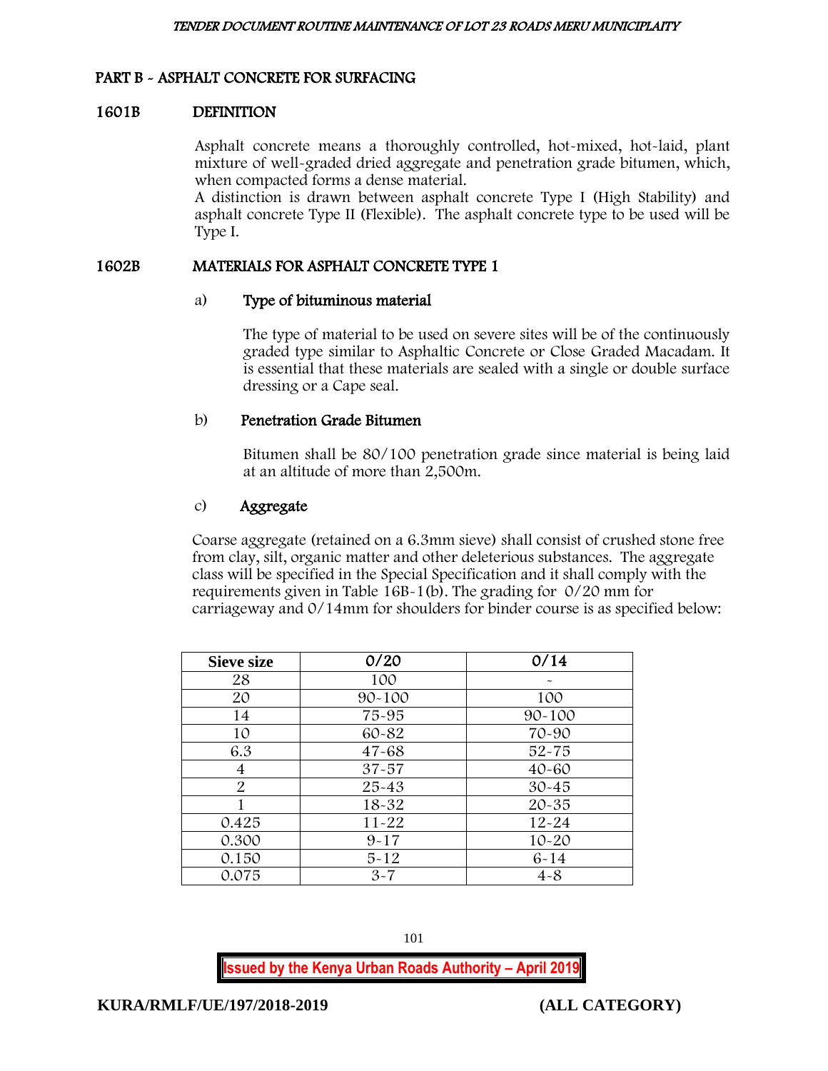## PART B - ASPHALT CONCRETE FOR SURFACING

### 1601B DEFINITION

Asphalt concrete means a thoroughly controlled, hot-mixed, hot-laid, plant mixture of well-graded dried aggregate and penetration grade bitumen, which, when compacted forms a dense material.

A distinction is drawn between asphalt concrete Type I (High Stability) and asphalt concrete Type II (Flexible). The asphalt concrete type to be used will be Type I.

### 1602B MATERIALS FOR ASPHALT CONCRETE TYPE 1

#### a) Type of bituminous material

The type of material to be used on severe sites will be of the continuously graded type similar to Asphaltic Concrete or Close Graded Macadam. It is essential that these materials are sealed with a single or double surface dressing or a Cape seal.

#### b) Penetration Grade Bitumen

Bitumen shall be 80/100 penetration grade since material is being laid at an altitude of more than 2,500m.

#### c) Aggregate

Coarse aggregate (retained on a 6.3mm sieve) shall consist of crushed stone free from clay, silt, organic matter and other deleterious substances. The aggregate class will be specified in the Special Specification and it shall comply with the requirements given in Table 16B-1(b). The grading for 0/20 mm for carriageway and 0/14mm for shoulders for binder course is as specified below:

| Sieve size | 0/20 | 0/14 |
|---|---|---|
| 28 | 100 | - |
| 20 | 90-100 | 100 |
| 14 | 75-95 | 90-100 |
| 10 | 60-82 | 70-90 |
| 6.3 | 47-68 | 52-75 |
| 4 | 37-57 | 40-60 |
| 2 | 25-43 | 30-45 |
| 1 | 18-32 | 20-35 |
| 0.425 | 11-22 | 12-24 |
| 0.300 | 9-17 | 10-20 |
| 0.150 | 5-12 | 6-14 |
| 0.075 | 3-7 | 4-8 |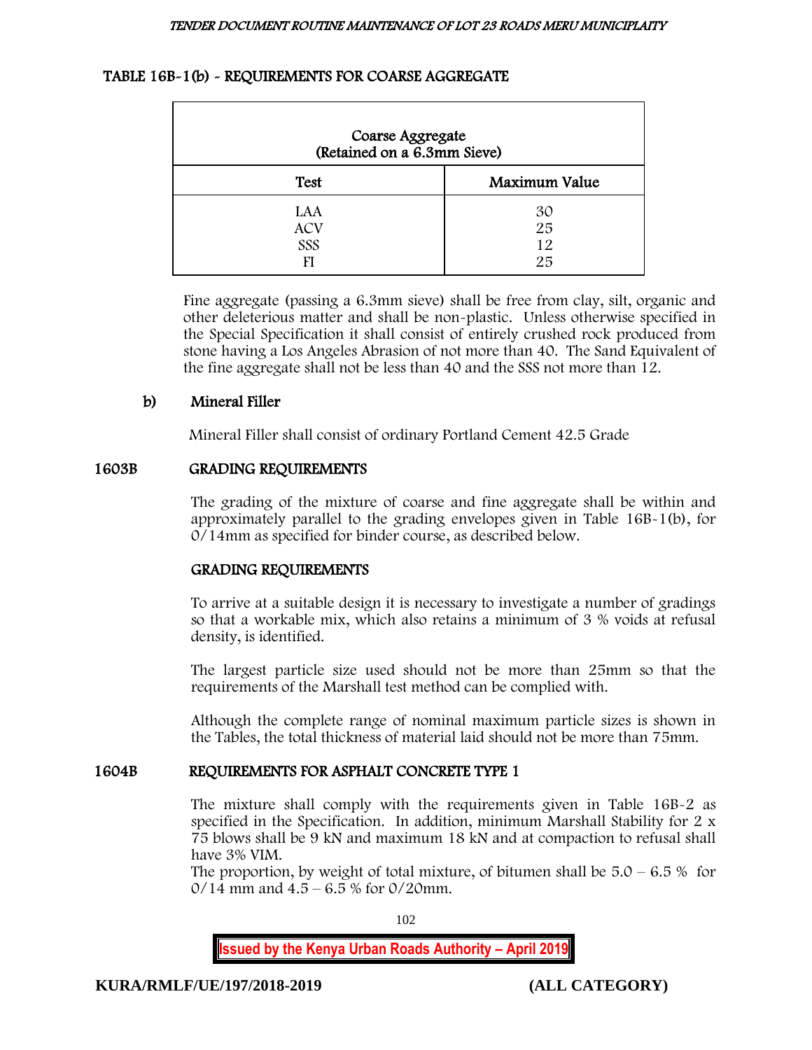### TABLE 16B-1(b) - REQUIREMENTS FOR COARSE AGGREGATE

| Coarse Aggregate (Retained on a 6.3mm Sieve) | |
|---|---|
| **Test** | **Maximum Value** |
| LAA | 30 |
| ACV | 25 |
| SSS | 12 |
| FI | 25 |

Fine aggregate (passing a 6.3mm sieve) shall be free from clay, silt, organic and other deleterious matter and shall be non-plastic. Unless otherwise specified in the Special Specification it shall consist of entirely crushed rock produced from stone having a Los Angeles Abrasion of not more than 40. The Sand Equivalent of the fine aggregate shall not be less than 40 and the SSS not more than 12.

**b) Mineral Filler**

Mineral Filler shall consist of ordinary Portland Cement 42.5 Grade

## 1603B GRADING REQUIREMENTS

The grading of the mixture of coarse and fine aggregate shall be within and approximately parallel to the grading envelopes given in Table 16B-1(b), for 0/14mm as specified for binder course, as described below.

### GRADING REQUIREMENTS

To arrive at a suitable design it is necessary to investigate a number of gradings so that a workable mix, which also retains a minimum of 3 % voids at refusal density, is identified.

The largest particle size used should not be more than 25mm so that the requirements of the Marshall test method can be complied with.

Although the complete range of nominal maximum particle sizes is shown in the Tables, the total thickness of material laid should not be more than 75mm.

## 1604B REQUIREMENTS FOR ASPHALT CONCRETE TYPE 1

The mixture shall comply with the requirements given in Table 16B-2 as specified in the Specification. In addition, minimum Marshall Stability for 2 x 75 blows shall be 9 kN and maximum 18 kN and at compaction to refusal shall have 3% VIM.

The proportion, by weight of total mixture, of bitumen shall be 5.0 – 6.5 % for 0/14 mm and 4.5 – 6.5 % for 0/20mm.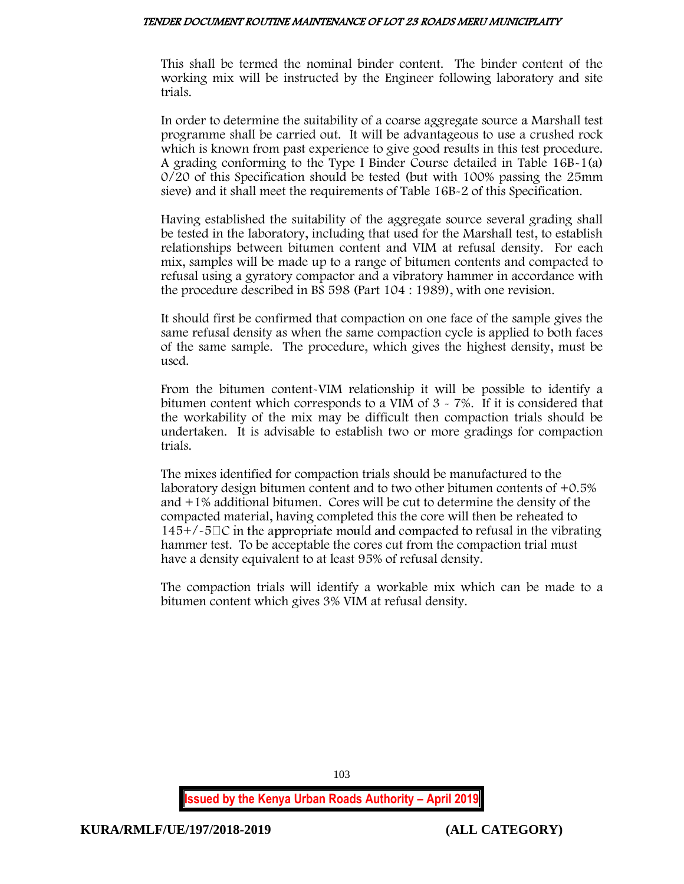This shall be termed the nominal binder content. The binder content of the working mix will be instructed by the Engineer following laboratory and site trials.

In order to determine the suitability of a coarse aggregate source a Marshall test programme shall be carried out. It will be advantageous to use a crushed rock which is known from past experience to give good results in this test procedure. A grading conforming to the Type I Binder Course detailed in Table 16B-1(a) 0/20 of this Specification should be tested (but with 100% passing the 25mm sieve) and it shall meet the requirements of Table 16B-2 of this Specification.

Having established the suitability of the aggregate source several grading shall be tested in the laboratory, including that used for the Marshall test, to establish relationships between bitumen content and VIM at refusal density. For each mix, samples will be made up to a range of bitumen contents and compacted to refusal using a gyratory compactor and a vibratory hammer in accordance with the procedure described in BS 598 (Part 104 : 1989), with one revision.

It should first be confirmed that compaction on one face of the sample gives the same refusal density as when the same compaction cycle is applied to both faces of the same sample. The procedure, which gives the highest density, must be used.

From the bitumen content-VIM relationship it will be possible to identify a bitumen content which corresponds to a VIM of 3 - 7%. If it is considered that the workability of the mix may be difficult then compaction trials should be undertaken. It is advisable to establish two or more gradings for compaction trials.

The mixes identified for compaction trials should be manufactured to the laboratory design bitumen content and to two other bitumen contents of +0.5% and +1% additional bitumen. Cores will be cut to determine the density of the compacted material, having completed this the core will then be reheated to 145+/-5°C in the appropriate mould and compacted to refusal in the vibrating hammer test. To be acceptable the cores cut from the compaction trial must have a density equivalent to at least 95% of refusal density.

The compaction trials will identify a workable mix which can be made to a bitumen content which gives 3% VIM at refusal density.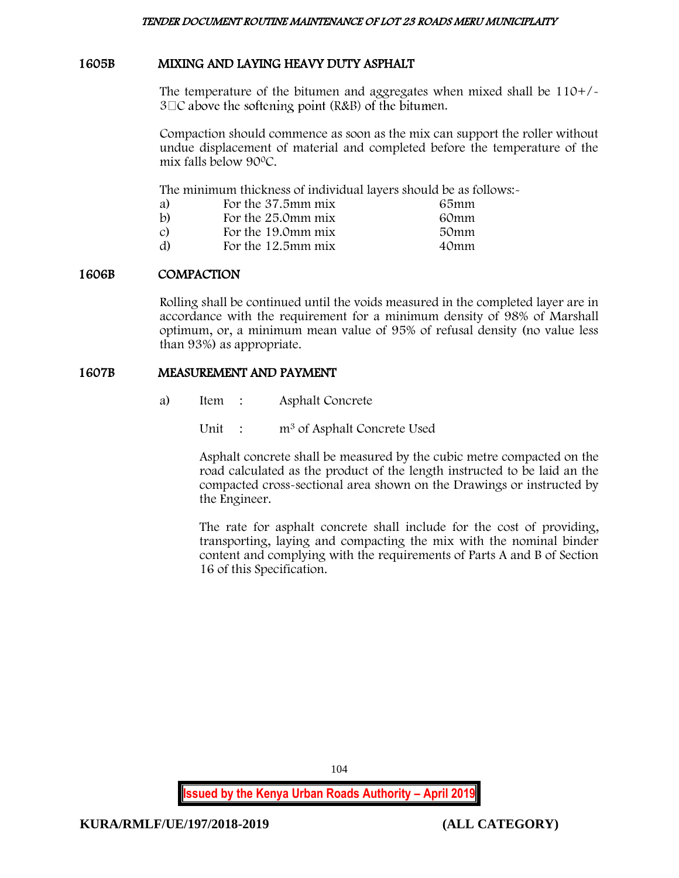## 1605B MIXING AND LAYING HEAVY DUTY ASPHALT

The temperature of the bitumen and aggregates when mixed shall be 110+/- 3°C above the softening point (R&B) of the bitumen.

Compaction should commence as soon as the mix can support the roller without undue displacement of material and completed before the temperature of the mix falls below 90°C.

The minimum thickness of individual layers should be as follows:-

| | | |
|---|---|---|
| a) | For the 37.5mm mix | 65mm |
| b) | For the 25.0mm mix | 60mm |
| c) | For the 19.0mm mix | 50mm |
| d) | For the 12.5mm mix | 40mm |

## 1606B COMPACTION

Rolling shall be continued until the voids measured in the completed layer are in accordance with the requirement for a minimum density of 98% of Marshall optimum, or, a minimum mean value of 95% of refusal density (no value less than 93%) as appropriate.

## 1607B MEASUREMENT AND PAYMENT

a) Item : Asphalt Concrete

Unit : $m^3$ of Asphalt Concrete Used

Asphalt concrete shall be measured by the cubic metre compacted on the road calculated as the product of the length instructed to be laid an the compacted cross-sectional area shown on the Drawings or instructed by the Engineer.

The rate for asphalt concrete shall include for the cost of providing, transporting, laying and compacting the mix with the nominal binder content and complying with the requirements of Parts A and B of Section 16 of this Specification.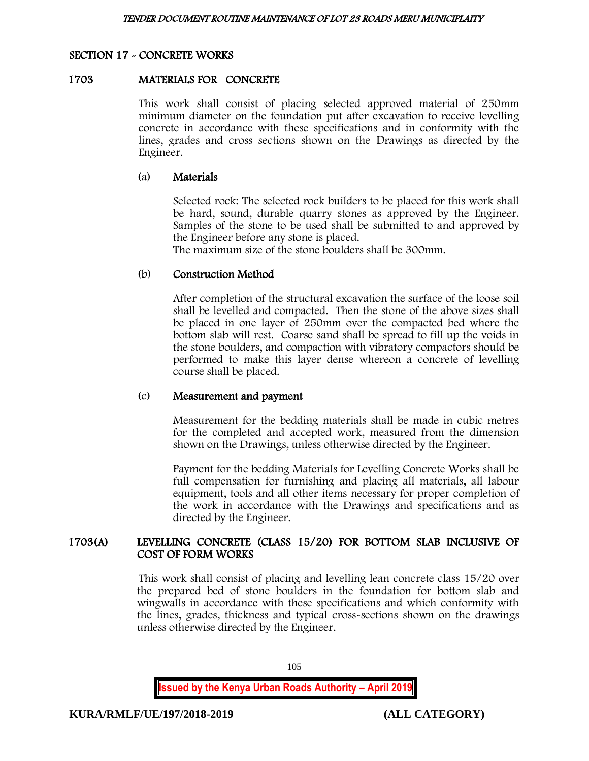## SECTION 17 - CONCRETE WORKS

### 1703 MATERIALS FOR CONCRETE

This work shall consist of placing selected approved material of 250mm minimum diameter on the foundation put after excavation to receive levelling concrete in accordance with these specifications and in conformity with the lines, grades and cross sections shown on the Drawings as directed by the Engineer.

#### (a) Materials

Selected rock: The selected rock builders to be placed for this work shall be hard, sound, durable quarry stones as approved by the Engineer. Samples of the stone to be used shall be submitted to and approved by the Engineer before any stone is placed.
The maximum size of the stone boulders shall be 300mm.

#### (b) Construction Method

After completion of the structural excavation the surface of the loose soil shall be levelled and compacted. Then the stone of the above sizes shall be placed in one layer of 250mm over the compacted bed where the bottom slab will rest. Coarse sand shall be spread to fill up the voids in the stone boulders, and compaction with vibratory compactors should be performed to make this layer dense whereon a concrete of levelling course shall be placed.

#### (c) Measurement and payment

Measurement for the bedding materials shall be made in cubic metres for the completed and accepted work, measured from the dimension shown on the Drawings, unless otherwise directed by the Engineer.

Payment for the bedding Materials for Levelling Concrete Works shall be full compensation for furnishing and placing all materials, all labour equipment, tools and all other items necessary for proper completion of the work in accordance with the Drawings and specifications and as directed by the Engineer.

### 1703(A) LEVELLING CONCRETE (CLASS 15/20) FOR BOTTOM SLAB INCLUSIVE OF COST OF FORM WORKS

This work shall consist of placing and levelling lean concrete class 15/20 over the prepared bed of stone boulders in the foundation for bottom slab and wingwalls in accordance with these specifications and which conformity with the lines, grades, thickness and typical cross-sections shown on the drawings unless otherwise directed by the Engineer.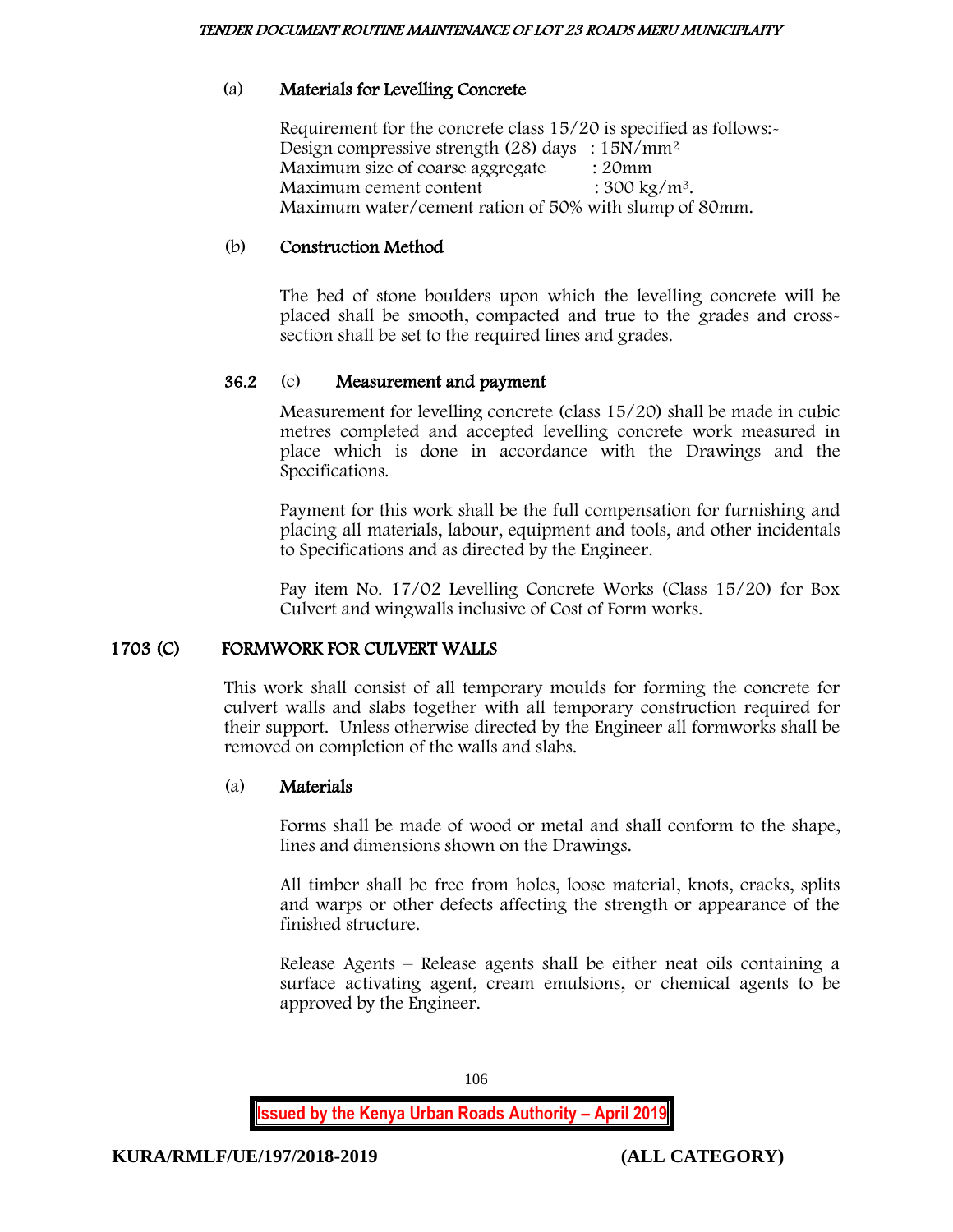#### (a) Materials for Levelling Concrete

Requirement for the concrete class 15/20 is specified as follows:-
Design compressive strength (28) days : 15N/mm$^2$
Maximum size of coarse aggregate : 20mm
Maximum cement content : 300 kg/m$^3$.
Maximum water/cement ration of 50% with slump of 80mm.

#### (b) Construction Method

The bed of stone boulders upon which the levelling concrete will be placed shall be smooth, compacted and true to the grades and cross-section shall be set to the required lines and grades.

#### 36.2 (c) Measurement and payment

Measurement for levelling concrete (class 15/20) shall be made in cubic metres completed and accepted levelling concrete work measured in place which is done in accordance with the Drawings and the Specifications.

Payment for this work shall be the full compensation for furnishing and placing all materials, labour, equipment and tools, and other incidentals to Specifications and as directed by the Engineer.

Pay item No. 17/02 Levelling Concrete Works (Class 15/20) for Box Culvert and wingwalls inclusive of Cost of Form works.

### 1703 (C) FORMWORK FOR CULVERT WALLS

This work shall consist of all temporary moulds for forming the concrete for culvert walls and slabs together with all temporary construction required for their support. Unless otherwise directed by the Engineer all formworks shall be removed on completion of the walls and slabs.

#### (a) Materials

Forms shall be made of wood or metal and shall conform to the shape, lines and dimensions shown on the Drawings.

All timber shall be free from holes, loose material, knots, cracks, splits and warps or other defects affecting the strength or appearance of the finished structure.

Release Agents – Release agents shall be either neat oils containing a surface activating agent, cream emulsions, or chemical agents to be approved by the Engineer.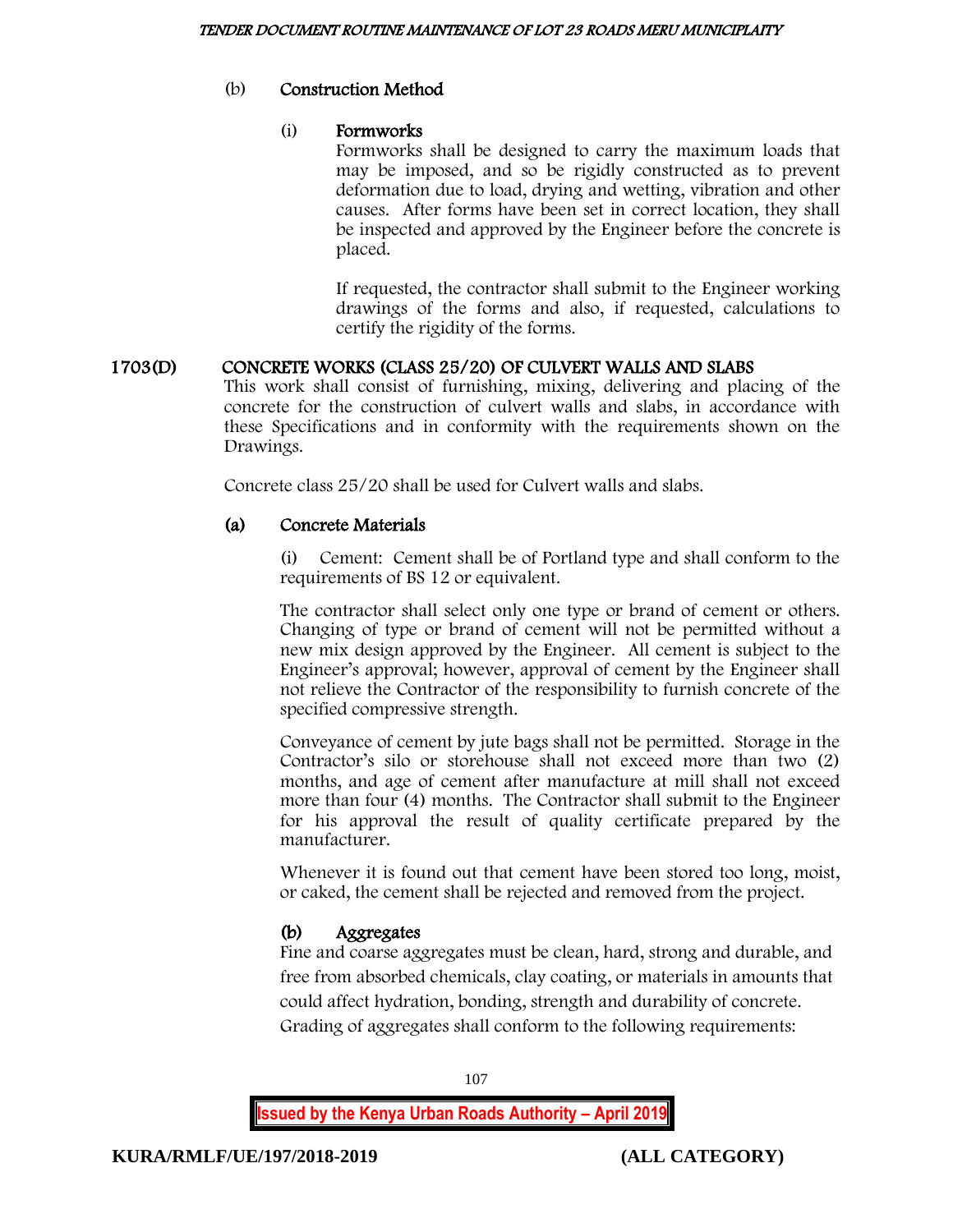(b) **Construction Method**

(i) **Formworks**

Formworks shall be designed to carry the maximum loads that may be imposed, and so be rigidly constructed as to prevent deformation due to load, drying and wetting, vibration and other causes. After forms have been set in correct location, they shall be inspected and approved by the Engineer before the concrete is placed.

If requested, the contractor shall submit to the Engineer working drawings of the forms and also, if requested, calculations to certify the rigidity of the forms.

## 1703(D) CONCRETE WORKS (CLASS 25/20) OF CULVERT WALLS AND SLABS

This work shall consist of furnishing, mixing, delivering and placing of the concrete for the construction of culvert walls and slabs, in accordance with these Specifications and in conformity with the requirements shown on the Drawings.

Concrete class 25/20 shall be used for Culvert walls and slabs.

**(a) Concrete Materials**

(i) Cement: Cement shall be of Portland type and shall conform to the requirements of BS 12 or equivalent.

The contractor shall select only one type or brand of cement or others. Changing of type or brand of cement will not be permitted without a new mix design approved by the Engineer. All cement is subject to the Engineer's approval; however, approval of cement by the Engineer shall not relieve the Contractor of the responsibility to furnish concrete of the specified compressive strength.

Conveyance of cement by jute bags shall not be permitted. Storage in the Contractor's silo or storehouse shall not exceed more than two (2) months, and age of cement after manufacture at mill shall not exceed more than four (4) months. The Contractor shall submit to the Engineer for his approval the result of quality certificate prepared by the manufacturer.

Whenever it is found out that cement have been stored too long, moist, or caked, the cement shall be rejected and removed from the project.

**(b) Aggregates**

Fine and coarse aggregates must be clean, hard, strong and durable, and free from absorbed chemicals, clay coating, or materials in amounts that could affect hydration, bonding, strength and durability of concrete. Grading of aggregates shall conform to the following requirements: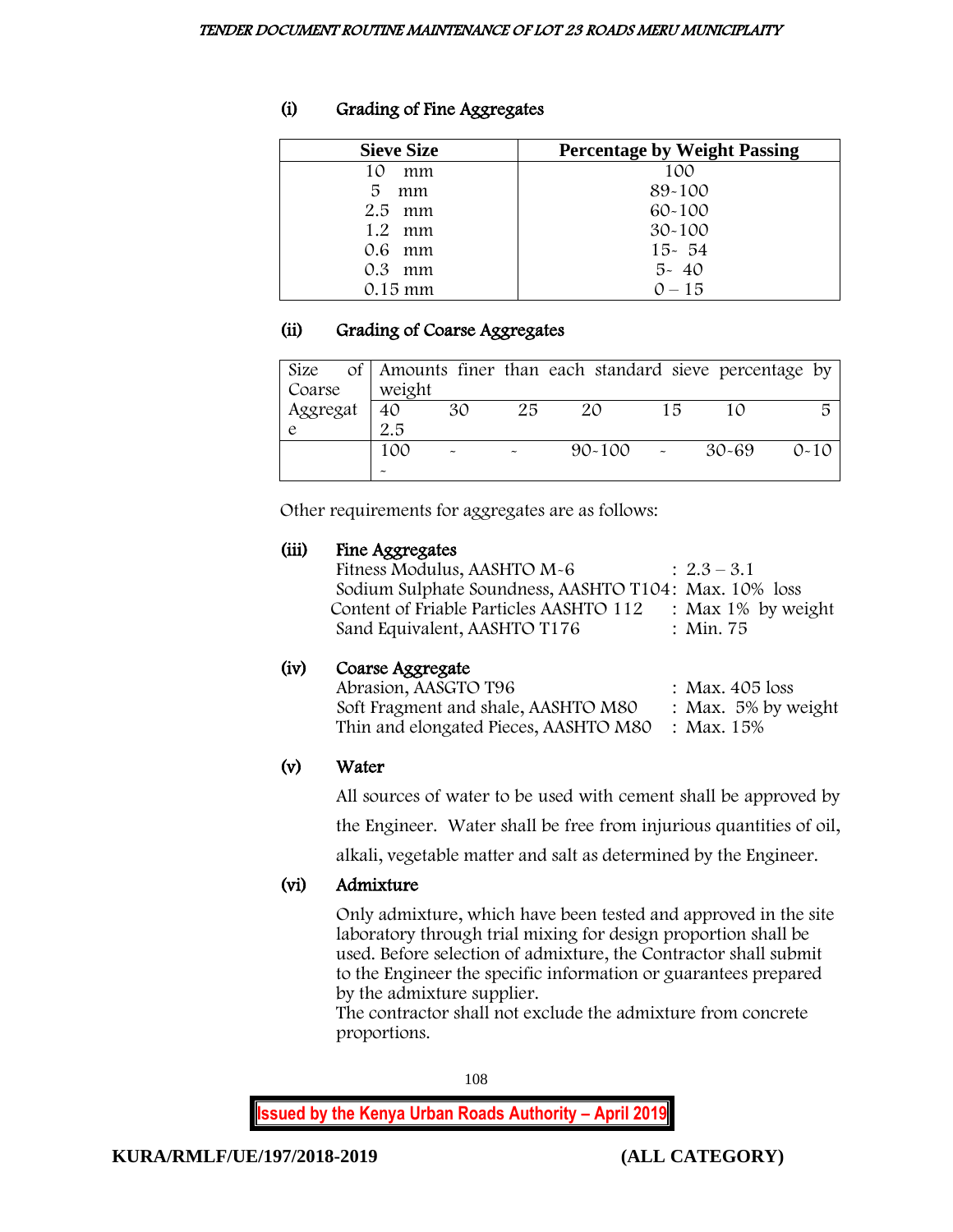(i) Grading of Fine Aggregates

| Sieve Size | Percentage by Weight Passing |
|---|---|
| 10 mm | 100 |
| 5 mm | 89-100 |
| 2.5 mm | 60-100 |
| 1.2 mm | 30-100 |
| 0.6 mm | 15- 54 |
| 0.3 mm | 5- 40 |
| 0.15 mm | 0 – 15 |

(ii) Grading of Coarse Aggregates

| Size of Coarse Aggregate | Amounts finer than each standard sieve percentage by weight | | | | | | |
|---|---|---|---|---|---|---|---|
| | 40 2.5 | 30 | 25 | 20 | 15 | 10 | 5 |
| | 100 - | - | - | 90-100 | - | 30-69 | 0-10 |

Other requirements for aggregates are as follows:

(iii) Fine Aggregates

Fitness Modulus, AASHTO M-6 : 2.3 – 3.1
Sodium Sulphate Soundness, AASHTO T104: Max. 10% loss
Content of Friable Particles AASHTO 112 : Max 1% by weight
Sand Equivalent, AASHTO T176 : Min. 75

(iv) Coarse Aggregate

Abrasion, AASGTO T96 : Max. 405 loss
Soft Fragment and shale, AASHTO M80 : Max. 5% by weight
Thin and elongated Pieces, AASHTO M80 : Max. 15%

(v) Water

All sources of water to be used with cement shall be approved by the Engineer. Water shall be free from injurious quantities of oil, alkali, vegetable matter and salt as determined by the Engineer.

(vi) Admixture

Only admixture, which have been tested and approved in the site laboratory through trial mixing for design proportion shall be used. Before selection of admixture, the Contractor shall submit to the Engineer the specific information or guarantees prepared by the admixture supplier.
The contractor shall not exclude the admixture from concrete proportions.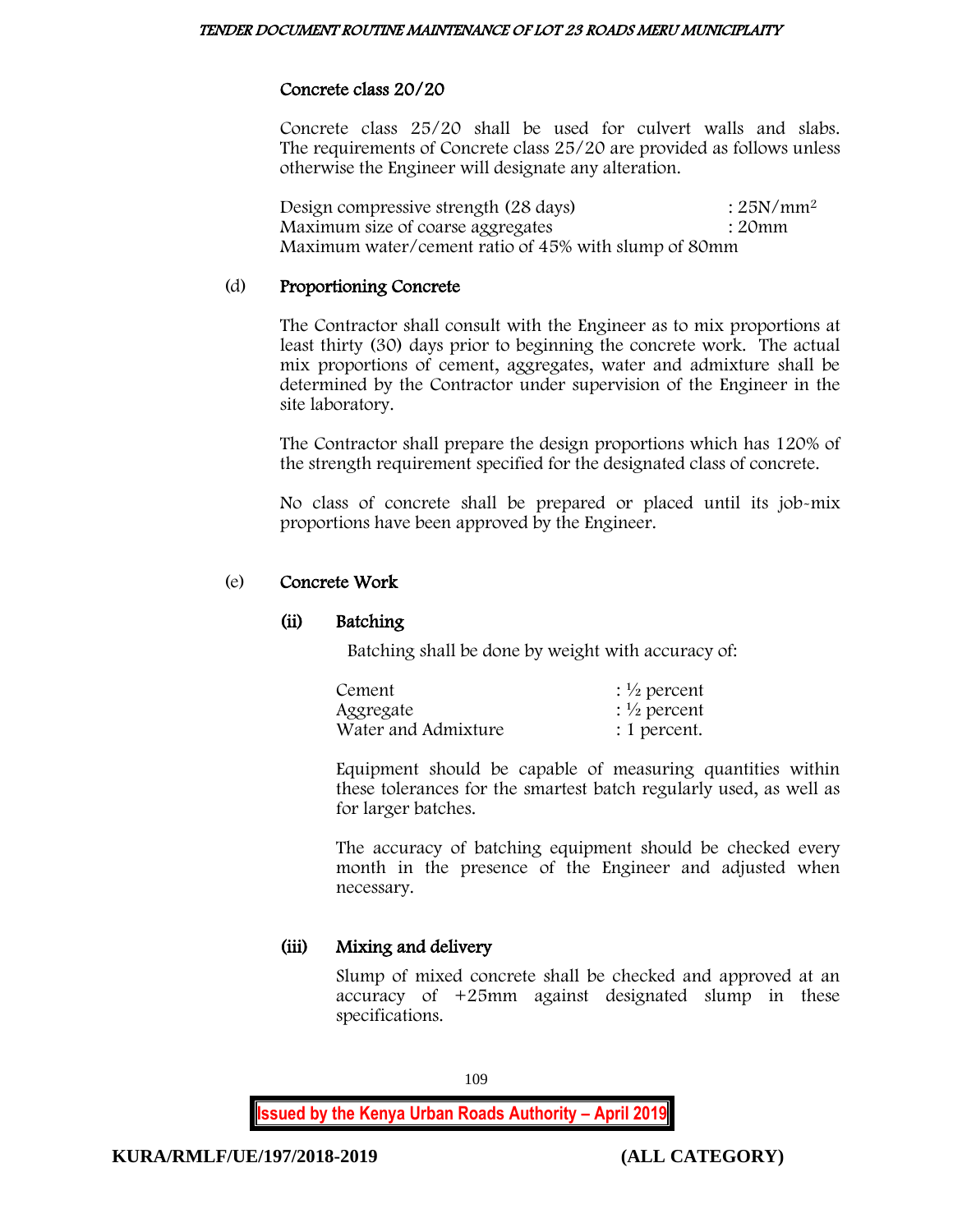### Concrete class 20/20

Concrete class 25/20 shall be used for culvert walls and slabs. The requirements of Concrete class 25/20 are provided as follows unless otherwise the Engineer will designate any alteration.

| | |
|---|---|
| Design compressive strength (28 days) | : 25N/mm$^2$ |
| Maximum size of coarse aggregates | : 20mm |

Maximum water/cement ratio of 45% with slump of 80mm

### (d) Proportioning Concrete

The Contractor shall consult with the Engineer as to mix proportions at least thirty (30) days prior to beginning the concrete work. The actual mix proportions of cement, aggregates, water and admixture shall be determined by the Contractor under supervision of the Engineer in the site laboratory.

The Contractor shall prepare the design proportions which has 120% of the strength requirement specified for the designated class of concrete.

No class of concrete shall be prepared or placed until its job-mix proportions have been approved by the Engineer.

### (e) Concrete Work

#### (ii) Batching

Batching shall be done by weight with accuracy of:

| | |
|---|---|
| Cement | : ½ percent |
| Aggregate | : ½ percent |
| Water and Admixture | : 1 percent. |

Equipment should be capable of measuring quantities within these tolerances for the smartest batch regularly used, as well as for larger batches.

The accuracy of batching equipment should be checked every month in the presence of the Engineer and adjusted when necessary.

#### (iii) Mixing and delivery

Slump of mixed concrete shall be checked and approved at an accuracy of +25mm against designated slump in these specifications.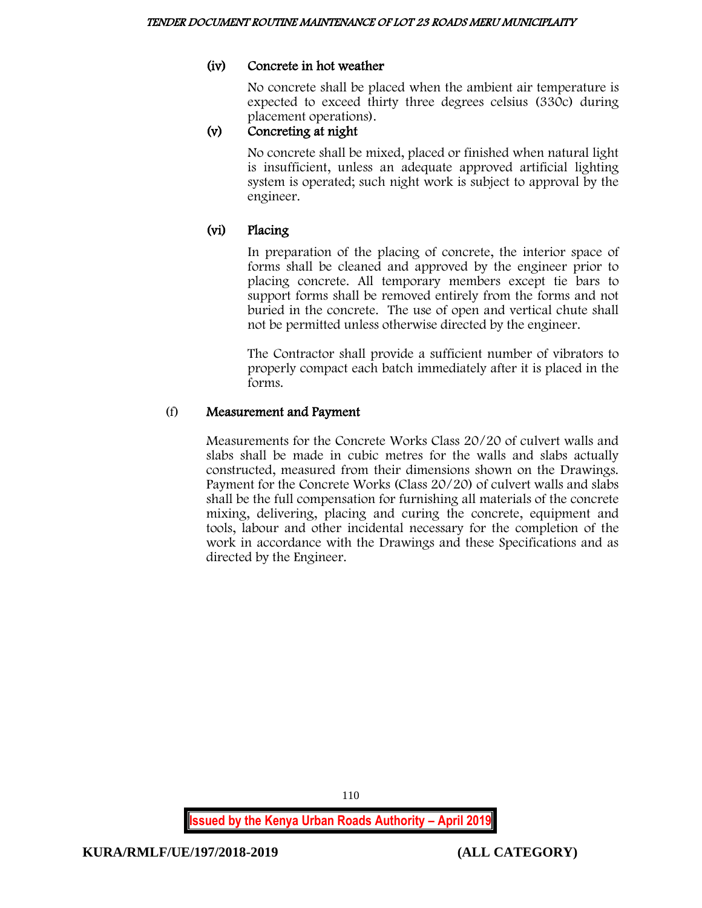#### (iv) Concrete in hot weather

No concrete shall be placed when the ambient air temperature is expected to exceed thirty three degrees celsius (330c) during placement operations).

#### (v) Concreting at night

No concrete shall be mixed, placed or finished when natural light is insufficient, unless an adequate approved artificial lighting system is operated; such night work is subject to approval by the engineer.

#### (vi) Placing

In preparation of the placing of concrete, the interior space of forms shall be cleaned and approved by the engineer prior to placing concrete. All temporary members except tie bars to support forms shall be removed entirely from the forms and not buried in the concrete. The use of open and vertical chute shall not be permitted unless otherwise directed by the engineer.

The Contractor shall provide a sufficient number of vibrators to properly compact each batch immediately after it is placed in the forms.

### (f) Measurement and Payment

Measurements for the Concrete Works Class 20/20 of culvert walls and slabs shall be made in cubic metres for the walls and slabs actually constructed, measured from their dimensions shown on the Drawings. Payment for the Concrete Works (Class 20/20) of culvert walls and slabs shall be the full compensation for furnishing all materials of the concrete mixing, delivering, placing and curing the concrete, equipment and tools, labour and other incidental necessary for the completion of the work in accordance with the Drawings and these Specifications and as directed by the Engineer.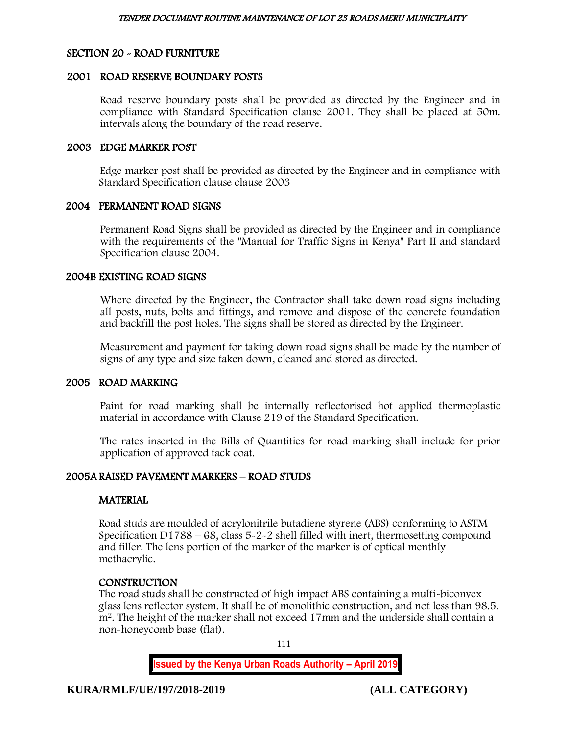## SECTION 20 - ROAD FURNITURE

### 2001 ROAD RESERVE BOUNDARY POSTS

Road reserve boundary posts shall be provided as directed by the Engineer and in compliance with Standard Specification clause 2001. They shall be placed at 50m. intervals along the boundary of the road reserve.

### 2003 EDGE MARKER POST

Edge marker post shall be provided as directed by the Engineer and in compliance with Standard Specification clause clause 2003

### 2004 PERMANENT ROAD SIGNS

Permanent Road Signs shall be provided as directed by the Engineer and in compliance with the requirements of the "Manual for Traffic Signs in Kenya" Part II and standard Specification clause 2004.

### 2004B EXISTING ROAD SIGNS

Where directed by the Engineer, the Contractor shall take down road signs including all posts, nuts, bolts and fittings, and remove and dispose of the concrete foundation and backfill the post holes. The signs shall be stored as directed by the Engineer.

Measurement and payment for taking down road signs shall be made by the number of signs of any type and size taken down, cleaned and stored as directed.

### 2005 ROAD MARKING

Paint for road marking shall be internally reflectorised hot applied thermoplastic material in accordance with Clause 219 of the Standard Specification.

The rates inserted in the Bills of Quantities for road marking shall include for prior application of approved tack coat.

### 2005A RAISED PAVEMENT MARKERS – ROAD STUDS

#### MATERIAL

Road studs are moulded of acrylonitrile butadiene styrene (ABS) conforming to ASTM Specification D1788 – 68, class 5-2-2 shell filled with inert, thermosetting compound and filler. The lens portion of the marker of the marker is of optical menthly methacrylic.

#### CONSTRUCTION

The road studs shall be constructed of high impact ABS containing a multi-biconvex glass lens reflector system. It shall be of monolithic construction, and not less than 98.5. $m^2$. The height of the marker shall not exceed 17mm and the underside shall contain a non-honeycomb base (flat).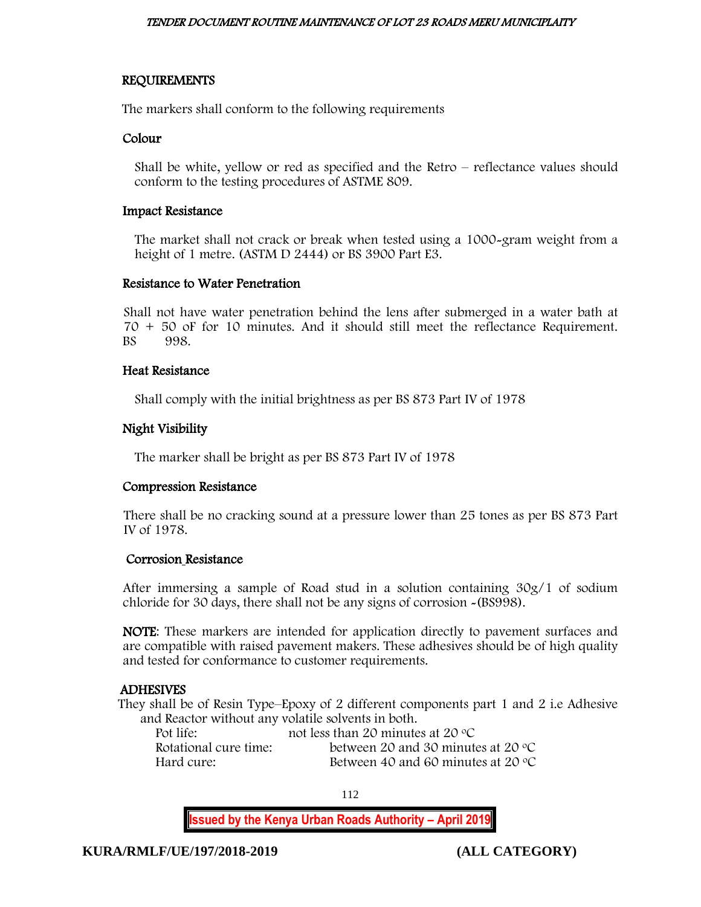## REQUIREMENTS

The markers shall conform to the following requirements

### Colour

Shall be white, yellow or red as specified and the Retro – reflectance values should conform to the testing procedures of ASTME 809.

### Impact Resistance

The market shall not crack or break when tested using a 1000-gram weight from a height of 1 metre. (ASTM D 2444) or BS 3900 Part E3.

### Resistance to Water Penetration

Shall not have water penetration behind the lens after submerged in a water bath at 70 + 50 oF for 10 minutes. And it should still meet the reflectance Requirement. BS 998.

### Heat Resistance

Shall comply with the initial brightness as per BS 873 Part IV of 1978

### Night Visibility

The marker shall be bright as per BS 873 Part IV of 1978

### Compression Resistance

There shall be no cracking sound at a pressure lower than 25 tones as per BS 873 Part IV of 1978.

### Corrosion Resistance

After immersing a sample of Road stud in a solution containing 30g/1 of sodium chloride for 30 days, there shall not be any signs of corrosion -(BS998).

**NOTE**: These markers are intended for application directly to pavement surfaces and are compatible with raised pavement makers. These adhesives should be of high quality and tested for conformance to customer requirements.

## ADHESIVES

They shall be of Resin Type–Epoxy of 2 different components part 1 and 2 i.e Adhesive and Reactor without any volatile solvents in both.

| | |
|---|---|
| Pot life: | not less than 20 minutes at 20 °C |
| Rotational cure time: | between 20 and 30 minutes at 20 °C |
| Hard cure: | Between 40 and 60 minutes at 20 °C |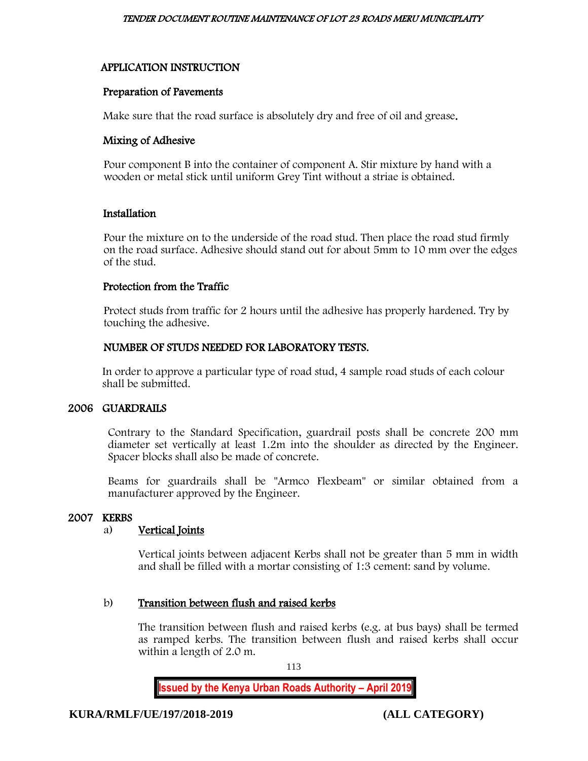## APPLICATION INSTRUCTION

### Preparation of Pavements

Make sure that the road surface is absolutely dry and free of oil and grease.

### Mixing of Adhesive

Pour component B into the container of component A. Stir mixture by hand with a wooden or metal stick until uniform Grey Tint without a striae is obtained.

### Installation

Pour the mixture on to the underside of the road stud. Then place the road stud firmly on the road surface. Adhesive should stand out for about 5mm to 10 mm over the edges of the stud.

### Protection from the Traffic

Protect studs from traffic for 2 hours until the adhesive has properly hardened. Try by touching the adhesive.

### NUMBER OF STUDS NEEDED FOR LABORATORY TESTS.

In order to approve a particular type of road stud, 4 sample road studs of each colour shall be submitted.

## 2006 GUARDRAILS

Contrary to the Standard Specification, guardrail posts shall be concrete 200 mm diameter set vertically at least 1.2m into the shoulder as directed by the Engineer. Spacer blocks shall also be made of concrete.

Beams for guardrails shall be "Armco Flexbeam" or similar obtained from a manufacturer approved by the Engineer.

## 2007 KERBS

a) **Vertical Joints**

Vertical joints between adjacent Kerbs shall not be greater than 5 mm in width and shall be filled with a mortar consisting of 1:3 cement: sand by volume.

b) **Transition between flush and raised kerbs**

The transition between flush and raised kerbs (e.g. at bus bays) shall be termed as ramped kerbs. The transition between flush and raised kerbs shall occur within a length of 2.0 m.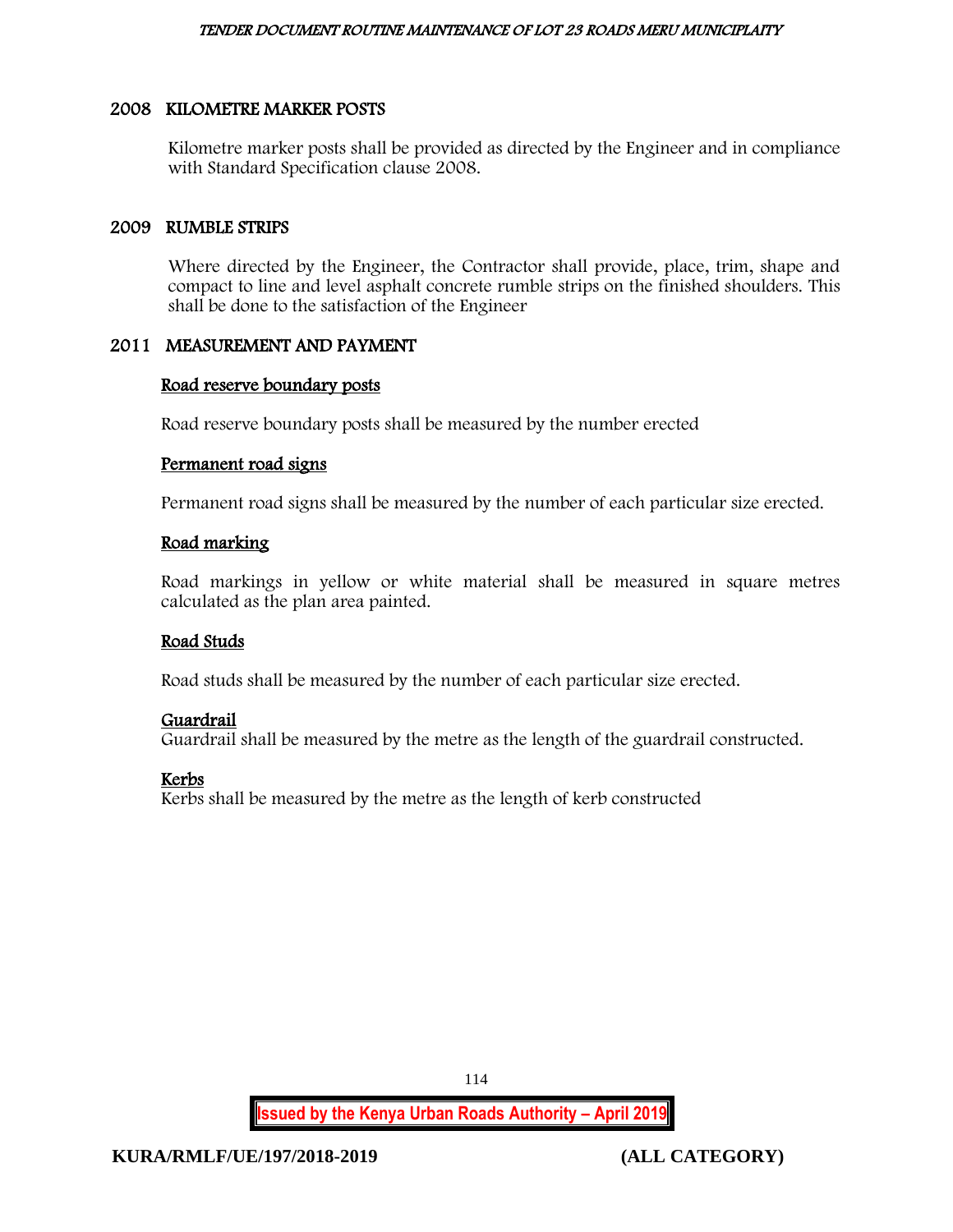## 2008 KILOMETRE MARKER POSTS

Kilometre marker posts shall be provided as directed by the Engineer and in compliance with Standard Specification clause 2008.

## 2009 RUMBLE STRIPS

Where directed by the Engineer, the Contractor shall provide, place, trim, shape and compact to line and level asphalt concrete rumble strips on the finished shoulders. This shall be done to the satisfaction of the Engineer

## 2011 MEASUREMENT AND PAYMENT

**Road reserve boundary posts**

Road reserve boundary posts shall be measured by the number erected

**Permanent road signs**

Permanent road signs shall be measured by the number of each particular size erected.

**Road marking**

Road markings in yellow or white material shall be measured in square metres calculated as the plan area painted.

**Road Studs**

Road studs shall be measured by the number of each particular size erected.

**Guardrail**

Guardrail shall be measured by the metre as the length of the guardrail constructed.

**Kerbs**

Kerbs shall be measured by the metre as the length of kerb constructed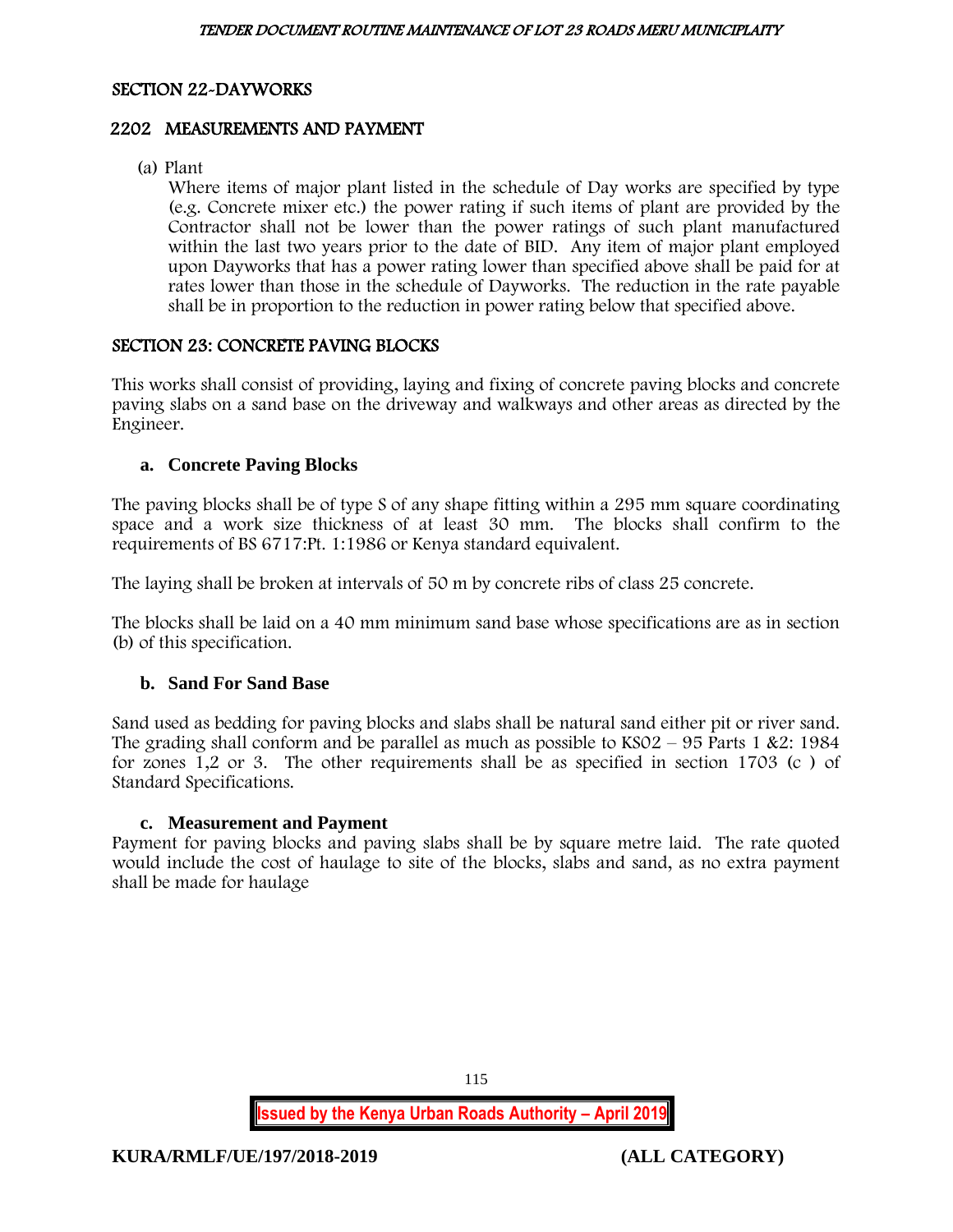## SECTION 22-DAYWORKS

### 2202 MEASUREMENTS AND PAYMENT

(a) Plant

Where items of major plant listed in the schedule of Day works are specified by type (e.g. Concrete mixer etc.) the power rating if such items of plant are provided by the Contractor shall not be lower than the power ratings of such plant manufactured within the last two years prior to the date of BID. Any item of major plant employed upon Dayworks that has a power rating lower than specified above shall be paid for at rates lower than those in the schedule of Dayworks. The reduction in the rate payable shall be in proportion to the reduction in power rating below that specified above.

## SECTION 23: CONCRETE PAVING BLOCKS

This works shall consist of providing, laying and fixing of concrete paving blocks and concrete paving slabs on a sand base on the driveway and walkways and other areas as directed by the Engineer.

### a. Concrete Paving Blocks

The paving blocks shall be of type S of any shape fitting within a 295 mm square coordinating space and a work size thickness of at least 30 mm. The blocks shall confirm to the requirements of BS 6717:Pt. 1:1986 or Kenya standard equivalent.

The laying shall be broken at intervals of 50 m by concrete ribs of class 25 concrete.

The blocks shall be laid on a 40 mm minimum sand base whose specifications are as in section (b) of this specification.

### b. Sand For Sand Base

Sand used as bedding for paving blocks and slabs shall be natural sand either pit or river sand. The grading shall conform and be parallel as much as possible to KS02 – 95 Parts 1 &2: 1984 for zones 1,2 or 3. The other requirements shall be as specified in section 1703 (c ) of Standard Specifications.

### c. Measurement and Payment

Payment for paving blocks and paving slabs shall be by square metre laid. The rate quoted would include the cost of haulage to site of the blocks, slabs and sand, as no extra payment shall be made for haulage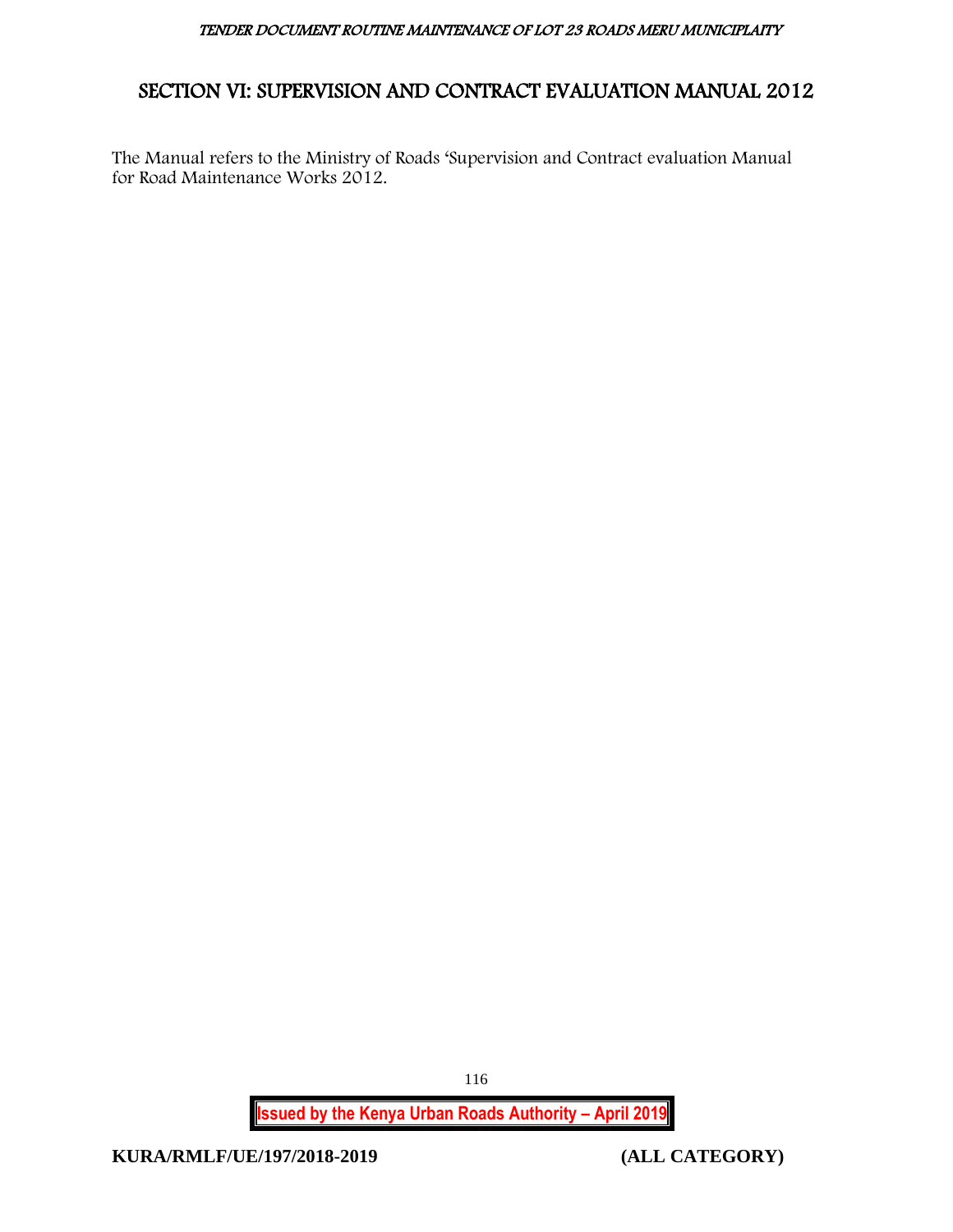# SECTION VI: SUPERVISION AND CONTRACT EVALUATION MANUAL 2012

The Manual refers to the Ministry of Roads 'Supervision and Contract evaluation Manual for Road Maintenance Works 2012.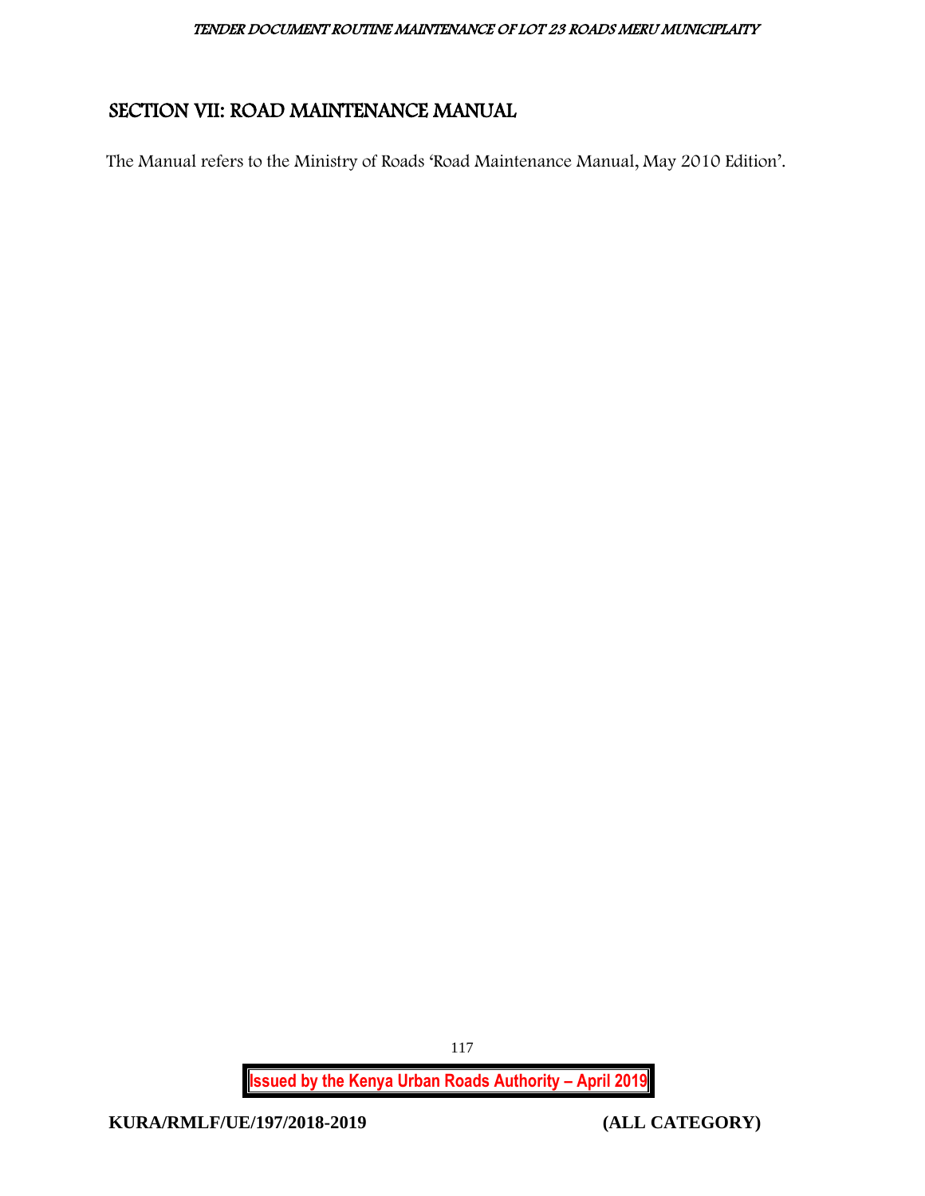## SECTION VII: ROAD MAINTENANCE MANUAL

The Manual refers to the Ministry of Roads 'Road Maintenance Manual, May 2010 Edition'.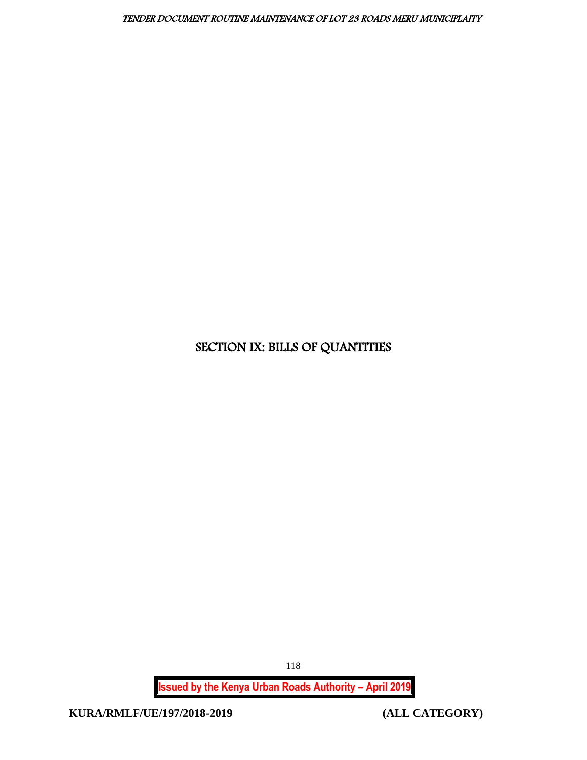# SECTION IX: BILLS OF QUANTITIES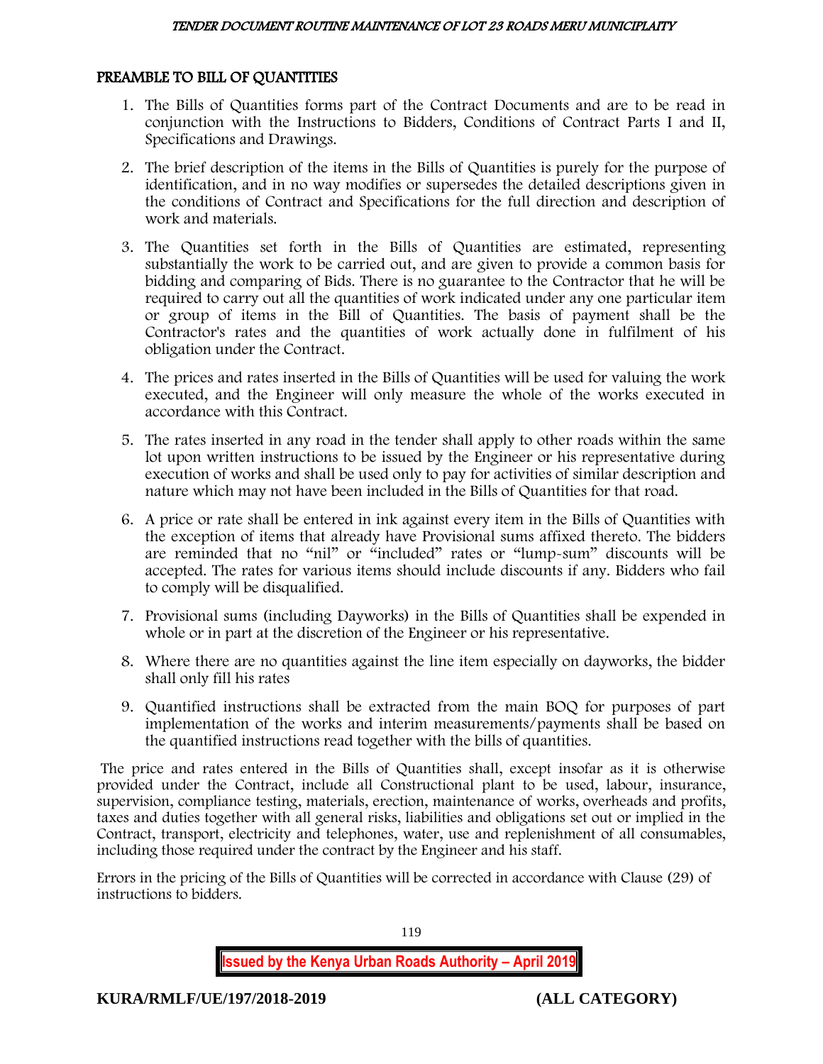## PREAMBLE TO BILL OF QUANTITIES

1. The Bills of Quantities forms part of the Contract Documents and are to be read in conjunction with the Instructions to Bidders, Conditions of Contract Parts I and II, Specifications and Drawings.
2. The brief description of the items in the Bills of Quantities is purely for the purpose of identification, and in no way modifies or supersedes the detailed descriptions given in the conditions of Contract and Specifications for the full direction and description of work and materials.
3. The Quantities set forth in the Bills of Quantities are estimated, representing substantially the work to be carried out, and are given to provide a common basis for bidding and comparing of Bids. There is no guarantee to the Contractor that he will be required to carry out all the quantities of work indicated under any one particular item or group of items in the Bill of Quantities. The basis of payment shall be the Contractor's rates and the quantities of work actually done in fulfilment of his obligation under the Contract.
4. The prices and rates inserted in the Bills of Quantities will be used for valuing the work executed, and the Engineer will only measure the whole of the works executed in accordance with this Contract.
5. The rates inserted in any road in the tender shall apply to other roads within the same lot upon written instructions to be issued by the Engineer or his representative during execution of works and shall be used only to pay for activities of similar description and nature which may not have been included in the Bills of Quantities for that road.
6. A price or rate shall be entered in ink against every item in the Bills of Quantities with the exception of items that already have Provisional sums affixed thereto. The bidders are reminded that no "nil" or "included" rates or "lump-sum" discounts will be accepted. The rates for various items should include discounts if any. Bidders who fail to comply will be disqualified.
7. Provisional sums (including Dayworks) in the Bills of Quantities shall be expended in whole or in part at the discretion of the Engineer or his representative.
8. Where there are no quantities against the line item especially on dayworks, the bidder shall only fill his rates
9. Quantified instructions shall be extracted from the main BOQ for purposes of part implementation of the works and interim measurements/payments shall be based on the quantified instructions read together with the bills of quantities.

The price and rates entered in the Bills of Quantities shall, except insofar as it is otherwise provided under the Contract, include all Constructional plant to be used, labour, insurance, supervision, compliance testing, materials, erection, maintenance of works, overheads and profits, taxes and duties together with all general risks, liabilities and obligations set out or implied in the Contract, transport, electricity and telephones, water, use and replenishment of all consumables, including those required under the contract by the Engineer and his staff.

Errors in the pricing of the Bills of Quantities will be corrected in accordance with Clause (29) of instructions to bidders.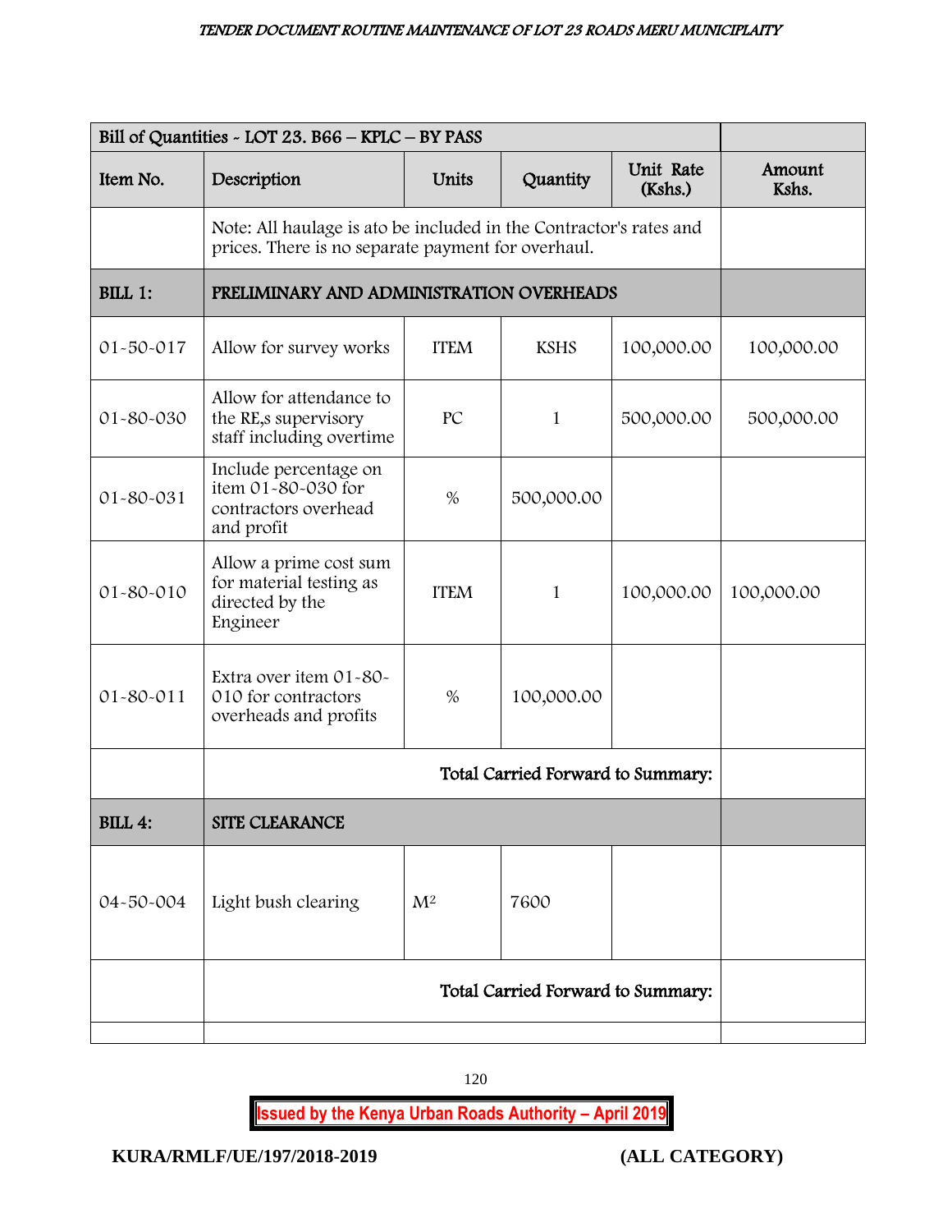| Bill of Quantities - LOT 23. B66 – KPLC – BY PASS | | | | | |
|---|---|---|---|---|---|
| Item No. | Description | Units | Quantity | Unit Rate (Kshs.) | Amount Kshs. |
| | Note: All haulage is ato be included in the Contractor's rates and prices. There is no separate payment for overhaul. | | | | |
| **BILL 1:** | **PRELIMINARY AND ADMINISTRATION OVERHEADS** | | | | |
| 01-50-017 | Allow for survey works | ITEM | KSHS | 100,000.00 | 100,000.00 |
| 01-80-030 | Allow for attendance to the RE,s supervisory staff including overtime | PC | 1 | 500,000.00 | 500,000.00 |
| 01-80-031 | Include percentage on item 01-80-030 for contractors overhead and profit | % | 500,000.00 | | |
| 01-80-010 | Allow a prime cost sum for material testing as directed by the Engineer | ITEM | 1 | 100,000.00 | 100,000.00 |
| 01-80-011 | Extra over item 01-80-010 for contractors overheads and profits | % | 100,000.00 | | |
| | **Total Carried Forward to Summary:** | | | | |
| **BILL 4:** | **SITE CLEARANCE** | | | | |
| 04-50-004 | Light bush clearing | $M^2$ | 7600 | | |
| | **Total Carried Forward to Summary:** | | | | |
| | | | | | |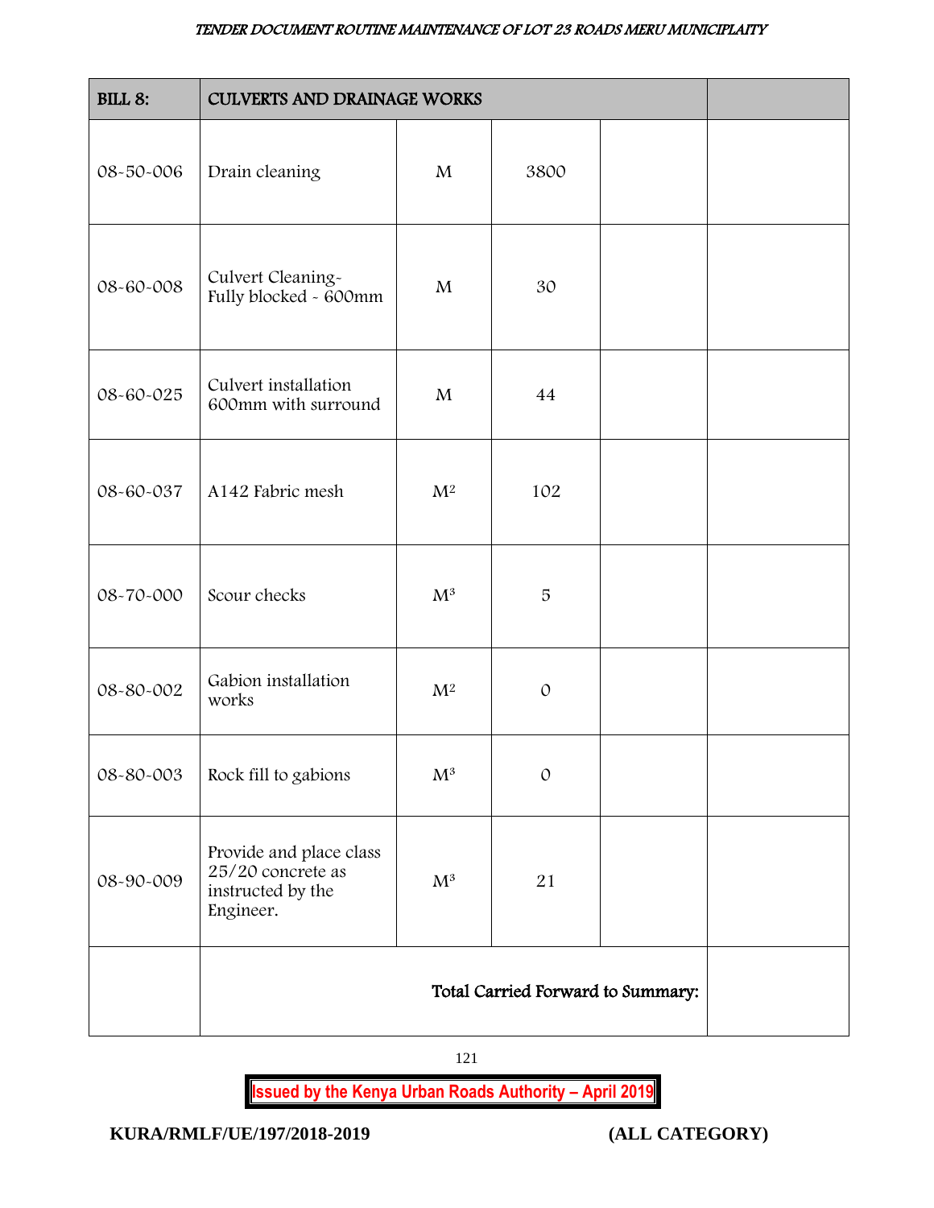| BILL 8: | CULVERTS AND DRAINAGE WORKS | | | | |
|---|---|---|---|---|---|
| 08-50-006 | Drain cleaning | M | 3800 | | |
| 08-60-008 | Culvert Cleaning-Fully blocked - 600mm | M | 30 | | |
| 08-60-025 | Culvert installation 600mm with surround | M | 44 | | |
| 08-60-037 | A142 Fabric mesh | $M^2$ | 102 | | |
| 08-70-000 | Scour checks | $M^3$ | 5 | | |
| 08-80-002 | Gabion installation works | $M^2$ | 0 | | |
| 08-80-003 | Rock fill to gabions | $M^3$ | 0 | | |
| 08-90-009 | Provide and place class 25/20 concrete as instructed by the Engineer. | $M^3$ | 21 | | |
| | Total Carried Forward to Summary: | | | | |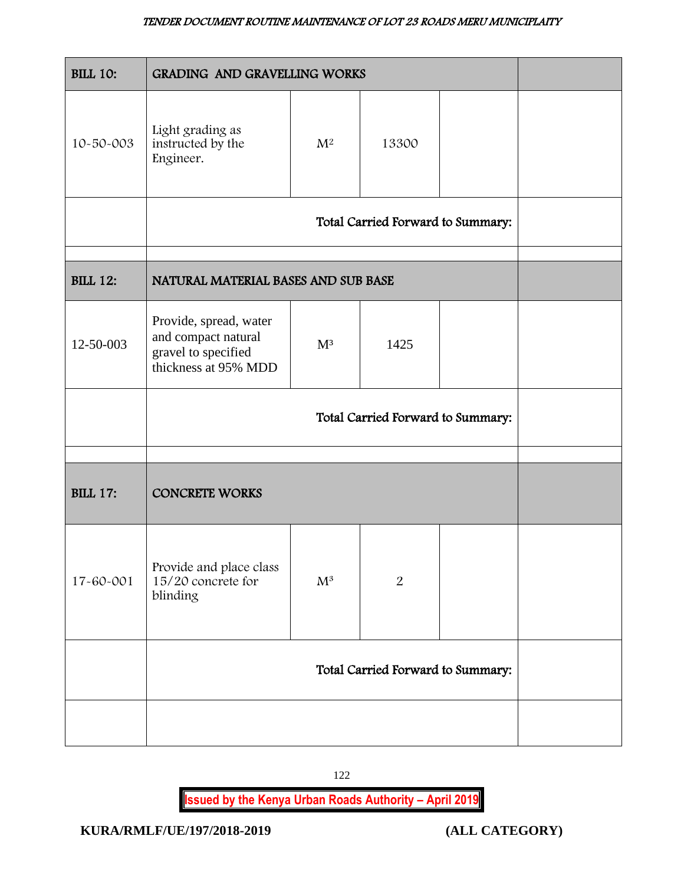| BILL 10: | GRADING AND GRAVELLING WORKS | | | | |
|---|---|---|---|---|---|
| 10-50-003 | Light grading as instructed by the Engineer. | $M^2$ | 13300 | | |
| | Total Carried Forward to Summary: | | | | |
| | | | | | |
| **BILL 12:** | **NATURAL MATERIAL BASES AND SUB BASE** | | | | |
| 12-50-003 | Provide, spread, water and compact natural gravel to specified thickness at 95% MDD | $M^3$ | 1425 | | |
| | Total Carried Forward to Summary: | | | | |
| | | | | | |
| **BILL 17:** | **CONCRETE WORKS** | | | | |
| 17-60-001 | Provide and place class 15/20 concrete for blinding | $M^3$ | 2 | | |
| | Total Carried Forward to Summary: | | | | |
| | | | | | |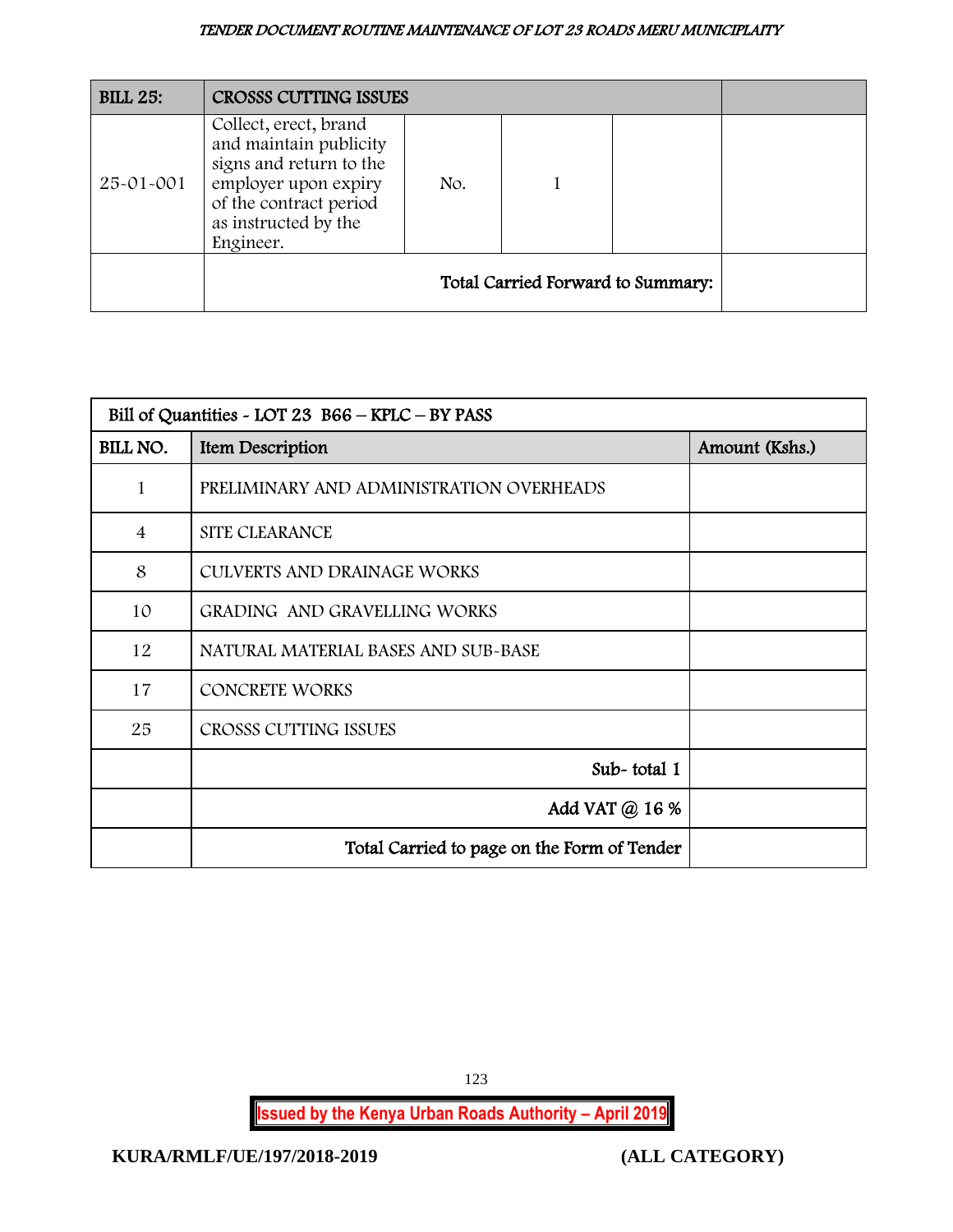| BILL 25: | CROSSS CUTTING ISSUES | | | | |
|---|---|---|---|---|---|
| 25-01-001 | Collect, erect, brand and maintain publicity signs and return to the employer upon expiry of the contract period as instructed by the Engineer. | No. | 1 | | |
| | Total Carried Forward to Summary: | | | | |

| Bill of Quantities - LOT 23 B66 – KPLC – BY PASS | | |
|---|---|---|
| BILL NO. | Item Description | Amount (Kshs.) |
| 1 | PRELIMINARY AND ADMINISTRATION OVERHEADS | |
| 4 | SITE CLEARANCE | |
| 8 | CULVERTS AND DRAINAGE WORKS | |
| 10 | GRADING AND GRAVELLING WORKS | |
| 12 | NATURAL MATERIAL BASES AND SUB-BASE | |
| 17 | CONCRETE WORKS | |
| 25 | CROSSS CUTTING ISSUES | |
| | Sub- total 1 | |
| | Add VAT @ 16 % | |
| | Total Carried to page on the Form of Tender | |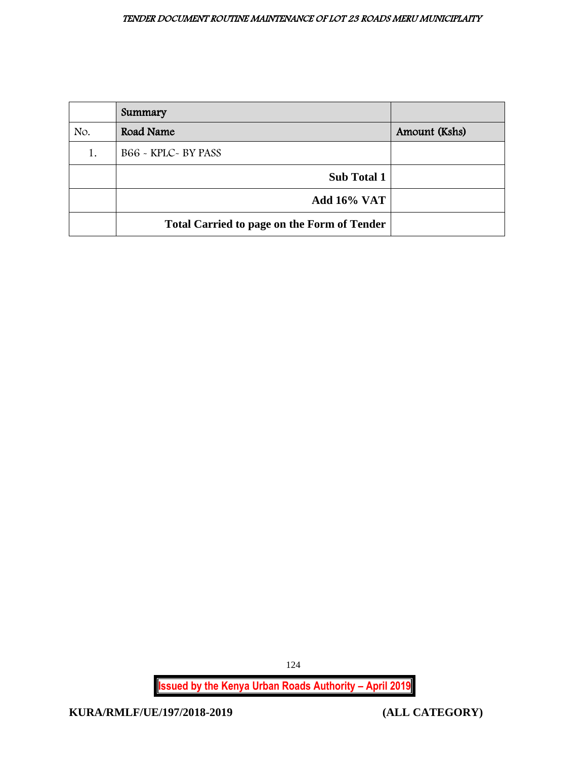| | Summary | |
|---|---|---|
| No. | Road Name | Amount (Kshs) |
| 1. | B66 - KPLC- BY PASS | |
| | **Sub Total 1** | |
| | **Add 16% VAT** | |
| | **Total Carried to page on the Form of Tender** | |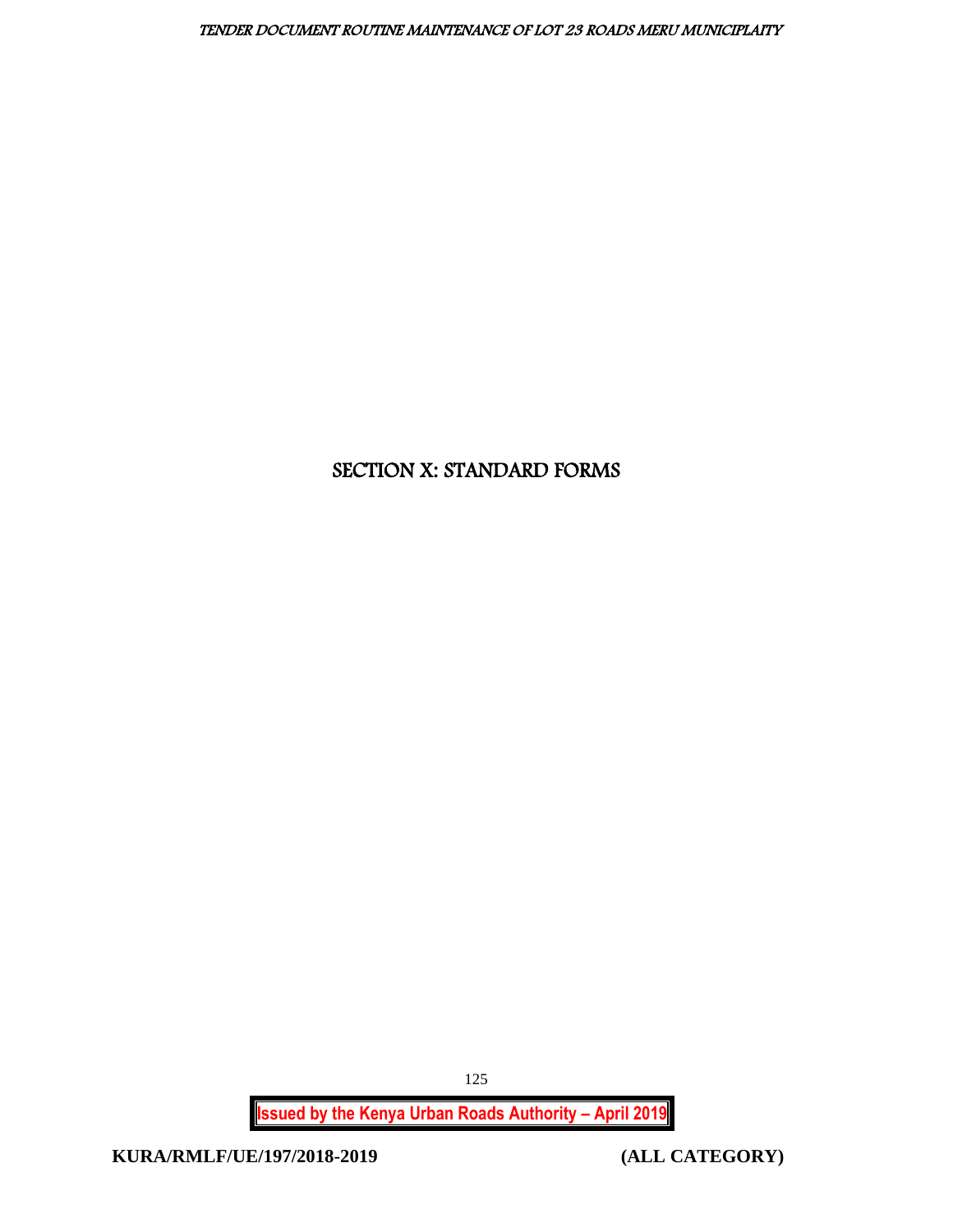# SECTION X: STANDARD FORMS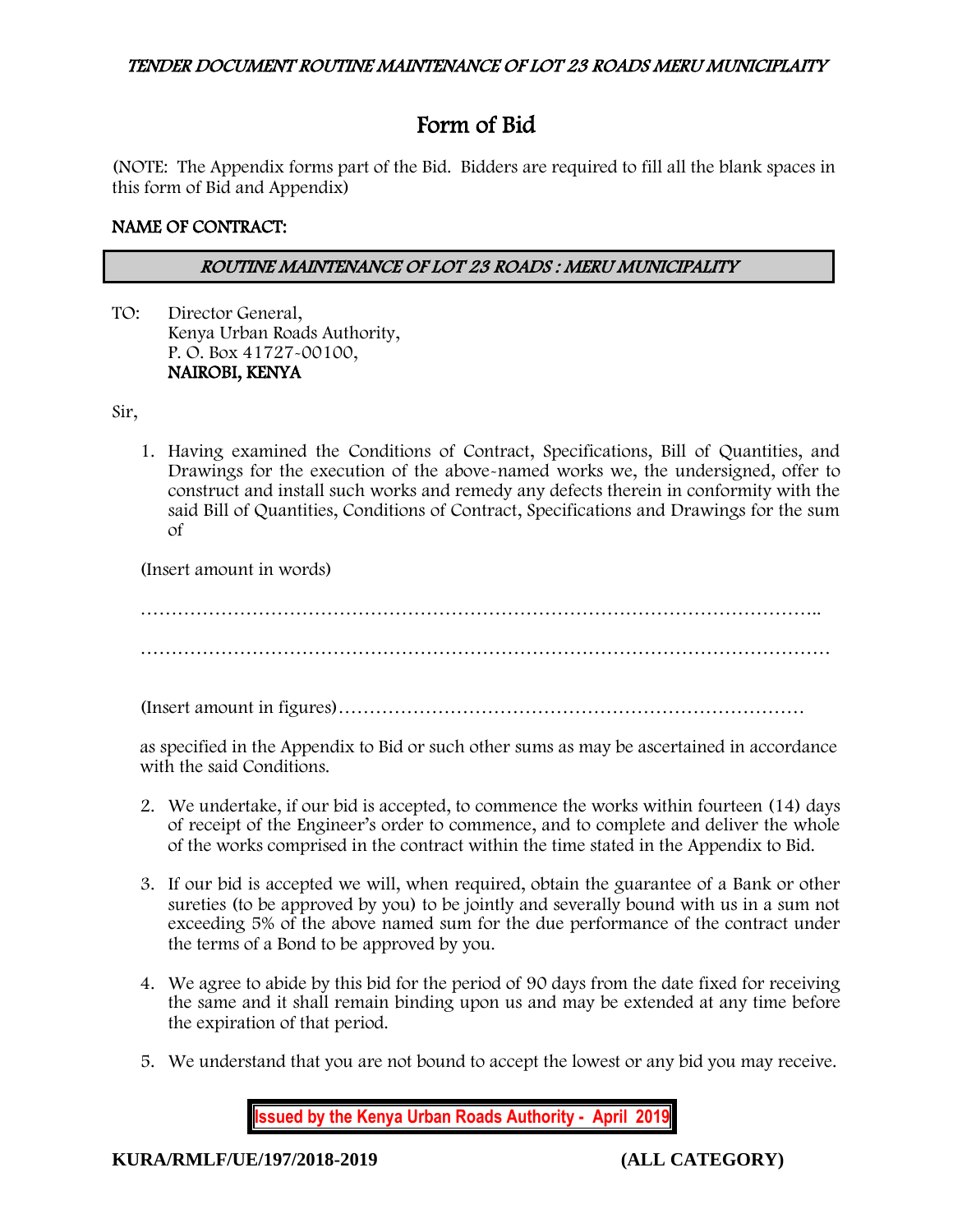# Form of Bid

(NOTE: The Appendix forms part of the Bid. Bidders are required to fill all the blank spaces in this form of Bid and Appendix)

**NAME OF CONTRACT:**

| *ROUTINE MAINTENANCE OF LOT 23 ROADS : MERU MUNICIPALITY* |
|---|

TO: Director General,
Kenya Urban Roads Authority,
P. O. Box 41727-00100,
**NAIROBI, KENYA**

Sir,

1. Having examined the Conditions of Contract, Specifications, Bill of Quantities, and Drawings for the execution of the above-named works we, the undersigned, offer to construct and install such works and remedy any defects therein in conformity with the said Bill of Quantities, Conditions of Contract, Specifications and Drawings for the sum of

(Insert amount in words)

………………………………………………………………………………………………..

…………………………………………………………………………………………………

(Insert amount in figures)…………………………………………………………………

as specified in the Appendix to Bid or such other sums as may be ascertained in accordance with the said Conditions.

2. We undertake, if our bid is accepted, to commence the works within fourteen (14) days of receipt of the Engineer's order to commence, and to complete and deliver the whole of the works comprised in the contract within the time stated in the Appendix to Bid.

3. If our bid is accepted we will, when required, obtain the guarantee of a Bank or other sureties (to be approved by you) to be jointly and severally bound with us in a sum not exceeding 5% of the above named sum for the due performance of the contract under the terms of a Bond to be approved by you.

4. We agree to abide by this bid for the period of 90 days from the date fixed for receiving the same and it shall remain binding upon us and may be extended at any time before the expiration of that period.

5. We understand that you are not bound to accept the lowest or any bid you may receive.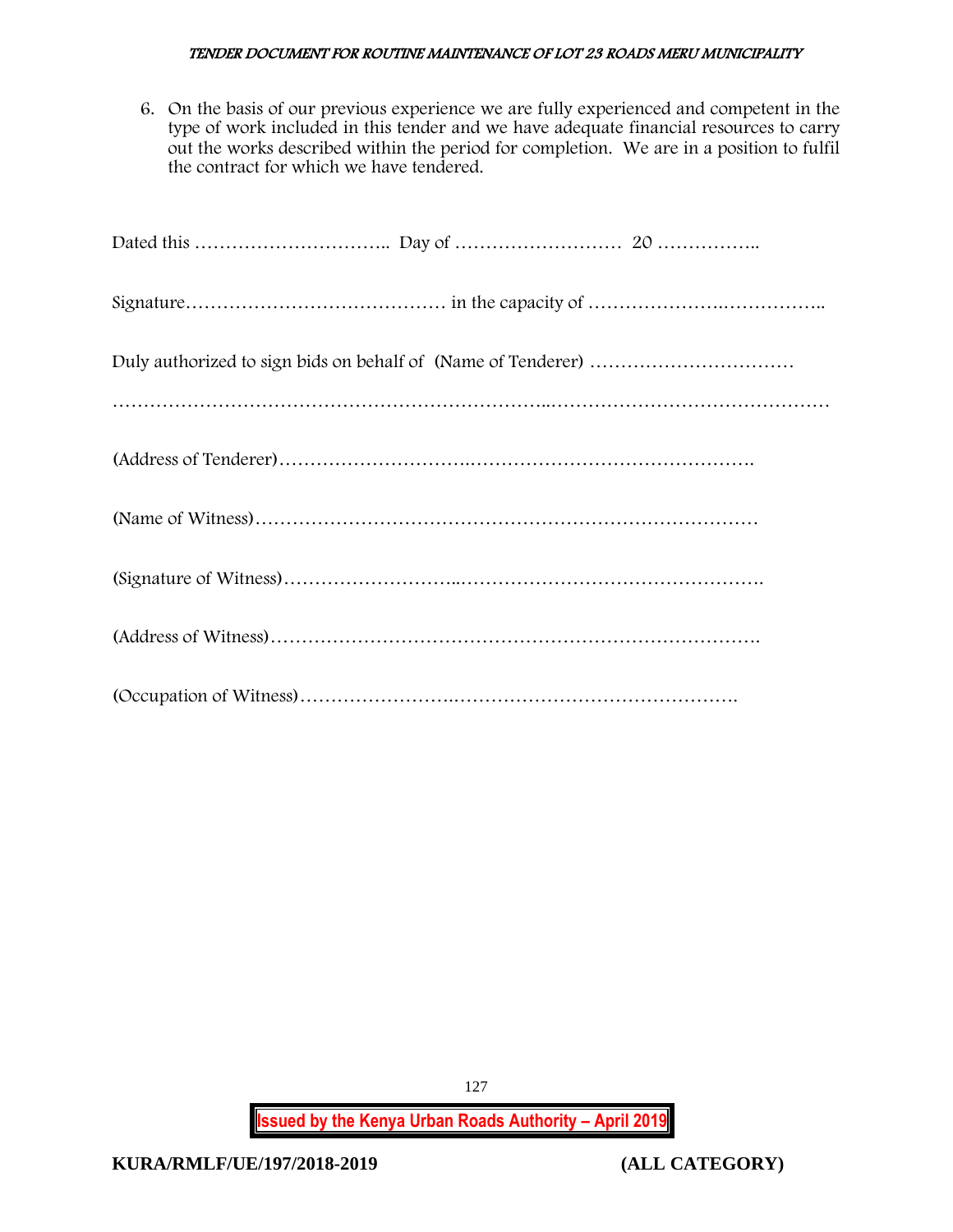6. On the basis of our previous experience we are fully experienced and competent in the type of work included in this tender and we have adequate financial resources to carry out the works described within the period for completion. We are in a position to fulfil the contract for which we have tendered.

Dated this ………………………….. Day of ……………………… 20 ……………..

Signature…………………………………… in the capacity of …………………..……………..

Duly authorized to sign bids on behalf of (Name of Tenderer) ……………………………

…………………………………………………………..………………………………………

(Address of Tenderer)…………………………..……………………………………….

(Name of Witness)………………………………………………………………………

(Signature of Witness)………………………..………………………………………….

(Address of Witness)…………………………………………………………………….

(Occupation of Witness)……………………..……………………………………….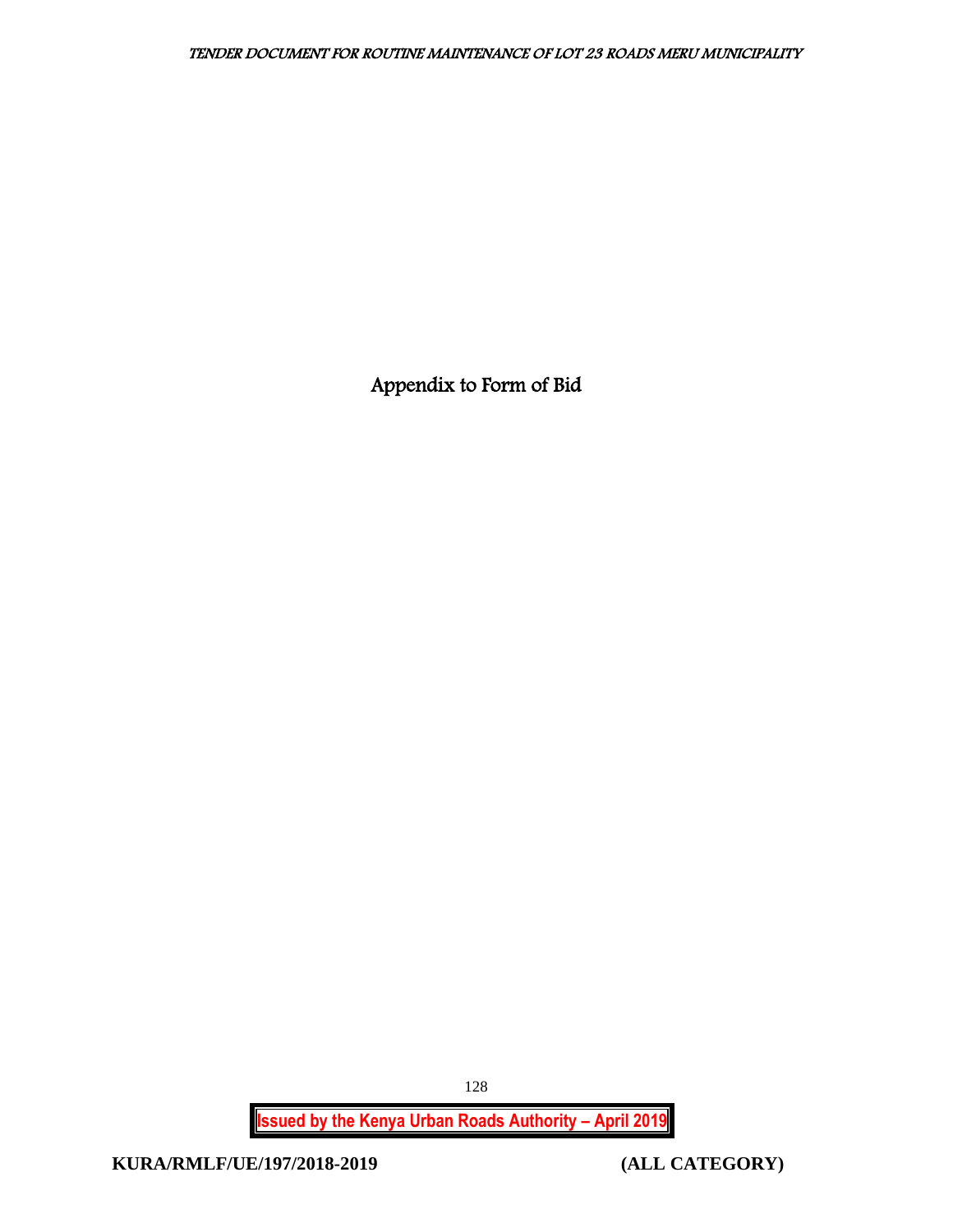# Appendix to Form of Bid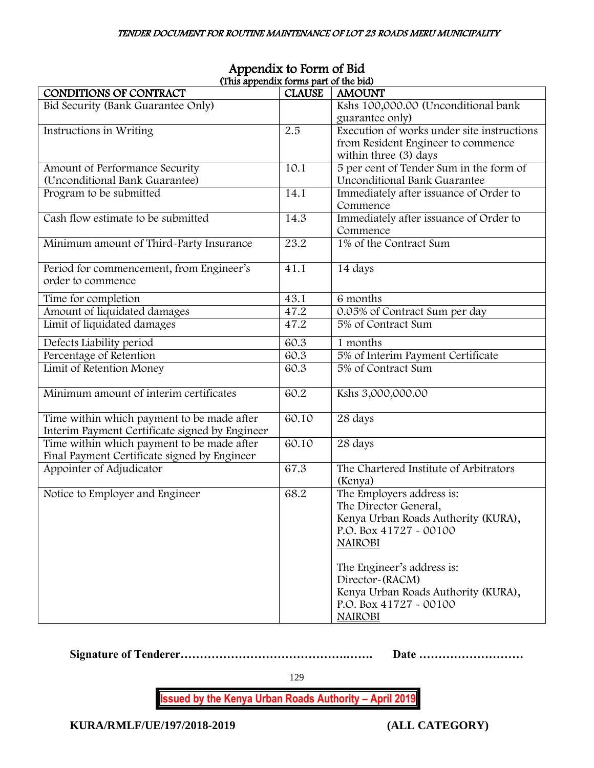# Appendix to Form of Bid

(This appendix forms part of the bid)

| CONDITIONS OF CONTRACT | CLAUSE | AMOUNT |
|---|---|---|
| Bid Security (Bank Guarantee Only) | | Kshs 100,000.00 (Unconditional bank guarantee only) |
| Instructions in Writing | 2.5 | Execution of works under site instructions from Resident Engineer to commence within three (3) days |
| Amount of Performance Security (Unconditional Bank Guarantee) | 10.1 | 5 per cent of Tender Sum in the form of Unconditional Bank Guarantee |
| Program to be submitted | 14.1 | Immediately after issuance of Order to Commence |
| Cash flow estimate to be submitted | 14.3 | Immediately after issuance of Order to Commence |
| Minimum amount of Third-Party Insurance | 23.2 | 1% of the Contract Sum |
| Period for commencement, from Engineer's order to commence | 41.1 | 14 days |
| Time for completion | 43.1 | 6 months |
| Amount of liquidated damages | 47.2 | 0.05% of Contract Sum per day |
| Limit of liquidated damages | 47.2 | 5% of Contract Sum |
| Defects Liability period | 60.3 | 1 months |
| Percentage of Retention | 60.3 | 5% of Interim Payment Certificate |
| Limit of Retention Money | 60.3 | 5% of Contract Sum |
| Minimum amount of interim certificates | 60.2 | Kshs 3,000,000.00 |
| Time within which payment to be made after Interim Payment Certificate signed by Engineer | 60.10 | 28 days |
| Time within which payment to be made after Final Payment Certificate signed by Engineer | 60.10 | 28 days |
| Appointer of Adjudicator | 67.3 | The Chartered Institute of Arbitrators (Kenya) |
| Notice to Employer and Engineer | 68.2 | The Employers address is:<br>The Director General,<br>Kenya Urban Roads Authority (KURA),<br>P.O. Box 41727 - 00100<br>NAIROBI<br><br>The Engineer's address is:<br>Director-(RACM)<br>Kenya Urban Roads Authority (KURA),<br>P.O. Box 41727 - 00100<br>NAIROBI |

**Signature of Tenderer……………………………………….…….    Date ………………………**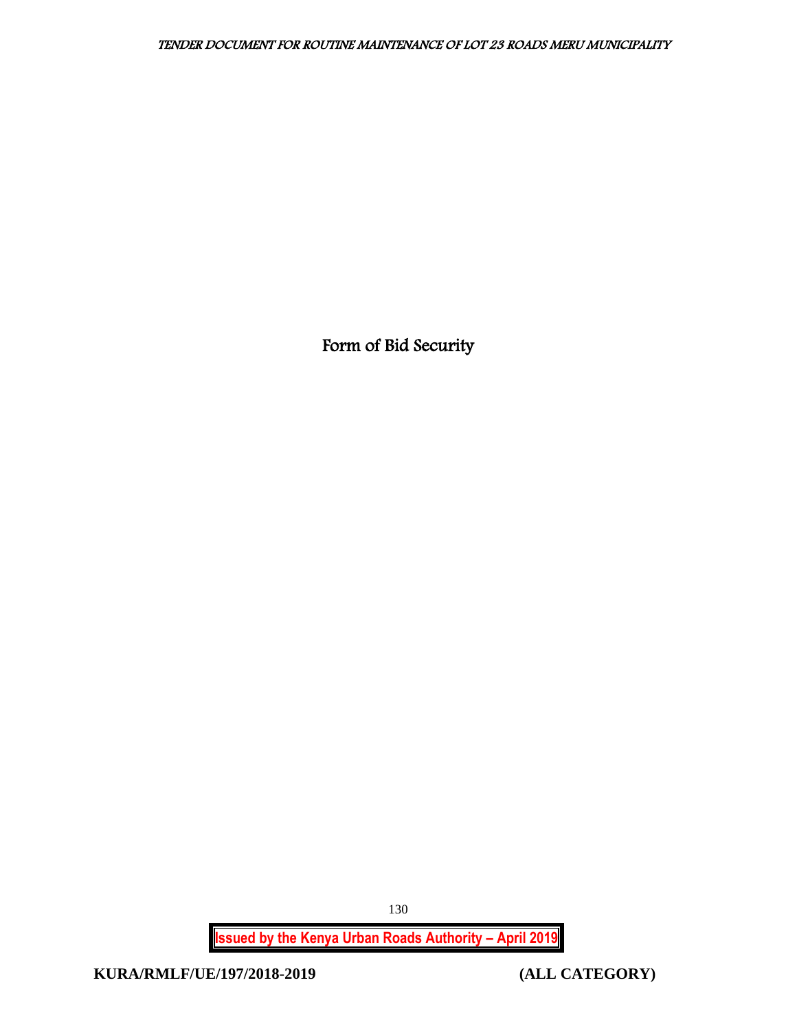# Form of Bid Security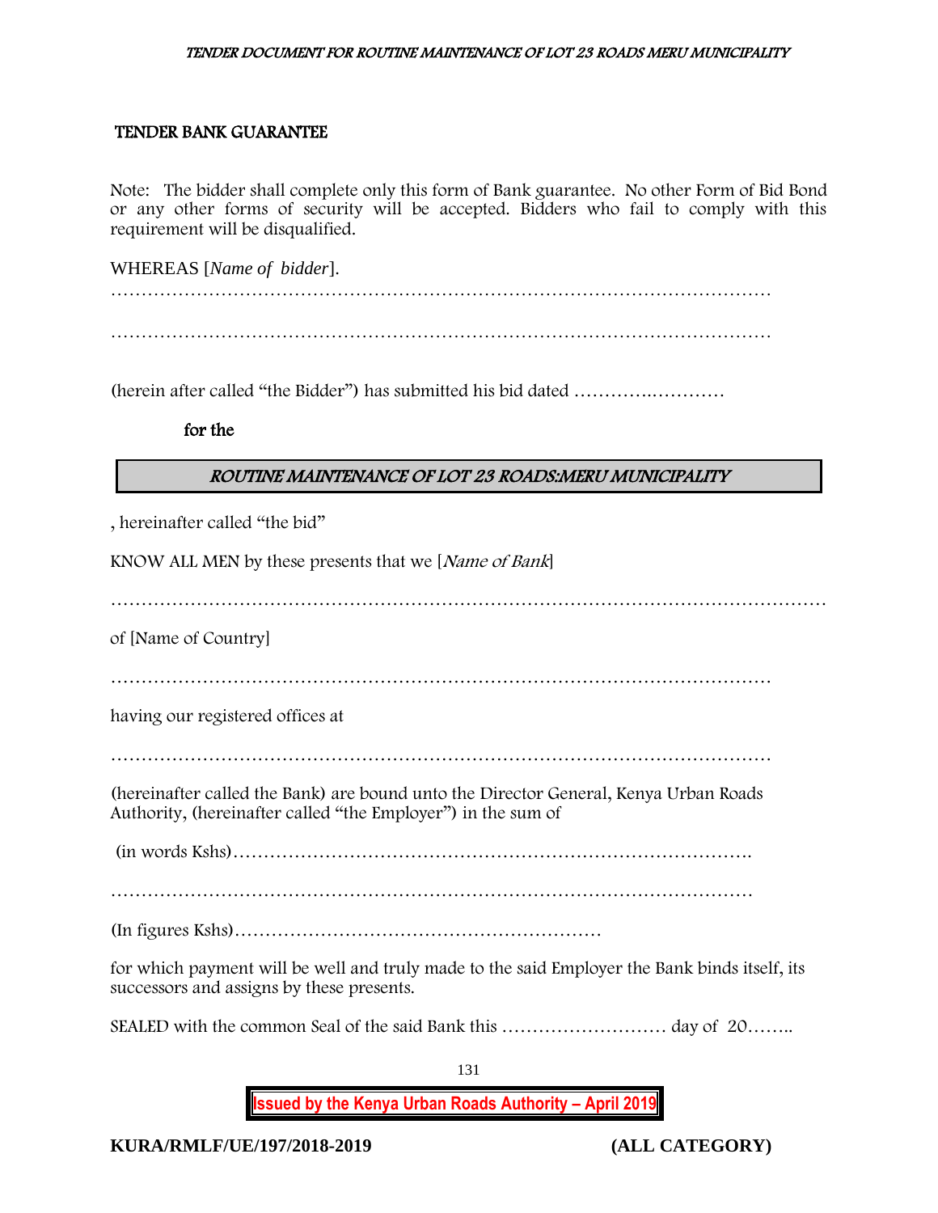## TENDER BANK GUARANTEE

Note: The bidder shall complete only this form of Bank guarantee. No other Form of Bid Bond or any other forms of security will be accepted. Bidders who fail to comply with this requirement will be disqualified.

WHEREAS [*Name of bidder*].

…………………………………………………………………………………………………

…………………………………………………………………………………………………

(herein after called "the Bidder") has submitted his bid dated ………..…………

**for the**

| ***ROUTINE MAINTENANCE OF LOT 23 ROADS:MERU MUNICIPALITY*** |
|---|

, hereinafter called "the bid"

KNOW ALL MEN by these presents that we [*Name of Bank*]

…………………………………………………………………………………………………

of [Name of Country]

…………………………………………………………………………………………………

having our registered offices at

…………………………………………………………………………………………………

(hereinafter called the Bank) are bound unto the Director General, Kenya Urban Roads Authority, (hereinafter called "the Employer") in the sum of

(in words Kshs)……………………………………………………………………….

………………………………………………………………………………………………

(In figures Kshs)……………………………………………………

for which payment will be well and truly made to the said Employer the Bank binds itself, its successors and assigns by these presents.

SEALED with the common Seal of the said Bank this ……………………… day of 20……..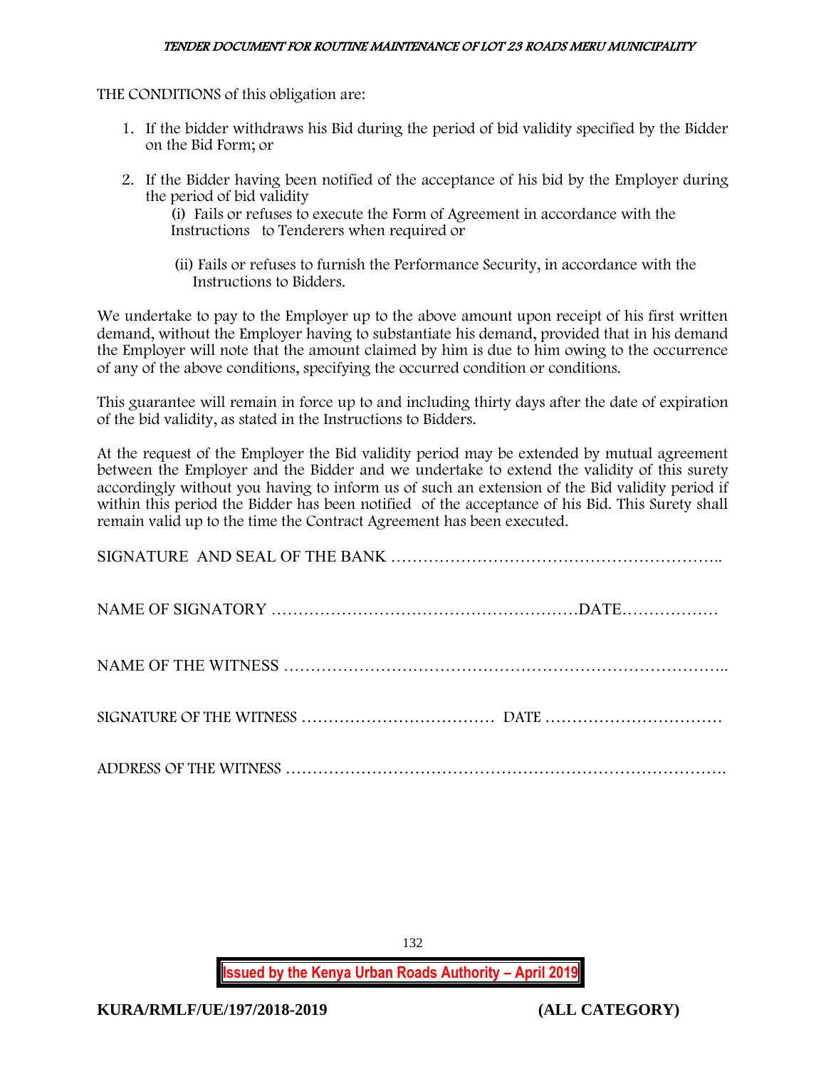THE CONDITIONS of this obligation are:

1. If the bidder withdraws his Bid during the period of bid validity specified by the Bidder on the Bid Form; or
2. If the Bidder having been notified of the acceptance of his bid by the Employer during the period of bid validity
   (i) Fails or refuses to execute the Form of Agreement in accordance with the Instructions to Tenderers when required or

   (ii) Fails or refuses to furnish the Performance Security, in accordance with the Instructions to Bidders.

We undertake to pay to the Employer up to the above amount upon receipt of his first written demand, without the Employer having to substantiate his demand, provided that in his demand the Employer will note that the amount claimed by him is due to him owing to the occurrence of any of the above conditions, specifying the occurred condition or conditions.

This guarantee will remain in force up to and including thirty days after the date of expiration of the bid validity, as stated in the Instructions to Bidders.

At the request of the Employer the Bid validity period may be extended by mutual agreement between the Employer and the Bidder and we undertake to extend the validity of this surety accordingly without you having to inform us of such an extension of the Bid validity period if within this period the Bidder has been notified of the acceptance of his Bid. This Surety shall remain valid up to the time the Contract Agreement has been executed.

SIGNATURE AND SEAL OF THE BANK ……………………………………………………..

NAME OF SIGNATORY …………………………………………………DATE………………

NAME OF THE WITNESS ……………………………………………………………………..

SIGNATURE OF THE WITNESS ……………………………… DATE ……………………………

ADDRESS OF THE WITNESS ……………………………………………………………………….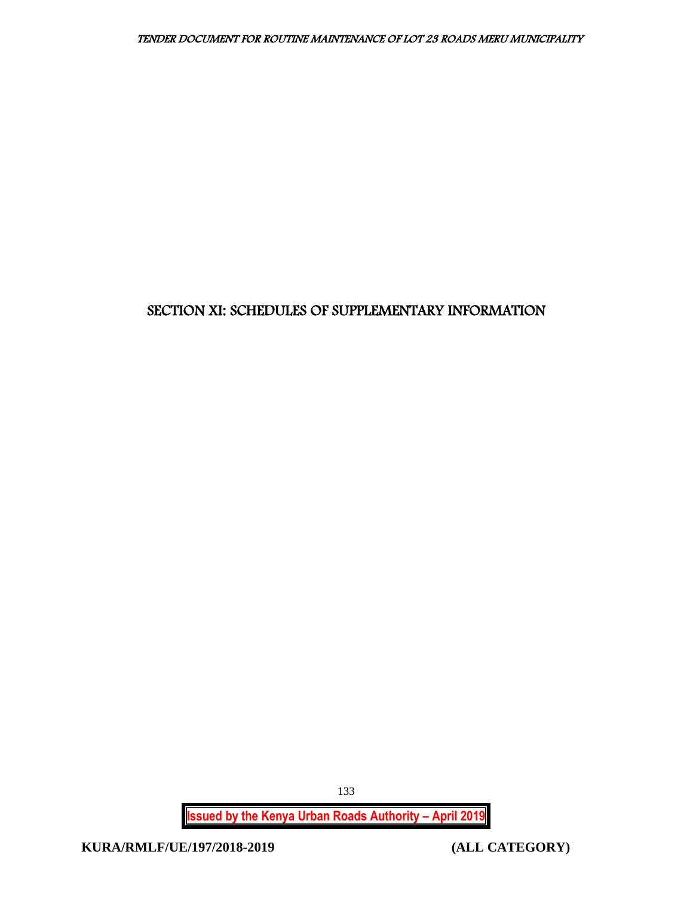# SECTION XI: SCHEDULES OF SUPPLEMENTARY INFORMATION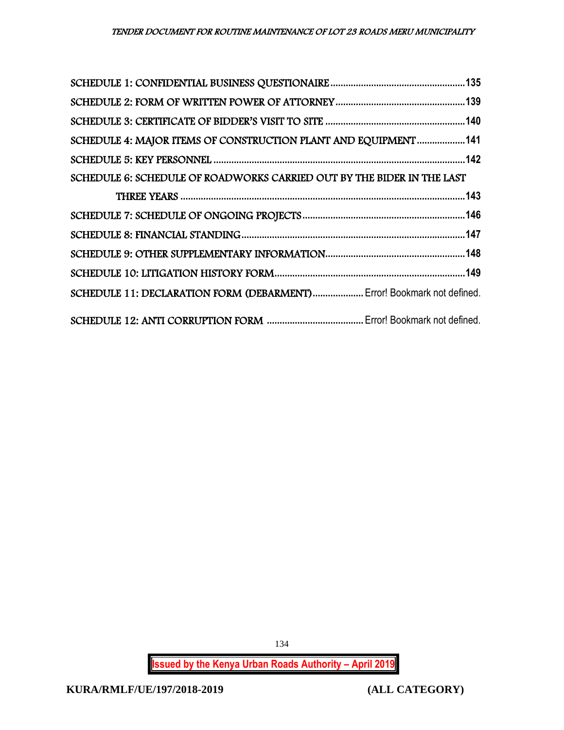SCHEDULE 1: CONFIDENTIAL BUSINESS QUESTIONAIRE ....................................................135

SCHEDULE 2: FORM OF WRITTEN POWER OF ATTORNEY ..................................................139

SCHEDULE 3: CERTIFICATE OF BIDDER'S VISIT TO SITE ......................................................140

SCHEDULE 4: MAJOR ITEMS OF CONSTRUCTION PLANT AND EQUIPMENT ...................141

SCHEDULE 5: KEY PERSONNEL ..................................................................................................142

SCHEDULE 6: SCHEDULE OF ROADWORKS CARRIED OUT BY THE BIDER IN THE LAST THREE YEARS ..............................................................................................................143

SCHEDULE 7: SCHEDULE OF ONGOING PROJECTS ................................................................146

SCHEDULE 8: FINANCIAL STANDING........................................................................................147

SCHEDULE 9: OTHER SUPPLEMENTARY INFORMATION......................................................148

SCHEDULE 10: LITIGATION HISTORY FORM..........................................................................149

SCHEDULE 11: DECLARATION FORM (DEBARMENT).................... Error! Bookmark not defined.

SCHEDULE 12: ANTI CORRUPTION FORM ...................................... Error! Bookmark not defined.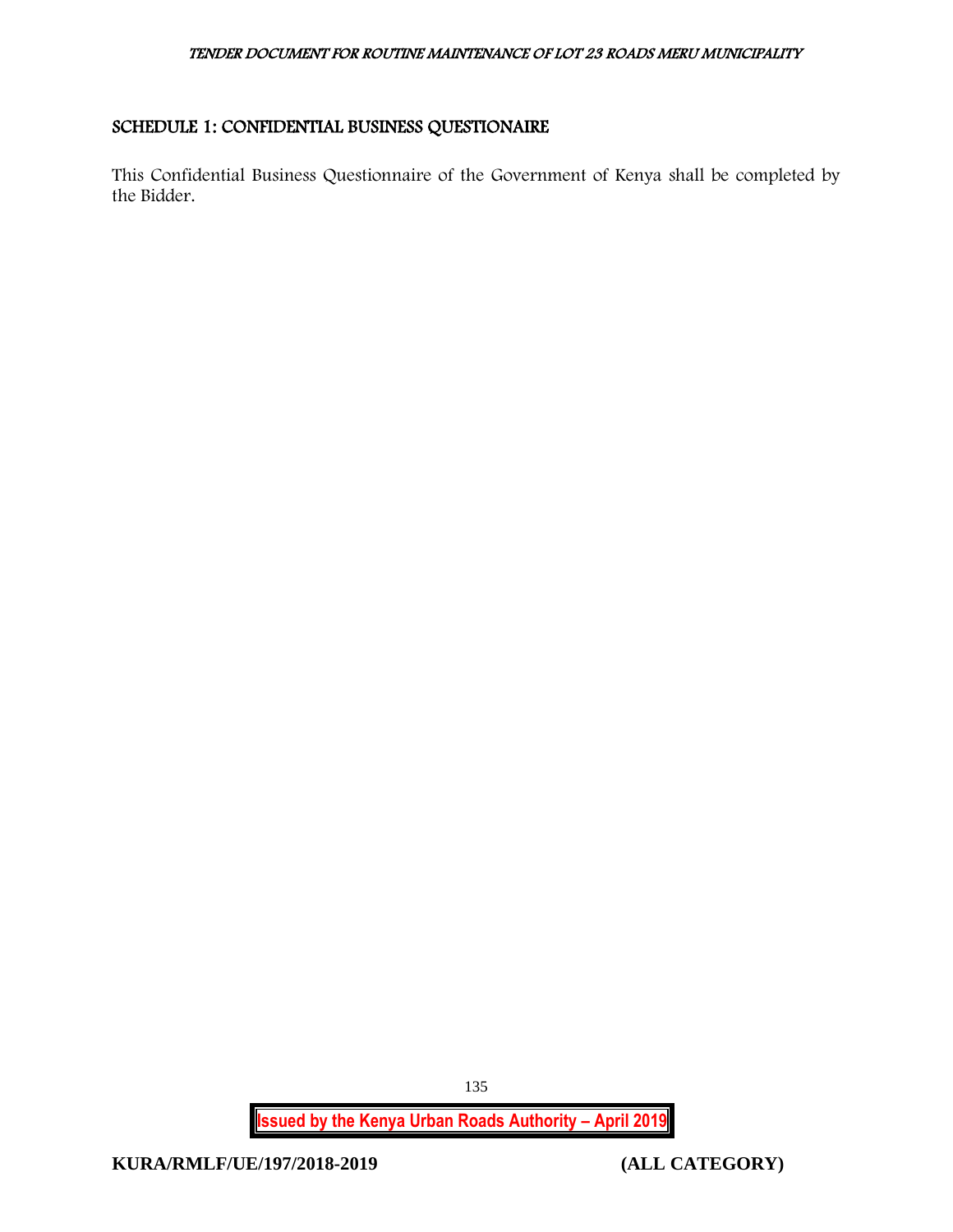## SCHEDULE 1: CONFIDENTIAL BUSINESS QUESTIONAIRE

This Confidential Business Questionnaire of the Government of Kenya shall be completed by the Bidder.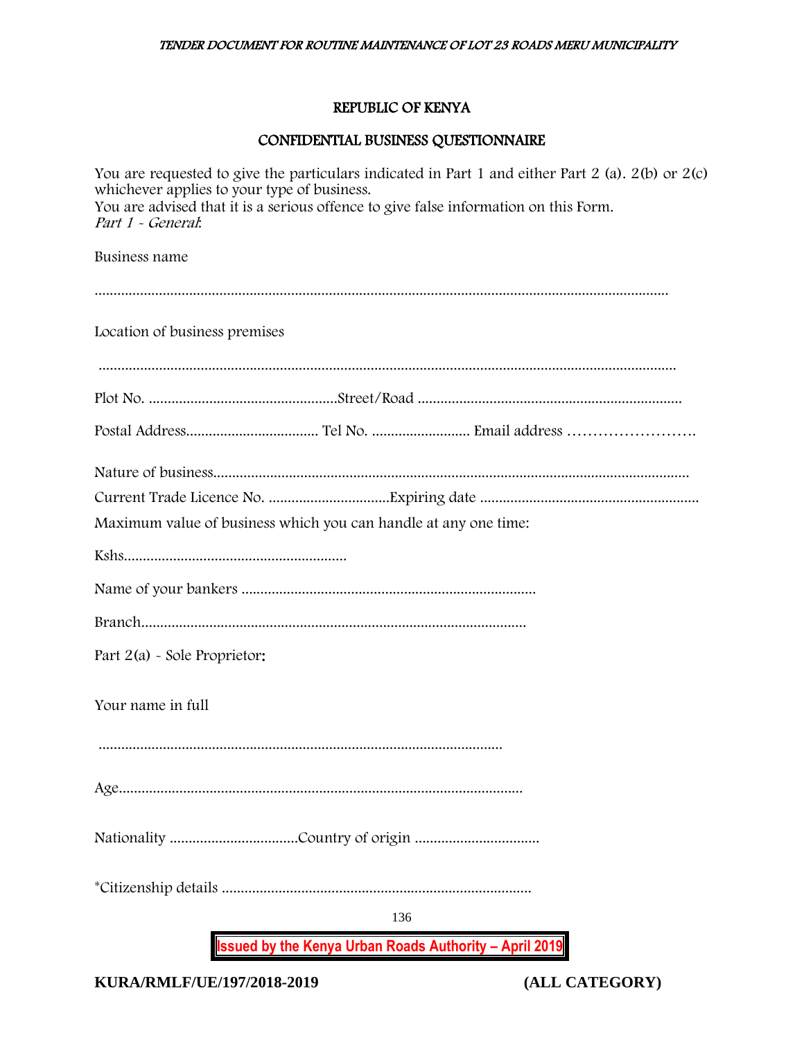# REPUBLIC OF KENYA

## CONFIDENTIAL BUSINESS QUESTIONNAIRE

You are requested to give the particulars indicated in Part 1 and either Part 2 (a). 2(b) or 2(c) whichever applies to your type of business.
You are advised that it is a serious offence to give false information on this Form.
*Part 1 - General*:

Business name

.......................................................................................................................................................

Location of business premises

.......................................................................................................................................................

Plot No. ..................................................Street/Road .....................................................................

Postal Address................................... Tel No. .......................... Email address …………………….

Nature of business.............................................................................................................................
Current Trade Licence No. ................................Expiring date .........................................................
Maximum value of business which you can handle at any one time:

Kshs...........................................................

Name of your bankers .............................................................................

Branch.....................................................................................................

Part 2(a) - Sole Proprietor:

Your name in full

..........................................................................................................

Age..........................................................................................................

Nationality .................................Country of origin .................................

*Citizenship details .................................................................................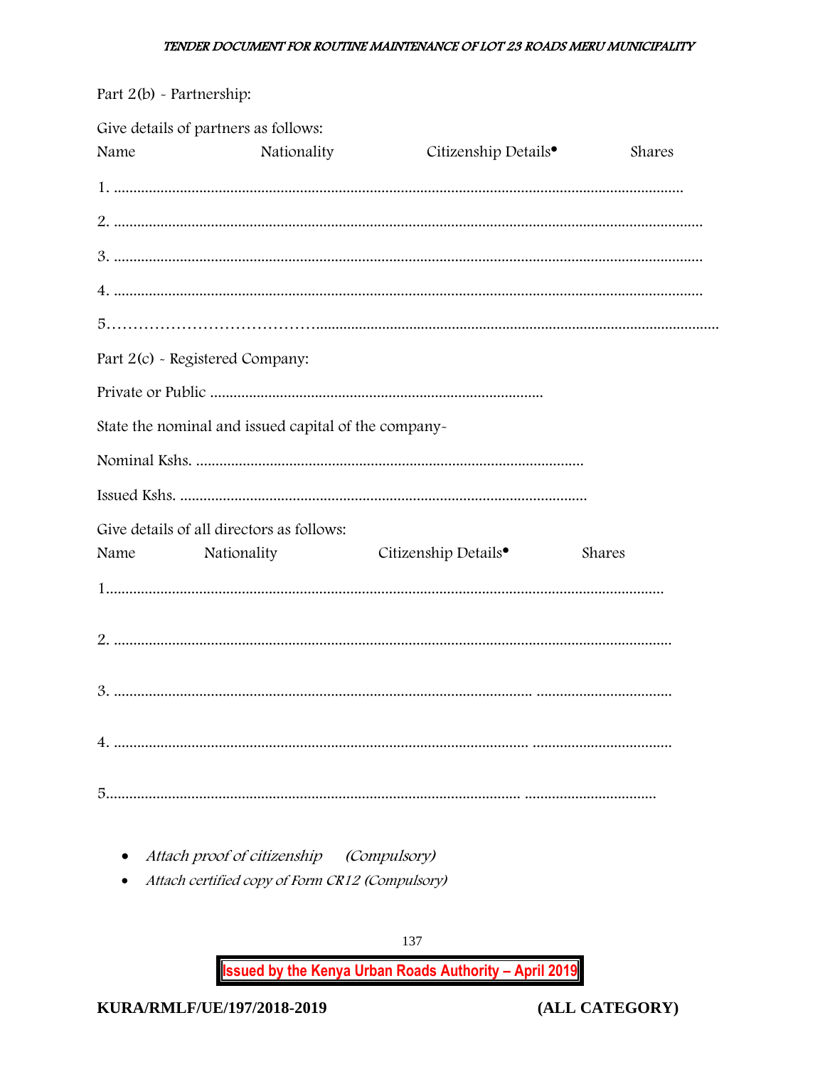Part 2(b) - Partnership:

Give details of partners as follows:

Name Nationality Citizenship Details• Shares

1. ………………………………………………………………………………………………………

2. ………………………………………………………………………………………………………

3. ………………………………………………………………………………………………………

4. ………………………………………………………………………………………………………

5……………………………………………………………………………………………………………

Part 2(c) - Registered Company:

Private or Public ……………………………………………………………………

State the nominal and issued capital of the company-

Nominal Kshs. ………………………………………………………………………………

Issued Kshs. …………………………………………………………………………………

Give details of all directors as follows:

Name Nationality Citizenship Details• Shares

1……………………………………………………………………………………………………

2. ……………………………………………………………………………………………………

3. ………………………………………………………………………………… ……………………

4. ………………………………………………………………………………… ……………………

5………………………………………………………………………………… ……………………

- *Attach proof of citizenship (Compulsory)*
- *Attach certified copy of Form CR12 (Compulsory)*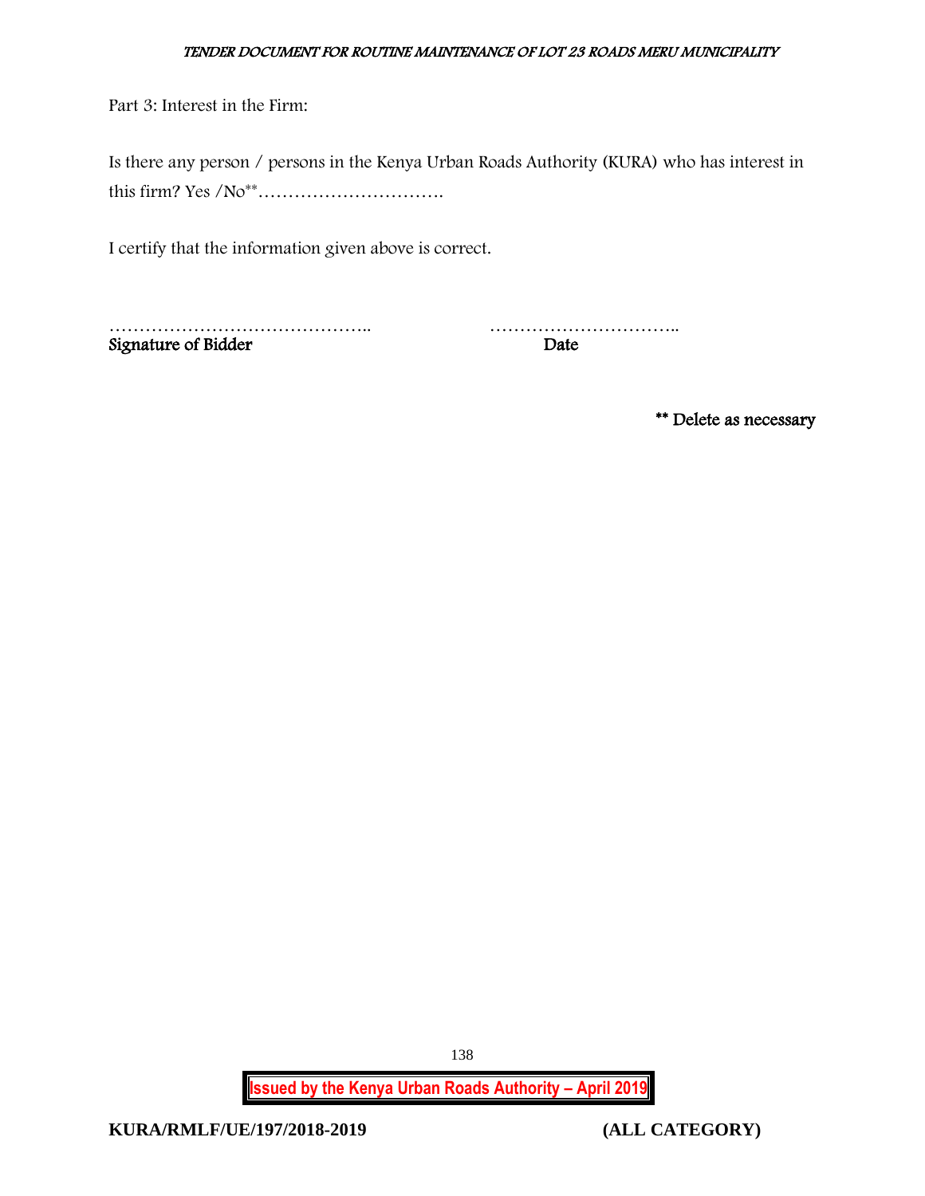Part 3: Interest in the Firm:

Is there any person / persons in the Kenya Urban Roads Authority (KURA) who has interest in this firm? Yes /No**………………………….

I certify that the information given above is correct.

…………………………………….. …………………………..
**Signature of Bidder** **Date**

**** Delete as necessary**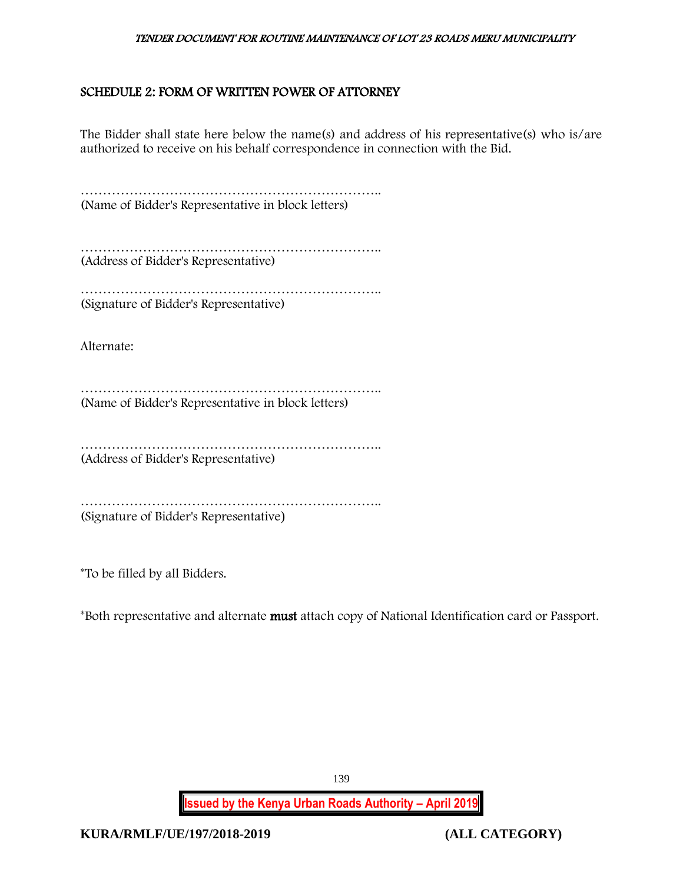## SCHEDULE 2: FORM OF WRITTEN POWER OF ATTORNEY

The Bidder shall state here below the name(s) and address of his representative(s) who is/are authorized to receive on his behalf correspondence in connection with the Bid.

…………………………………………………………..
(Name of Bidder's Representative in block letters)

…………………………………………………………..
(Address of Bidder's Representative)

…………………………………………………………..
(Signature of Bidder's Representative)

Alternate:

…………………………………………………………..
(Name of Bidder's Representative in block letters)

…………………………………………………………..
(Address of Bidder's Representative)

…………………………………………………………..
(Signature of Bidder's Representative)

*To be filled by all Bidders.

*Both representative and alternate **must** attach copy of National Identification card or Passport.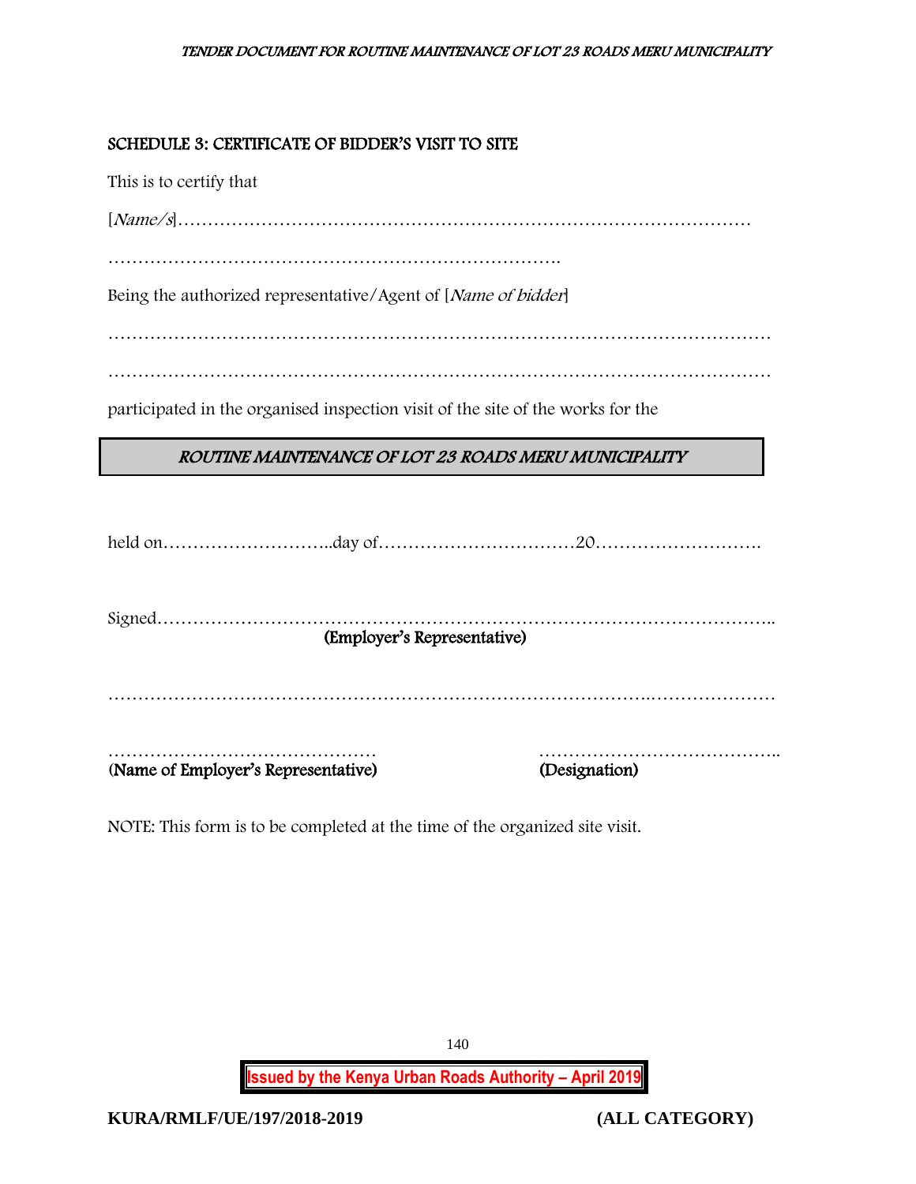## SCHEDULE 3: CERTIFICATE OF BIDDER'S VISIT TO SITE

This is to certify that

[*Name/s*]……………………………………………………………………………………

………………………………………………………………….

Being the authorized representative/Agent of [*Name of bidder*]

…………………………………………………………………………………………………

…………………………………………………………………………………………………

participated in the organised inspection visit of the site of the works for the

| *ROUTINE MAINTENANCE OF LOT 23 ROADS MERU MUNICIPALITY* |
|---|

held on………………………..day of……………………………20……………………….

Signed…………………………………………………………………………………………..

**(Employer's Representative)**

……………………………………………………………………………….…………………

……………………………………… ………………………………….

**(Name of Employer's Representative)** **(Designation)**

NOTE: This form is to be completed at the time of the organized site visit.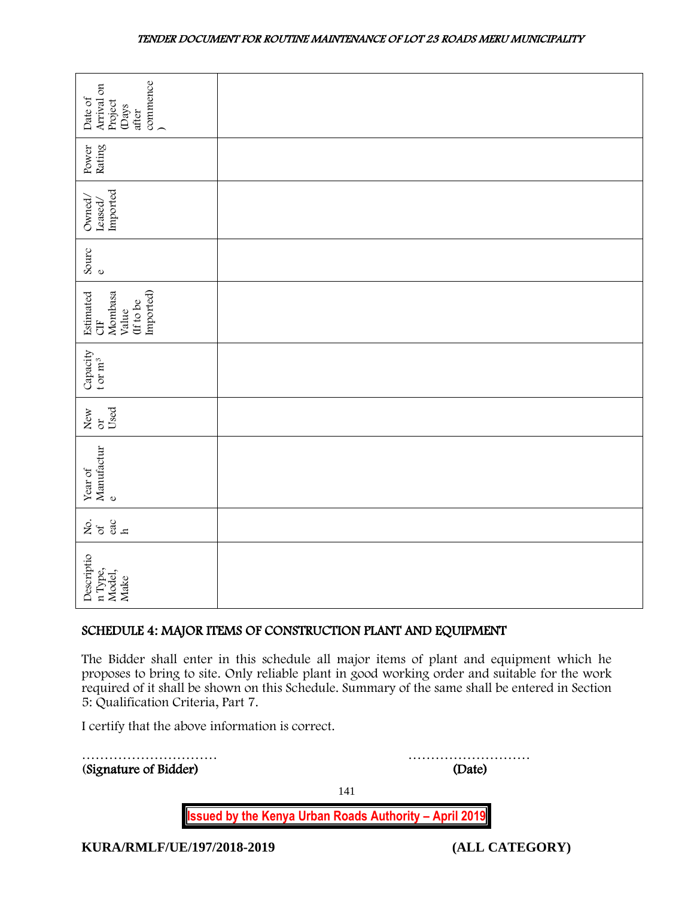| Description Type, Model, Make | No. of each | Year of Manufacture | New or Used | Capacity t or m³ | Estimated CIF Mombasa Value (If to be Imported) | Source | Owned/ Leased/ Imported | Power Rating | Date of Arrival on Project (Days after commence) |
|---|---|---|---|---|---|---|---|---|---|
| | | | | | | | | | |

## SCHEDULE 4: MAJOR ITEMS OF CONSTRUCTION PLANT AND EQUIPMENT

The Bidder shall enter in this schedule all major items of plant and equipment which he proposes to bring to site. Only reliable plant in good working order and suitable for the work required of it shall be shown on this Schedule. Summary of the same shall be entered in Section 5: Qualification Criteria, Part 7.

I certify that the above information is correct.

………………………… ………………………

**(Signature of Bidder)** **(Date)**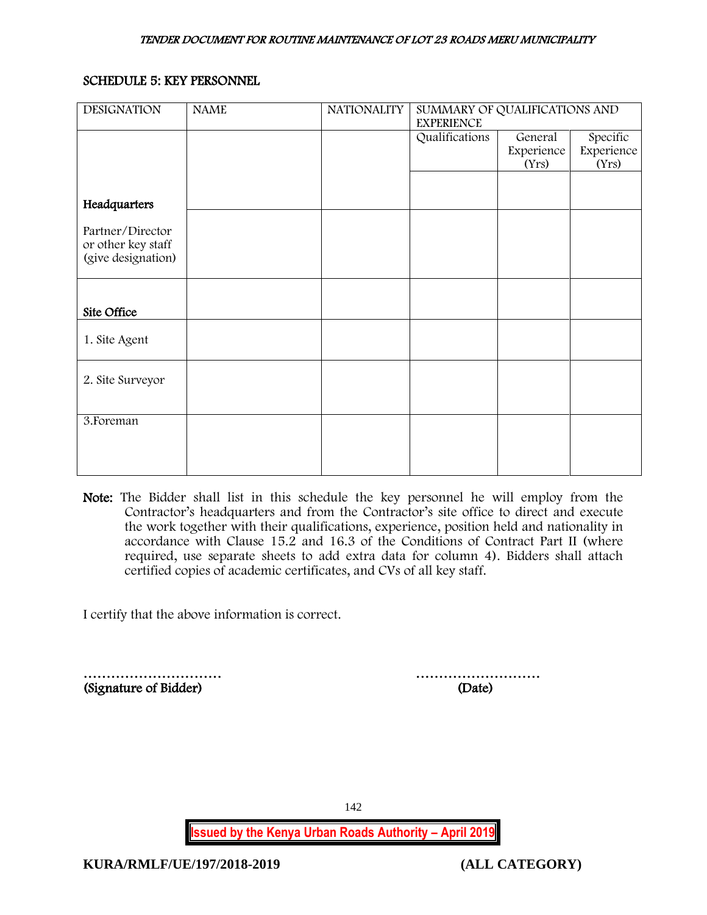## SCHEDULE 5: KEY PERSONNEL

| DESIGNATION | NAME | NATIONALITY | SUMMARY OF QUALIFICATIONS AND EXPERIENCE | | |
|---|---|---|---|---|---|
| | | | Qualifications | General Experience (Yrs) | Specific Experience (Yrs) |
| **Headquarters** | | | | | |
| Partner/Director or other key staff (give designation) | | | | | |
| **Site Office** | | | | | |
| 1. Site Agent | | | | | |
| 2. Site Surveyor | | | | | |
| 3.Foreman | | | | | |

**Note:** The Bidder shall list in this schedule the key personnel he will employ from the Contractor's headquarters and from the Contractor's site office to direct and execute the work together with their qualifications, experience, position held and nationality in accordance with Clause 15.2 and 16.3 of the Conditions of Contract Part II (where required, use separate sheets to add extra data for column 4). Bidders shall attach certified copies of academic certificates, and CVs of all key staff.

I certify that the above information is correct.

………………………… ……………………… 
**(Signature of Bidder)** **(Date)**

KURA/RMLF/UE/197/2018-2019 (ALL CATEGORY)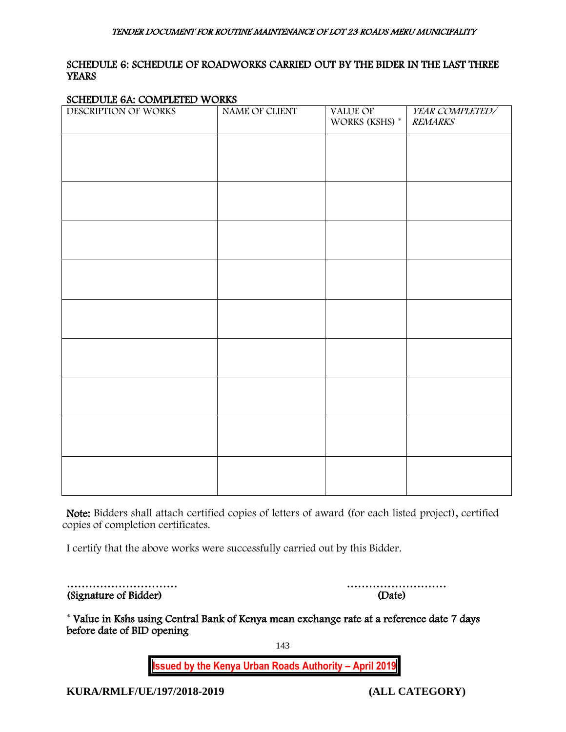## SCHEDULE 6: SCHEDULE OF ROADWORKS CARRIED OUT BY THE BIDER IN THE LAST THREE YEARS

### SCHEDULE 6A: COMPLETED WORKS

| DESCRIPTION OF WORKS | NAME OF CLIENT | VALUE OF WORKS (KSHS) * | *YEAR COMPLETED/ REMARKS* |
|---|---|---|---|
| | | | |
| | | | |
| | | | |
| | | | |
| | | | |
| | | | |
| | | | |
| | | | |
| | | | |

**Note:** Bidders shall attach certified copies of letters of award (for each listed project), certified copies of completion certificates.

I certify that the above works were successfully carried out by this Bidder.

………………………… ………………………
**(Signature of Bidder)** **(Date)**

* Value in Kshs using Central Bank of Kenya mean exchange rate at a reference date 7 days before date of BID opening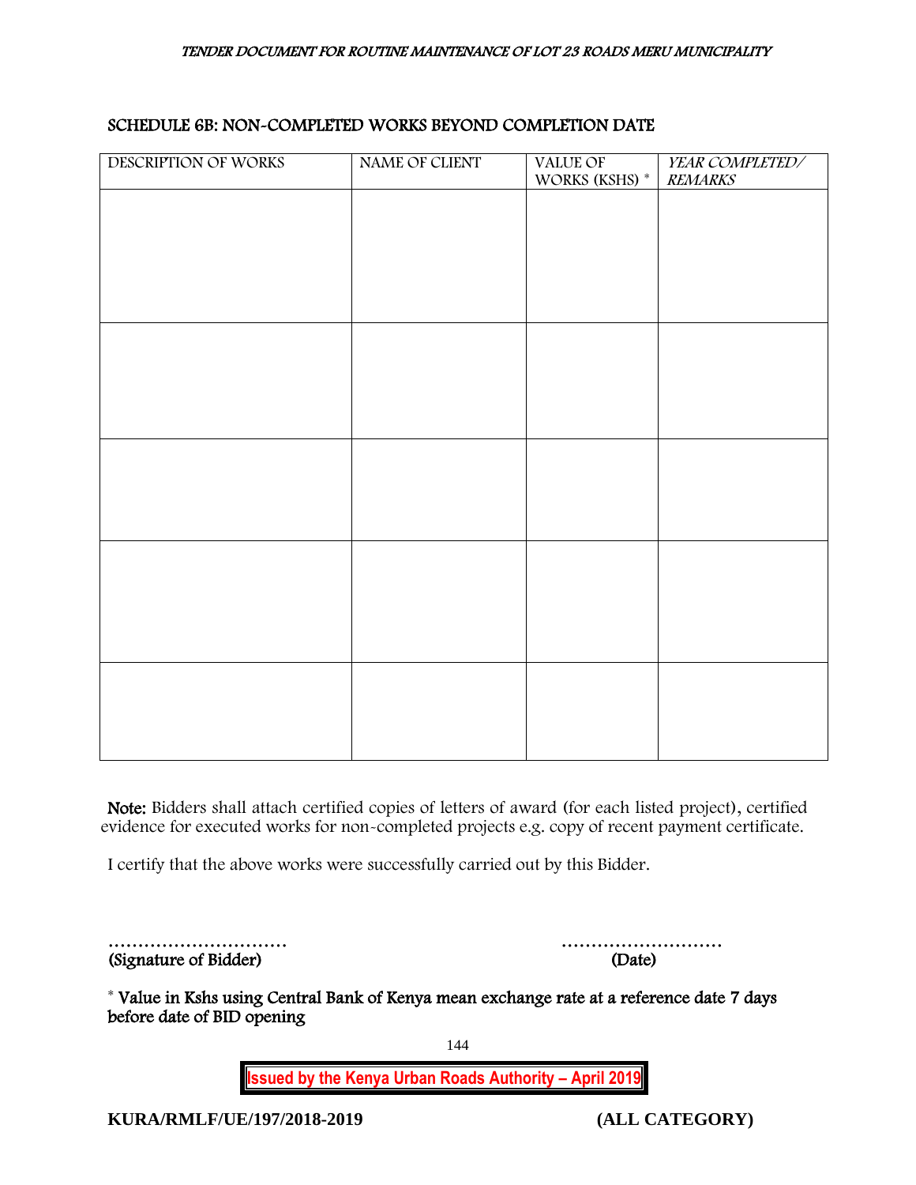## SCHEDULE 6B: NON-COMPLETED WORKS BEYOND COMPLETION DATE

| DESCRIPTION OF WORKS | NAME OF CLIENT | VALUE OF WORKS (KSHS) * | *YEAR COMPLETED/ REMARKS* |
|---|---|---|---|
| | | | |
| | | | |
| | | | |
| | | | |
| | | | |

**Note:** Bidders shall attach certified copies of letters of award (for each listed project), certified evidence for executed works for non-completed projects e.g. copy of recent payment certificate.

I certify that the above works were successfully carried out by this Bidder.

…………………………  ………………………
**(Signature of Bidder)**  **(Date)**

\* **Value in Kshs using Central Bank of Kenya mean exchange rate at a reference date 7 days before date of BID opening**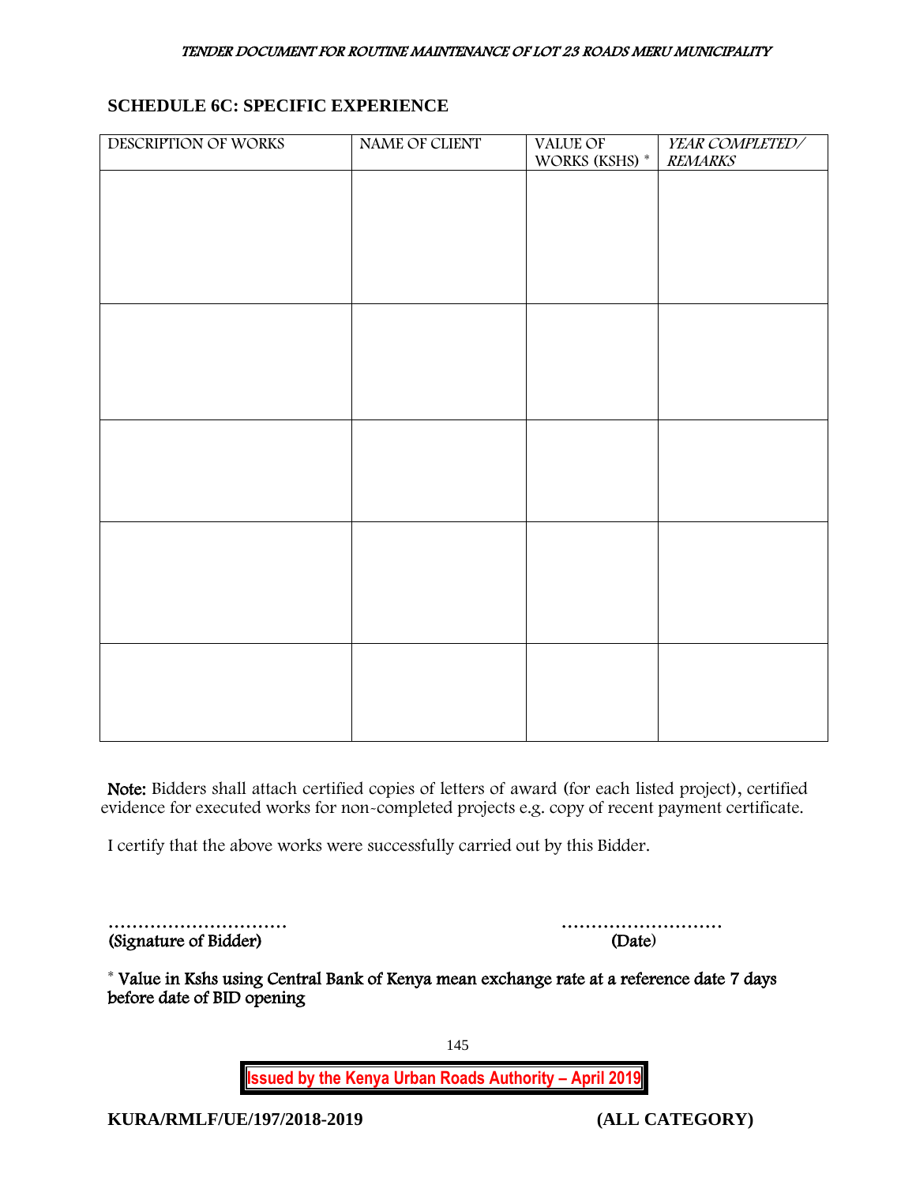## SCHEDULE 6C: SPECIFIC EXPERIENCE

| DESCRIPTION OF WORKS | NAME OF CLIENT | VALUE OF WORKS (KSHS) * | *YEAR COMPLETED/ REMARKS* |
|---|---|---|---|
| | | | |
| | | | |
| | | | |
| | | | |
| | | | |

**Note:** Bidders shall attach certified copies of letters of award (for each listed project), certified evidence for executed works for non-completed projects e.g. copy of recent payment certificate.

I certify that the above works were successfully carried out by this Bidder.

………………………… ………………………

(Signature of Bidder) (Date)

* Value in Kshs using Central Bank of Kenya mean exchange rate at a reference date 7 days before date of BID opening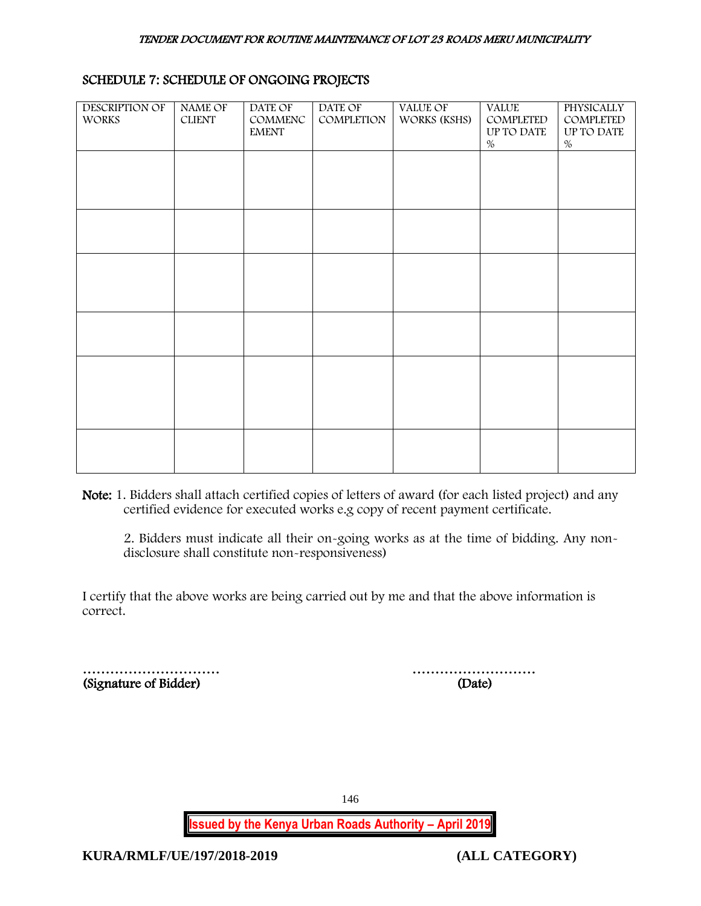## SCHEDULE 7: SCHEDULE OF ONGOING PROJECTS

| DESCRIPTION OF WORKS | NAME OF CLIENT | DATE OF COMMENCEMENT | DATE OF COMPLETION | VALUE OF WORKS (KSHS) | VALUE COMPLETED UP TO DATE % | PHYSICALLY COMPLETED UP TO DATE % |
|---|---|---|---|---|---|---|
| | | | | | | |
| | | | | | | |
| | | | | | | |
| | | | | | | |
| | | | | | | |
| | | | | | | |

**Note:** 1. Bidders shall attach certified copies of letters of award (for each listed project) and any certified evidence for executed works e.g copy of recent payment certificate.

2. Bidders must indicate all their on-going works as at the time of bidding. Any non-disclosure shall constitute non-responsiveness)

I certify that the above works are being carried out by me and that the above information is correct.

…………………………
**(Signature of Bidder)**

………………………
**(Date)**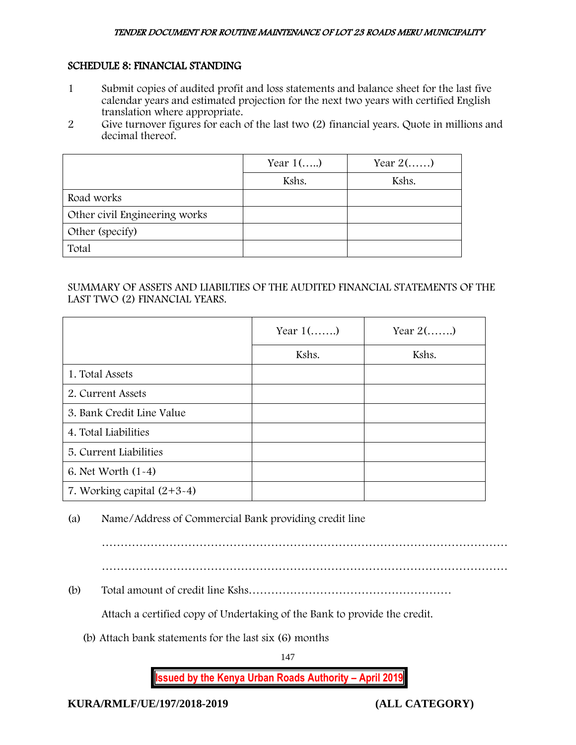## SCHEDULE 8: FINANCIAL STANDING

1 Submit copies of audited profit and loss statements and balance sheet for the last five calendar years and estimated projection for the next two years with certified English translation where appropriate.

2 Give turnover figures for each of the last two (2) financial years. Quote in millions and decimal thereof.

| | Year 1(…..) | Year 2(……) |
|---|---|---|
| | Kshs. | Kshs. |
| Road works | | |
| Other civil Engineering works | | |
| Other (specify) | | |
| Total | | |

SUMMARY OF ASSETS AND LIABILTIES OF THE AUDITED FINANCIAL STATEMENTS OF THE LAST TWO (2) FINANCIAL YEARS.

| | Year 1(…….) | Year 2(…….) |
|---|---|---|
| | Kshs. | Kshs. |
| 1. Total Assets | | |
| 2. Current Assets | | |
| 3. Bank Credit Line Value | | |
| 4. Total Liabilities | | |
| 5. Current Liabilities | | |
| 6. Net Worth (1-4) | | |
| 7. Working capital (2+3-4) | | |

(a) Name/Address of Commercial Bank providing credit line

……………………………………………………………………………………………

……………………………………………………………………………………………

(b) Total amount of credit line Kshs………………………………………………

Attach a certified copy of Undertaking of the Bank to provide the credit.

(b) Attach bank statements for the last six (6) months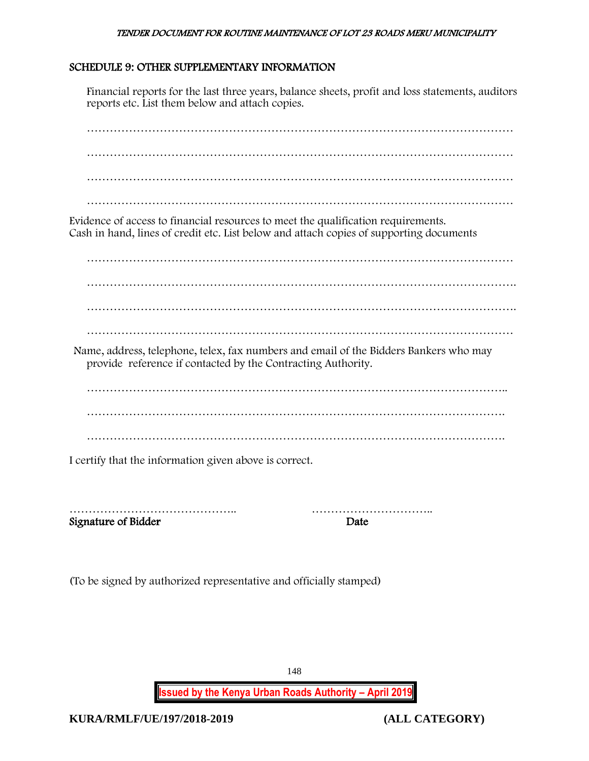## SCHEDULE 9: OTHER SUPPLEMENTARY INFORMATION

Financial reports for the last three years, balance sheets, profit and loss statements, auditors reports etc. List them below and attach copies.

…………………………………………………………………………………………………

…………………………………………………………………………………………………

…………………………………………………………………………………………………

…………………………………………………………………………………………………

Evidence of access to financial resources to meet the qualification requirements.
Cash in hand, lines of credit etc. List below and attach copies of supporting documents

…………………………………………………………………………………………………

…………………………………………………………………………………………………..

…………………………………………………………………………………………………..

…………………………………………………………………………………………………

Name, address, telephone, telex, fax numbers and email of the Bidders Bankers who may provide reference if contacted by the Contracting Authority.

………………………………………………………………………………………………..

……………………………………………………………………………………………….

……………………………………………………………………………………………….

I certify that the information given above is correct.

…………………………………….. ………………………….. 
**Signature of Bidder** **Date**

(To be signed by authorized representative and officially stamped)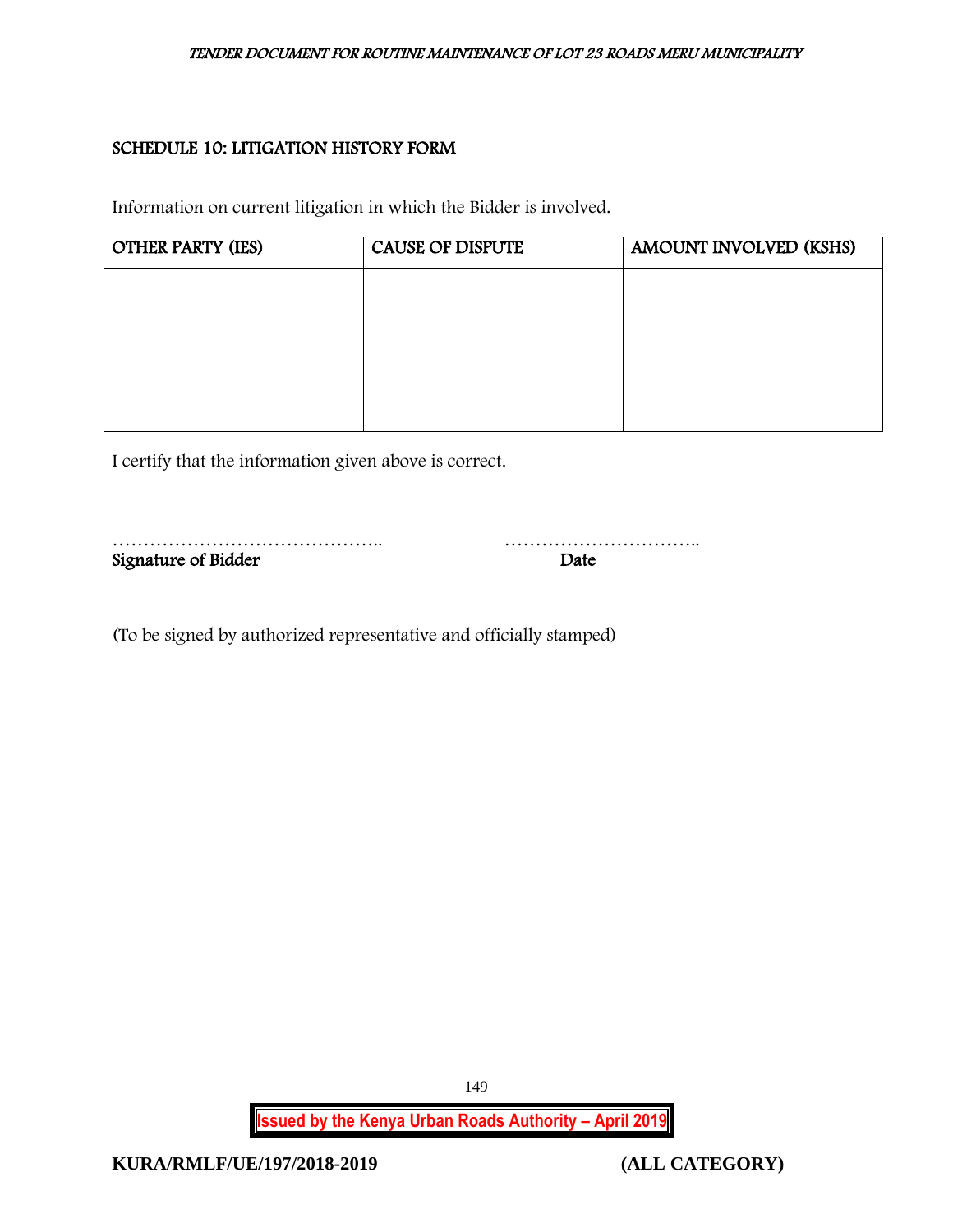## SCHEDULE 10: LITIGATION HISTORY FORM

Information on current litigation in which the Bidder is involved.

| OTHER PARTY (IES) | CAUSE OF DISPUTE | AMOUNT INVOLVED (KSHS) |
|---|---|---|
| | | |

I certify that the information given above is correct.

…………………………………….. …………………………..
**Signature of Bidder** **Date**

(To be signed by authorized representative and officially stamped)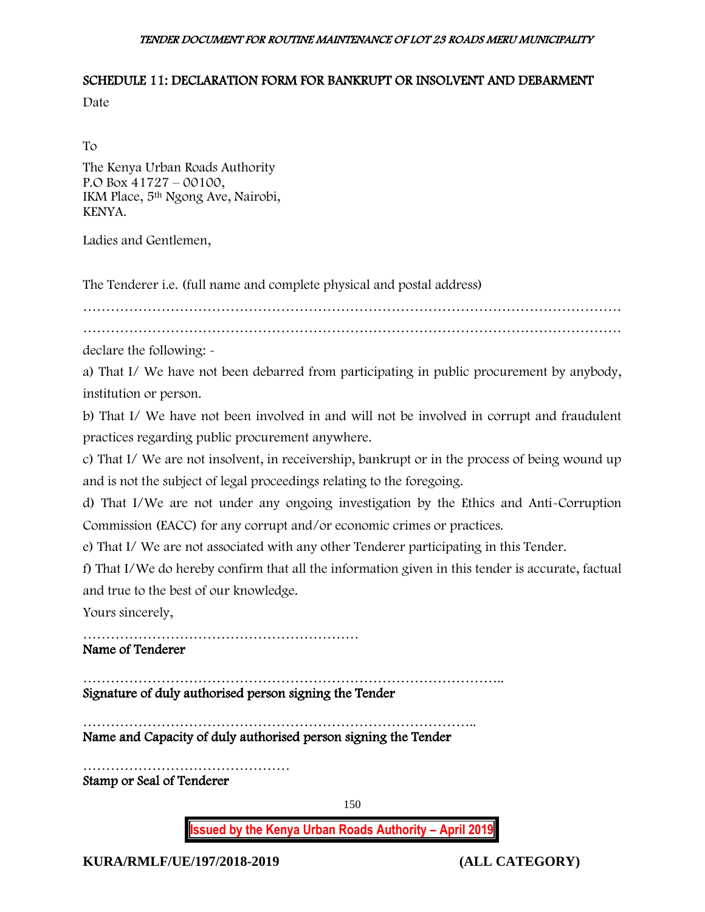## SCHEDULE 11: DECLARATION FORM FOR BANKRUPT OR INSOLVENT AND DEBARMENT

Date

To

The Kenya Urban Roads Authority  
P.O Box 41727 – 00100,  
IKM Place, 5th Ngong Ave, Nairobi,  
KENYA.

Ladies and Gentlemen,

The Tenderer i.e. (full name and complete physical and postal address)

…………………………………………………………………………………………………………

…………………………………………………………………………………………………………

declare the following: -

a) That I/ We have not been debarred from participating in public procurement by anybody, institution or person.

b) That I/ We have not been involved in and will not be involved in corrupt and fraudulent practices regarding public procurement anywhere.

c) That I/ We are not insolvent, in receivership, bankrupt or in the process of being wound up and is not the subject of legal proceedings relating to the foregoing.

d) That I/We are not under any ongoing investigation by the Ethics and Anti-Corruption Commission (EACC) for any corrupt and/or economic crimes or practices.

e) That I/ We are not associated with any other Tenderer participating in this Tender.

f) That I/We do hereby confirm that all the information given in this tender is accurate, factual and true to the best of our knowledge.

Yours sincerely,

……………………………………………………  
**Name of Tenderer**

………………………………………………………………………………..  
**Signature of duly authorised person signing the Tender**

…………………………………………………………………………..  
**Name and Capacity of duly authorised person signing the Tender**

………………………………………  
**Stamp or Seal of Tenderer**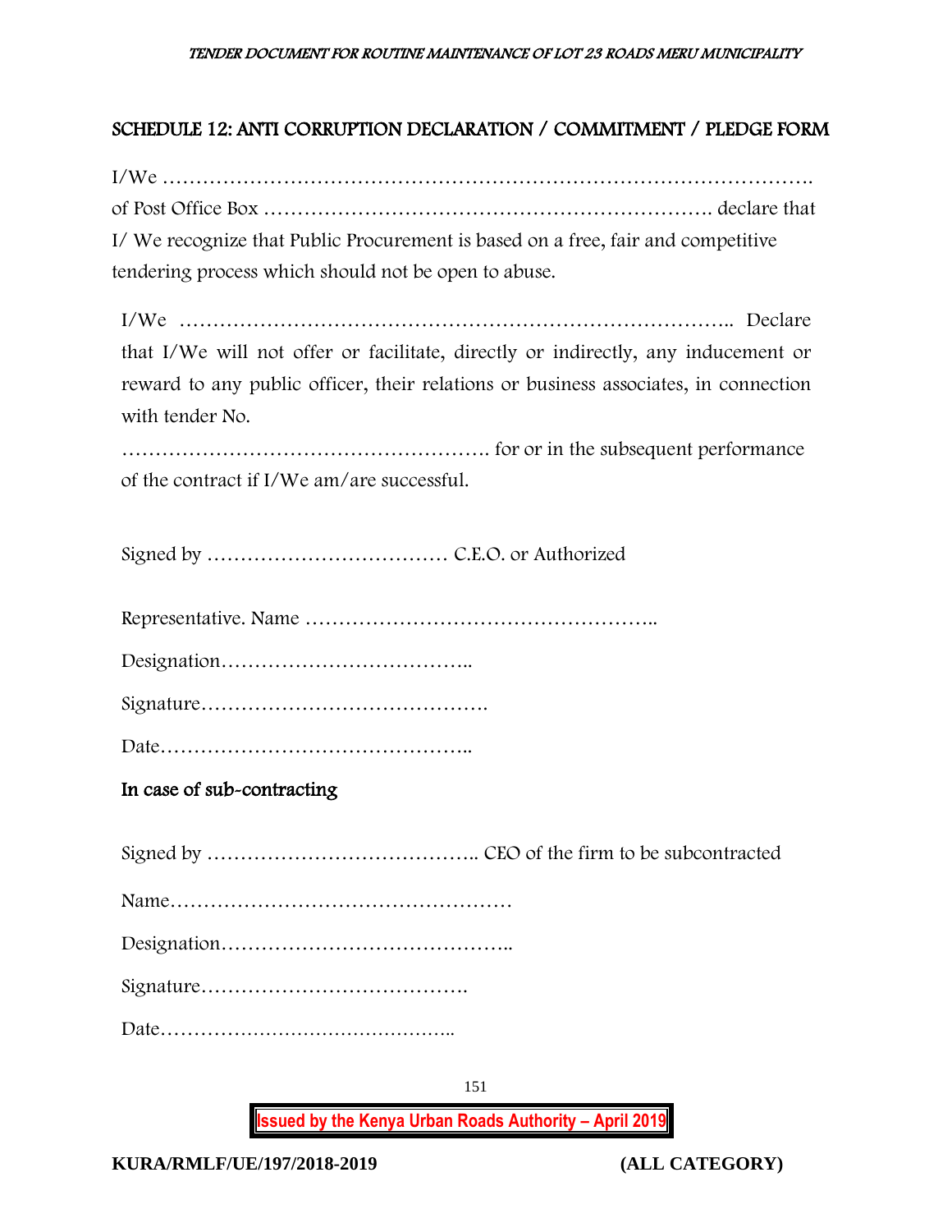## SCHEDULE 12: ANTI CORRUPTION DECLARATION / COMMITMENT / PLEDGE FORM

I/We ……………………………………………………………………………………….
of Post Office Box ………………………………………………………… declare that I/ We recognize that Public Procurement is based on a free, fair and competitive tendering process which should not be open to abuse.

I/We ……………………………………………………………………….. Declare that I/We will not offer or facilitate, directly or indirectly, any inducement or reward to any public officer, their relations or business associates, in connection with tender No.

………………………………………………. for or in the subsequent performance of the contract if I/We am/are successful.

Signed by ……………………………… C.E.O. or Authorized

Representative. Name ……………………………………………..

Designation………………………………..

Signature…………………………………….

Date………………………………………..

### In case of sub-contracting

Signed by ………………………………….. CEO of the firm to be subcontracted

Name……………………………………………

Designation……………………………………..

Signature………………………………….

Date………………………………………..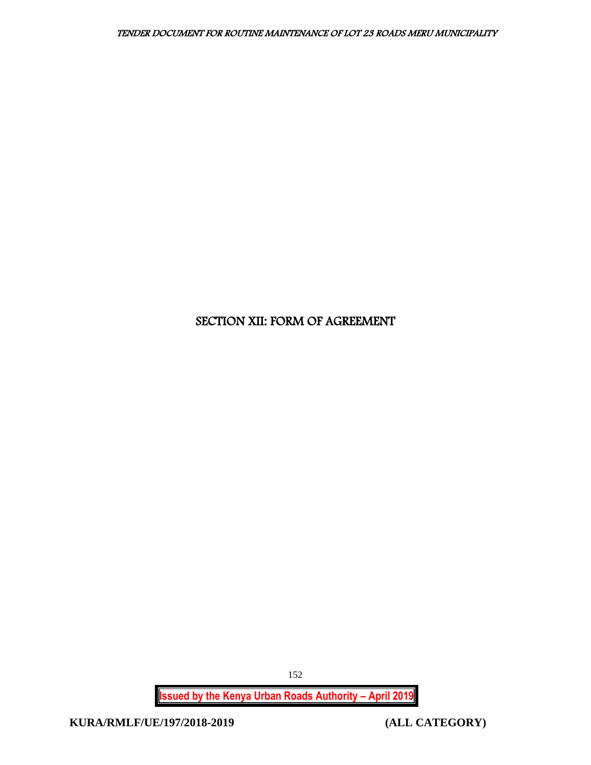# SECTION XII: FORM OF AGREEMENT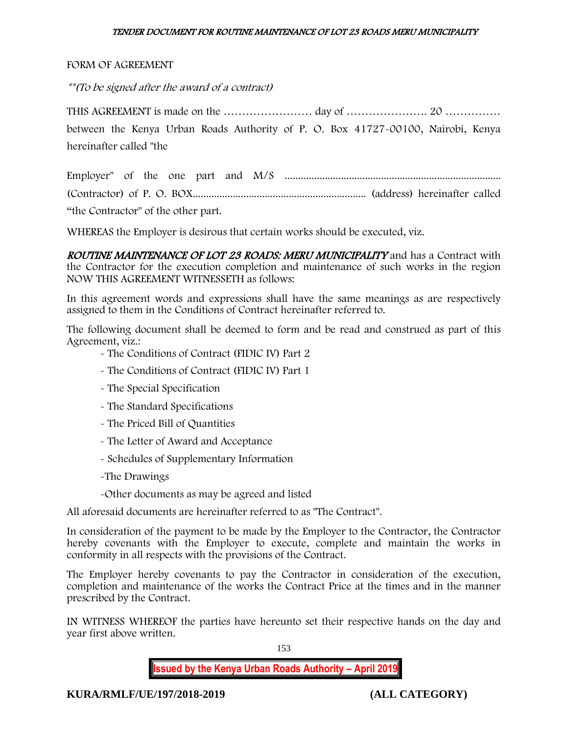FORM OF AGREEMENT

*\*\*(To be signed after the award of a contract)*

THIS AGREEMENT is made on the …………………… day of …………………. 20 …………… between the Kenya Urban Roads Authority of P. O. Box 41727-00100, Nairobi, Kenya hereinafter called "the

Employer" of the one part and M/S ................................................................................ (Contractor) of P. O. BOX................................................................ (address) hereinafter called "the Contractor" of the other part.

WHEREAS the Employer is desirous that certain works should be executed, viz.

***ROUTINE MAINTENANCE OF LOT 23 ROADS: MERU MUNICIPALITY*** and has a Contract with the Contractor for the execution completion and maintenance of such works in the region NOW THIS AGREEMENT WITNESSETH as follows:

In this agreement words and expressions shall have the same meanings as are respectively assigned to them in the Conditions of Contract hereinafter referred to.

The following document shall be deemed to form and be read and construed as part of this Agreement, viz.:

- The Conditions of Contract (FIDIC IV) Part 2
- The Conditions of Contract (FIDIC IV) Part 1
- The Special Specification
- The Standard Specifications
- The Priced Bill of Quantities
- The Letter of Award and Acceptance
- Schedules of Supplementary Information
- The Drawings
- Other documents as may be agreed and listed

All aforesaid documents are hereinafter referred to as "The Contract".

In consideration of the payment to be made by the Employer to the Contractor, the Contractor hereby covenants with the Employer to execute, complete and maintain the works in conformity in all respects with the provisions of the Contract.

The Employer hereby covenants to pay the Contractor in consideration of the execution, completion and maintenance of the works the Contract Price at the times and in the manner prescribed by the Contract.

IN WITNESS WHEREOF the parties have hereunto set their respective hands on the day and year first above written.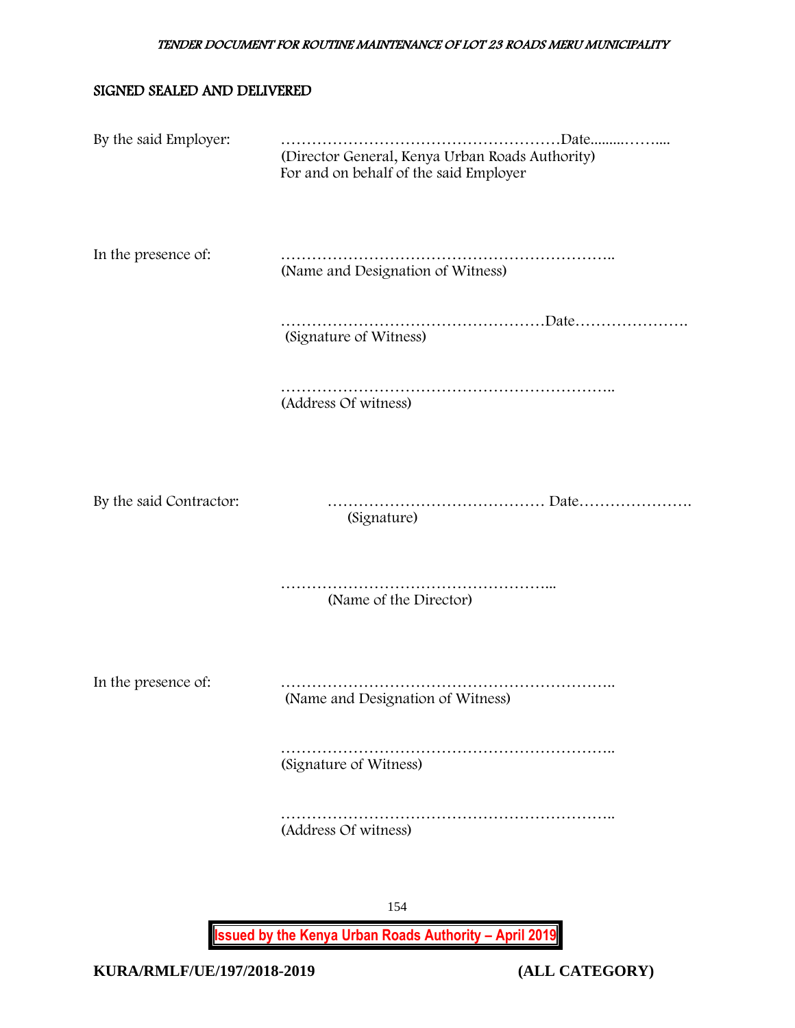## SIGNED SEALED AND DELIVERED

By the said Employer: ………………………………………………Date.........……....
(Director General, Kenya Urban Roads Authority)
For and on behalf of the said Employer

In the presence of: ………………………………………………………..
(Name and Designation of Witness)

……………………………………………Date………………….
(Signature of Witness)

………………………………………………………..
(Address Of witness)

By the said Contractor: …………………………………… Date………………….
(Signature)

……………………………………………...
(Name of the Director)

In the presence of: ………………………………………………………..
(Name and Designation of Witness)

………………………………………………………..
(Signature of Witness)

………………………………………………………..
(Address Of witness)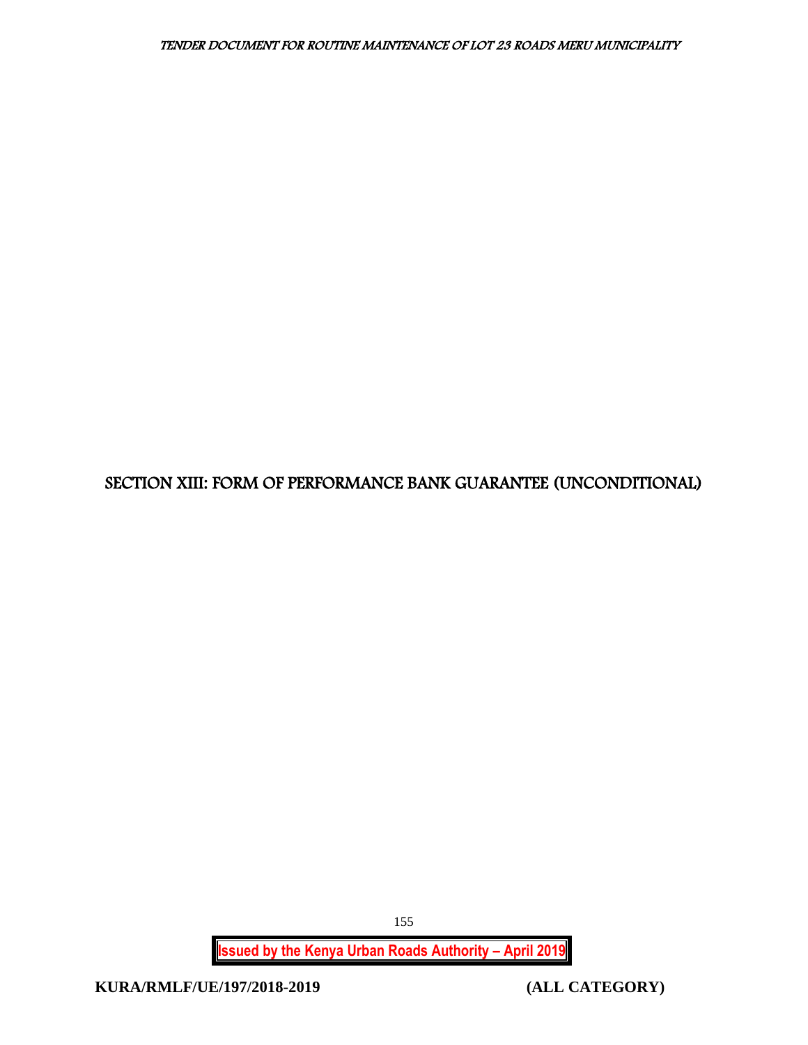# SECTION XIII: FORM OF PERFORMANCE BANK GUARANTEE (UNCONDITIONAL)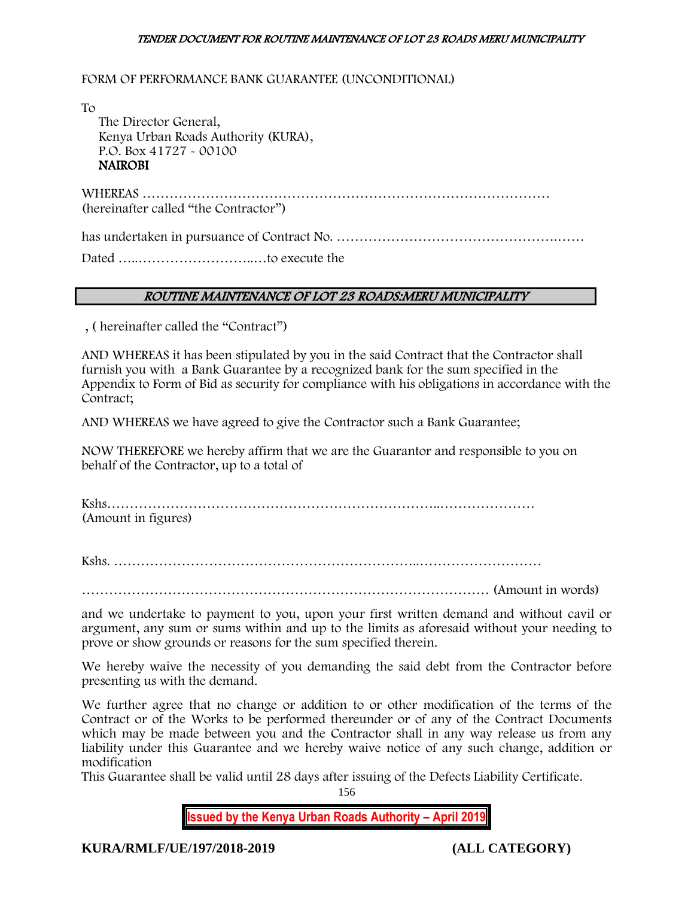FORM OF PERFORMANCE BANK GUARANTEE (UNCONDITIONAL)

To
The Director General,
Kenya Urban Roads Authority (KURA),
P.O. Box 41727 - 00100
**NAIROBI**

WHEREAS ……………………………………………………………………………
(hereinafter called "the Contractor")

has undertaken in pursuance of Contract No. ………………………………………….……

Dated …..……………………..…to execute the

***ROUTINE MAINTENANCE OF LOT 23 ROADS:MERU MUNICIPALITY***

, ( hereinafter called the "Contract")

AND WHEREAS it has been stipulated by you in the said Contract that the Contractor shall furnish you with a Bank Guarantee by a recognized bank for the sum specified in the Appendix to Form of Bid as security for compliance with his obligations in accordance with the Contract;

AND WHEREAS we have agreed to give the Contractor such a Bank Guarantee;

NOW THEREFORE we hereby affirm that we are the Guarantor and responsible to you on behalf of the Contractor, up to a total of

Kshs…………………………………………………………………...…………………
(Amount in figures)

Kshs. ……………………………………………………………..………………………

…………………………………………………………………………………… (Amount in words)

and we undertake to payment to you, upon your first written demand and without cavil or argument, any sum or sums within and up to the limits as aforesaid without your needing to prove or show grounds or reasons for the sum specified therein.

We hereby waive the necessity of you demanding the said debt from the Contractor before presenting us with the demand.

We further agree that no change or addition to or other modification of the terms of the Contract or of the Works to be performed thereunder or of any of the Contract Documents which may be made between you and the Contractor shall in any way release us from any liability under this Guarantee and we hereby waive notice of any such change, addition or modification
This Guarantee shall be valid until 28 days after issuing of the Defects Liability Certificate.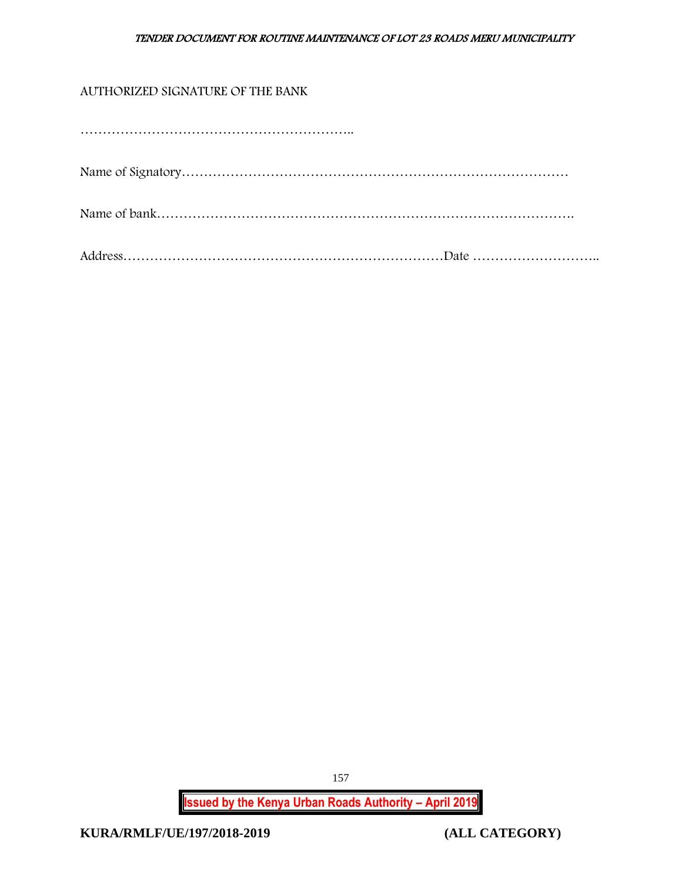AUTHORIZED SIGNATURE OF THE BANK

……………………………………………………..

Name of Signatory……………………………………………………………………………

Name of bank……………………………………………………………………………….

Address………………………………………………………………Date ………………………..